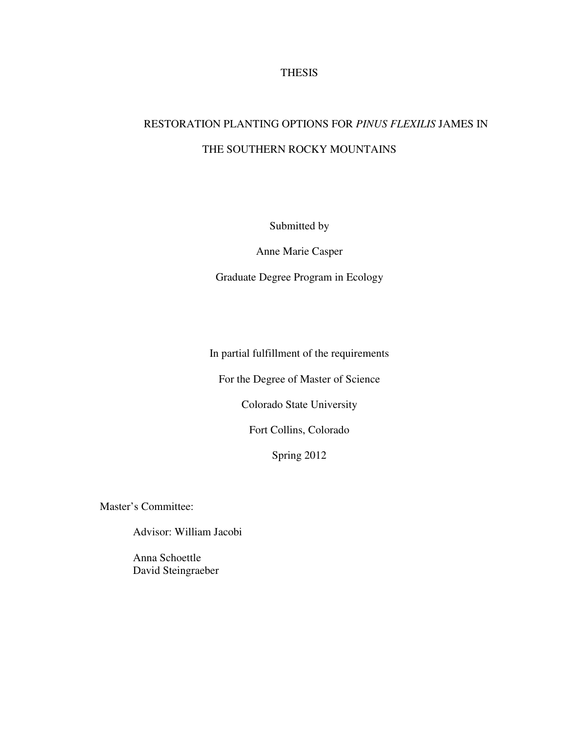# THESIS

# RESTORATION PLANTING OPTIONS FOR *PINUS FLEXILIS* JAMES IN THE SOUTHERN ROCKY MOUNTAINS

Submitted by

Anne Marie Casper

Graduate Degree Program in Ecology

In partial fulfillment of the requirements

For the Degree of Master of Science

Colorado State University

Fort Collins, Colorado

Spring 2012

Master's Committee:

Advisor: William Jacobi

Anna Schoettle
David Steingraeber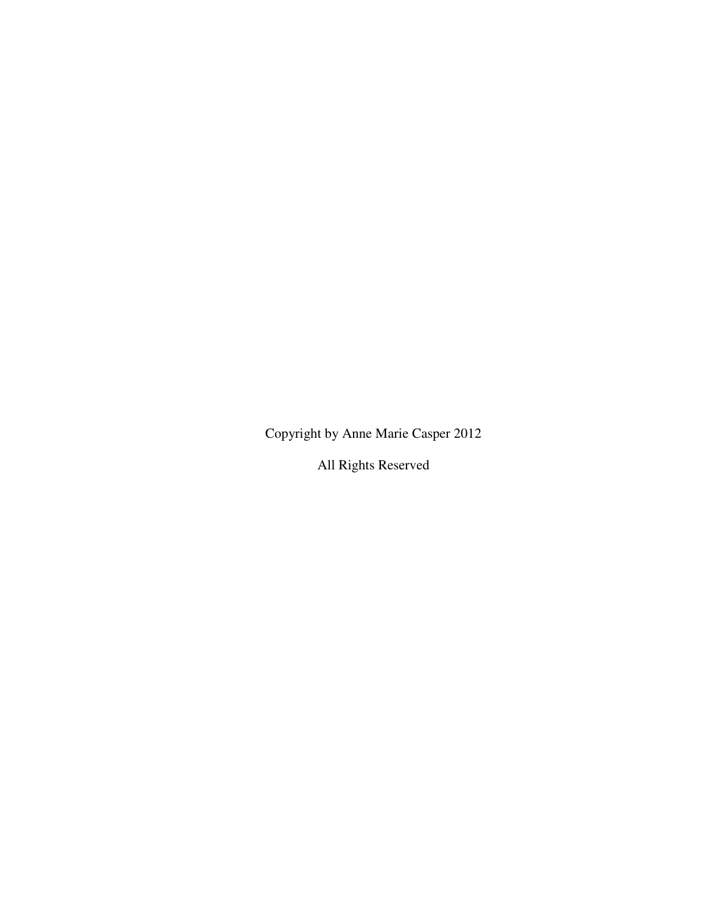Copyright by Anne Marie Casper 2012

All Rights Reserved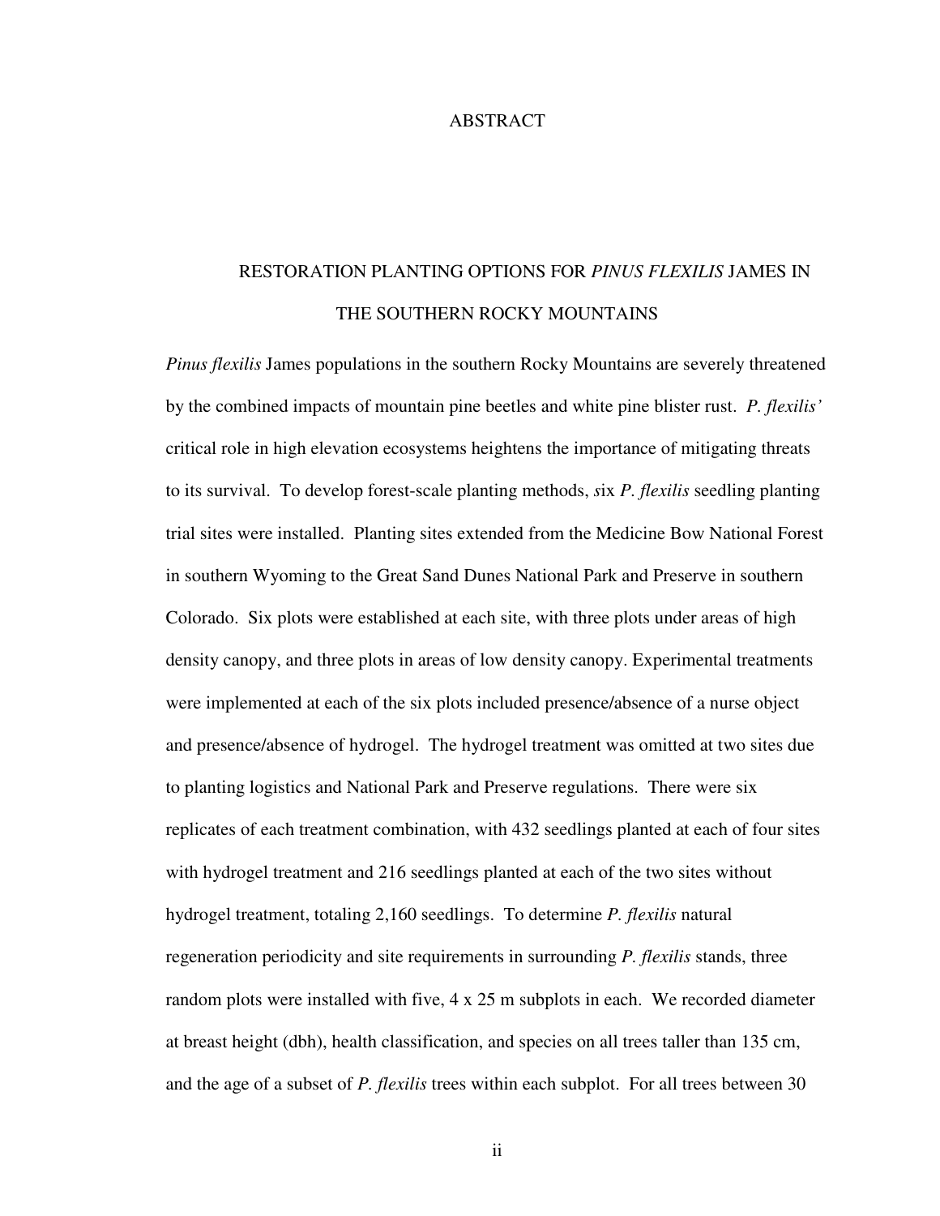# ABSTRACT

## RESTORATION PLANTING OPTIONS FOR *PINUS FLEXILIS* JAMES IN THE SOUTHERN ROCKY MOUNTAINS

*Pinus flexilis* James populations in the southern Rocky Mountains are severely threatened by the combined impacts of mountain pine beetles and white pine blister rust. *P. flexilis'* critical role in high elevation ecosystems heightens the importance of mitigating threats to its survival. To develop forest-scale planting methods, *s*ix *P. flexilis* seedling planting trial sites were installed. Planting sites extended from the Medicine Bow National Forest in southern Wyoming to the Great Sand Dunes National Park and Preserve in southern Colorado. Six plots were established at each site, with three plots under areas of high density canopy, and three plots in areas of low density canopy. Experimental treatments were implemented at each of the six plots included presence/absence of a nurse object and presence/absence of hydrogel. The hydrogel treatment was omitted at two sites due to planting logistics and National Park and Preserve regulations. There were six replicates of each treatment combination, with 432 seedlings planted at each of four sites with hydrogel treatment and 216 seedlings planted at each of the two sites without hydrogel treatment, totaling 2,160 seedlings. To determine *P. flexilis* natural regeneration periodicity and site requirements in surrounding *P. flexilis* stands, three random plots were installed with five, 4 x 25 m subplots in each. We recorded diameter at breast height (dbh), health classification, and species on all trees taller than 135 cm, and the age of a subset of *P. flexilis* trees within each subplot. For all trees between 30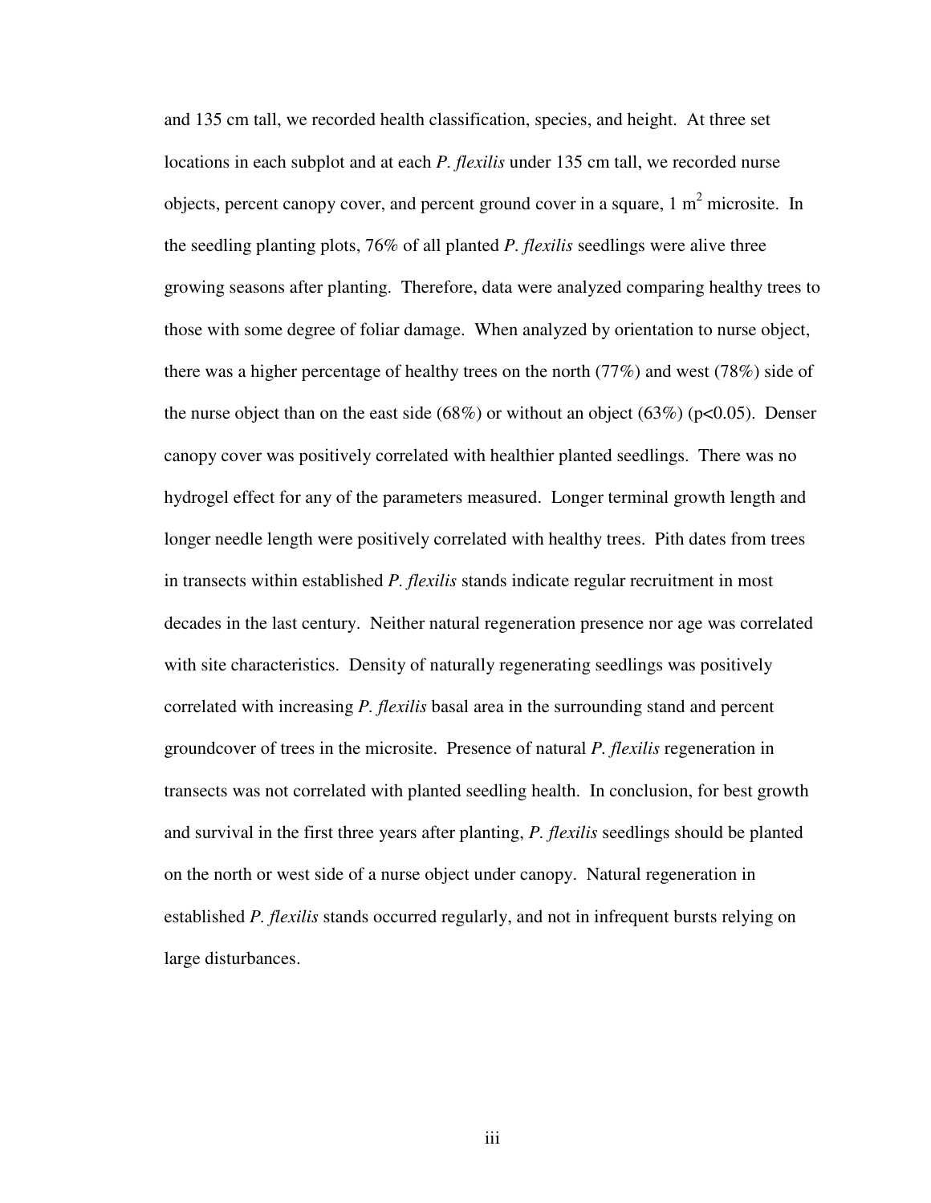and 135 cm tall, we recorded health classification, species, and height. At three set locations in each subplot and at each *P. flexilis* under 135 cm tall, we recorded nurse objects, percent canopy cover, and percent ground cover in a square, 1 $m^2$ microsite. In the seedling planting plots, 76% of all planted *P. flexilis* seedlings were alive three growing seasons after planting. Therefore, data were analyzed comparing healthy trees to those with some degree of foliar damage. When analyzed by orientation to nurse object, there was a higher percentage of healthy trees on the north (77%) and west (78%) side of the nurse object than on the east side (68%) or without an object (63%) ($p<0.05$). Denser canopy cover was positively correlated with healthier planted seedlings. There was no hydrogel effect for any of the parameters measured. Longer terminal growth length and longer needle length were positively correlated with healthy trees. Pith dates from trees in transects within established *P. flexilis* stands indicate regular recruitment in most decades in the last century. Neither natural regeneration presence nor age was correlated with site characteristics. Density of naturally regenerating seedlings was positively correlated with increasing *P. flexilis* basal area in the surrounding stand and percent groundcover of trees in the microsite. Presence of natural *P. flexilis* regeneration in transects was not correlated with planted seedling health. In conclusion, for best growth and survival in the first three years after planting, *P. flexilis* seedlings should be planted on the north or west side of a nurse object under canopy. Natural regeneration in established *P. flexilis* stands occurred regularly, and not in infrequent bursts relying on large disturbances.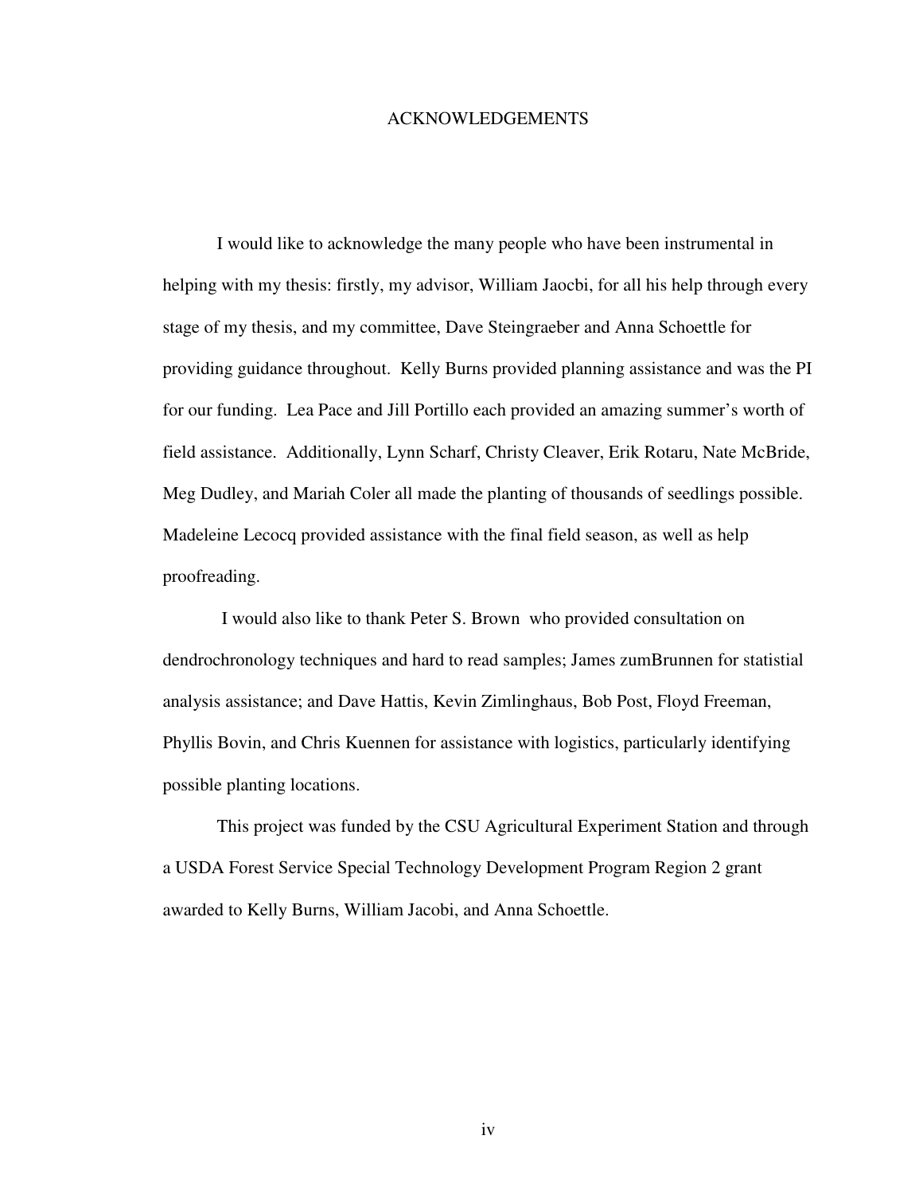# ACKNOWLEDGEMENTS

I would like to acknowledge the many people who have been instrumental in helping with my thesis: firstly, my advisor, William Jaocbi, for all his help through every stage of my thesis, and my committee, Dave Steingraeber and Anna Schoettle for providing guidance throughout. Kelly Burns provided planning assistance and was the PI for our funding. Lea Pace and Jill Portillo each provided an amazing summer's worth of field assistance. Additionally, Lynn Scharf, Christy Cleaver, Erik Rotaru, Nate McBride, Meg Dudley, and Mariah Coler all made the planting of thousands of seedlings possible. Madeleine Lecocq provided assistance with the final field season, as well as help proofreading.

I would also like to thank Peter S. Brown who provided consultation on dendrochronology techniques and hard to read samples; James zumBrunnen for statistial analysis assistance; and Dave Hattis, Kevin Zimlinghaus, Bob Post, Floyd Freeman, Phyllis Bovin, and Chris Kuennen for assistance with logistics, particularly identifying possible planting locations.

This project was funded by the CSU Agricultural Experiment Station and through a USDA Forest Service Special Technology Development Program Region 2 grant awarded to Kelly Burns, William Jacobi, and Anna Schoettle.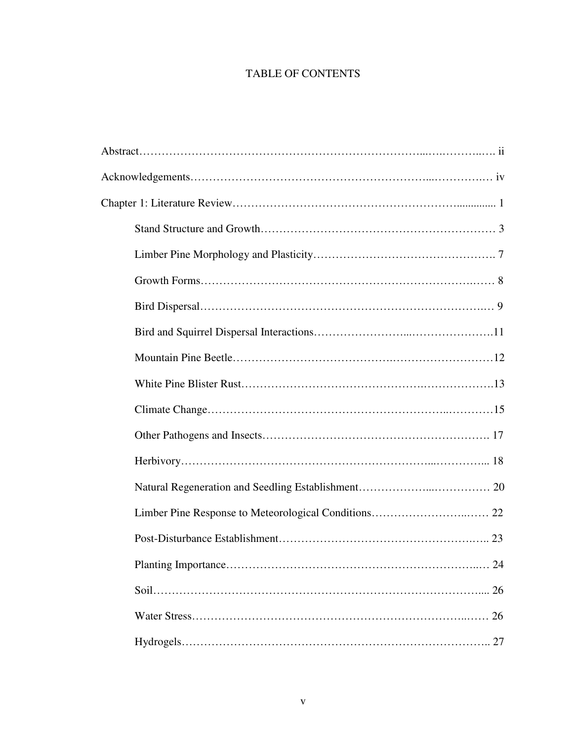# TABLE OF CONTENTS

Abstract……………………………………………………………………...….……..…. ii

Acknowledgements…………………………………………………...………….… iv

Chapter 1: Literature Review……………………………………………….............. 1

- Stand Structure and Growth…………………………………………………… 3
- Limber Pine Morphology and Plasticity……………………………………….. 7
- Growth Forms………………………………………………………….…… 8
- Bird Dispersal…………………………………………………………….… 9
- Bird and Squirrel Dispersal Interactions……………………...………………….11
- Mountain Pine Beetle…………………………………….……………………12
- White Pine Blister Rust……………………………………….………………13
- Climate Change…….……………………………………………..…………15
- Other Pathogens and Insects…………………………………………………. 17
- Herbivory………………………………………….…………...…………... 18
- Natural Regeneration and Seedling Establishment………………...…………… 20
- Limber Pine Response to Meteorological Conditions……………………..…… 22
- Post-Disturbance Establishment………………………………………….….. 23
- Planting Importance……………………………………………………..… 24
- Soil……………………………………………………………………….... 26
- Water Stress……………………………………………………………..…… 26
- Hydrogels……………………………………………………………………….. 27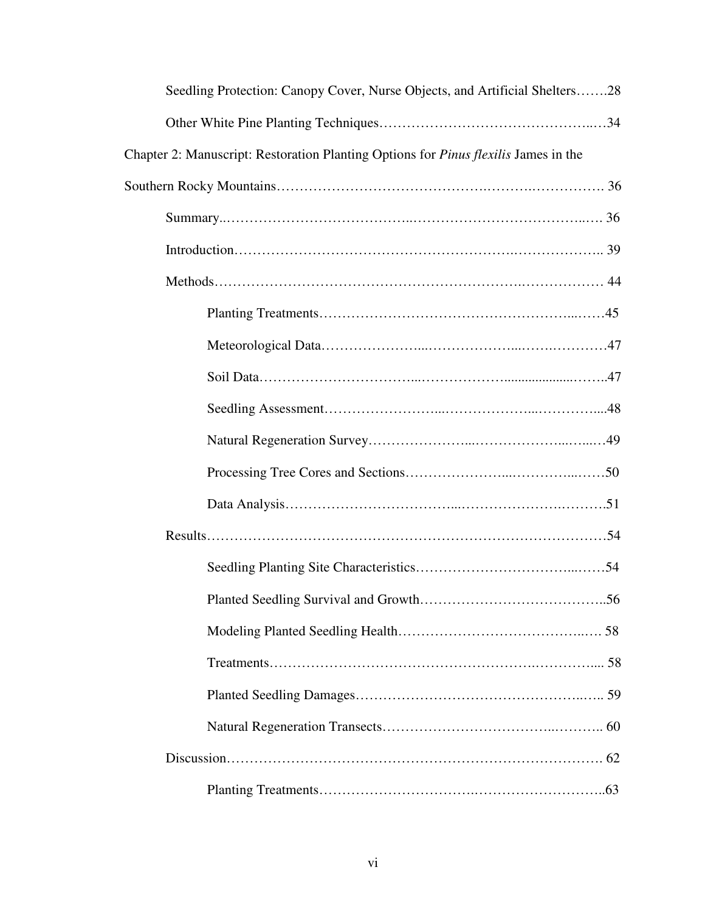Seedling Protection: Canopy Cover, Nurse Objects, and Artificial Shelters.......28

Other White Pine Planting Techniques.......34

Chapter 2: Manuscript: Restoration Planting Options for *Pinus flexilis* James in the Southern Rocky Mountains....... 36

Summary....... 36

Introduction....... 39

Methods....... 44

Planting Treatments.......45

Meteorological Data.......47

Soil Data.......47

Seedling Assessment.......48

Natural Regeneration Survey.......49

Processing Tree Cores and Sections.......50

Data Analysis.......51

Results.......54

Seedling Planting Site Characteristics.......54

Planted Seedling Survival and Growth.......56

Modeling Planted Seedling Health....... 58

Treatments....... 58

Planted Seedling Damages....... 59

Natural Regeneration Transects....... 60

Discussion....... 62

Planting Treatments.......63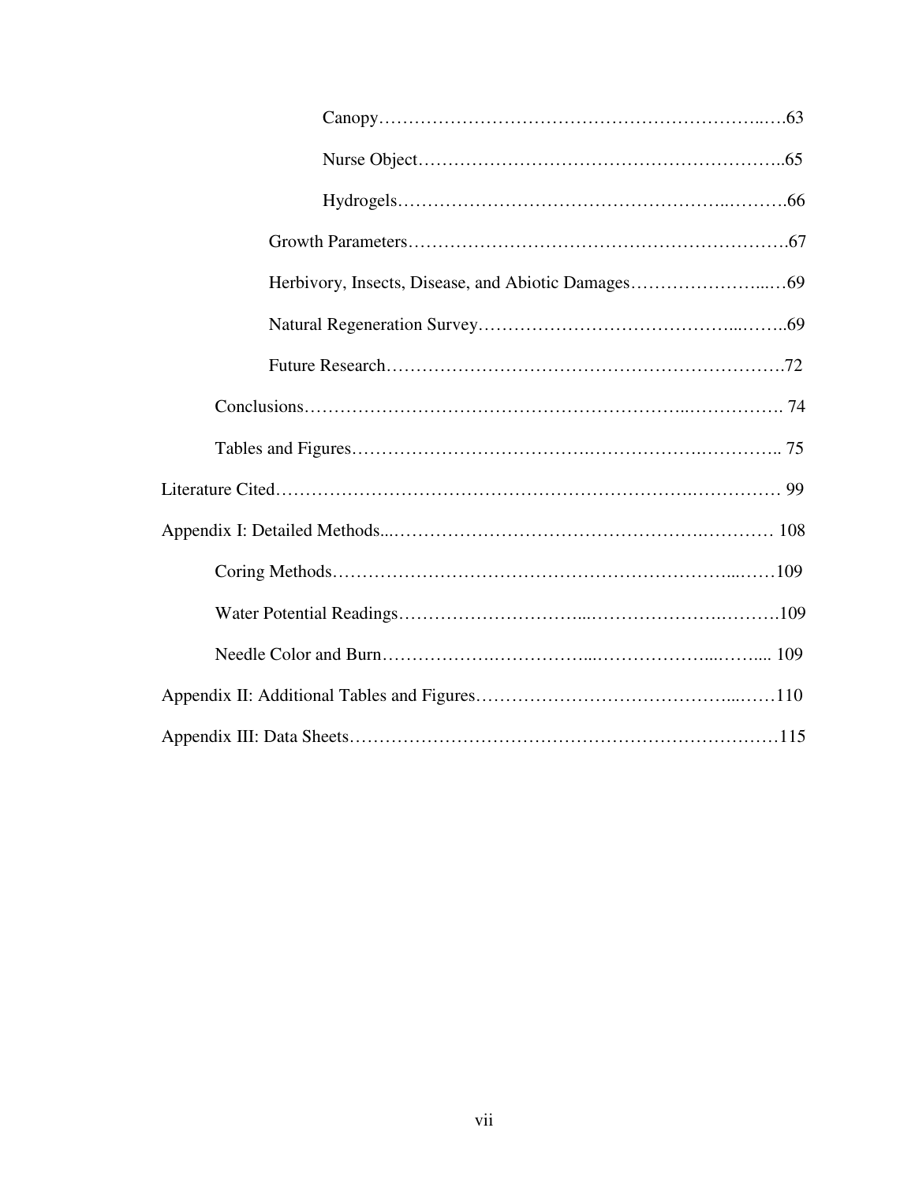Canopy ... 63

Nurse Object ... 65

Hydrogels ... 66

Growth Parameters ... 67

Herbivory, Insects, Disease, and Abiotic Damages ... 69

Natural Regeneration Survey ... 69

Future Research ... 72

Conclusions ... 74

Tables and Figures ... 75

Literature Cited ... 99

Appendix I: Detailed Methods ... 108

Coring Methods ... 109

Water Potential Readings ... 109

Needle Color and Burn ... 109

Appendix II: Additional Tables and Figures ... 110

Appendix III: Data Sheets ... 115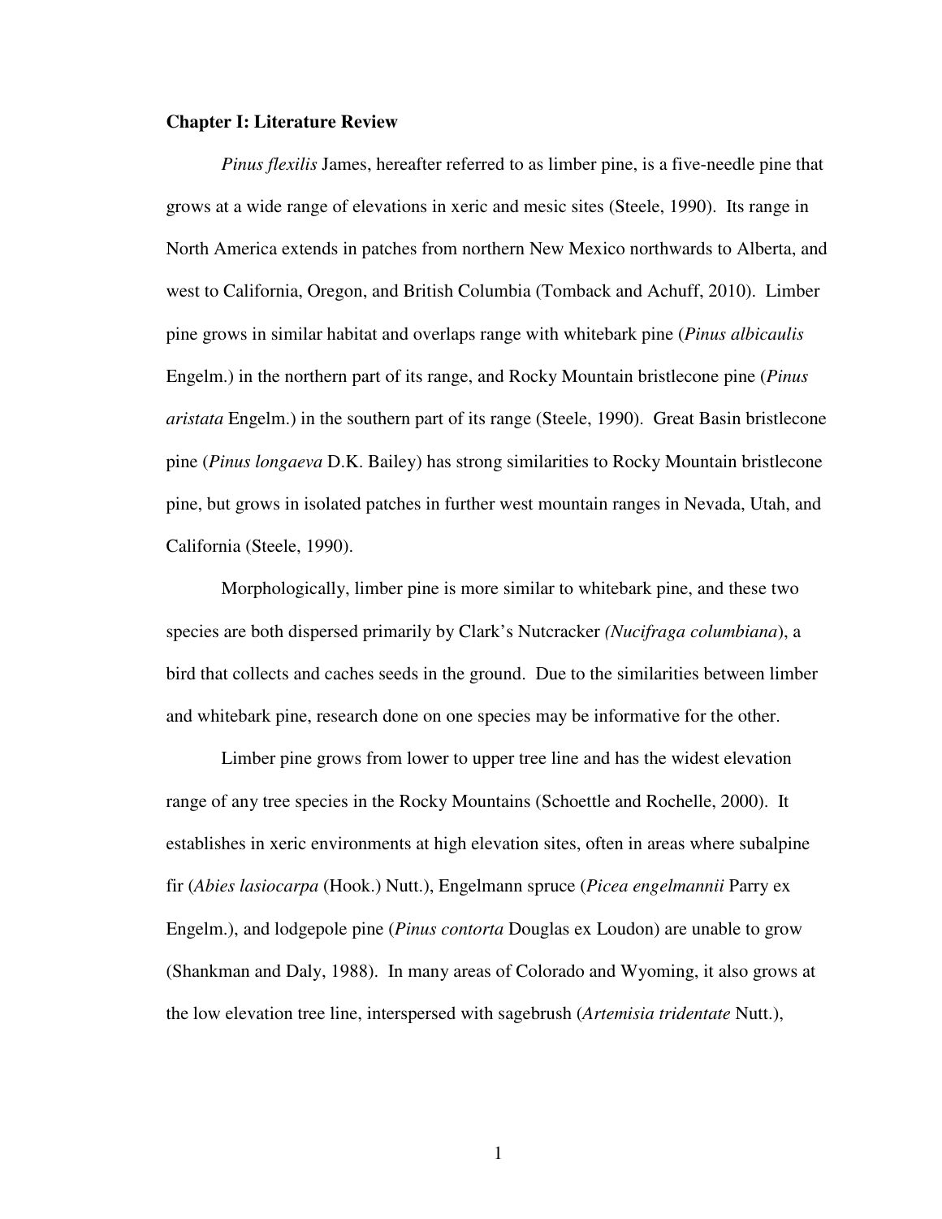## Chapter I: Literature Review

*Pinus flexilis* James, hereafter referred to as limber pine, is a five-needle pine that grows at a wide range of elevations in xeric and mesic sites (Steele, 1990). Its range in North America extends in patches from northern New Mexico northwards to Alberta, and west to California, Oregon, and British Columbia (Tomback and Achuff, 2010). Limber pine grows in similar habitat and overlaps range with whitebark pine (*Pinus albicaulis* Engelm.) in the northern part of its range, and Rocky Mountain bristlecone pine (*Pinus aristata* Engelm.) in the southern part of its range (Steele, 1990). Great Basin bristlecone pine (*Pinus longaeva* D.K. Bailey) has strong similarities to Rocky Mountain bristlecone pine, but grows in isolated patches in further west mountain ranges in Nevada, Utah, and California (Steele, 1990).

Morphologically, limber pine is more similar to whitebark pine, and these two species are both dispersed primarily by Clark's Nutcracker *(Nucifraga columbiana*), a bird that collects and caches seeds in the ground. Due to the similarities between limber and whitebark pine, research done on one species may be informative for the other.

Limber pine grows from lower to upper tree line and has the widest elevation range of any tree species in the Rocky Mountains (Schoettle and Rochelle, 2000). It establishes in xeric environments at high elevation sites, often in areas where subalpine fir (*Abies lasiocarpa* (Hook.) Nutt.), Engelmann spruce (*Picea engelmannii* Parry ex Engelm.), and lodgepole pine (*Pinus contorta* Douglas ex Loudon) are unable to grow (Shankman and Daly, 1988). In many areas of Colorado and Wyoming, it also grows at the low elevation tree line, interspersed with sagebrush (*Artemisia tridentate* Nutt.),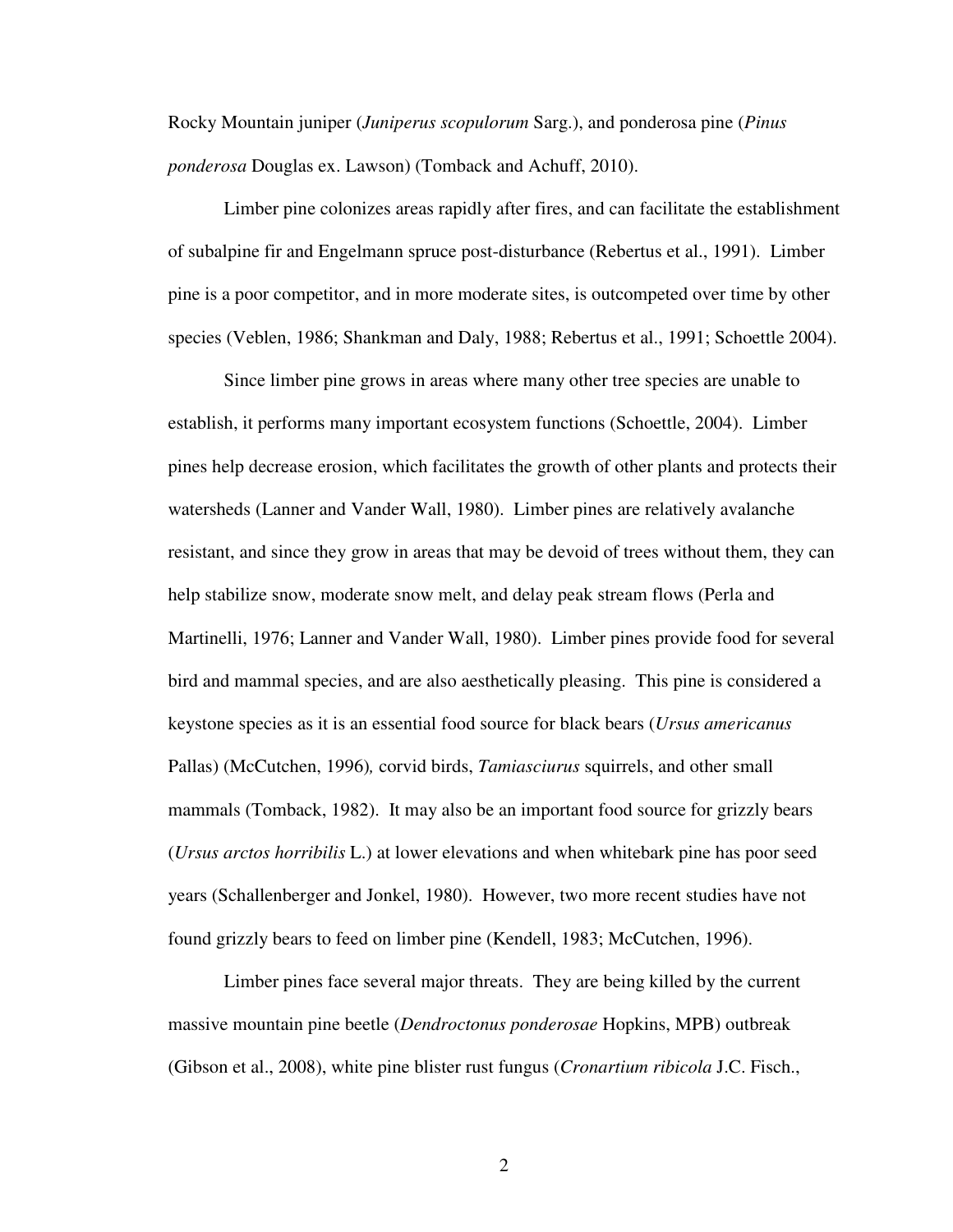Rocky Mountain juniper (*Juniperus scopulorum* Sarg.), and ponderosa pine (*Pinus ponderosa* Douglas ex. Lawson) (Tomback and Achuff, 2010).

Limber pine colonizes areas rapidly after fires, and can facilitate the establishment of subalpine fir and Engelmann spruce post-disturbance (Rebertus et al., 1991). Limber pine is a poor competitor, and in more moderate sites, is outcompeted over time by other species (Veblen, 1986; Shankman and Daly, 1988; Rebertus et al., 1991; Schoettle 2004).

Since limber pine grows in areas where many other tree species are unable to establish, it performs many important ecosystem functions (Schoettle, 2004). Limber pines help decrease erosion, which facilitates the growth of other plants and protects their watersheds (Lanner and Vander Wall, 1980). Limber pines are relatively avalanche resistant, and since they grow in areas that may be devoid of trees without them, they can help stabilize snow, moderate snow melt, and delay peak stream flows (Perla and Martinelli, 1976; Lanner and Vander Wall, 1980). Limber pines provide food for several bird and mammal species, and are also aesthetically pleasing. This pine is considered a keystone species as it is an essential food source for black bears (*Ursus americanus* Pallas) (McCutchen, 1996), corvid birds, *Tamiasciurus* squirrels, and other small mammals (Tomback, 1982). It may also be an important food source for grizzly bears (*Ursus arctos horribilis* L.) at lower elevations and when whitebark pine has poor seed years (Schallenberger and Jonkel, 1980). However, two more recent studies have not found grizzly bears to feed on limber pine (Kendell, 1983; McCutchen, 1996).

Limber pines face several major threats. They are being killed by the current massive mountain pine beetle (*Dendroctonus ponderosae* Hopkins, MPB) outbreak (Gibson et al., 2008), white pine blister rust fungus (*Cronartium ribicola* J.C. Fisch.,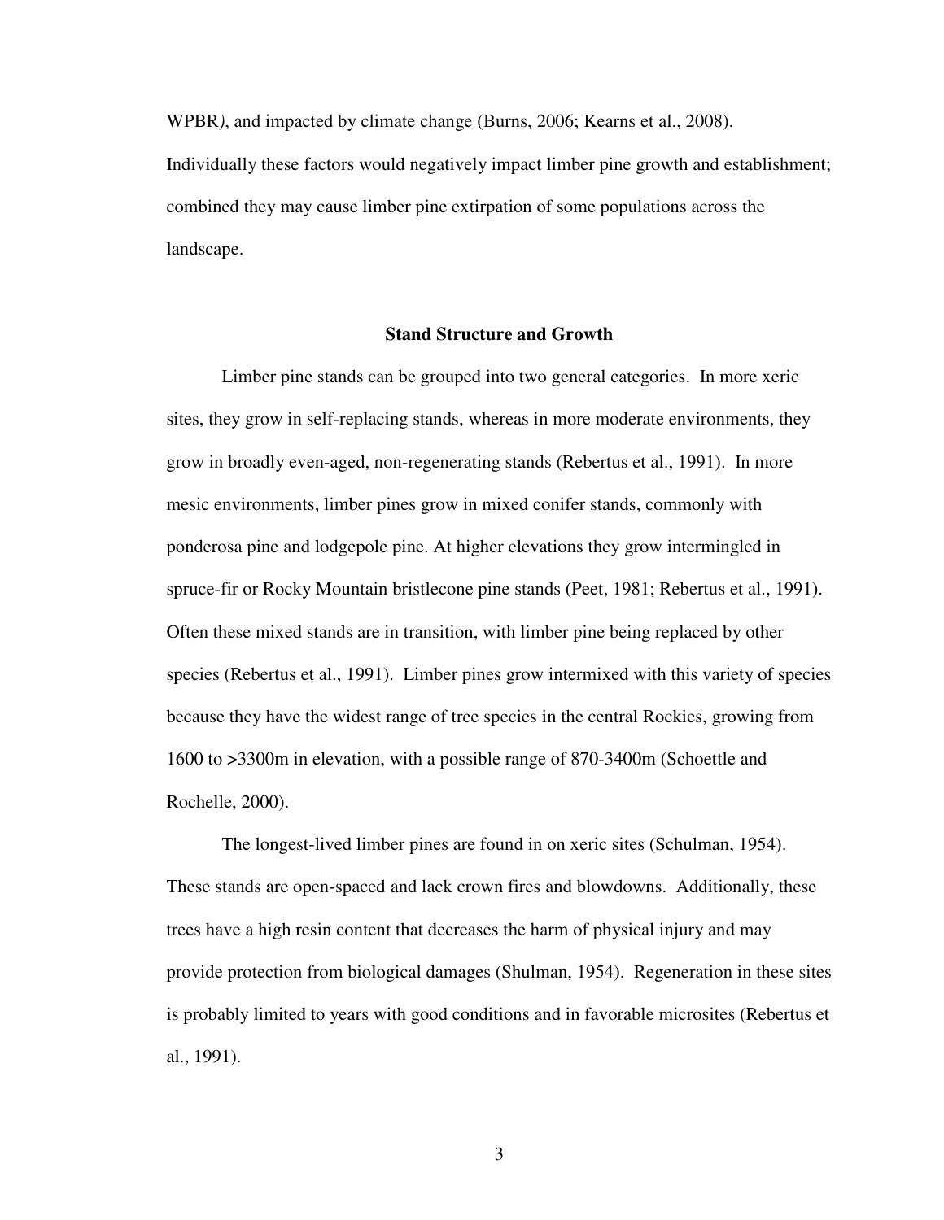WPBR*)*, and impacted by climate change (Burns, 2006; Kearns et al., 2008). Individually these factors would negatively impact limber pine growth and establishment; combined they may cause limber pine extirpation of some populations across the landscape.

## Stand Structure and Growth

Limber pine stands can be grouped into two general categories. In more xeric sites, they grow in self-replacing stands, whereas in more moderate environments, they grow in broadly even-aged, non-regenerating stands (Rebertus et al., 1991). In more mesic environments, limber pines grow in mixed conifer stands, commonly with ponderosa pine and lodgepole pine. At higher elevations they grow intermingled in spruce-fir or Rocky Mountain bristlecone pine stands (Peet, 1981; Rebertus et al., 1991). Often these mixed stands are in transition, with limber pine being replaced by other species (Rebertus et al., 1991). Limber pines grow intermixed with this variety of species because they have the widest range of tree species in the central Rockies, growing from 1600 to >3300m in elevation, with a possible range of 870-3400m (Schoettle and Rochelle, 2000).

The longest-lived limber pines are found in on xeric sites (Schulman, 1954). These stands are open-spaced and lack crown fires and blowdowns. Additionally, these trees have a high resin content that decreases the harm of physical injury and may provide protection from biological damages (Shulman, 1954). Regeneration in these sites is probably limited to years with good conditions and in favorable microsites (Rebertus et al., 1991).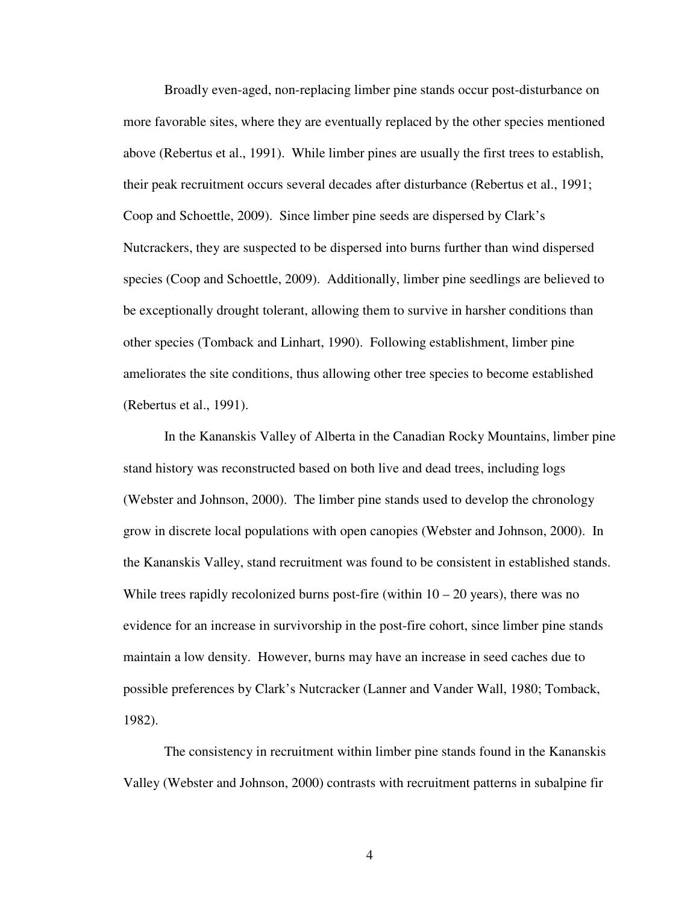Broadly even-aged, non-replacing limber pine stands occur post-disturbance on more favorable sites, where they are eventually replaced by the other species mentioned above (Rebertus et al., 1991). While limber pines are usually the first trees to establish, their peak recruitment occurs several decades after disturbance (Rebertus et al., 1991; Coop and Schoettle, 2009). Since limber pine seeds are dispersed by Clark's Nutcrackers, they are suspected to be dispersed into burns further than wind dispersed species (Coop and Schoettle, 2009). Additionally, limber pine seedlings are believed to be exceptionally drought tolerant, allowing them to survive in harsher conditions than other species (Tomback and Linhart, 1990). Following establishment, limber pine ameliorates the site conditions, thus allowing other tree species to become established (Rebertus et al., 1991).

In the Kananskis Valley of Alberta in the Canadian Rocky Mountains, limber pine stand history was reconstructed based on both live and dead trees, including logs (Webster and Johnson, 2000). The limber pine stands used to develop the chronology grow in discrete local populations with open canopies (Webster and Johnson, 2000). In the Kananskis Valley, stand recruitment was found to be consistent in established stands. While trees rapidly recolonized burns post-fire (within 10 – 20 years), there was no evidence for an increase in survivorship in the post-fire cohort, since limber pine stands maintain a low density. However, burns may have an increase in seed caches due to possible preferences by Clark's Nutcracker (Lanner and Vander Wall, 1980; Tomback, 1982).

The consistency in recruitment within limber pine stands found in the Kananskis Valley (Webster and Johnson, 2000) contrasts with recruitment patterns in subalpine fir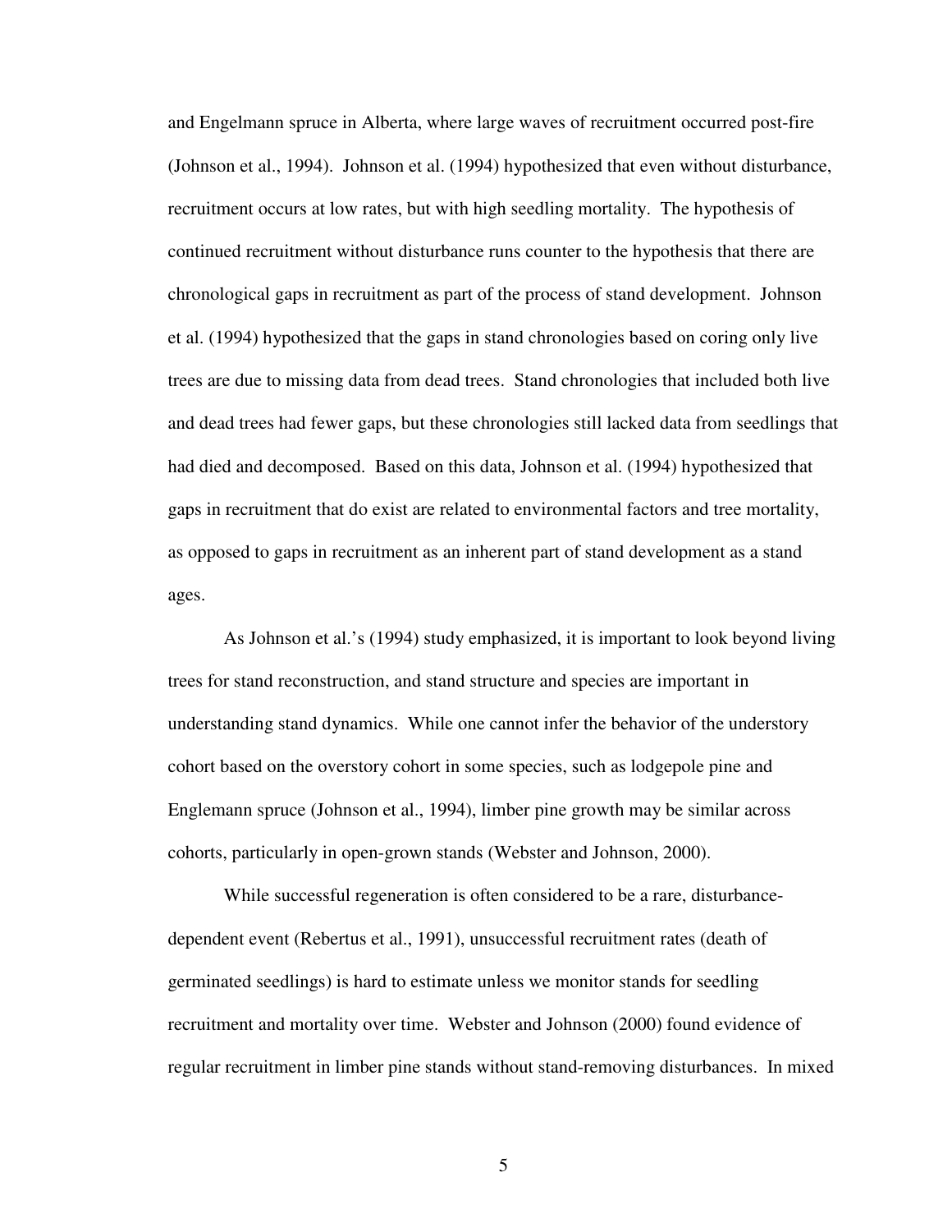and Engelmann spruce in Alberta, where large waves of recruitment occurred post-fire (Johnson et al., 1994). Johnson et al. (1994) hypothesized that even without disturbance, recruitment occurs at low rates, but with high seedling mortality. The hypothesis of continued recruitment without disturbance runs counter to the hypothesis that there are chronological gaps in recruitment as part of the process of stand development. Johnson et al. (1994) hypothesized that the gaps in stand chronologies based on coring only live trees are due to missing data from dead trees. Stand chronologies that included both live and dead trees had fewer gaps, but these chronologies still lacked data from seedlings that had died and decomposed. Based on this data, Johnson et al. (1994) hypothesized that gaps in recruitment that do exist are related to environmental factors and tree mortality, as opposed to gaps in recruitment as an inherent part of stand development as a stand ages.

As Johnson et al.'s (1994) study emphasized, it is important to look beyond living trees for stand reconstruction, and stand structure and species are important in understanding stand dynamics. While one cannot infer the behavior of the understory cohort based on the overstory cohort in some species, such as lodgepole pine and Engelmann spruce (Johnson et al., 1994), limber pine growth may be similar across cohorts, particularly in open-grown stands (Webster and Johnson, 2000).

While successful regeneration is often considered to be a rare, disturbance-dependent event (Rebertus et al., 1991), unsuccessful recruitment rates (death of germinated seedlings) is hard to estimate unless we monitor stands for seedling recruitment and mortality over time. Webster and Johnson (2000) found evidence of regular recruitment in limber pine stands without stand-removing disturbances. In mixed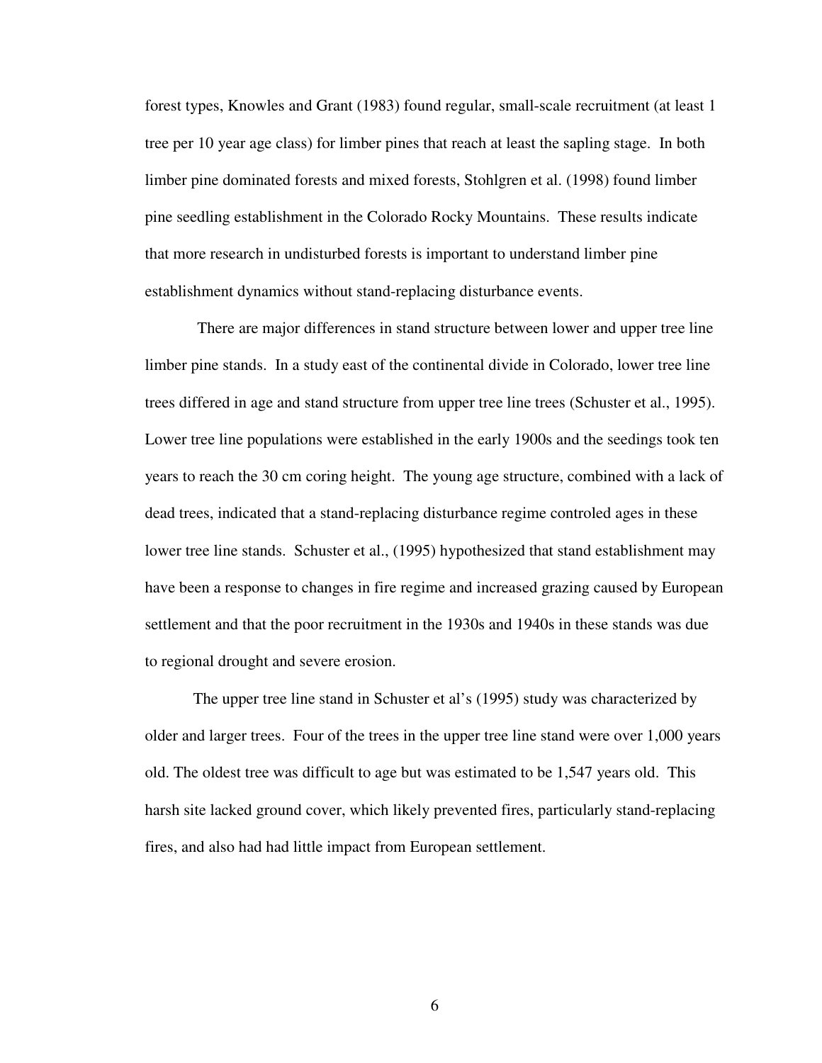forest types, Knowles and Grant (1983) found regular, small-scale recruitment (at least 1 tree per 10 year age class) for limber pines that reach at least the sapling stage. In both limber pine dominated forests and mixed forests, Stohlgren et al. (1998) found limber pine seedling establishment in the Colorado Rocky Mountains. These results indicate that more research in undisturbed forests is important to understand limber pine establishment dynamics without stand-replacing disturbance events.

There are major differences in stand structure between lower and upper tree line limber pine stands. In a study east of the continental divide in Colorado, lower tree line trees differed in age and stand structure from upper tree line trees (Schuster et al., 1995). Lower tree line populations were established in the early 1900s and the seedings took ten years to reach the 30 cm coring height. The young age structure, combined with a lack of dead trees, indicated that a stand-replacing disturbance regime controled ages in these lower tree line stands. Schuster et al., (1995) hypothesized that stand establishment may have been a response to changes in fire regime and increased grazing caused by European settlement and that the poor recruitment in the 1930s and 1940s in these stands was due to regional drought and severe erosion.

The upper tree line stand in Schuster et al's (1995) study was characterized by older and larger trees. Four of the trees in the upper tree line stand were over 1,000 years old. The oldest tree was difficult to age but was estimated to be 1,547 years old. This harsh site lacked ground cover, which likely prevented fires, particularly stand-replacing fires, and also had had little impact from European settlement.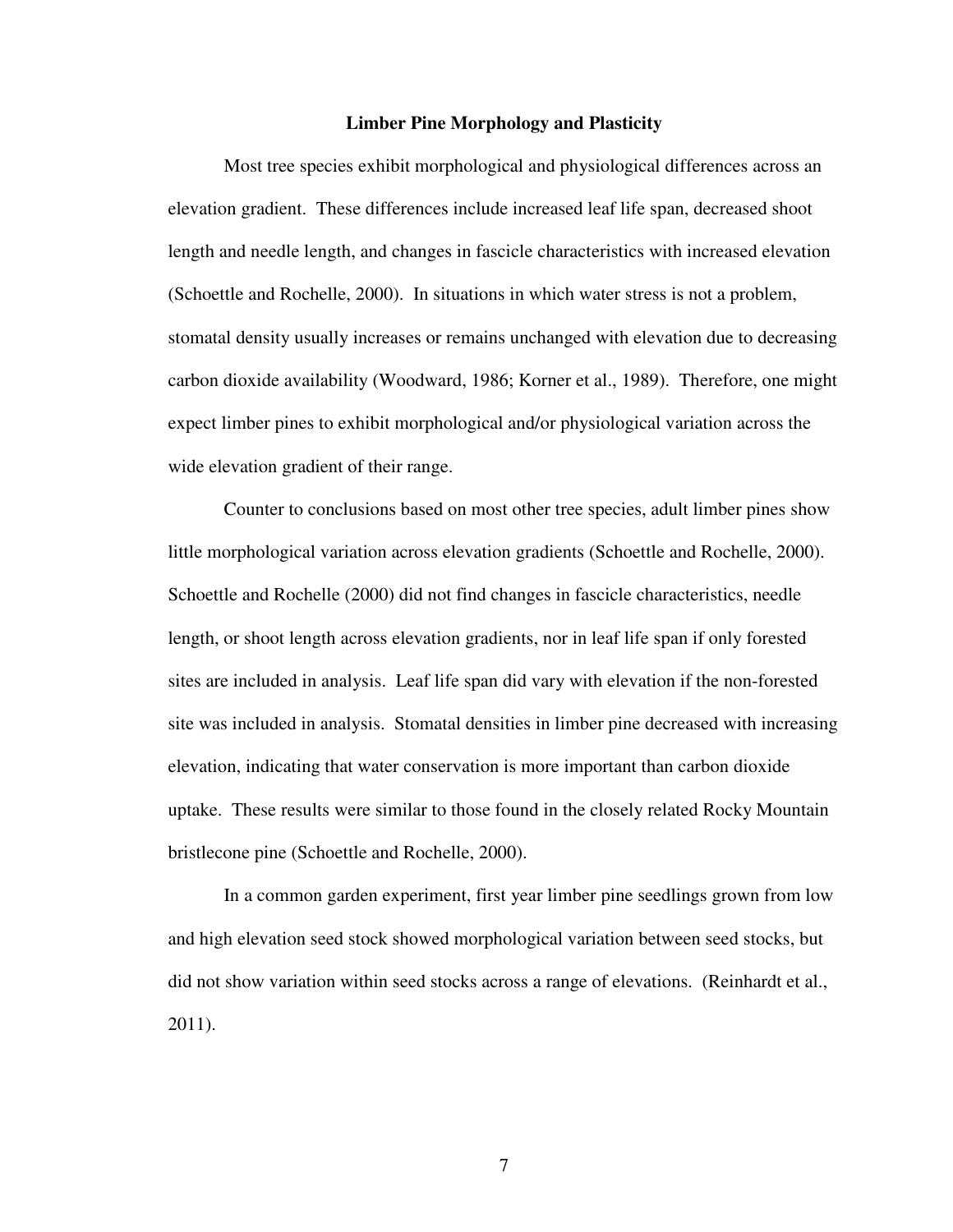## Limber Pine Morphology and Plasticity

Most tree species exhibit morphological and physiological differences across an elevation gradient. These differences include increased leaf life span, decreased shoot length and needle length, and changes in fascicle characteristics with increased elevation (Schoettle and Rochelle, 2000). In situations in which water stress is not a problem, stomatal density usually increases or remains unchanged with elevation due to decreasing carbon dioxide availability (Woodward, 1986; Korner et al., 1989). Therefore, one might expect limber pines to exhibit morphological and/or physiological variation across the wide elevation gradient of their range.

Counter to conclusions based on most other tree species, adult limber pines show little morphological variation across elevation gradients (Schoettle and Rochelle, 2000). Schoettle and Rochelle (2000) did not find changes in fascicle characteristics, needle length, or shoot length across elevation gradients, nor in leaf life span if only forested sites are included in analysis. Leaf life span did vary with elevation if the non-forested site was included in analysis. Stomatal densities in limber pine decreased with increasing elevation, indicating that water conservation is more important than carbon dioxide uptake. These results were similar to those found in the closely related Rocky Mountain bristlecone pine (Schoettle and Rochelle, 2000).

In a common garden experiment, first year limber pine seedlings grown from low and high elevation seed stock showed morphological variation between seed stocks, but did not show variation within seed stocks across a range of elevations. (Reinhardt et al., 2011).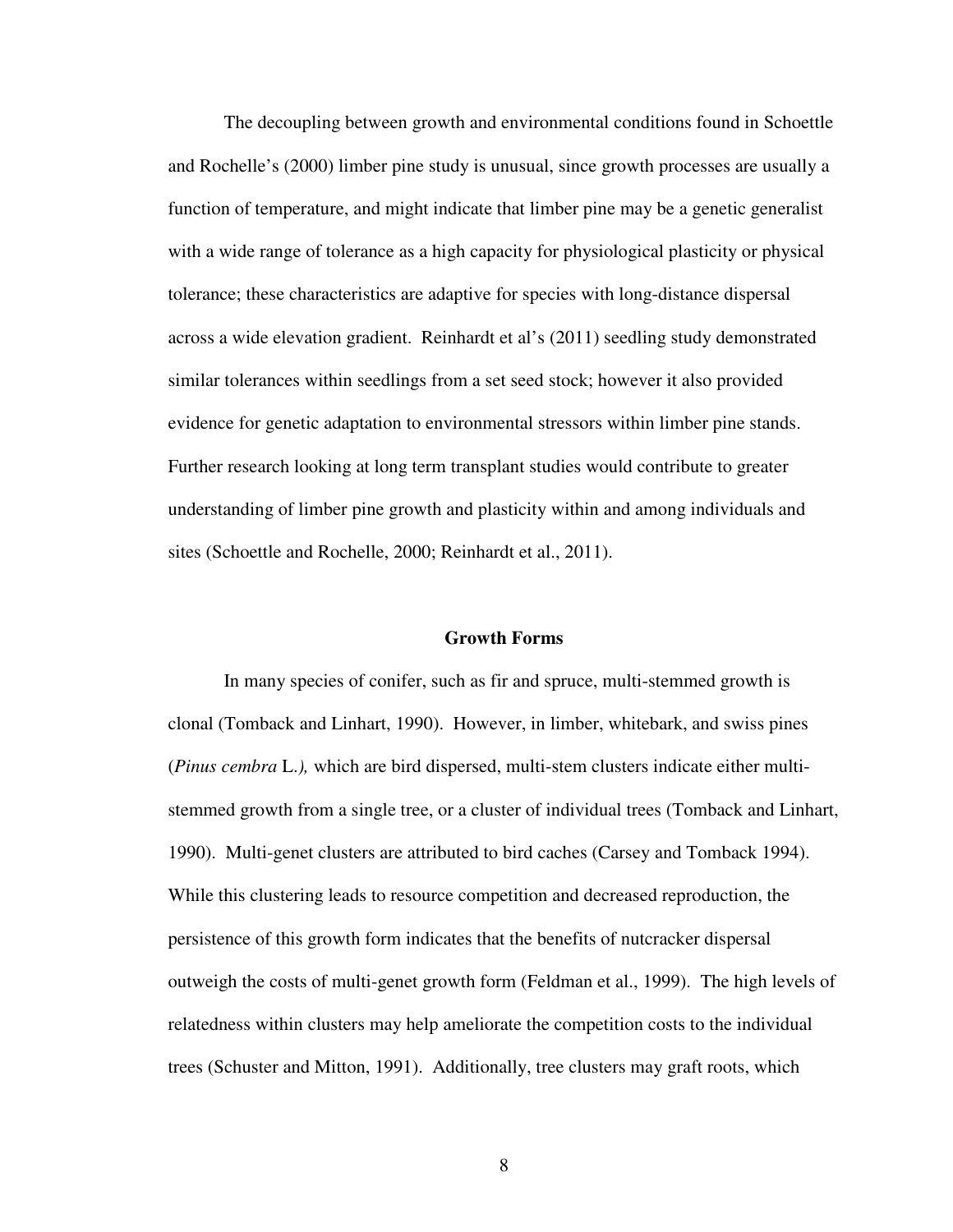The decoupling between growth and environmental conditions found in Schoettle and Rochelle's (2000) limber pine study is unusual, since growth processes are usually a function of temperature, and might indicate that limber pine may be a genetic generalist with a wide range of tolerance as a high capacity for physiological plasticity or physical tolerance; these characteristics are adaptive for species with long-distance dispersal across a wide elevation gradient. Reinhardt et al's (2011) seedling study demonstrated similar tolerances within seedlings from a set seed stock; however it also provided evidence for genetic adaptation to environmental stressors within limber pine stands. Further research looking at long term transplant studies would contribute to greater understanding of limber pine growth and plasticity within and among individuals and sites (Schoettle and Rochelle, 2000; Reinhardt et al., 2011).

## Growth Forms

In many species of conifer, such as fir and spruce, multi-stemmed growth is clonal (Tomback and Linhart, 1990). However, in limber, whitebark, and swiss pines (*Pinus cembra* L.*),* which are bird dispersed, multi-stem clusters indicate either multi-stemmed growth from a single tree, or a cluster of individual trees (Tomback and Linhart, 1990). Multi-genet clusters are attributed to bird caches (Carsey and Tomback 1994). While this clustering leads to resource competition and decreased reproduction, the persistence of this growth form indicates that the benefits of nutcracker dispersal outweigh the costs of multi-genet growth form (Feldman et al., 1999). The high levels of relatedness within clusters may help ameliorate the competition costs to the individual trees (Schuster and Mitton, 1991). Additionally, tree clusters may graft roots, which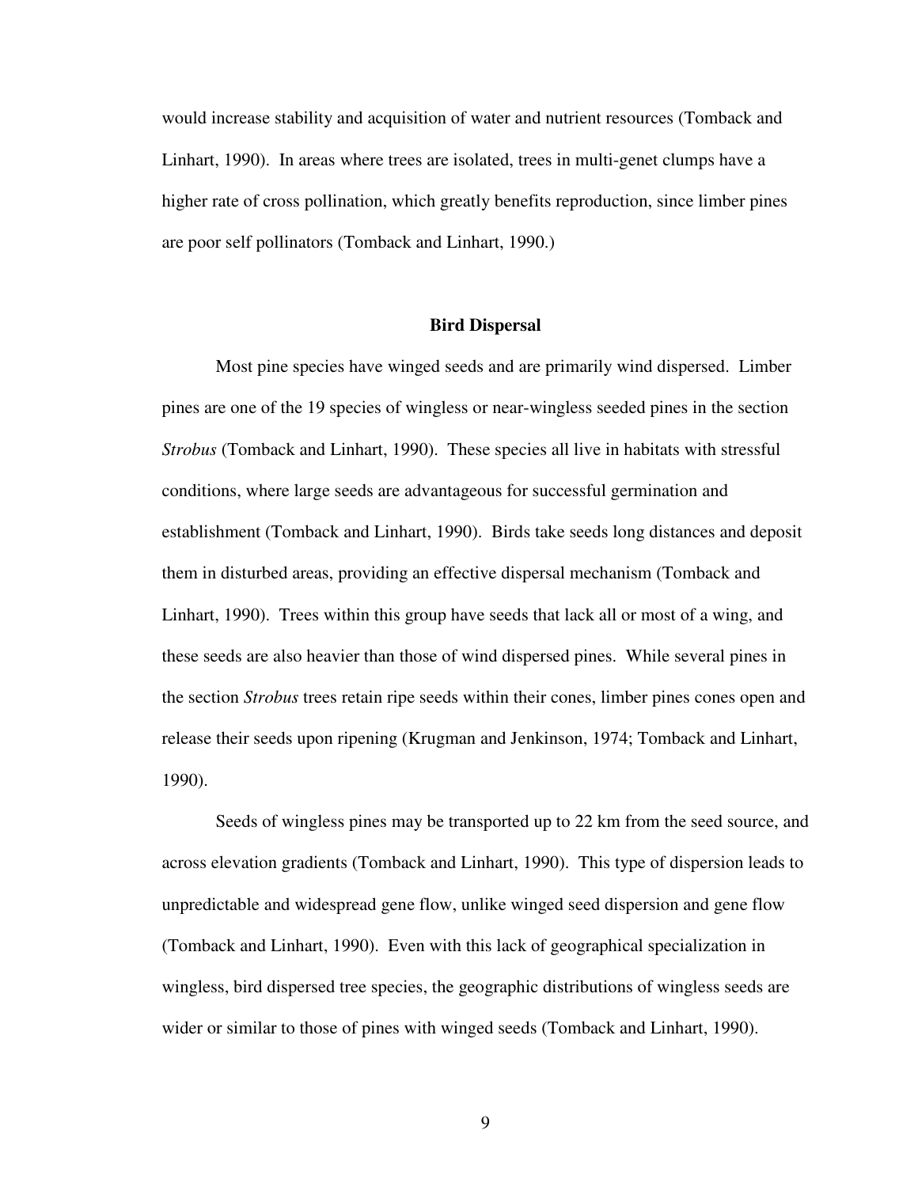would increase stability and acquisition of water and nutrient resources (Tomback and Linhart, 1990). In areas where trees are isolated, trees in multi-genet clumps have a higher rate of cross pollination, which greatly benefits reproduction, since limber pines are poor self pollinators (Tomback and Linhart, 1990.)

## Bird Dispersal

Most pine species have winged seeds and are primarily wind dispersed. Limber pines are one of the 19 species of wingless or near-wingless seeded pines in the section *Strobus* (Tomback and Linhart, 1990). These species all live in habitats with stressful conditions, where large seeds are advantageous for successful germination and establishment (Tomback and Linhart, 1990). Birds take seeds long distances and deposit them in disturbed areas, providing an effective dispersal mechanism (Tomback and Linhart, 1990). Trees within this group have seeds that lack all or most of a wing, and these seeds are also heavier than those of wind dispersed pines. While several pines in the section *Strobus* trees retain ripe seeds within their cones, limber pines cones open and release their seeds upon ripening (Krugman and Jenkinson, 1974; Tomback and Linhart, 1990).

Seeds of wingless pines may be transported up to 22 km from the seed source, and across elevation gradients (Tomback and Linhart, 1990). This type of dispersion leads to unpredictable and widespread gene flow, unlike winged seed dispersion and gene flow (Tomback and Linhart, 1990). Even with this lack of geographical specialization in wingless, bird dispersed tree species, the geographic distributions of wingless seeds are wider or similar to those of pines with winged seeds (Tomback and Linhart, 1990).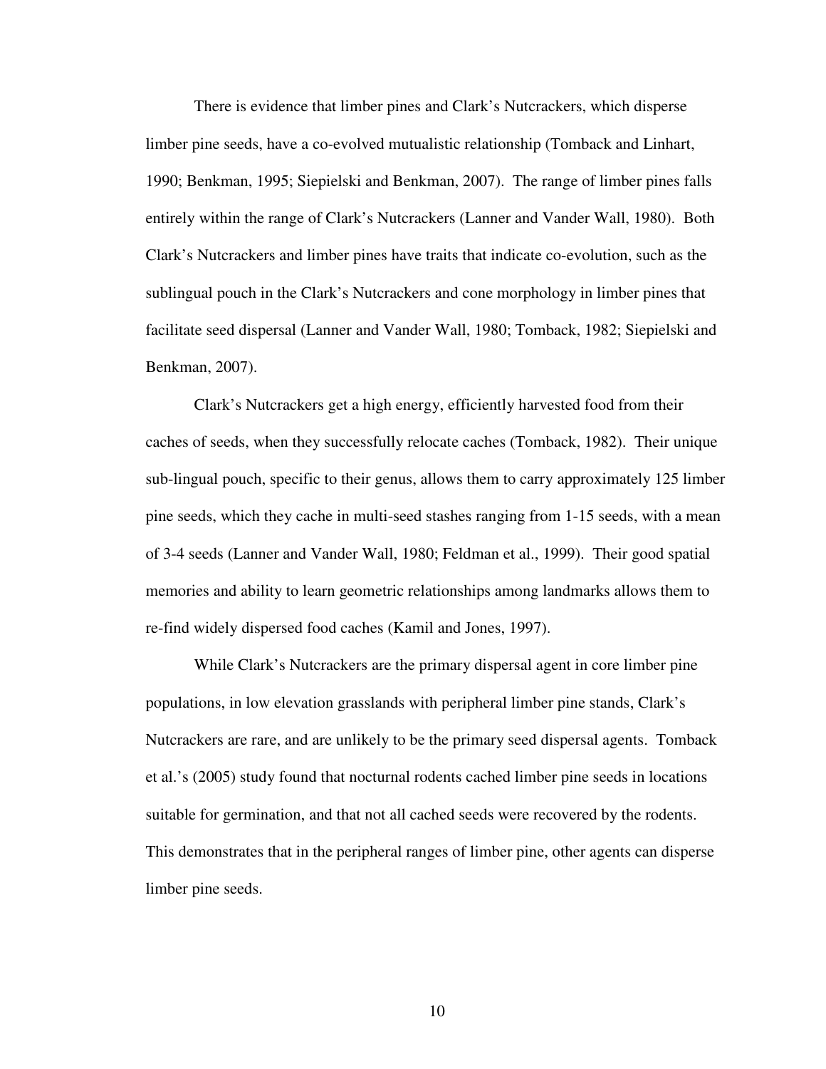There is evidence that limber pines and Clark's Nutcrackers, which disperse limber pine seeds, have a co-evolved mutualistic relationship (Tomback and Linhart, 1990; Benkman, 1995; Siepielski and Benkman, 2007). The range of limber pines falls entirely within the range of Clark's Nutcrackers (Lanner and Vander Wall, 1980). Both Clark's Nutcrackers and limber pines have traits that indicate co-evolution, such as the sublingual pouch in the Clark's Nutcrackers and cone morphology in limber pines that facilitate seed dispersal (Lanner and Vander Wall, 1980; Tomback, 1982; Siepielski and Benkman, 2007).

Clark's Nutcrackers get a high energy, efficiently harvested food from their caches of seeds, when they successfully relocate caches (Tomback, 1982). Their unique sub-lingual pouch, specific to their genus, allows them to carry approximately 125 limber pine seeds, which they cache in multi-seed stashes ranging from 1-15 seeds, with a mean of 3-4 seeds (Lanner and Vander Wall, 1980; Feldman et al., 1999). Their good spatial memories and ability to learn geometric relationships among landmarks allows them to re-find widely dispersed food caches (Kamil and Jones, 1997).

While Clark's Nutcrackers are the primary dispersal agent in core limber pine populations, in low elevation grasslands with peripheral limber pine stands, Clark's Nutcrackers are rare, and are unlikely to be the primary seed dispersal agents. Tomback et al.'s (2005) study found that nocturnal rodents cached limber pine seeds in locations suitable for germination, and that not all cached seeds were recovered by the rodents. This demonstrates that in the peripheral ranges of limber pine, other agents can disperse limber pine seeds.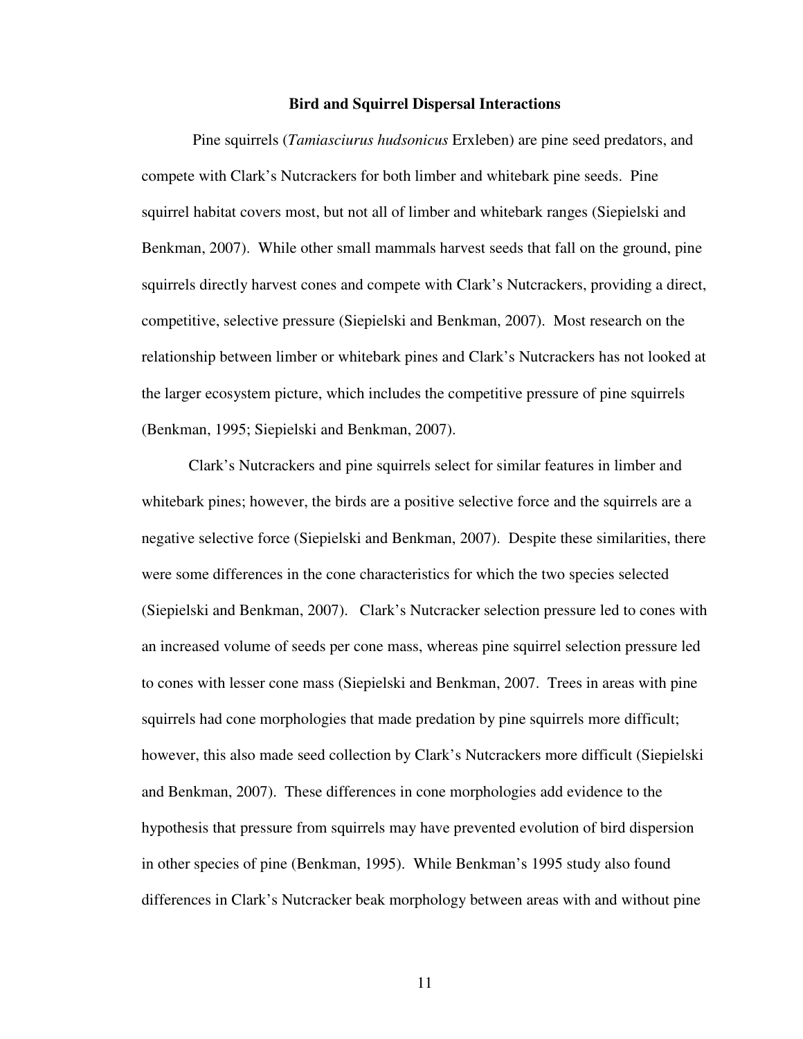## Bird and Squirrel Dispersal Interactions

Pine squirrels (*Tamiasciurus hudsonicus* Erxleben) are pine seed predators, and compete with Clark's Nutcrackers for both limber and whitebark pine seeds. Pine squirrel habitat covers most, but not all of limber and whitebark ranges (Siepielski and Benkman, 2007). While other small mammals harvest seeds that fall on the ground, pine squirrels directly harvest cones and compete with Clark's Nutcrackers, providing a direct, competitive, selective pressure (Siepielski and Benkman, 2007). Most research on the relationship between limber or whitebark pines and Clark's Nutcrackers has not looked at the larger ecosystem picture, which includes the competitive pressure of pine squirrels (Benkman, 1995; Siepielski and Benkman, 2007).

Clark's Nutcrackers and pine squirrels select for similar features in limber and whitebark pines; however, the birds are a positive selective force and the squirrels are a negative selective force (Siepielski and Benkman, 2007). Despite these similarities, there were some differences in the cone characteristics for which the two species selected (Siepielski and Benkman, 2007). Clark's Nutcracker selection pressure led to cones with an increased volume of seeds per cone mass, whereas pine squirrel selection pressure led to cones with lesser cone mass (Siepielski and Benkman, 2007. Trees in areas with pine squirrels had cone morphologies that made predation by pine squirrels more difficult; however, this also made seed collection by Clark's Nutcrackers more difficult (Siepielski and Benkman, 2007). These differences in cone morphologies add evidence to the hypothesis that pressure from squirrels may have prevented evolution of bird dispersion in other species of pine (Benkman, 1995). While Benkman's 1995 study also found differences in Clark's Nutcracker beak morphology between areas with and without pine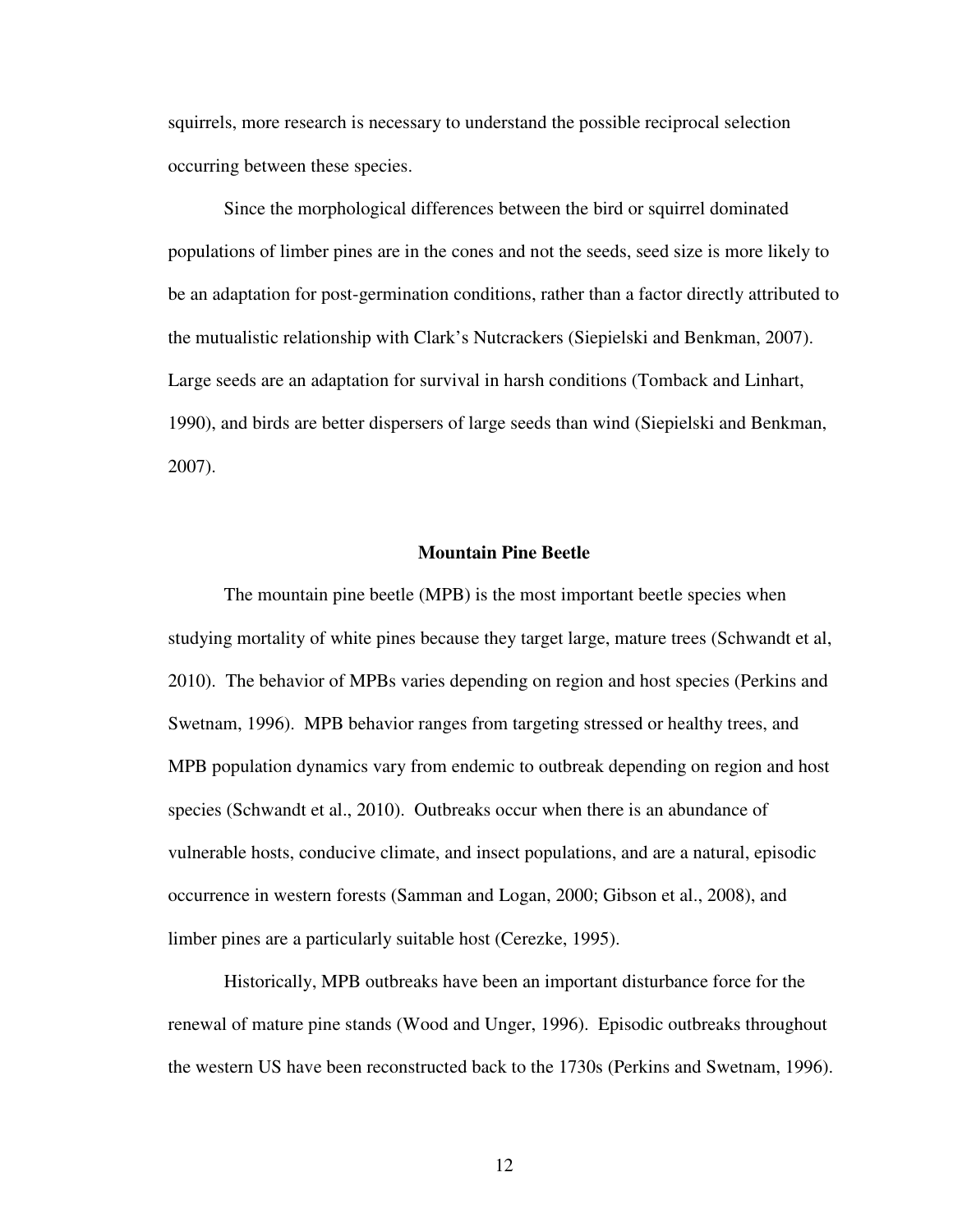squirrels, more research is necessary to understand the possible reciprocal selection occurring between these species.

Since the morphological differences between the bird or squirrel dominated populations of limber pines are in the cones and not the seeds, seed size is more likely to be an adaptation for post-germination conditions, rather than a factor directly attributed to the mutualistic relationship with Clark's Nutcrackers (Siepielski and Benkman, 2007). Large seeds are an adaptation for survival in harsh conditions (Tomback and Linhart, 1990), and birds are better dispersers of large seeds than wind (Siepielski and Benkman, 2007).

## Mountain Pine Beetle

The mountain pine beetle (MPB) is the most important beetle species when studying mortality of white pines because they target large, mature trees (Schwandt et al, 2010). The behavior of MPBs varies depending on region and host species (Perkins and Swetnam, 1996). MPB behavior ranges from targeting stressed or healthy trees, and MPB population dynamics vary from endemic to outbreak depending on region and host species (Schwandt et al., 2010). Outbreaks occur when there is an abundance of vulnerable hosts, conducive climate, and insect populations, and are a natural, episodic occurrence in western forests (Samman and Logan, 2000; Gibson et al., 2008), and limber pines are a particularly suitable host (Cerezke, 1995).

Historically, MPB outbreaks have been an important disturbance force for the renewal of mature pine stands (Wood and Unger, 1996). Episodic outbreaks throughout the western US have been reconstructed back to the 1730s (Perkins and Swetnam, 1996).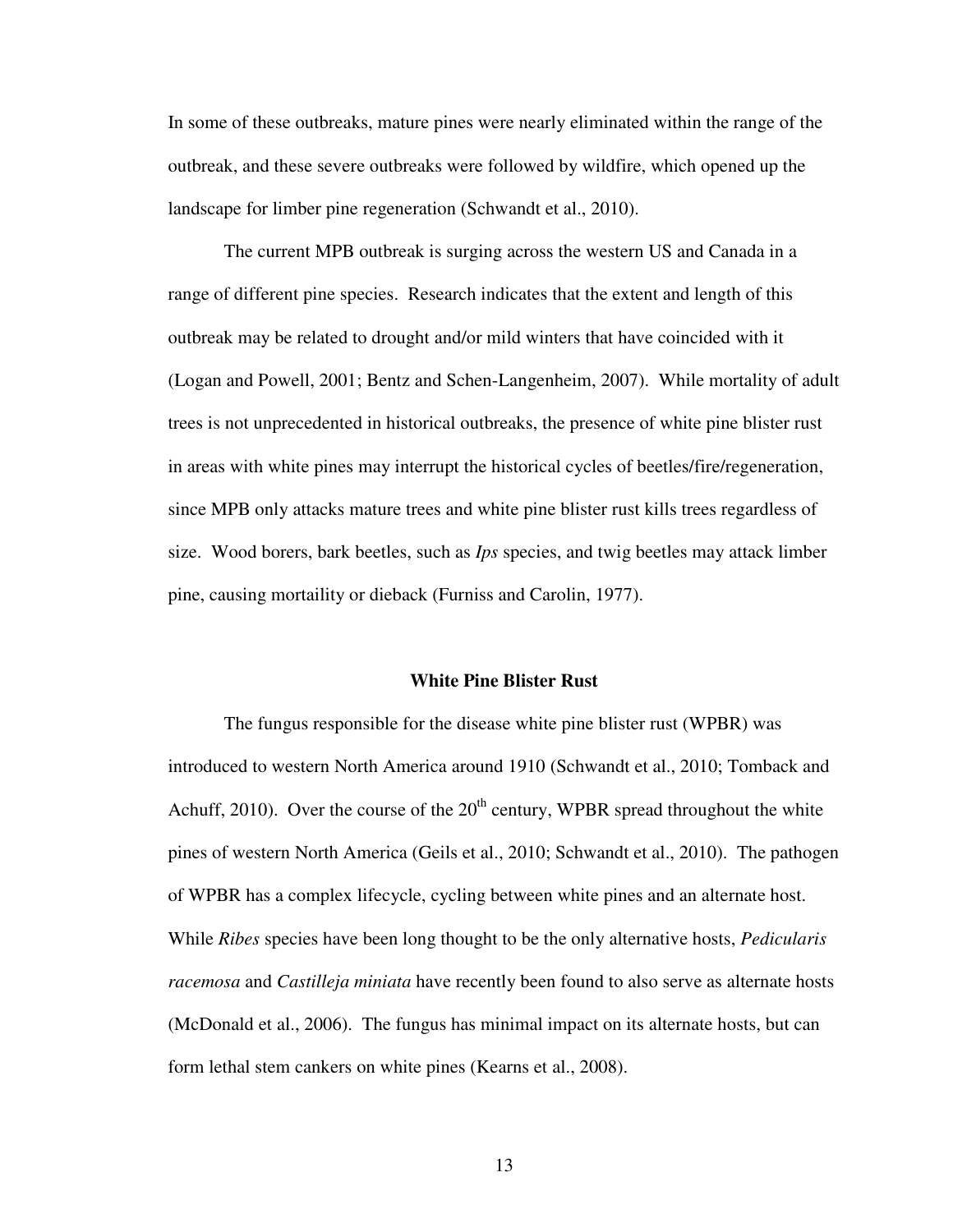In some of these outbreaks, mature pines were nearly eliminated within the range of the outbreak, and these severe outbreaks were followed by wildfire, which opened up the landscape for limber pine regeneration (Schwandt et al., 2010).

The current MPB outbreak is surging across the western US and Canada in a range of different pine species. Research indicates that the extent and length of this outbreak may be related to drought and/or mild winters that have coincided with it (Logan and Powell, 2001; Bentz and Schen-Langenheim, 2007). While mortality of adult trees is not unprecedented in historical outbreaks, the presence of white pine blister rust in areas with white pines may interrupt the historical cycles of beetles/fire/regeneration, since MPB only attacks mature trees and white pine blister rust kills trees regardless of size. Wood borers, bark beetles, such as *Ips* species, and twig beetles may attack limber pine, causing mortaility or dieback (Furniss and Carolin, 1977).

## White Pine Blister Rust

The fungus responsible for the disease white pine blister rust (WPBR) was introduced to western North America around 1910 (Schwandt et al., 2010; Tomback and Achuff, 2010). Over the course of the 20th century, WPBR spread throughout the white pines of western North America (Geils et al., 2010; Schwandt et al., 2010). The pathogen of WPBR has a complex lifecycle, cycling between white pines and an alternate host. While *Ribes* species have been long thought to be the only alternative hosts, *Pedicularis racemosa* and *Castilleja miniata* have recently been found to also serve as alternate hosts (McDonald et al., 2006). The fungus has minimal impact on its alternate hosts, but can form lethal stem cankers on white pines (Kearns et al., 2008).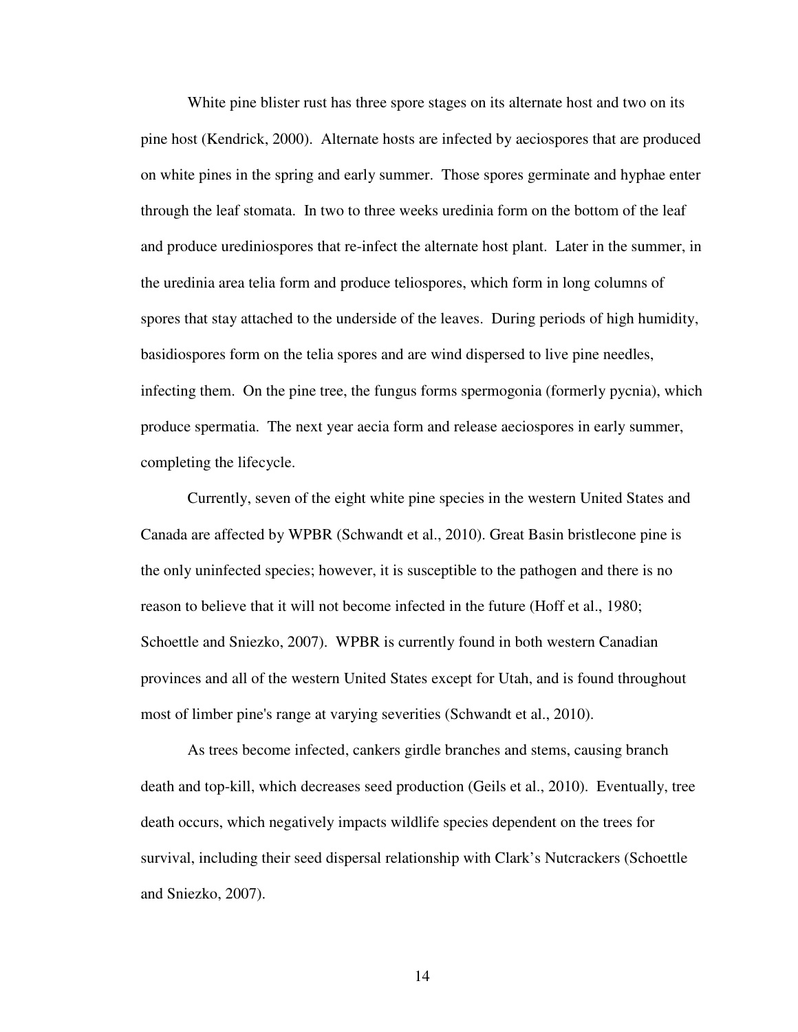White pine blister rust has three spore stages on its alternate host and two on its pine host (Kendrick, 2000). Alternate hosts are infected by aeciospores that are produced on white pines in the spring and early summer. Those spores germinate and hyphae enter through the leaf stomata. In two to three weeks uredinia form on the bottom of the leaf and produce urediniospores that re-infect the alternate host plant. Later in the summer, in the uredinia area telia form and produce teliospores, which form in long columns of spores that stay attached to the underside of the leaves. During periods of high humidity, basidiospores form on the telia spores and are wind dispersed to live pine needles, infecting them. On the pine tree, the fungus forms spermogonia (formerly pycnia), which produce spermatia. The next year aecia form and release aeciospores in early summer, completing the lifecycle.

Currently, seven of the eight white pine species in the western United States and Canada are affected by WPBR (Schwandt et al., 2010). Great Basin bristlecone pine is the only uninfected species; however, it is susceptible to the pathogen and there is no reason to believe that it will not become infected in the future (Hoff et al., 1980; Schoettle and Sniezko, 2007). WPBR is currently found in both western Canadian provinces and all of the western United States except for Utah, and is found throughout most of limber pine's range at varying severities (Schwandt et al., 2010).

As trees become infected, cankers girdle branches and stems, causing branch death and top-kill, which decreases seed production (Geils et al., 2010). Eventually, tree death occurs, which negatively impacts wildlife species dependent on the trees for survival, including their seed dispersal relationship with Clark's Nutcrackers (Schoettle and Sniezko, 2007).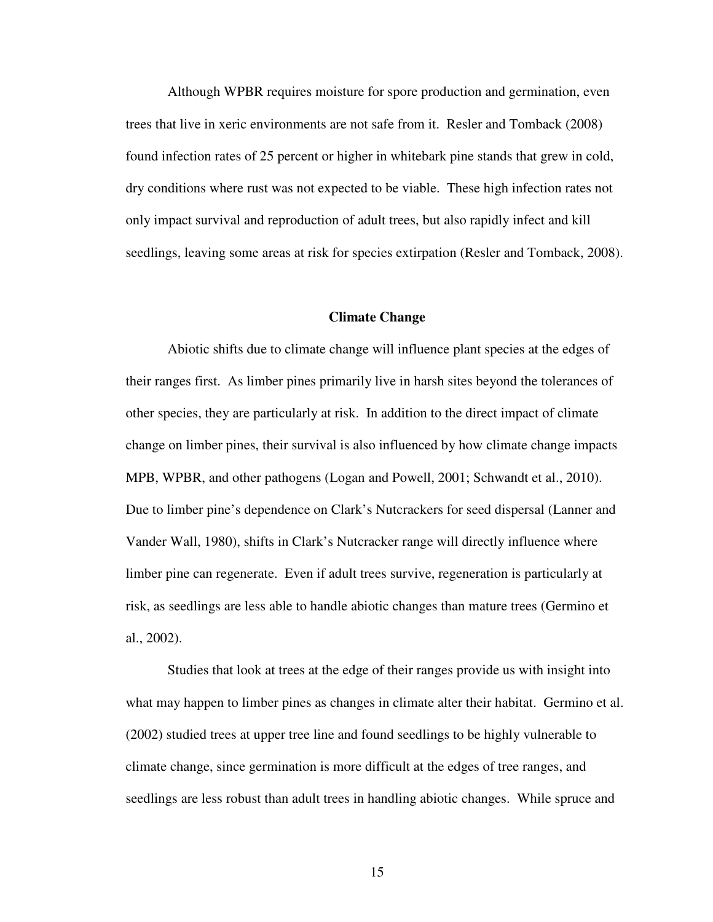Although WPBR requires moisture for spore production and germination, even trees that live in xeric environments are not safe from it. Resler and Tomback (2008) found infection rates of 25 percent or higher in whitebark pine stands that grew in cold, dry conditions where rust was not expected to be viable. These high infection rates not only impact survival and reproduction of adult trees, but also rapidly infect and kill seedlings, leaving some areas at risk for species extirpation (Resler and Tomback, 2008).

## Climate Change

Abiotic shifts due to climate change will influence plant species at the edges of their ranges first. As limber pines primarily live in harsh sites beyond the tolerances of other species, they are particularly at risk. In addition to the direct impact of climate change on limber pines, their survival is also influenced by how climate change impacts MPB, WPBR, and other pathogens (Logan and Powell, 2001; Schwandt et al., 2010). Due to limber pine's dependence on Clark's Nutcrackers for seed dispersal (Lanner and Vander Wall, 1980), shifts in Clark's Nutcracker range will directly influence where limber pine can regenerate. Even if adult trees survive, regeneration is particularly at risk, as seedlings are less able to handle abiotic changes than mature trees (Germino et al., 2002).

Studies that look at trees at the edge of their ranges provide us with insight into what may happen to limber pines as changes in climate alter their habitat. Germino et al. (2002) studied trees at upper tree line and found seedlings to be highly vulnerable to climate change, since germination is more difficult at the edges of tree ranges, and seedlings are less robust than adult trees in handling abiotic changes. While spruce and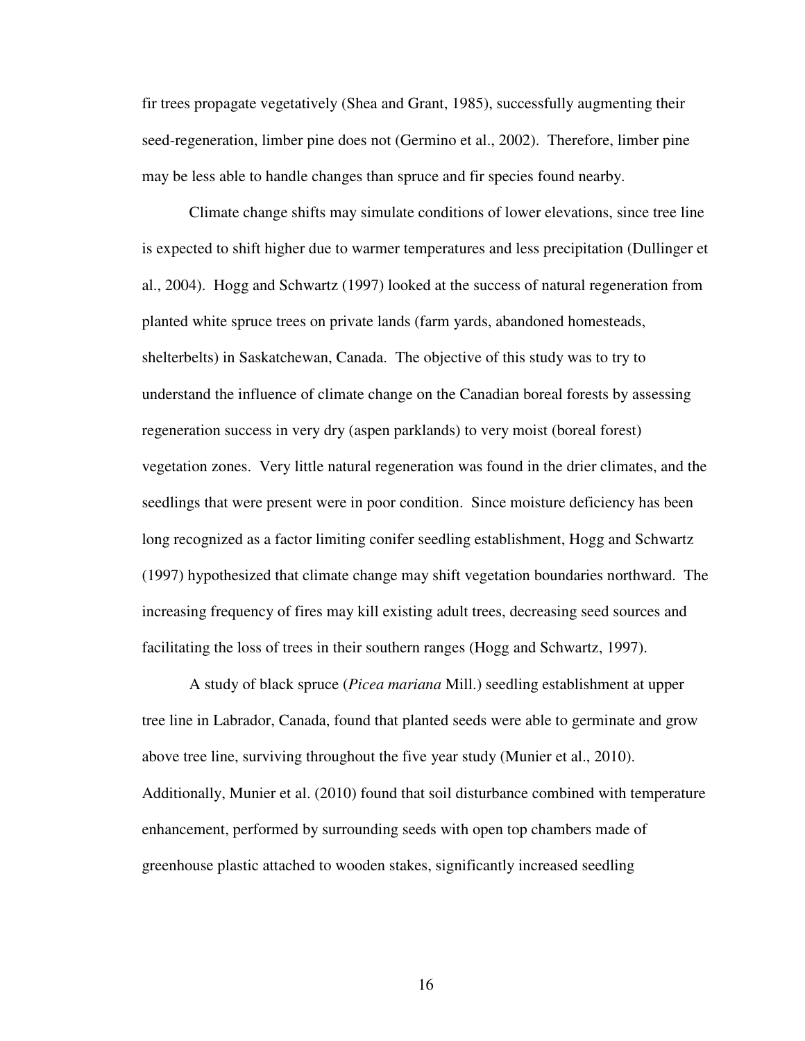fir trees propagate vegetatively (Shea and Grant, 1985), successfully augmenting their seed-regeneration, limber pine does not (Germino et al., 2002). Therefore, limber pine may be less able to handle changes than spruce and fir species found nearby.

Climate change shifts may simulate conditions of lower elevations, since tree line is expected to shift higher due to warmer temperatures and less precipitation (Dullinger et al., 2004). Hogg and Schwartz (1997) looked at the success of natural regeneration from planted white spruce trees on private lands (farm yards, abandoned homesteads, shelterbelts) in Saskatchewan, Canada. The objective of this study was to try to understand the influence of climate change on the Canadian boreal forests by assessing regeneration success in very dry (aspen parklands) to very moist (boreal forest) vegetation zones. Very little natural regeneration was found in the drier climates, and the seedlings that were present were in poor condition. Since moisture deficiency has been long recognized as a factor limiting conifer seedling establishment, Hogg and Schwartz (1997) hypothesized that climate change may shift vegetation boundaries northward. The increasing frequency of fires may kill existing adult trees, decreasing seed sources and facilitating the loss of trees in their southern ranges (Hogg and Schwartz, 1997).

A study of black spruce (*Picea mariana* Mill.) seedling establishment at upper tree line in Labrador, Canada, found that planted seeds were able to germinate and grow above tree line, surviving throughout the five year study (Munier et al., 2010). Additionally, Munier et al. (2010) found that soil disturbance combined with temperature enhancement, performed by surrounding seeds with open top chambers made of greenhouse plastic attached to wooden stakes, significantly increased seedling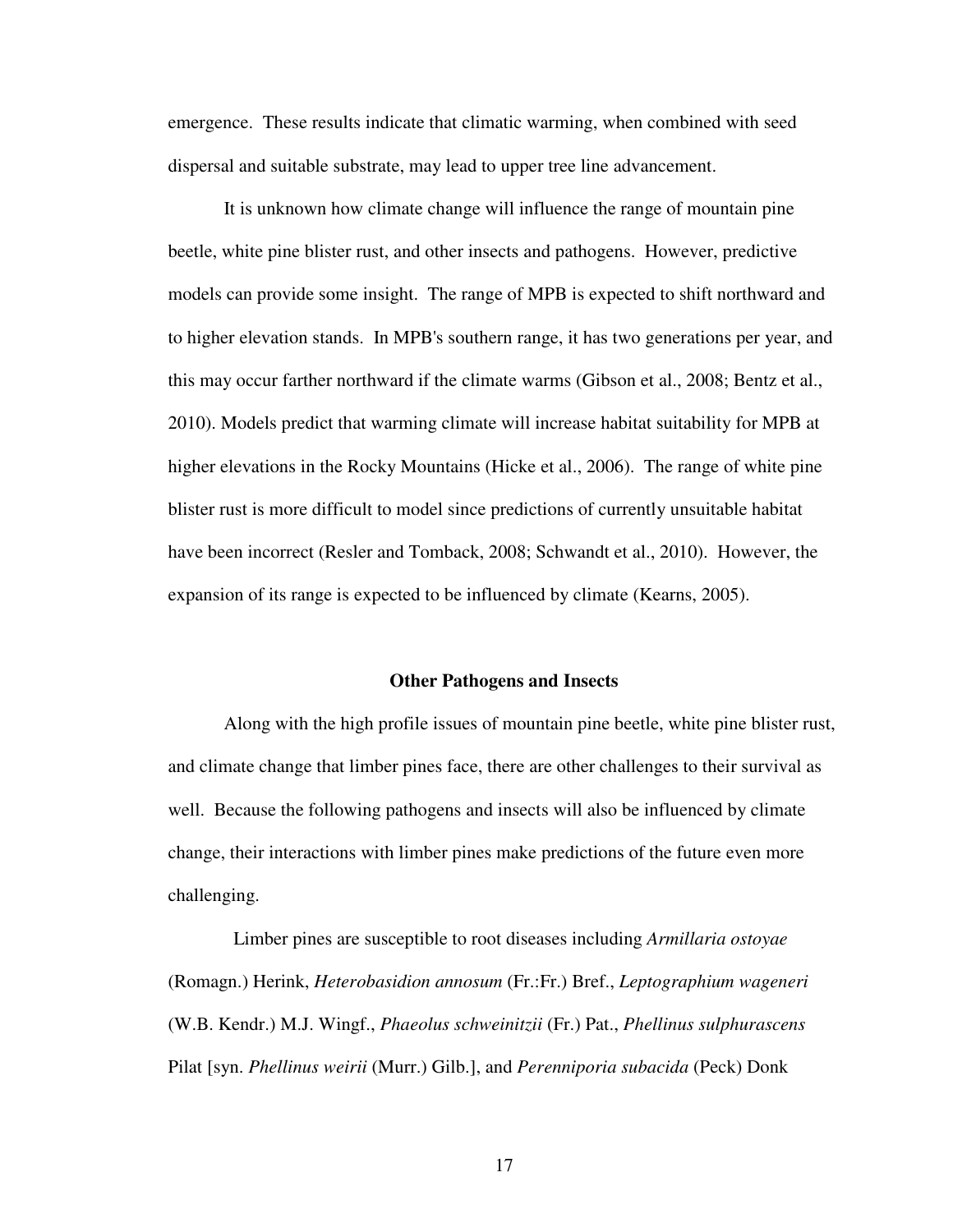emergence. These results indicate that climatic warming, when combined with seed dispersal and suitable substrate, may lead to upper tree line advancement.

It is unknown how climate change will influence the range of mountain pine beetle, white pine blister rust, and other insects and pathogens. However, predictive models can provide some insight. The range of MPB is expected to shift northward and to higher elevation stands. In MPB's southern range, it has two generations per year, and this may occur farther northward if the climate warms (Gibson et al., 2008; Bentz et al., 2010). Models predict that warming climate will increase habitat suitability for MPB at higher elevations in the Rocky Mountains (Hicke et al., 2006). The range of white pine blister rust is more difficult to model since predictions of currently unsuitable habitat have been incorrect (Resler and Tomback, 2008; Schwandt et al., 2010). However, the expansion of its range is expected to be influenced by climate (Kearns, 2005).

## Other Pathogens and Insects

Along with the high profile issues of mountain pine beetle, white pine blister rust, and climate change that limber pines face, there are other challenges to their survival as well. Because the following pathogens and insects will also be influenced by climate change, their interactions with limber pines make predictions of the future even more challenging.

Limber pines are susceptible to root diseases including *Armillaria ostoyae* (Romagn.) Herink, *Heterobasidion annosum* (Fr.:Fr.) Bref., *Leptographium wageneri* (W.B. Kendr.) M.J. Wingf., *Phaeolus schweinitzii* (Fr.) Pat., *Phellinus sulphurascens* Pilat [syn. *Phellinus weirii* (Murr.) Gilb.], and *Perenniporia subacida* (Peck) Donk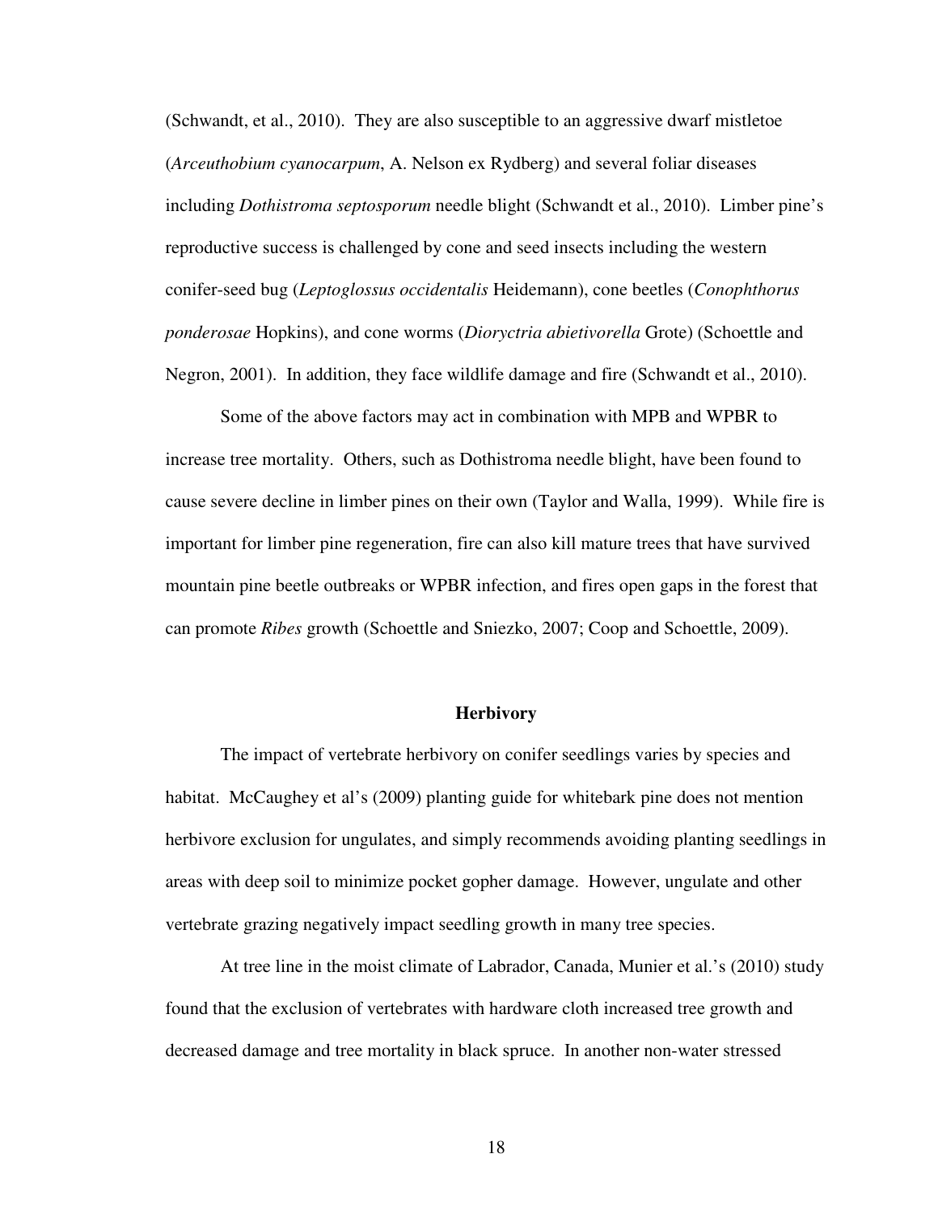(Schwandt, et al., 2010). They are also susceptible to an aggressive dwarf mistletoe (*Arceuthobium cyanocarpum*, A. Nelson ex Rydberg) and several foliar diseases including *Dothistroma septosporum* needle blight (Schwandt et al., 2010). Limber pine's reproductive success is challenged by cone and seed insects including the western conifer-seed bug (*Leptoglossus occidentalis* Heidemann), cone beetles (*Conophthorus ponderosae* Hopkins), and cone worms (*Dioryctria abietivorella* Grote) (Schoettle and Negron, 2001). In addition, they face wildlife damage and fire (Schwandt et al., 2010).

Some of the above factors may act in combination with MPB and WPBR to increase tree mortality. Others, such as Dothistroma needle blight, have been found to cause severe decline in limber pines on their own (Taylor and Walla, 1999). While fire is important for limber pine regeneration, fire can also kill mature trees that have survived mountain pine beetle outbreaks or WPBR infection, and fires open gaps in the forest that can promote *Ribes* growth (Schoettle and Sniezko, 2007; Coop and Schoettle, 2009).

## Herbivory

The impact of vertebrate herbivory on conifer seedlings varies by species and habitat. McCaughey et al's (2009) planting guide for whitebark pine does not mention herbivore exclusion for ungulates, and simply recommends avoiding planting seedlings in areas with deep soil to minimize pocket gopher damage. However, ungulate and other vertebrate grazing negatively impact seedling growth in many tree species.

At tree line in the moist climate of Labrador, Canada, Munier et al.'s (2010) study found that the exclusion of vertebrates with hardware cloth increased tree growth and decreased damage and tree mortality in black spruce. In another non-water stressed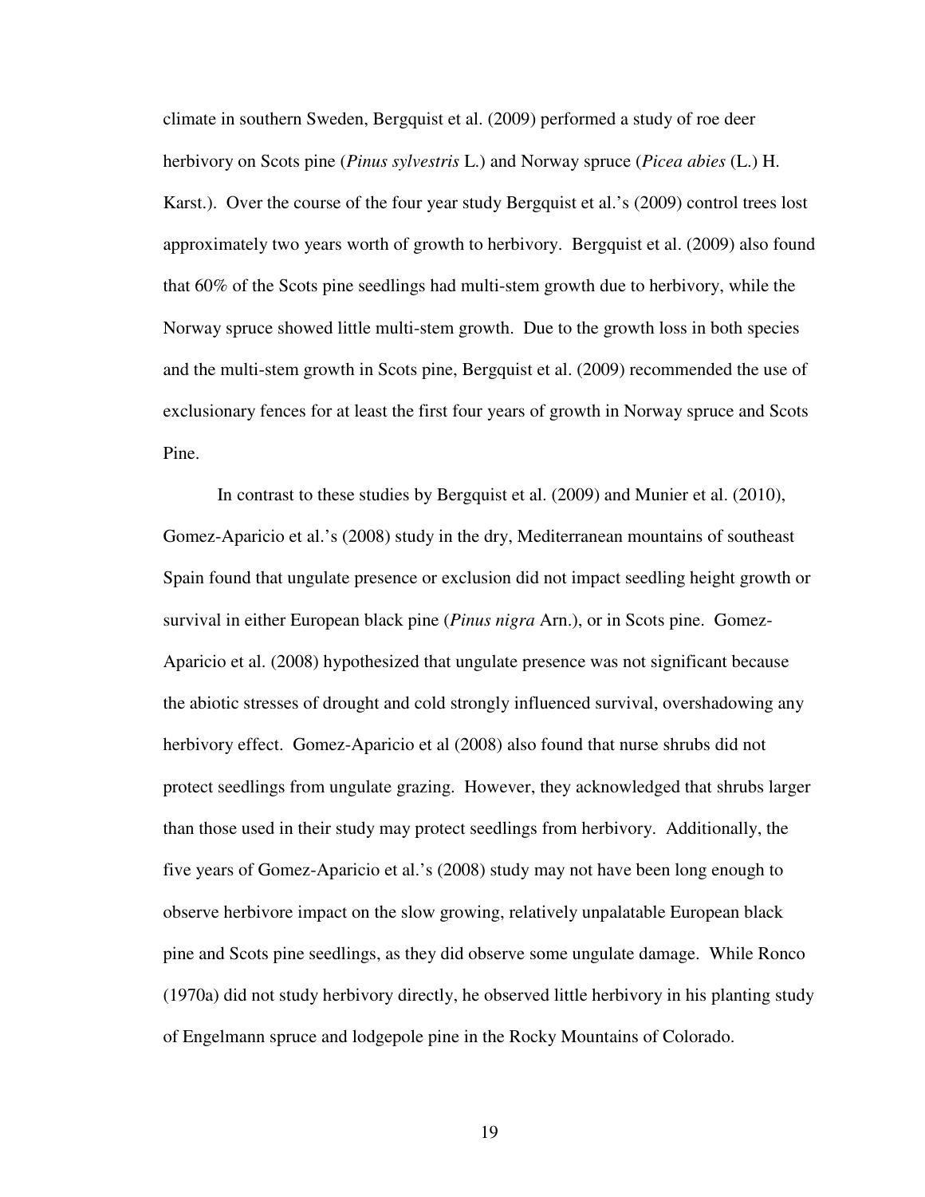climate in southern Sweden, Bergquist et al. (2009) performed a study of roe deer herbivory on Scots pine (*Pinus sylvestris* L.) and Norway spruce (*Picea abies* (L.) H. Karst.). Over the course of the four year study Bergquist et al.'s (2009) control trees lost approximately two years worth of growth to herbivory. Bergquist et al. (2009) also found that 60% of the Scots pine seedlings had multi-stem growth due to herbivory, while the Norway spruce showed little multi-stem growth. Due to the growth loss in both species and the multi-stem growth in Scots pine, Bergquist et al. (2009) recommended the use of exclusionary fences for at least the first four years of growth in Norway spruce and Scots Pine.

In contrast to these studies by Bergquist et al. (2009) and Munier et al. (2010), Gomez-Aparicio et al.'s (2008) study in the dry, Mediterranean mountains of southeast Spain found that ungulate presence or exclusion did not impact seedling height growth or survival in either European black pine (*Pinus nigra* Arn.), or in Scots pine. Gomez-Aparicio et al. (2008) hypothesized that ungulate presence was not significant because the abiotic stresses of drought and cold strongly influenced survival, overshadowing any herbivory effect. Gomez-Aparicio et al (2008) also found that nurse shrubs did not protect seedlings from ungulate grazing. However, they acknowledged that shrubs larger than those used in their study may protect seedlings from herbivory. Additionally, the five years of Gomez-Aparicio et al.'s (2008) study may not have been long enough to observe herbivore impact on the slow growing, relatively unpalatable European black pine and Scots pine seedlings, as they did observe some ungulate damage. While Ronco (1970a) did not study herbivory directly, he observed little herbivory in his planting study of Engelmann spruce and lodgepole pine in the Rocky Mountains of Colorado.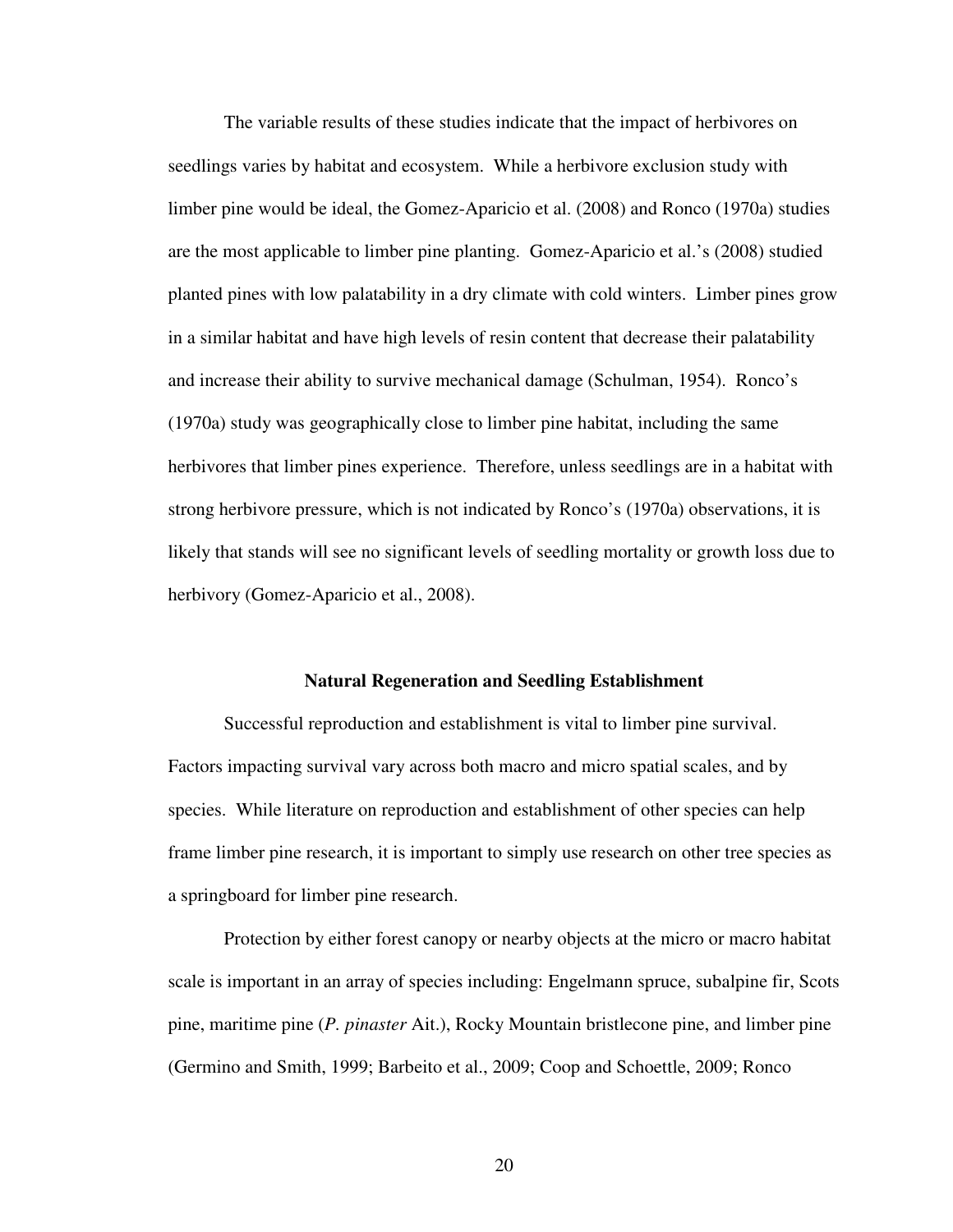The variable results of these studies indicate that the impact of herbivores on seedlings varies by habitat and ecosystem. While a herbivore exclusion study with limber pine would be ideal, the Gomez-Aparicio et al. (2008) and Ronco (1970a) studies are the most applicable to limber pine planting. Gomez-Aparicio et al.'s (2008) studied planted pines with low palatability in a dry climate with cold winters. Limber pines grow in a similar habitat and have high levels of resin content that decrease their palatability and increase their ability to survive mechanical damage (Schulman, 1954). Ronco's (1970a) study was geographically close to limber pine habitat, including the same herbivores that limber pines experience. Therefore, unless seedlings are in a habitat with strong herbivore pressure, which is not indicated by Ronco's (1970a) observations, it is likely that stands will see no significant levels of seedling mortality or growth loss due to herbivory (Gomez-Aparicio et al., 2008).

## Natural Regeneration and Seedling Establishment

Successful reproduction and establishment is vital to limber pine survival. Factors impacting survival vary across both macro and micro spatial scales, and by species. While literature on reproduction and establishment of other species can help frame limber pine research, it is important to simply use research on other tree species as a springboard for limber pine research.

Protection by either forest canopy or nearby objects at the micro or macro habitat scale is important in an array of species including: Engelmann spruce, subalpine fir, Scots pine, maritime pine (*P. pinaster* Ait.), Rocky Mountain bristlecone pine, and limber pine (Germino and Smith, 1999; Barbeito et al., 2009; Coop and Schoettle, 2009; Ronco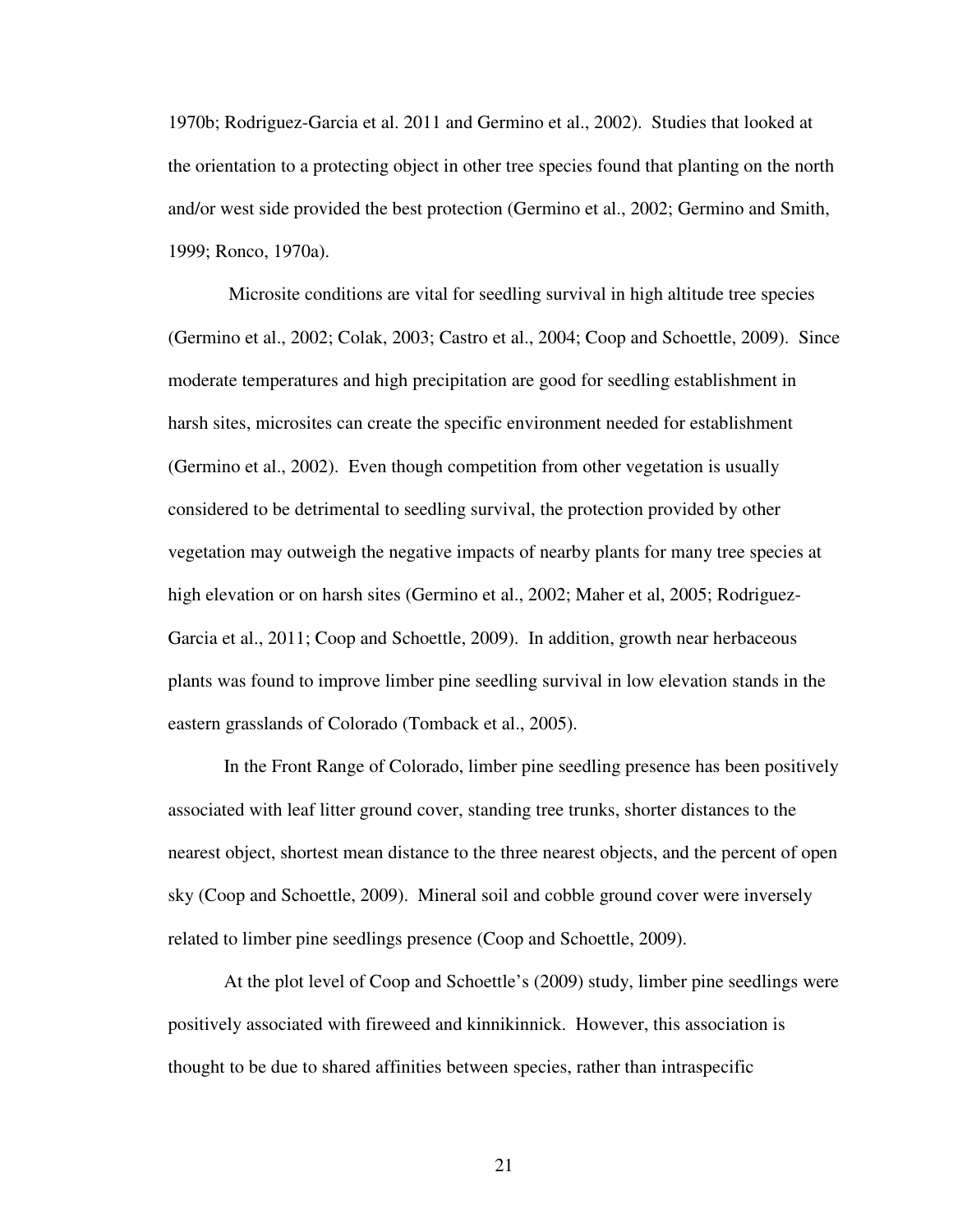1970b; Rodriguez-Garcia et al. 2011 and Germino et al., 2002). Studies that looked at the orientation to a protecting object in other tree species found that planting on the north and/or west side provided the best protection (Germino et al., 2002; Germino and Smith, 1999; Ronco, 1970a).

Microsite conditions are vital for seedling survival in high altitude tree species (Germino et al., 2002; Colak, 2003; Castro et al., 2004; Coop and Schoettle, 2009). Since moderate temperatures and high precipitation are good for seedling establishment in harsh sites, microsites can create the specific environment needed for establishment (Germino et al., 2002). Even though competition from other vegetation is usually considered to be detrimental to seedling survival, the protection provided by other vegetation may outweigh the negative impacts of nearby plants for many tree species at high elevation or on harsh sites (Germino et al., 2002; Maher et al, 2005; Rodriguez-Garcia et al., 2011; Coop and Schoettle, 2009). In addition, growth near herbaceous plants was found to improve limber pine seedling survival in low elevation stands in the eastern grasslands of Colorado (Tomback et al., 2005).

In the Front Range of Colorado, limber pine seedling presence has been positively associated with leaf litter ground cover, standing tree trunks, shorter distances to the nearest object, shortest mean distance to the three nearest objects, and the percent of open sky (Coop and Schoettle, 2009). Mineral soil and cobble ground cover were inversely related to limber pine seedlings presence (Coop and Schoettle, 2009).

At the plot level of Coop and Schoettle's (2009) study, limber pine seedlings were positively associated with fireweed and kinnikinnick. However, this association is thought to be due to shared affinities between species, rather than intraspecific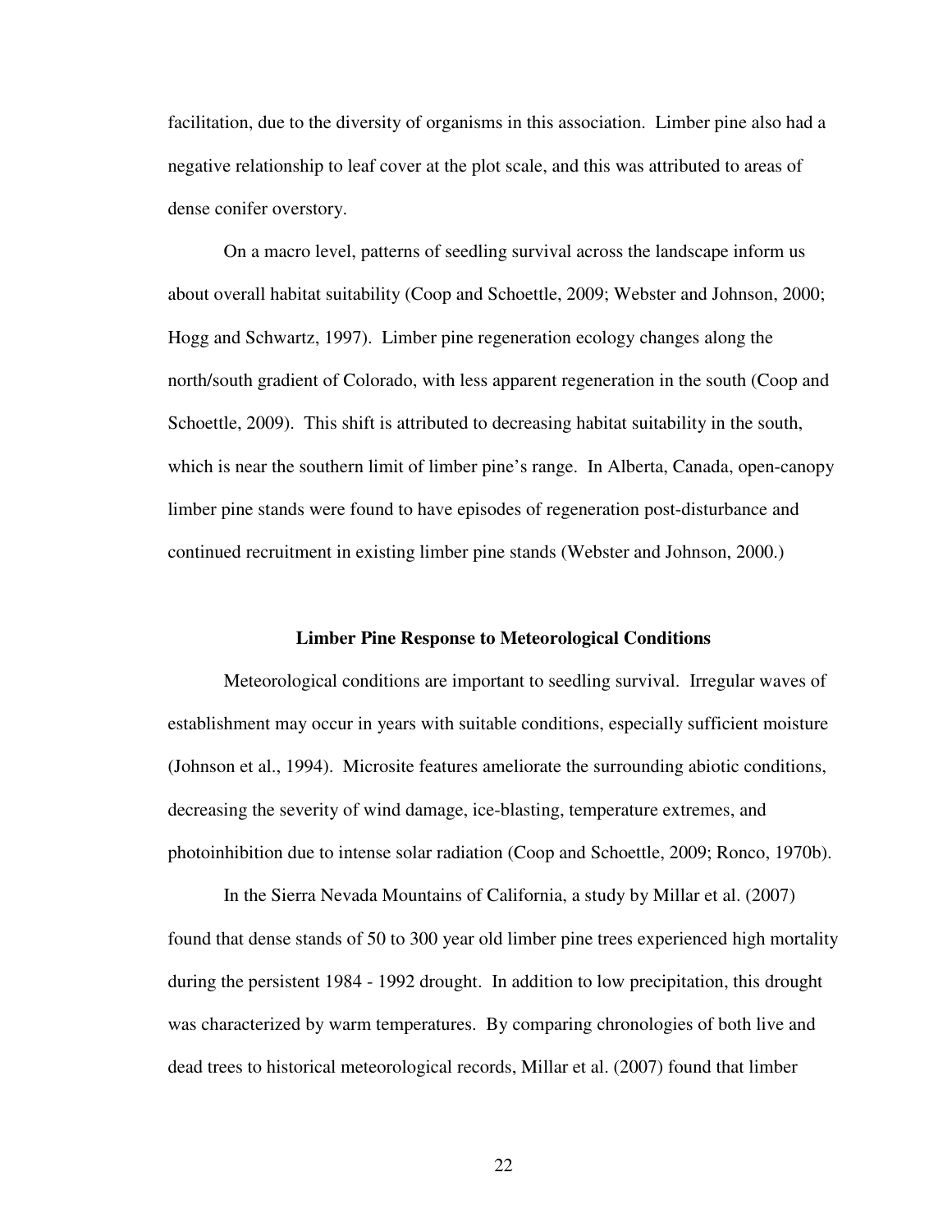facilitation, due to the diversity of organisms in this association. Limber pine also had a negative relationship to leaf cover at the plot scale, and this was attributed to areas of dense conifer overstory.

On a macro level, patterns of seedling survival across the landscape inform us about overall habitat suitability (Coop and Schoettle, 2009; Webster and Johnson, 2000; Hogg and Schwartz, 1997). Limber pine regeneration ecology changes along the north/south gradient of Colorado, with less apparent regeneration in the south (Coop and Schoettle, 2009). This shift is attributed to decreasing habitat suitability in the south, which is near the southern limit of limber pine's range. In Alberta, Canada, open-canopy limber pine stands were found to have episodes of regeneration post-disturbance and continued recruitment in existing limber pine stands (Webster and Johnson, 2000.)

## Limber Pine Response to Meteorological Conditions

Meteorological conditions are important to seedling survival. Irregular waves of establishment may occur in years with suitable conditions, especially sufficient moisture (Johnson et al., 1994). Microsite features ameliorate the surrounding abiotic conditions, decreasing the severity of wind damage, ice-blasting, temperature extremes, and photoinhibition due to intense solar radiation (Coop and Schoettle, 2009; Ronco, 1970b).

In the Sierra Nevada Mountains of California, a study by Millar et al. (2007) found that dense stands of 50 to 300 year old limber pine trees experienced high mortality during the persistent 1984 - 1992 drought. In addition to low precipitation, this drought was characterized by warm temperatures. By comparing chronologies of both live and dead trees to historical meteorological records, Millar et al. (2007) found that limber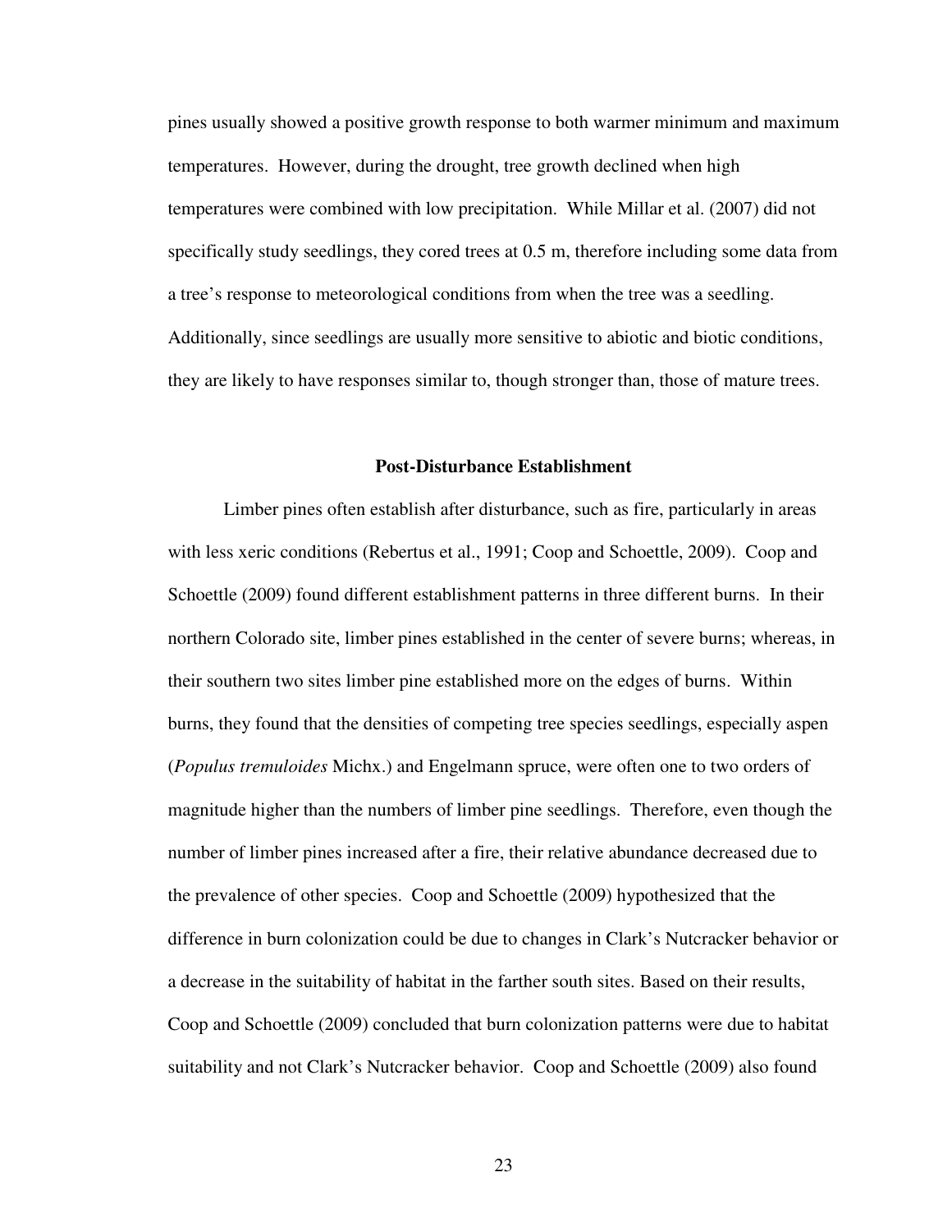pines usually showed a positive growth response to both warmer minimum and maximum temperatures. However, during the drought, tree growth declined when high temperatures were combined with low precipitation. While Millar et al. (2007) did not specifically study seedlings, they cored trees at 0.5 m, therefore including some data from a tree's response to meteorological conditions from when the tree was a seedling. Additionally, since seedlings are usually more sensitive to abiotic and biotic conditions, they are likely to have responses similar to, though stronger than, those of mature trees.

## Post-Disturbance Establishment

Limber pines often establish after disturbance, such as fire, particularly in areas with less xeric conditions (Rebertus et al., 1991; Coop and Schoettle, 2009). Coop and Schoettle (2009) found different establishment patterns in three different burns. In their northern Colorado site, limber pines established in the center of severe burns; whereas, in their southern two sites limber pine established more on the edges of burns. Within burns, they found that the densities of competing tree species seedlings, especially aspen (*Populus tremuloides* Michx.) and Engelmann spruce, were often one to two orders of magnitude higher than the numbers of limber pine seedlings. Therefore, even though the number of limber pines increased after a fire, their relative abundance decreased due to the prevalence of other species. Coop and Schoettle (2009) hypothesized that the difference in burn colonization could be due to changes in Clark's Nutcracker behavior or a decrease in the suitability of habitat in the farther south sites. Based on their results, Coop and Schoettle (2009) concluded that burn colonization patterns were due to habitat suitability and not Clark's Nutcracker behavior. Coop and Schoettle (2009) also found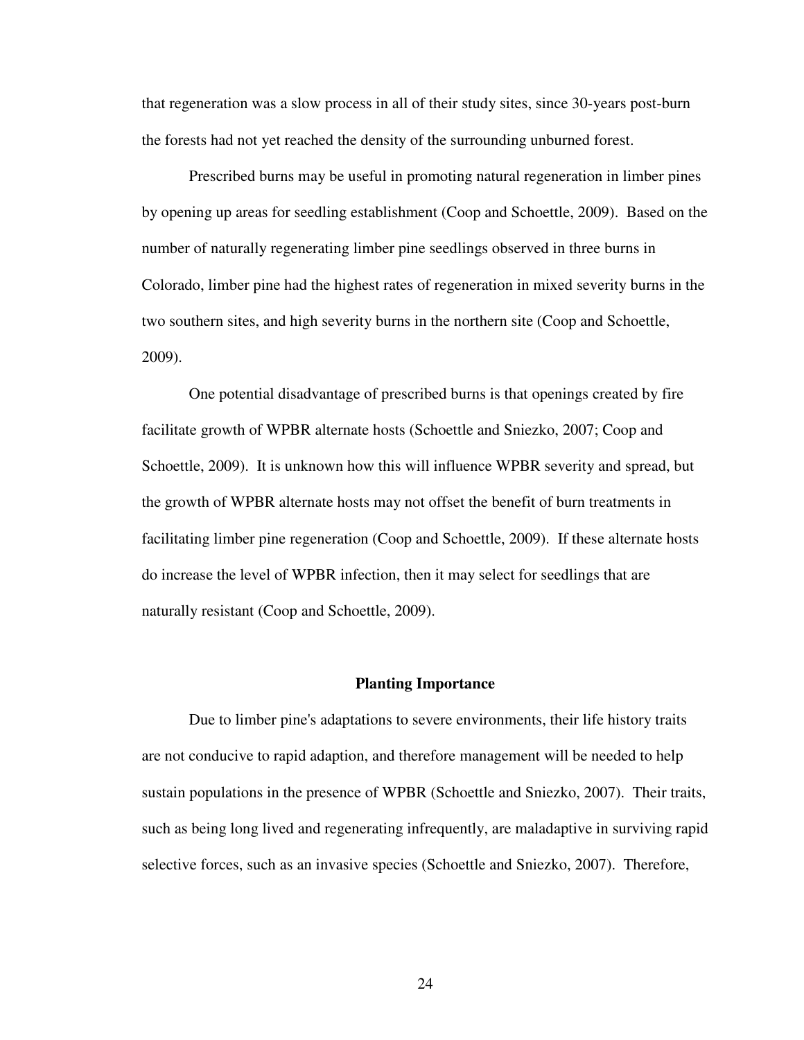that regeneration was a slow process in all of their study sites, since 30-years post-burn the forests had not yet reached the density of the surrounding unburned forest.

Prescribed burns may be useful in promoting natural regeneration in limber pines by opening up areas for seedling establishment (Coop and Schoettle, 2009). Based on the number of naturally regenerating limber pine seedlings observed in three burns in Colorado, limber pine had the highest rates of regeneration in mixed severity burns in the two southern sites, and high severity burns in the northern site (Coop and Schoettle, 2009).

One potential disadvantage of prescribed burns is that openings created by fire facilitate growth of WPBR alternate hosts (Schoettle and Sniezko, 2007; Coop and Schoettle, 2009). It is unknown how this will influence WPBR severity and spread, but the growth of WPBR alternate hosts may not offset the benefit of burn treatments in facilitating limber pine regeneration (Coop and Schoettle, 2009). If these alternate hosts do increase the level of WPBR infection, then it may select for seedlings that are naturally resistant (Coop and Schoettle, 2009).

## Planting Importance

Due to limber pine's adaptations to severe environments, their life history traits are not conducive to rapid adaption, and therefore management will be needed to help sustain populations in the presence of WPBR (Schoettle and Sniezko, 2007). Their traits, such as being long lived and regenerating infrequently, are maladaptive in surviving rapid selective forces, such as an invasive species (Schoettle and Sniezko, 2007). Therefore,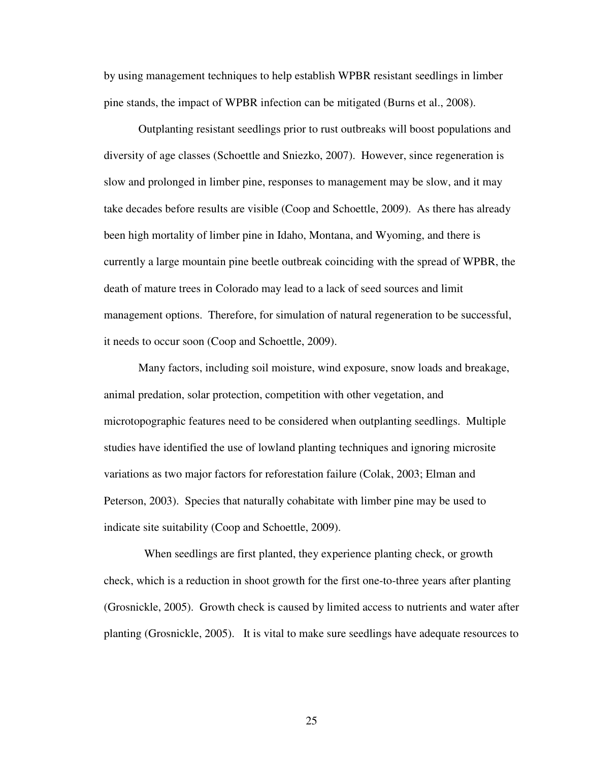by using management techniques to help establish WPBR resistant seedlings in limber pine stands, the impact of WPBR infection can be mitigated (Burns et al., 2008).

Outplanting resistant seedlings prior to rust outbreaks will boost populations and diversity of age classes (Schoettle and Sniezko, 2007). However, since regeneration is slow and prolonged in limber pine, responses to management may be slow, and it may take decades before results are visible (Coop and Schoettle, 2009). As there has already been high mortality of limber pine in Idaho, Montana, and Wyoming, and there is currently a large mountain pine beetle outbreak coinciding with the spread of WPBR, the death of mature trees in Colorado may lead to a lack of seed sources and limit management options. Therefore, for simulation of natural regeneration to be successful, it needs to occur soon (Coop and Schoettle, 2009).

Many factors, including soil moisture, wind exposure, snow loads and breakage, animal predation, solar protection, competition with other vegetation, and microtopographic features need to be considered when outplanting seedlings. Multiple studies have identified the use of lowland planting techniques and ignoring microsite variations as two major factors for reforestation failure (Colak, 2003; Elman and Peterson, 2003). Species that naturally cohabitate with limber pine may be used to indicate site suitability (Coop and Schoettle, 2009).

When seedlings are first planted, they experience planting check, or growth check, which is a reduction in shoot growth for the first one-to-three years after planting (Grosnickle, 2005). Growth check is caused by limited access to nutrients and water after planting (Grosnickle, 2005). It is vital to make sure seedlings have adequate resources to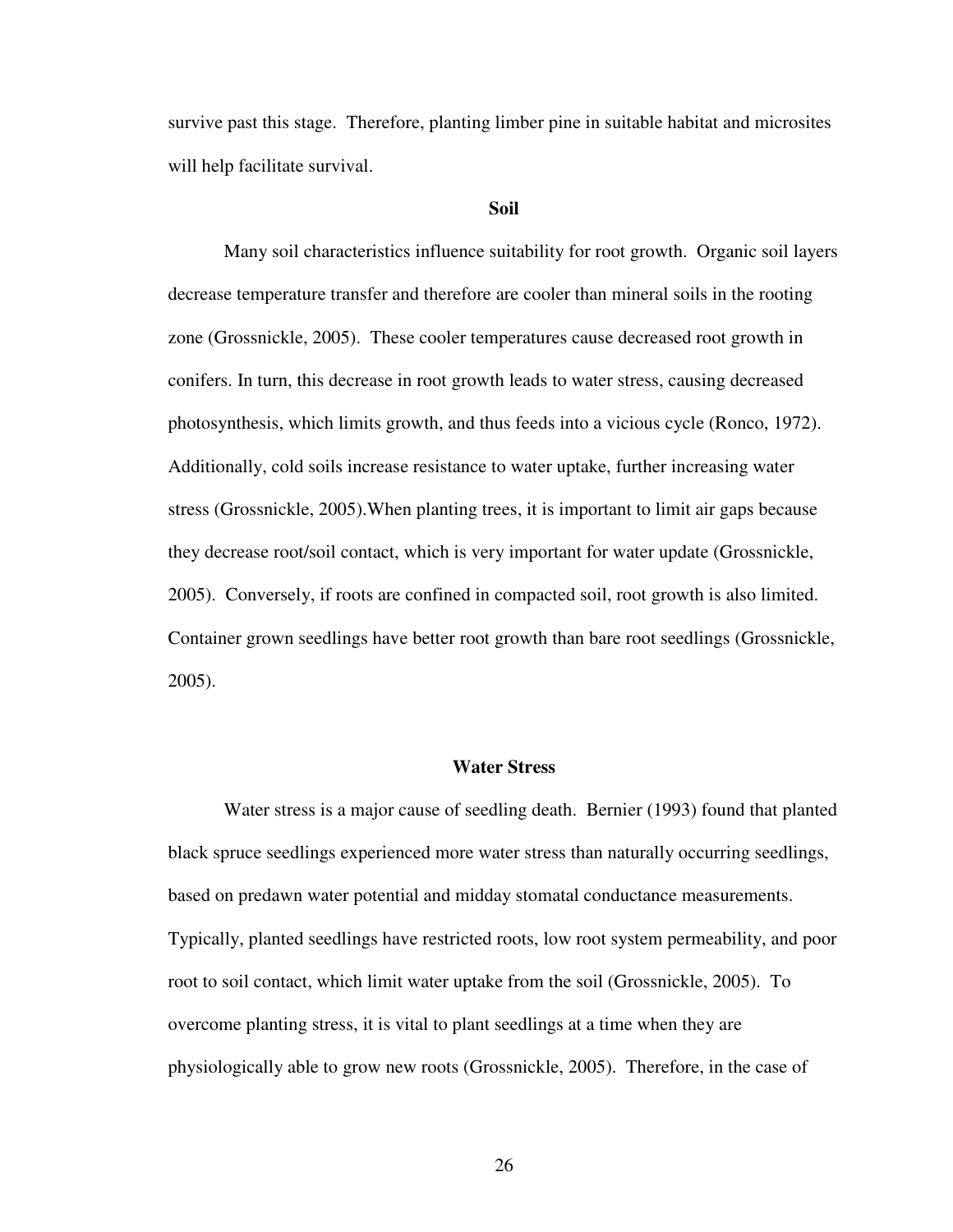survive past this stage. Therefore, planting limber pine in suitable habitat and microsites will help facilitate survival.

## Soil

Many soil characteristics influence suitability for root growth. Organic soil layers decrease temperature transfer and therefore are cooler than mineral soils in the rooting zone (Grossnickle, 2005). These cooler temperatures cause decreased root growth in conifers. In turn, this decrease in root growth leads to water stress, causing decreased photosynthesis, which limits growth, and thus feeds into a vicious cycle (Ronco, 1972). Additionally, cold soils increase resistance to water uptake, further increasing water stress (Grossnickle, 2005).When planting trees, it is important to limit air gaps because they decrease root/soil contact, which is very important for water update (Grossnickle, 2005). Conversely, if roots are confined in compacted soil, root growth is also limited. Container grown seedlings have better root growth than bare root seedlings (Grossnickle, 2005).

## Water Stress

Water stress is a major cause of seedling death. Bernier (1993) found that planted black spruce seedlings experienced more water stress than naturally occurring seedlings, based on predawn water potential and midday stomatal conductance measurements. Typically, planted seedlings have restricted roots, low root system permeability, and poor root to soil contact, which limit water uptake from the soil (Grossnickle, 2005). To overcome planting stress, it is vital to plant seedlings at a time when they are physiologically able to grow new roots (Grossnickle, 2005). Therefore, in the case of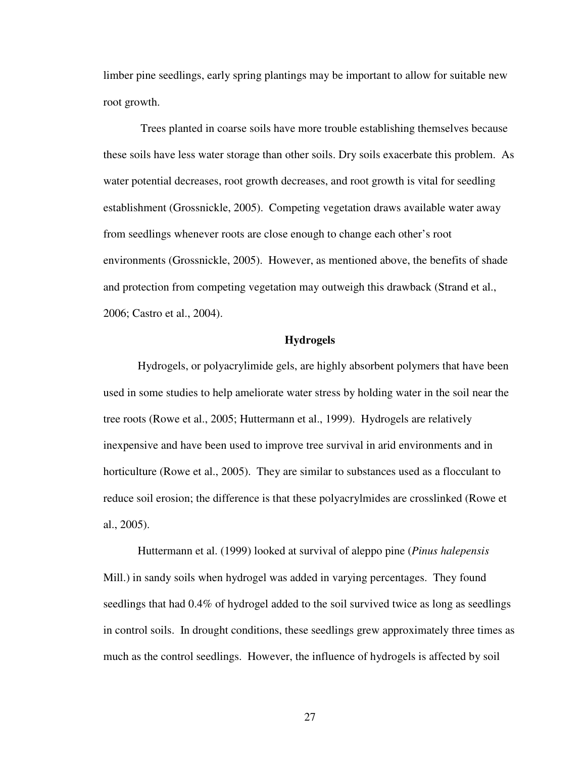limber pine seedlings, early spring plantings may be important to allow for suitable new root growth.

Trees planted in coarse soils have more trouble establishing themselves because these soils have less water storage than other soils. Dry soils exacerbate this problem. As water potential decreases, root growth decreases, and root growth is vital for seedling establishment (Grossnickle, 2005). Competing vegetation draws available water away from seedlings whenever roots are close enough to change each other's root environments (Grossnickle, 2005). However, as mentioned above, the benefits of shade and protection from competing vegetation may outweigh this drawback (Strand et al., 2006; Castro et al., 2004).

### Hydrogels

Hydrogels, or polyacrylimide gels, are highly absorbent polymers that have been used in some studies to help ameliorate water stress by holding water in the soil near the tree roots (Rowe et al., 2005; Huttermann et al., 1999). Hydrogels are relatively inexpensive and have been used to improve tree survival in arid environments and in horticulture (Rowe et al., 2005). They are similar to substances used as a flocculant to reduce soil erosion; the difference is that these polyacrylmides are crosslinked (Rowe et al., 2005).

Huttermann et al. (1999) looked at survival of aleppo pine (*Pinus halepensis* Mill.) in sandy soils when hydrogel was added in varying percentages. They found seedlings that had 0.4% of hydrogel added to the soil survived twice as long as seedlings in control soils. In drought conditions, these seedlings grew approximately three times as much as the control seedlings. However, the influence of hydrogels is affected by soil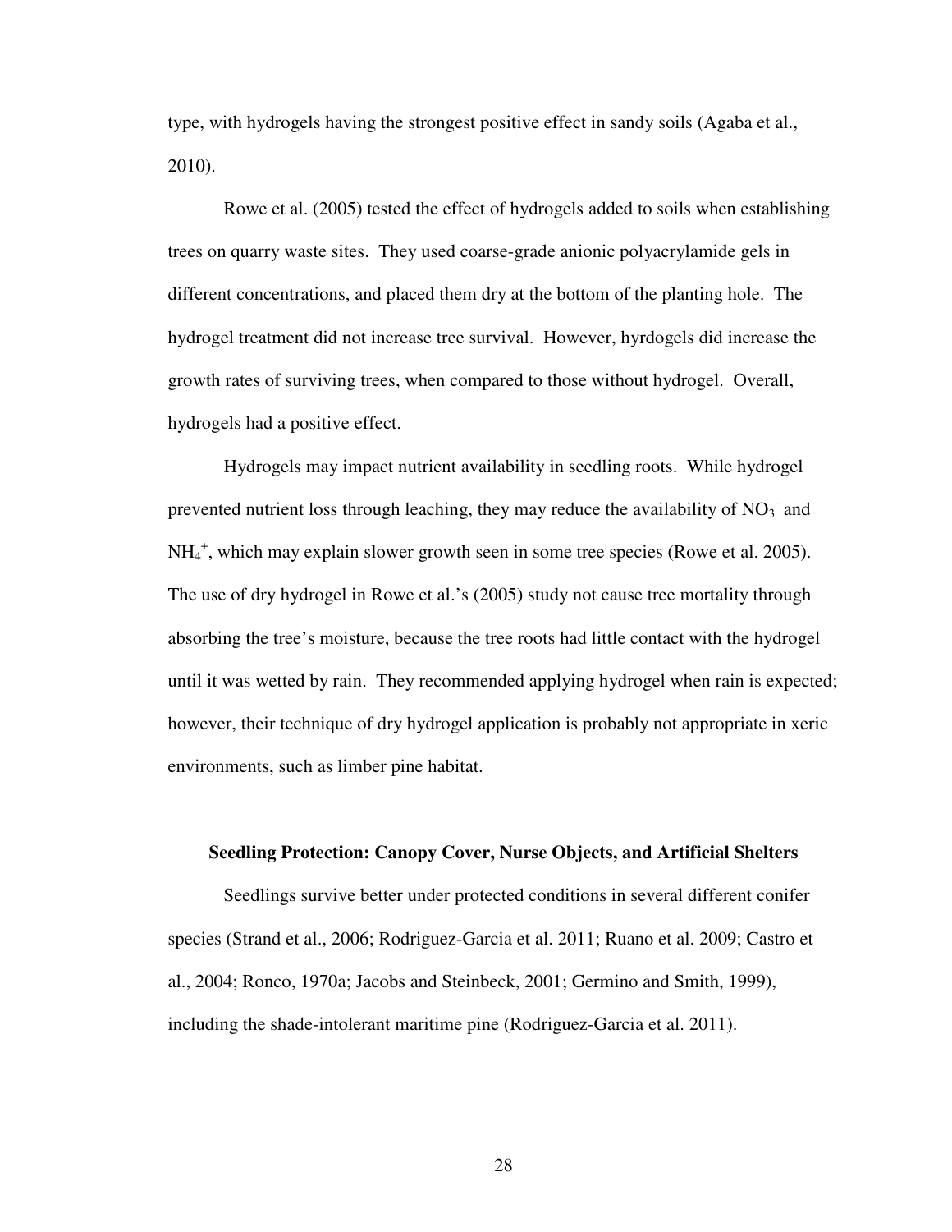type, with hydrogels having the strongest positive effect in sandy soils (Agaba et al., 2010).

Rowe et al. (2005) tested the effect of hydrogels added to soils when establishing trees on quarry waste sites. They used coarse-grade anionic polyacrylamide gels in different concentrations, and placed them dry at the bottom of the planting hole. The hydrogel treatment did not increase tree survival. However, hyrdogels did increase the growth rates of surviving trees, when compared to those without hydrogel. Overall, hydrogels had a positive effect.

Hydrogels may impact nutrient availability in seedling roots. While hydrogel prevented nutrient loss through leaching, they may reduce the availability of $NO_3^-$ and $NH_4^+$, which may explain slower growth seen in some tree species (Rowe et al. 2005). The use of dry hydrogel in Rowe et al.'s (2005) study not cause tree mortality through absorbing the tree's moisture, because the tree roots had little contact with the hydrogel until it was wetted by rain. They recommended applying hydrogel when rain is expected; however, their technique of dry hydrogel application is probably not appropriate in xeric environments, such as limber pine habitat.

## Seedling Protection: Canopy Cover, Nurse Objects, and Artificial Shelters

Seedlings survive better under protected conditions in several different conifer species (Strand et al., 2006; Rodriguez-Garcia et al. 2011; Ruano et al. 2009; Castro et al., 2004; Ronco, 1970a; Jacobs and Steinbeck, 2001; Germino and Smith, 1999), including the shade-intolerant maritime pine (Rodriguez-Garcia et al. 2011).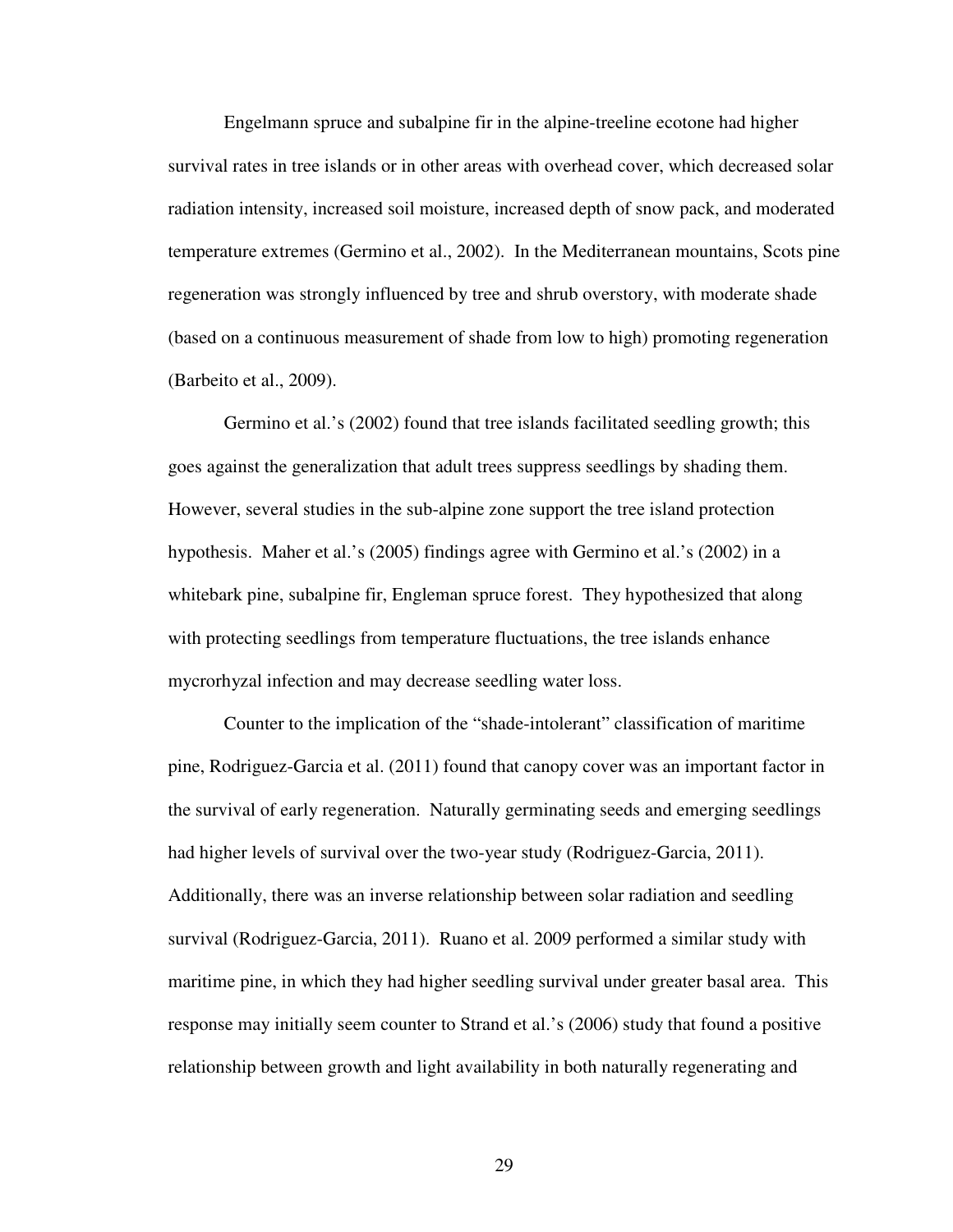Engelmann spruce and subalpine fir in the alpine-treeline ecotone had higher survival rates in tree islands or in other areas with overhead cover, which decreased solar radiation intensity, increased soil moisture, increased depth of snow pack, and moderated temperature extremes (Germino et al., 2002). In the Mediterranean mountains, Scots pine regeneration was strongly influenced by tree and shrub overstory, with moderate shade (based on a continuous measurement of shade from low to high) promoting regeneration (Barbeito et al., 2009).

Germino et al.'s (2002) found that tree islands facilitated seedling growth; this goes against the generalization that adult trees suppress seedlings by shading them. However, several studies in the sub-alpine zone support the tree island protection hypothesis. Maher et al.'s (2005) findings agree with Germino et al.'s (2002) in a whitebark pine, subalpine fir, Engleman spruce forest. They hypothesized that along with protecting seedlings from temperature fluctuations, the tree islands enhance mycrorhyzal infection and may decrease seedling water loss.

Counter to the implication of the "shade-intolerant" classification of maritime pine, Rodriguez-Garcia et al. (2011) found that canopy cover was an important factor in the survival of early regeneration. Naturally germinating seeds and emerging seedlings had higher levels of survival over the two-year study (Rodriguez-Garcia, 2011). Additionally, there was an inverse relationship between solar radiation and seedling survival (Rodriguez-Garcia, 2011). Ruano et al. 2009 performed a similar study with maritime pine, in which they had higher seedling survival under greater basal area. This response may initially seem counter to Strand et al.'s (2006) study that found a positive relationship between growth and light availability in both naturally regenerating and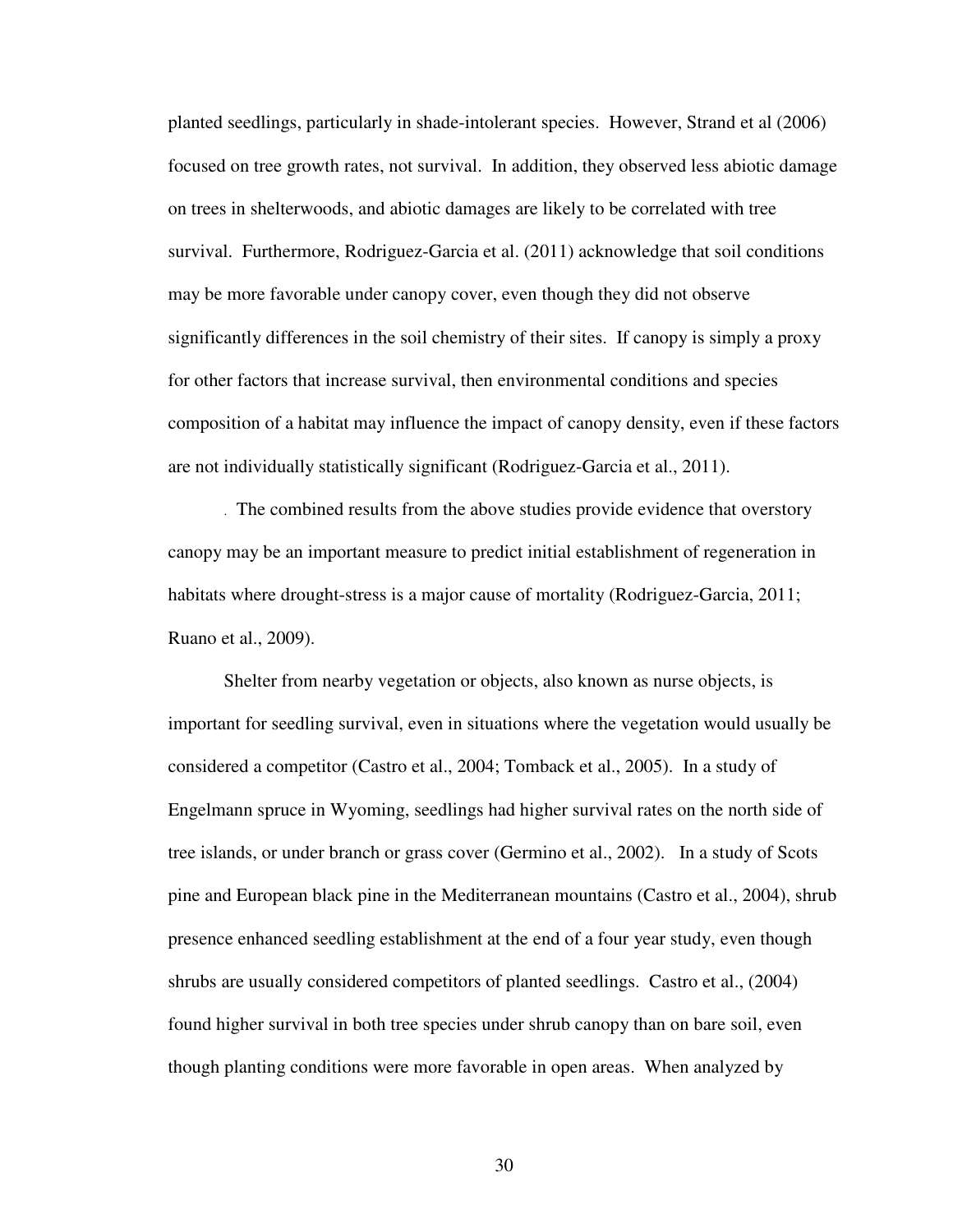planted seedlings, particularly in shade-intolerant species. However, Strand et al (2006) focused on tree growth rates, not survival. In addition, they observed less abiotic damage on trees in shelterwoods, and abiotic damages are likely to be correlated with tree survival. Furthermore, Rodriguez-Garcia et al. (2011) acknowledge that soil conditions may be more favorable under canopy cover, even though they did not observe significantly differences in the soil chemistry of their sites. If canopy is simply a proxy for other factors that increase survival, then environmental conditions and species composition of a habitat may influence the impact of canopy density, even if these factors are not individually statistically significant (Rodriguez-Garcia et al., 2011).

. The combined results from the above studies provide evidence that overstory canopy may be an important measure to predict initial establishment of regeneration in habitats where drought-stress is a major cause of mortality (Rodriguez-Garcia, 2011; Ruano et al., 2009).

Shelter from nearby vegetation or objects, also known as nurse objects, is important for seedling survival, even in situations where the vegetation would usually be considered a competitor (Castro et al., 2004; Tomback et al., 2005). In a study of Engelmann spruce in Wyoming, seedlings had higher survival rates on the north side of tree islands, or under branch or grass cover (Germino et al., 2002). In a study of Scots pine and European black pine in the Mediterranean mountains (Castro et al., 2004), shrub presence enhanced seedling establishment at the end of a four year study, even though shrubs are usually considered competitors of planted seedlings. Castro et al., (2004) found higher survival in both tree species under shrub canopy than on bare soil, even though planting conditions were more favorable in open areas. When analyzed by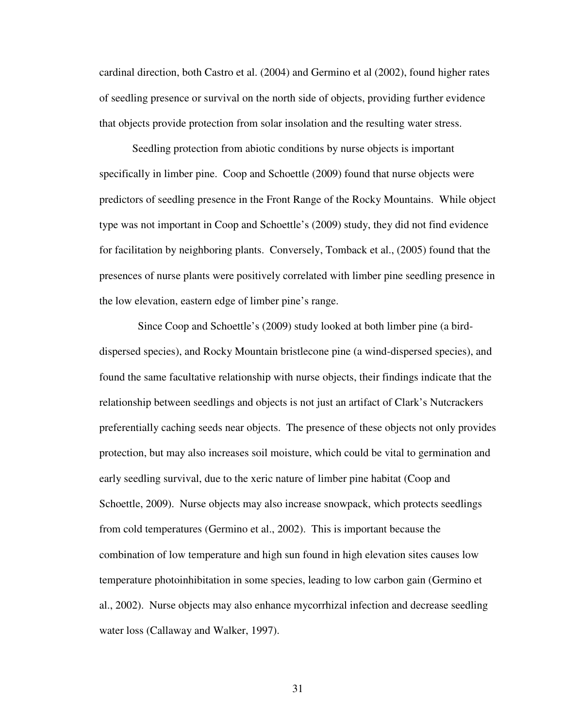cardinal direction, both Castro et al. (2004) and Germino et al (2002), found higher rates of seedling presence or survival on the north side of objects, providing further evidence that objects provide protection from solar insolation and the resulting water stress.

Seedling protection from abiotic conditions by nurse objects is important specifically in limber pine. Coop and Schoettle (2009) found that nurse objects were predictors of seedling presence in the Front Range of the Rocky Mountains. While object type was not important in Coop and Schoettle's (2009) study, they did not find evidence for facilitation by neighboring plants. Conversely, Tomback et al., (2005) found that the presences of nurse plants were positively correlated with limber pine seedling presence in the low elevation, eastern edge of limber pine's range.

Since Coop and Schoettle's (2009) study looked at both limber pine (a bird-dispersed species), and Rocky Mountain bristlecone pine (a wind-dispersed species), and found the same facultative relationship with nurse objects, their findings indicate that the relationship between seedlings and objects is not just an artifact of Clark's Nutcrackers preferentially caching seeds near objects. The presence of these objects not only provides protection, but may also increases soil moisture, which could be vital to germination and early seedling survival, due to the xeric nature of limber pine habitat (Coop and Schoettle, 2009). Nurse objects may also increase snowpack, which protects seedlings from cold temperatures (Germino et al., 2002). This is important because the combination of low temperature and high sun found in high elevation sites causes low temperature photoinhibitation in some species, leading to low carbon gain (Germino et al., 2002). Nurse objects may also enhance mycorrhizal infection and decrease seedling water loss (Callaway and Walker, 1997).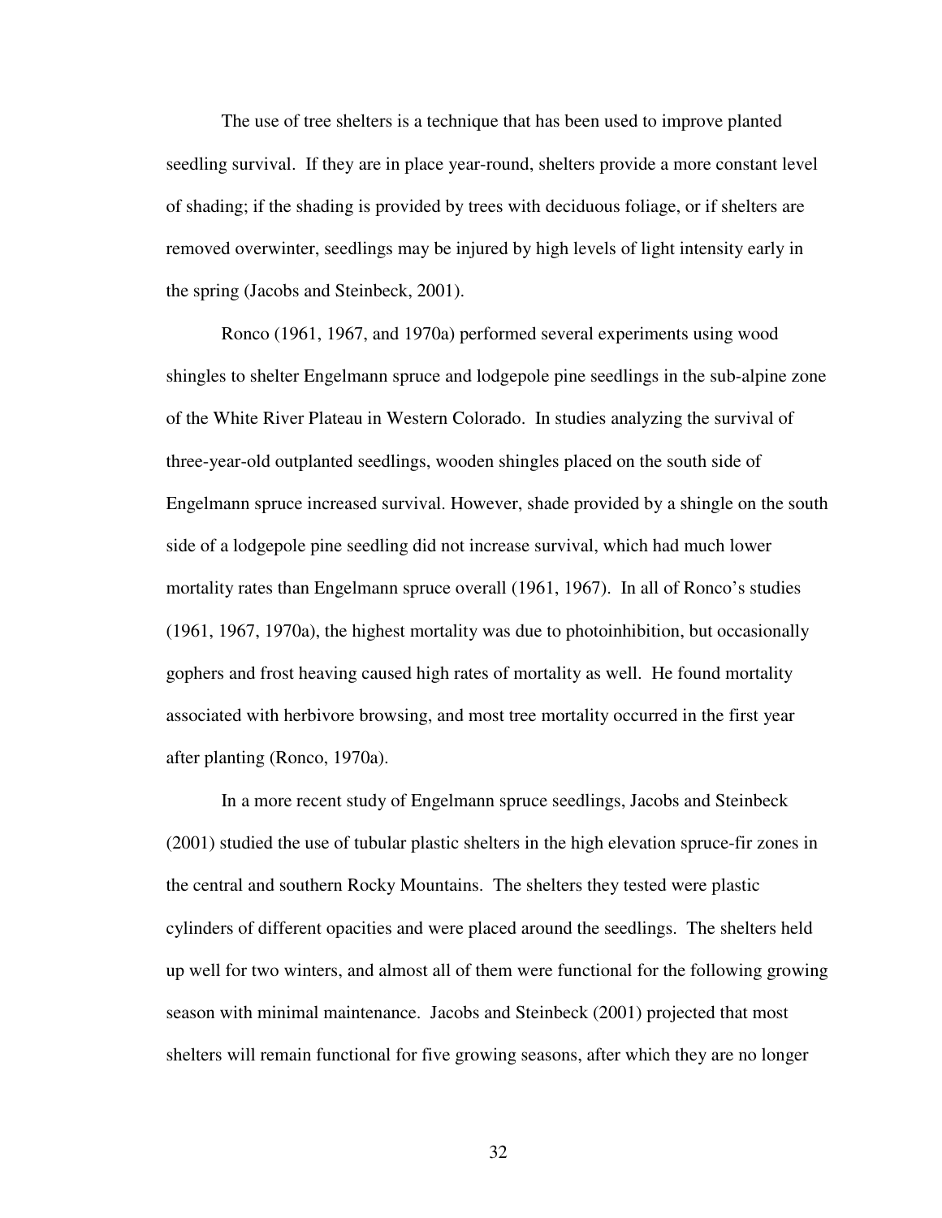The use of tree shelters is a technique that has been used to improve planted seedling survival. If they are in place year-round, shelters provide a more constant level of shading; if the shading is provided by trees with deciduous foliage, or if shelters are removed overwinter, seedlings may be injured by high levels of light intensity early in the spring (Jacobs and Steinbeck, 2001).

Ronco (1961, 1967, and 1970a) performed several experiments using wood shingles to shelter Engelmann spruce and lodgepole pine seedlings in the sub-alpine zone of the White River Plateau in Western Colorado. In studies analyzing the survival of three-year-old outplanted seedlings, wooden shingles placed on the south side of Engelmann spruce increased survival. However, shade provided by a shingle on the south side of a lodgepole pine seedling did not increase survival, which had much lower mortality rates than Engelmann spruce overall (1961, 1967). In all of Ronco's studies (1961, 1967, 1970a), the highest mortality was due to photoinhibition, but occasionally gophers and frost heaving caused high rates of mortality as well. He found mortality associated with herbivore browsing, and most tree mortality occurred in the first year after planting (Ronco, 1970a).

In a more recent study of Engelmann spruce seedlings, Jacobs and Steinbeck (2001) studied the use of tubular plastic shelters in the high elevation spruce-fir zones in the central and southern Rocky Mountains. The shelters they tested were plastic cylinders of different opacities and were placed around the seedlings. The shelters held up well for two winters, and almost all of them were functional for the following growing season with minimal maintenance. Jacobs and Steinbeck (2001) projected that most shelters will remain functional for five growing seasons, after which they are no longer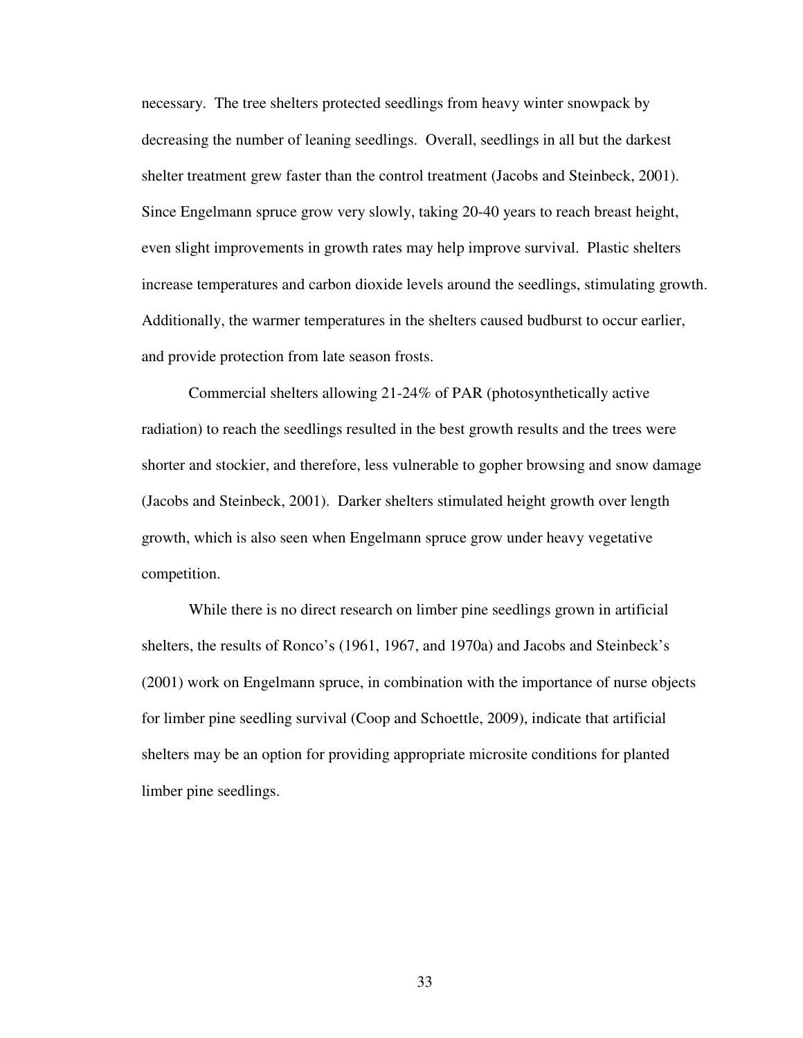necessary. The tree shelters protected seedlings from heavy winter snowpack by decreasing the number of leaning seedlings. Overall, seedlings in all but the darkest shelter treatment grew faster than the control treatment (Jacobs and Steinbeck, 2001). Since Engelmann spruce grow very slowly, taking 20-40 years to reach breast height, even slight improvements in growth rates may help improve survival. Plastic shelters increase temperatures and carbon dioxide levels around the seedlings, stimulating growth. Additionally, the warmer temperatures in the shelters caused budburst to occur earlier, and provide protection from late season frosts.

Commercial shelters allowing 21-24% of PAR (photosynthetically active radiation) to reach the seedlings resulted in the best growth results and the trees were shorter and stockier, and therefore, less vulnerable to gopher browsing and snow damage (Jacobs and Steinbeck, 2001). Darker shelters stimulated height growth over length growth, which is also seen when Engelmann spruce grow under heavy vegetative competition.

While there is no direct research on limber pine seedlings grown in artificial shelters, the results of Ronco's (1961, 1967, and 1970a) and Jacobs and Steinbeck's (2001) work on Engelmann spruce, in combination with the importance of nurse objects for limber pine seedling survival (Coop and Schoettle, 2009), indicate that artificial shelters may be an option for providing appropriate microsite conditions for planted limber pine seedlings.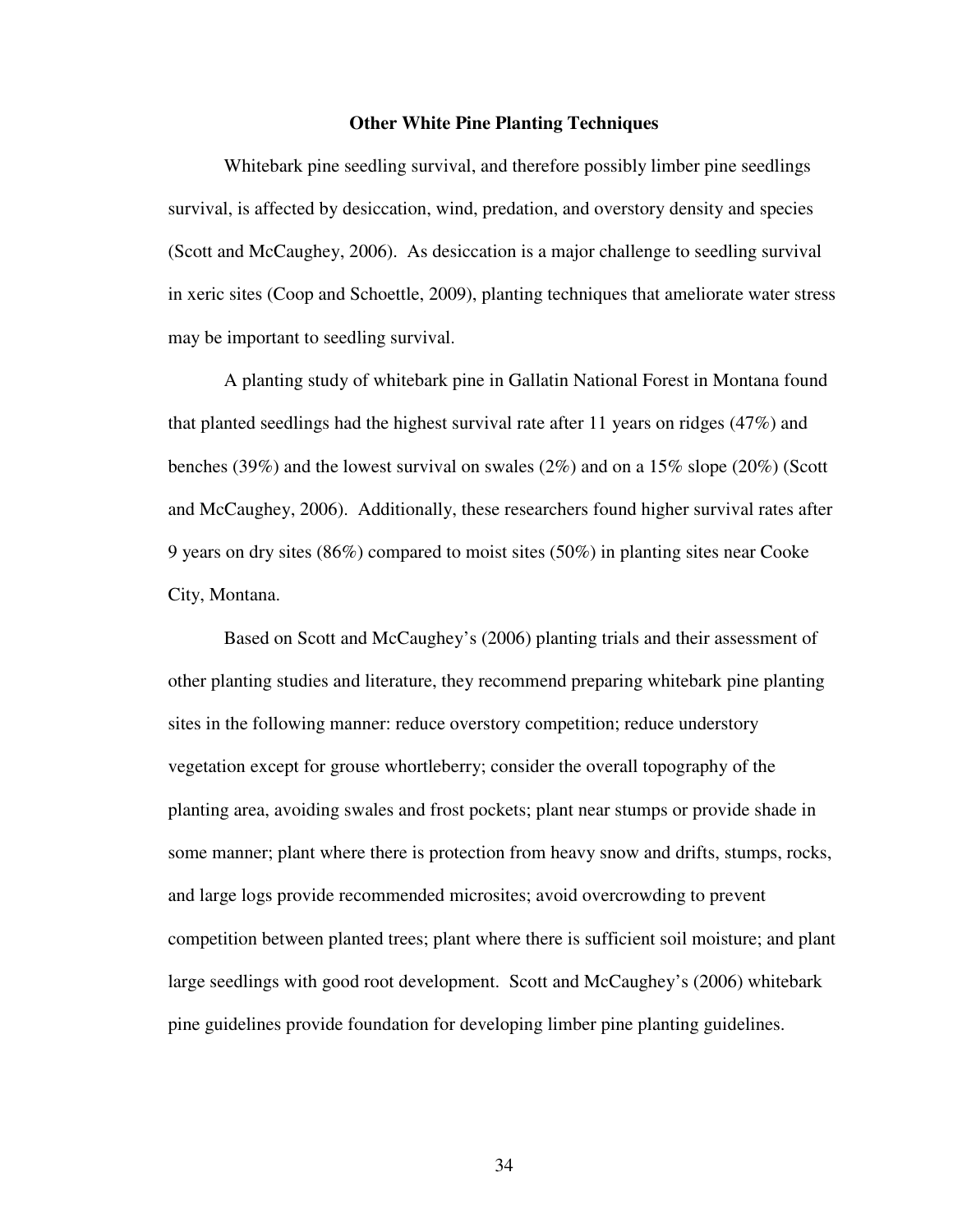## Other White Pine Planting Techniques

Whitebark pine seedling survival, and therefore possibly limber pine seedlings survival, is affected by desiccation, wind, predation, and overstory density and species (Scott and McCaughey, 2006). As desiccation is a major challenge to seedling survival in xeric sites (Coop and Schoettle, 2009), planting techniques that ameliorate water stress may be important to seedling survival.

A planting study of whitebark pine in Gallatin National Forest in Montana found that planted seedlings had the highest survival rate after 11 years on ridges (47%) and benches (39%) and the lowest survival on swales (2%) and on a 15% slope (20%) (Scott and McCaughey, 2006). Additionally, these researchers found higher survival rates after 9 years on dry sites (86%) compared to moist sites (50%) in planting sites near Cooke City, Montana.

Based on Scott and McCaughey's (2006) planting trials and their assessment of other planting studies and literature, they recommend preparing whitebark pine planting sites in the following manner: reduce overstory competition; reduce understory vegetation except for grouse whortleberry; consider the overall topography of the planting area, avoiding swales and frost pockets; plant near stumps or provide shade in some manner; plant where there is protection from heavy snow and drifts, stumps, rocks, and large logs provide recommended microsites; avoid overcrowding to prevent competition between planted trees; plant where there is sufficient soil moisture; and plant large seedlings with good root development. Scott and McCaughey's (2006) whitebark pine guidelines provide foundation for developing limber pine planting guidelines.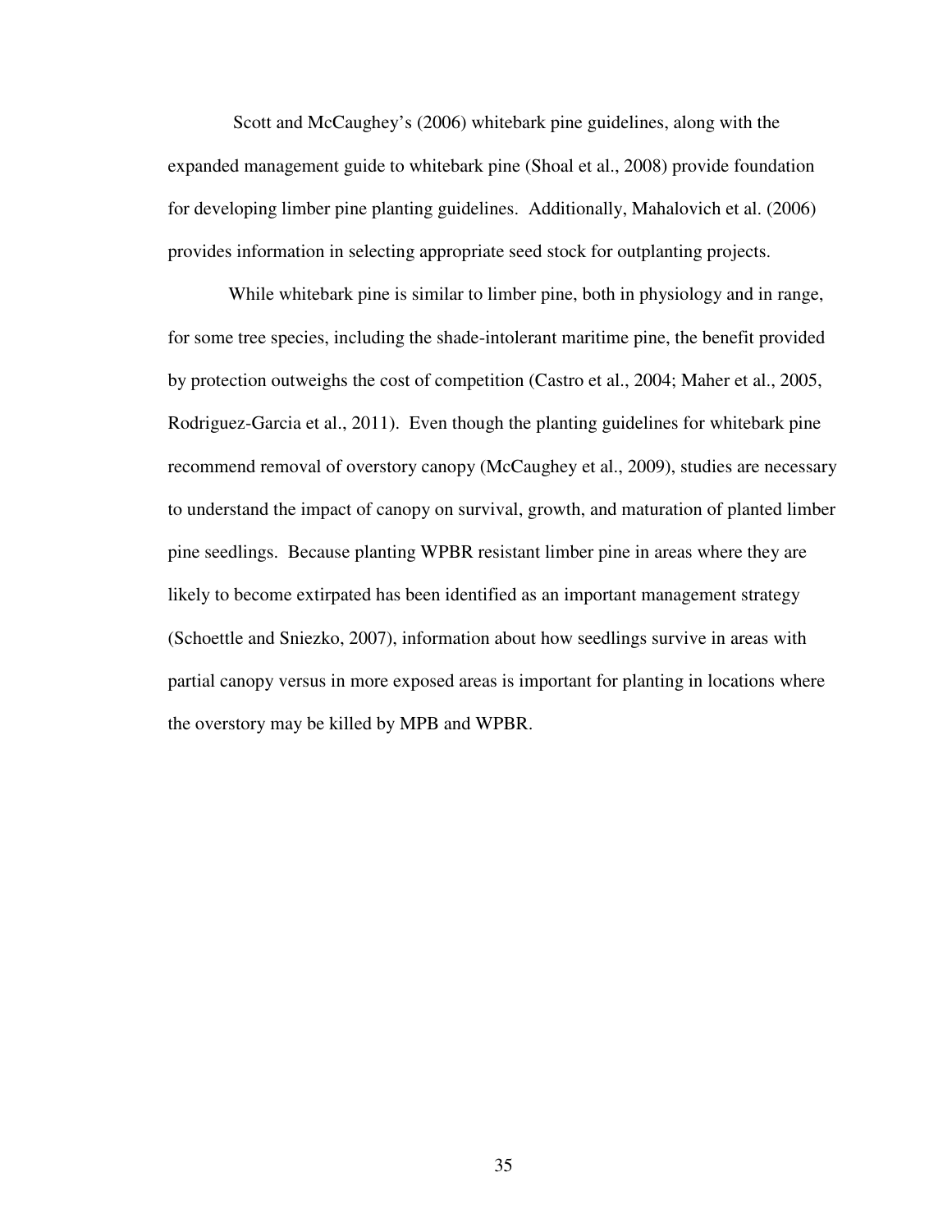Scott and McCaughey's (2006) whitebark pine guidelines, along with the expanded management guide to whitebark pine (Shoal et al., 2008) provide foundation for developing limber pine planting guidelines. Additionally, Mahalovich et al. (2006) provides information in selecting appropriate seed stock for outplanting projects.

While whitebark pine is similar to limber pine, both in physiology and in range, for some tree species, including the shade-intolerant maritime pine, the benefit provided by protection outweighs the cost of competition (Castro et al., 2004; Maher et al., 2005, Rodriguez-Garcia et al., 2011). Even though the planting guidelines for whitebark pine recommend removal of overstory canopy (McCaughey et al., 2009), studies are necessary to understand the impact of canopy on survival, growth, and maturation of planted limber pine seedlings. Because planting WPBR resistant limber pine in areas where they are likely to become extirpated has been identified as an important management strategy (Schoettle and Sniezko, 2007), information about how seedlings survive in areas with partial canopy versus in more exposed areas is important for planting in locations where the overstory may be killed by MPB and WPBR.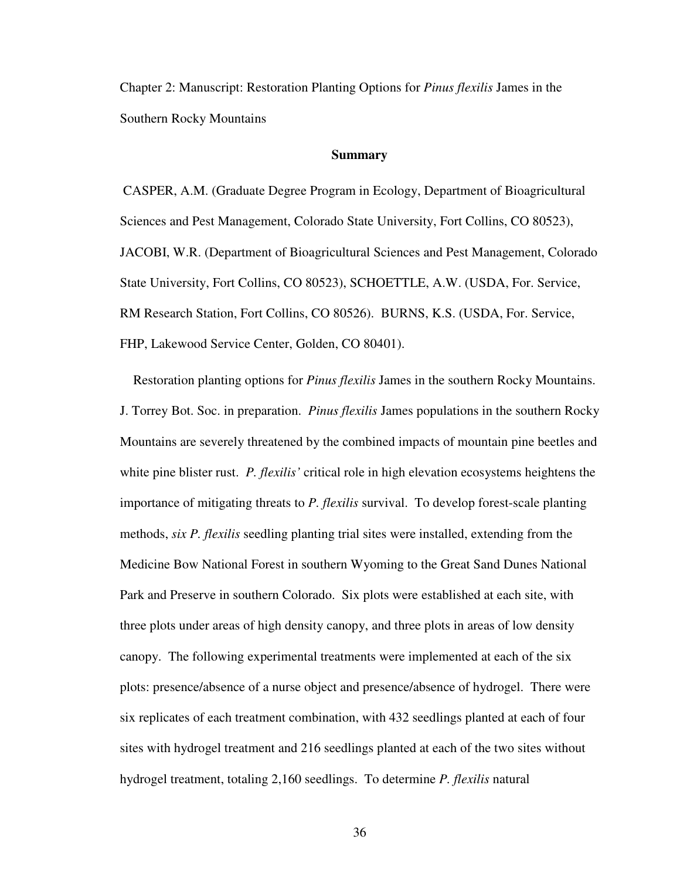Chapter 2: Manuscript: Restoration Planting Options for *Pinus flexilis* James in the Southern Rocky Mountains

## Summary

CASPER, A.M. (Graduate Degree Program in Ecology, Department of Bioagricultural Sciences and Pest Management, Colorado State University, Fort Collins, CO 80523), JACOBI, W.R. (Department of Bioagricultural Sciences and Pest Management, Colorado State University, Fort Collins, CO 80523), SCHOETTLE, A.W. (USDA, For. Service, RM Research Station, Fort Collins, CO 80526). BURNS, K.S. (USDA, For. Service, FHP, Lakewood Service Center, Golden, CO 80401).

Restoration planting options for *Pinus flexilis* James in the southern Rocky Mountains. J. Torrey Bot. Soc. in preparation. *Pinus flexilis* James populations in the southern Rocky Mountains are severely threatened by the combined impacts of mountain pine beetles and white pine blister rust. *P. flexilis'* critical role in high elevation ecosystems heightens the importance of mitigating threats to *P. flexilis* survival. To develop forest-scale planting methods, *six P. flexilis* seedling planting trial sites were installed, extending from the Medicine Bow National Forest in southern Wyoming to the Great Sand Dunes National Park and Preserve in southern Colorado. Six plots were established at each site, with three plots under areas of high density canopy, and three plots in areas of low density canopy. The following experimental treatments were implemented at each of the six plots: presence/absence of a nurse object and presence/absence of hydrogel. There were six replicates of each treatment combination, with 432 seedlings planted at each of four sites with hydrogel treatment and 216 seedlings planted at each of the two sites without hydrogel treatment, totaling 2,160 seedlings. To determine *P. flexilis* natural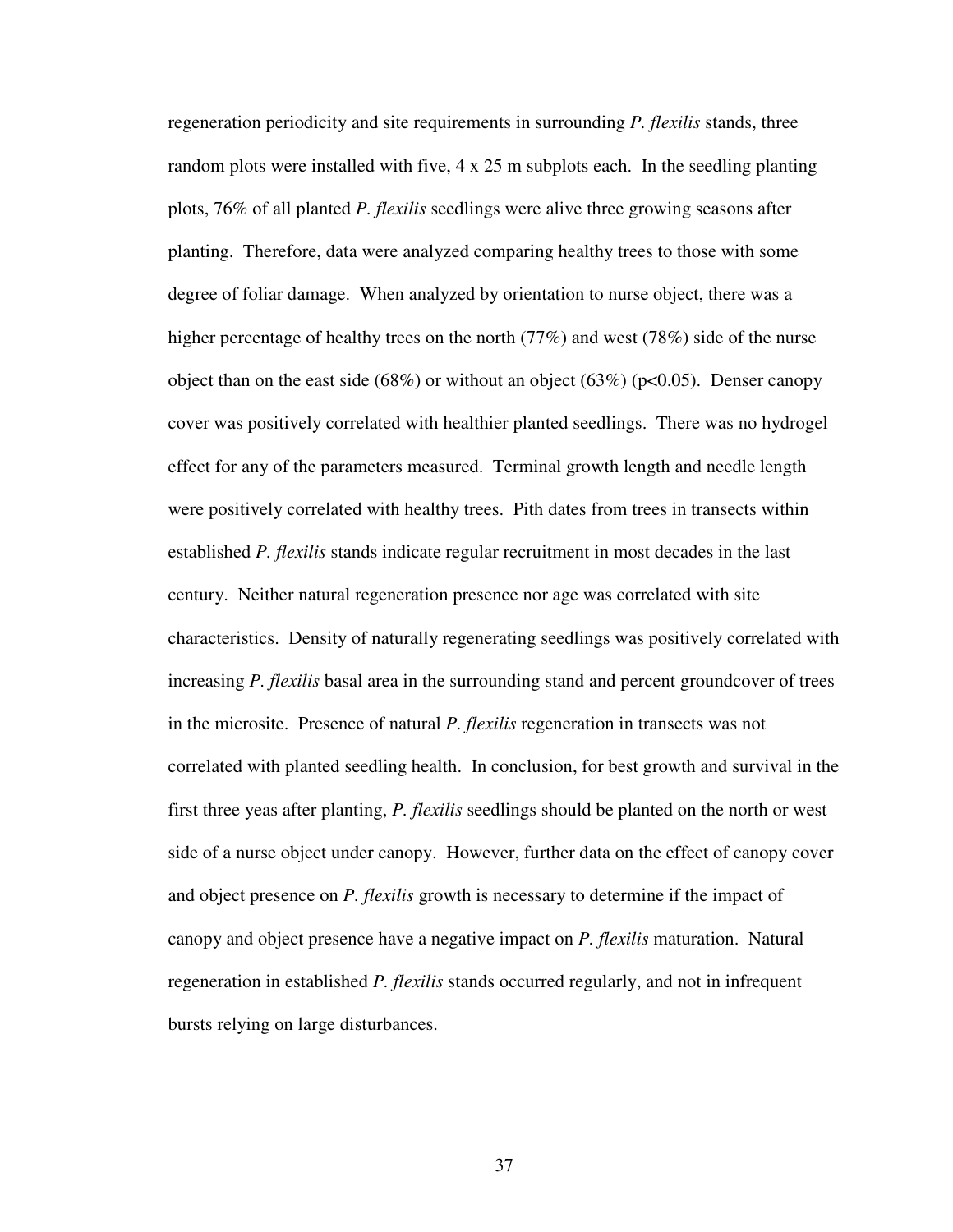regeneration periodicity and site requirements in surrounding *P. flexilis* stands, three random plots were installed with five, 4 x 25 m subplots each. In the seedling planting plots, 76% of all planted *P. flexilis* seedlings were alive three growing seasons after planting. Therefore, data were analyzed comparing healthy trees to those with some degree of foliar damage. When analyzed by orientation to nurse object, there was a higher percentage of healthy trees on the north (77%) and west (78%) side of the nurse object than on the east side (68%) or without an object (63%) ($p<0.05$). Denser canopy cover was positively correlated with healthier planted seedlings. There was no hydrogel effect for any of the parameters measured. Terminal growth length and needle length were positively correlated with healthy trees. Pith dates from trees in transects within established *P. flexilis* stands indicate regular recruitment in most decades in the last century. Neither natural regeneration presence nor age was correlated with site characteristics. Density of naturally regenerating seedlings was positively correlated with increasing *P. flexilis* basal area in the surrounding stand and percent groundcover of trees in the microsite. Presence of natural *P. flexilis* regeneration in transects was not correlated with planted seedling health. In conclusion, for best growth and survival in the first three yeas after planting, *P. flexilis* seedlings should be planted on the north or west side of a nurse object under canopy. However, further data on the effect of canopy cover and object presence on *P. flexilis* growth is necessary to determine if the impact of canopy and object presence have a negative impact on *P. flexilis* maturation. Natural regeneration in established *P. flexilis* stands occurred regularly, and not in infrequent bursts relying on large disturbances.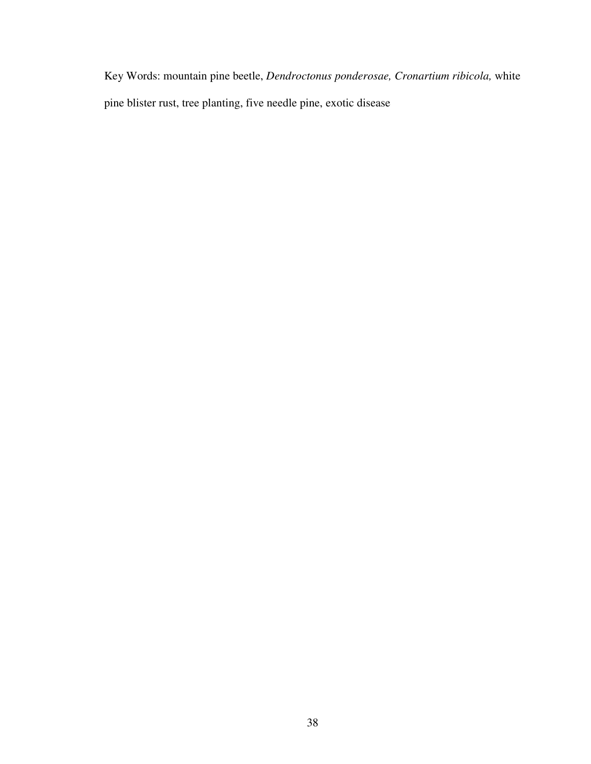Key Words: mountain pine beetle, *Dendroctonus ponderosae, Cronartium ribicola,* white pine blister rust, tree planting, five needle pine, exotic disease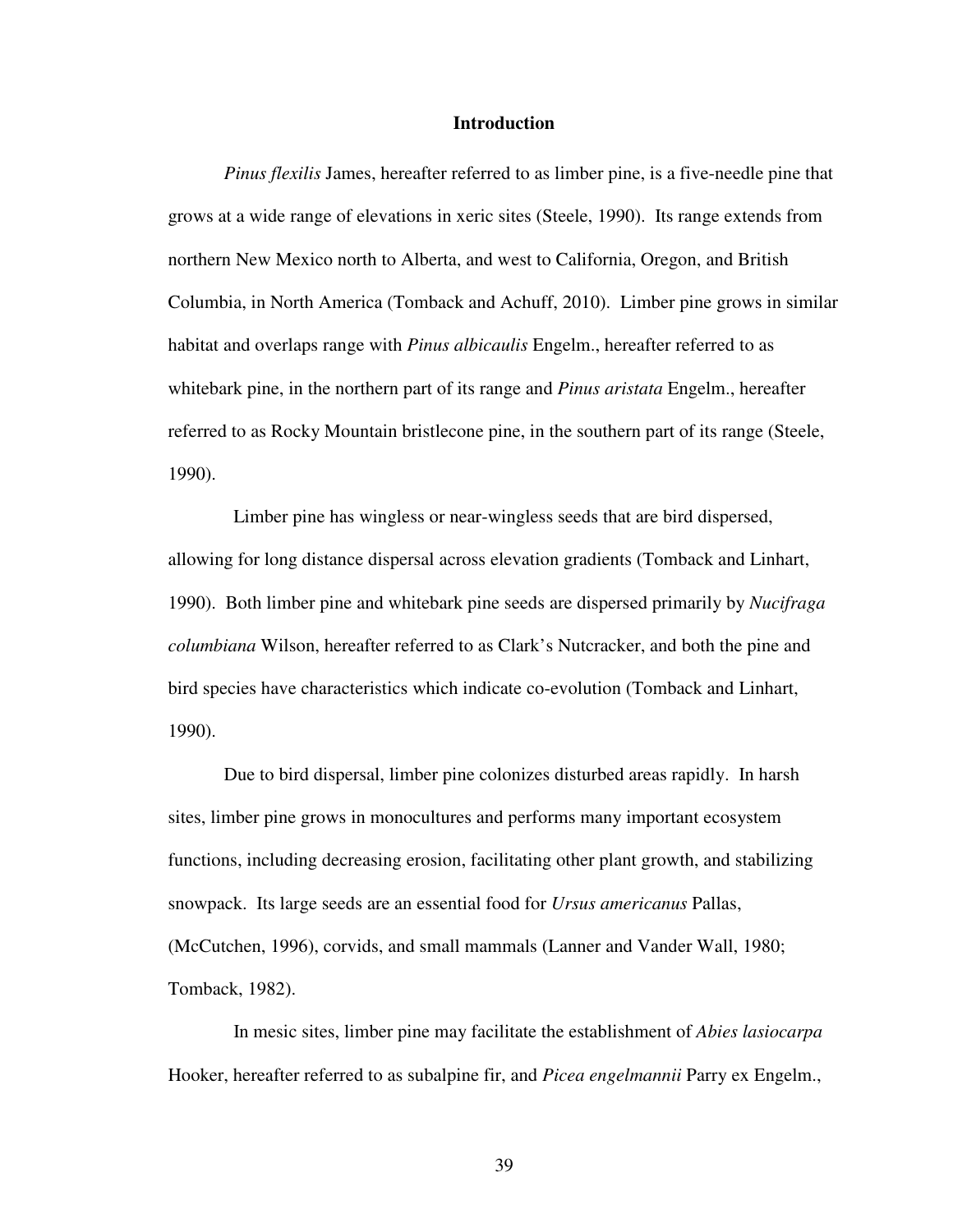## Introduction

*Pinus flexilis* James, hereafter referred to as limber pine, is a five-needle pine that grows at a wide range of elevations in xeric sites (Steele, 1990). Its range extends from northern New Mexico north to Alberta, and west to California, Oregon, and British Columbia, in North America (Tomback and Achuff, 2010). Limber pine grows in similar habitat and overlaps range with *Pinus albicaulis* Engelm., hereafter referred to as whitebark pine, in the northern part of its range and *Pinus aristata* Engelm., hereafter referred to as Rocky Mountain bristlecone pine, in the southern part of its range (Steele, 1990).

Limber pine has wingless or near-wingless seeds that are bird dispersed, allowing for long distance dispersal across elevation gradients (Tomback and Linhart, 1990). Both limber pine and whitebark pine seeds are dispersed primarily by *Nucifraga columbiana* Wilson, hereafter referred to as Clark's Nutcracker, and both the pine and bird species have characteristics which indicate co-evolution (Tomback and Linhart, 1990).

Due to bird dispersal, limber pine colonizes disturbed areas rapidly. In harsh sites, limber pine grows in monocultures and performs many important ecosystem functions, including decreasing erosion, facilitating other plant growth, and stabilizing snowpack. Its large seeds are an essential food for *Ursus americanus* Pallas, (McCutchen, 1996), corvids, and small mammals (Lanner and Vander Wall, 1980; Tomback, 1982).

In mesic sites, limber pine may facilitate the establishment of *Abies lasiocarpa* Hooker, hereafter referred to as subalpine fir, and *Picea engelmannii* Parry ex Engelm.,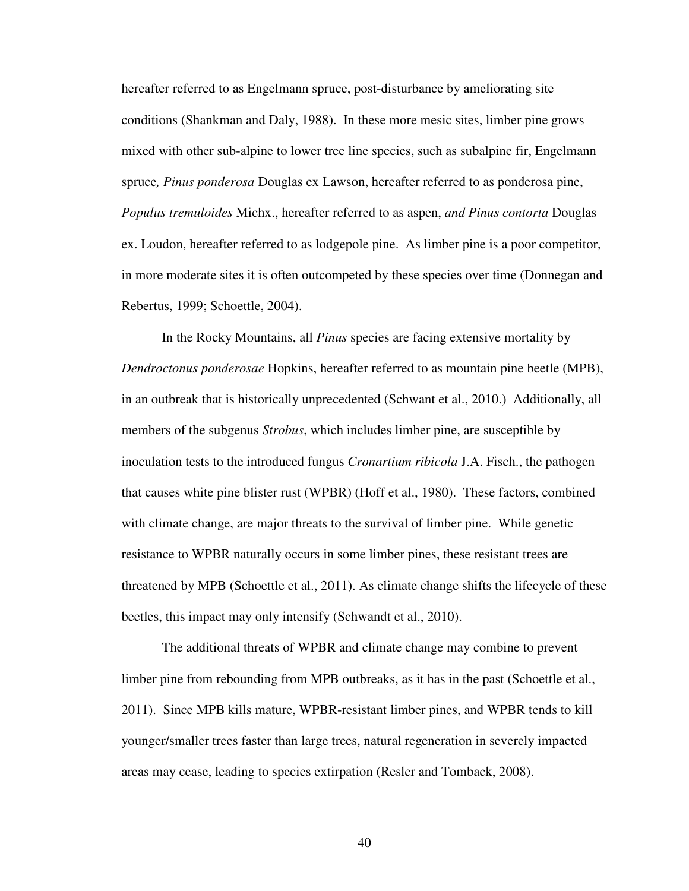hereafter referred to as Engelmann spruce, post-disturbance by ameliorating site conditions (Shankman and Daly, 1988). In these more mesic sites, limber pine grows mixed with other sub-alpine to lower tree line species, such as subalpine fir, Engelmann spruce*,* *Pinus ponderosa* Douglas ex Lawson, hereafter referred to as ponderosa pine, *Populus tremuloides* Michx., hereafter referred to as aspen, *and Pinus contorta* Douglas ex. Loudon, hereafter referred to as lodgepole pine. As limber pine is a poor competitor, in more moderate sites it is often outcompeted by these species over time (Donnegan and Rebertus, 1999; Schoettle, 2004).

In the Rocky Mountains, all *Pinus* species are facing extensive mortality by *Dendroctonus ponderosae* Hopkins, hereafter referred to as mountain pine beetle (MPB), in an outbreak that is historically unprecedented (Schwant et al., 2010.) Additionally, all members of the subgenus *Strobus*, which includes limber pine, are susceptible by inoculation tests to the introduced fungus *Cronartium ribicola* J.A. Fisch., the pathogen that causes white pine blister rust (WPBR) (Hoff et al., 1980). These factors, combined with climate change, are major threats to the survival of limber pine. While genetic resistance to WPBR naturally occurs in some limber pines, these resistant trees are threatened by MPB (Schoettle et al., 2011). As climate change shifts the lifecycle of these beetles, this impact may only intensify (Schwandt et al., 2010).

The additional threats of WPBR and climate change may combine to prevent limber pine from rebounding from MPB outbreaks, as it has in the past (Schoettle et al., 2011). Since MPB kills mature, WPBR-resistant limber pines, and WPBR tends to kill younger/smaller trees faster than large trees, natural regeneration in severely impacted areas may cease, leading to species extirpation (Resler and Tomback, 2008).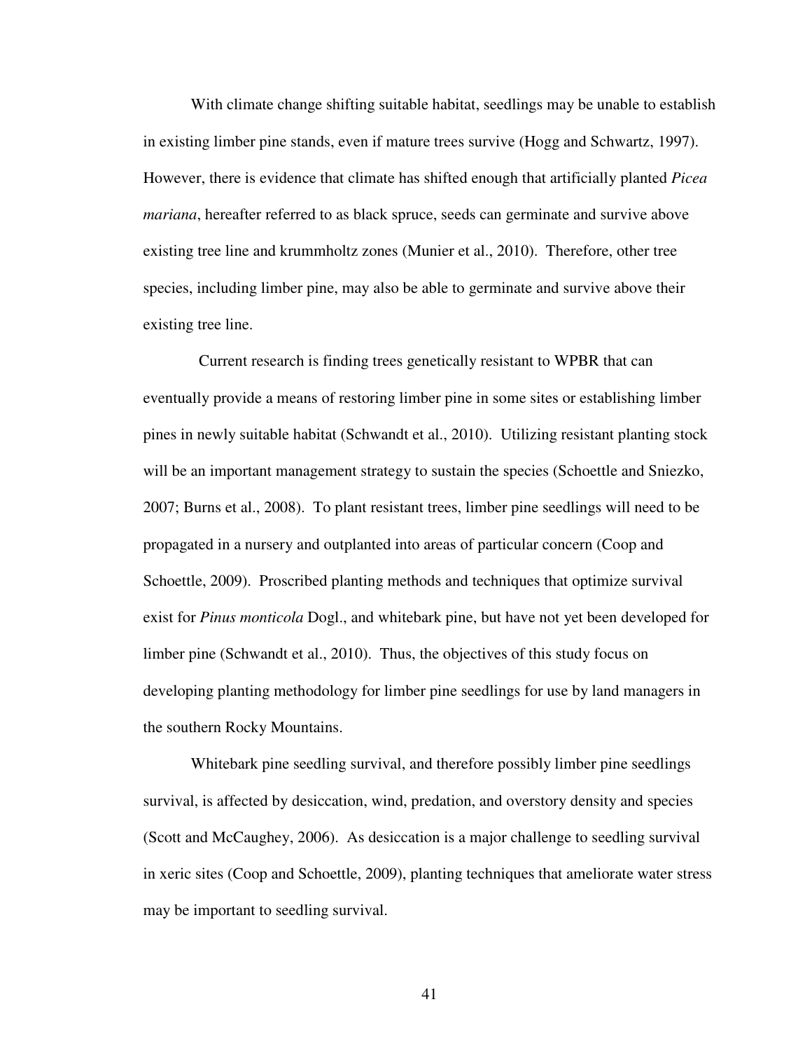With climate change shifting suitable habitat, seedlings may be unable to establish in existing limber pine stands, even if mature trees survive (Hogg and Schwartz, 1997). However, there is evidence that climate has shifted enough that artificially planted *Picea mariana*, hereafter referred to as black spruce, seeds can germinate and survive above existing tree line and krummholtz zones (Munier et al., 2010). Therefore, other tree species, including limber pine, may also be able to germinate and survive above their existing tree line.

Current research is finding trees genetically resistant to WPBR that can eventually provide a means of restoring limber pine in some sites or establishing limber pines in newly suitable habitat (Schwandt et al., 2010). Utilizing resistant planting stock will be an important management strategy to sustain the species (Schoettle and Sniezko, 2007; Burns et al., 2008). To plant resistant trees, limber pine seedlings will need to be propagated in a nursery and outplanted into areas of particular concern (Coop and Schoettle, 2009). Proscribed planting methods and techniques that optimize survival exist for *Pinus monticola* Dogl., and whitebark pine, but have not yet been developed for limber pine (Schwandt et al., 2010). Thus, the objectives of this study focus on developing planting methodology for limber pine seedlings for use by land managers in the southern Rocky Mountains.

Whitebark pine seedling survival, and therefore possibly limber pine seedlings survival, is affected by desiccation, wind, predation, and overstory density and species (Scott and McCaughey, 2006). As desiccation is a major challenge to seedling survival in xeric sites (Coop and Schoettle, 2009), planting techniques that ameliorate water stress may be important to seedling survival.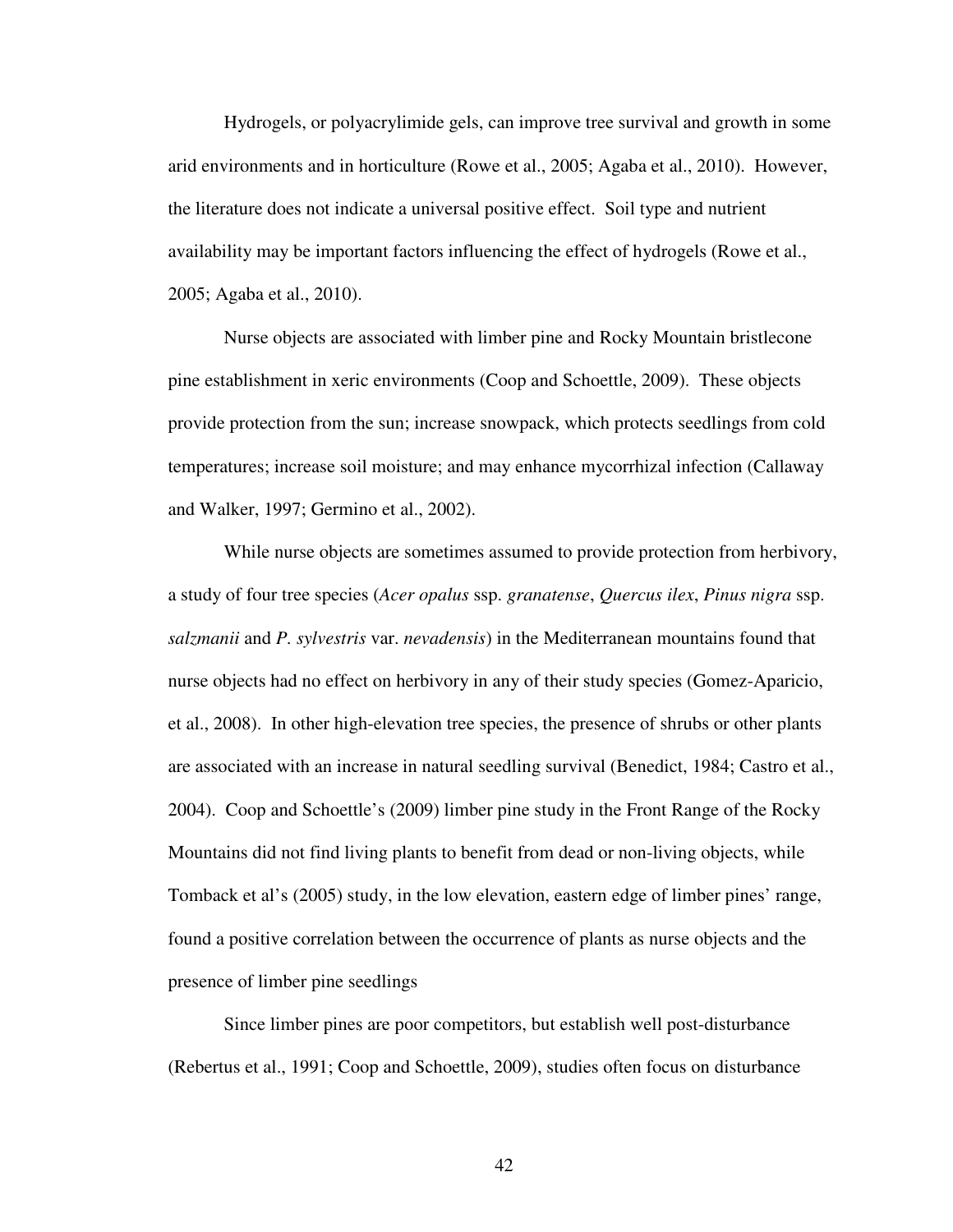Hydrogels, or polyacrylimide gels, can improve tree survival and growth in some arid environments and in horticulture (Rowe et al., 2005; Agaba et al., 2010). However, the literature does not indicate a universal positive effect. Soil type and nutrient availability may be important factors influencing the effect of hydrogels (Rowe et al., 2005; Agaba et al., 2010).

Nurse objects are associated with limber pine and Rocky Mountain bristlecone pine establishment in xeric environments (Coop and Schoettle, 2009). These objects provide protection from the sun; increase snowpack, which protects seedlings from cold temperatures; increase soil moisture; and may enhance mycorrhizal infection (Callaway and Walker, 1997; Germino et al., 2002).

While nurse objects are sometimes assumed to provide protection from herbivory, a study of four tree species (*Acer opalus* ssp. *granatense*, *Quercus ilex*, *Pinus nigra* ssp. *salzmanii* and *P. sylvestris* var. *nevadensis*) in the Mediterranean mountains found that nurse objects had no effect on herbivory in any of their study species (Gomez-Aparicio, et al., 2008). In other high-elevation tree species, the presence of shrubs or other plants are associated with an increase in natural seedling survival (Benedict, 1984; Castro et al., 2004). Coop and Schoettle's (2009) limber pine study in the Front Range of the Rocky Mountains did not find living plants to benefit from dead or non-living objects, while Tomback et al's (2005) study, in the low elevation, eastern edge of limber pines' range, found a positive correlation between the occurrence of plants as nurse objects and the presence of limber pine seedlings

Since limber pines are poor competitors, but establish well post-disturbance (Rebertus et al., 1991; Coop and Schoettle, 2009), studies often focus on disturbance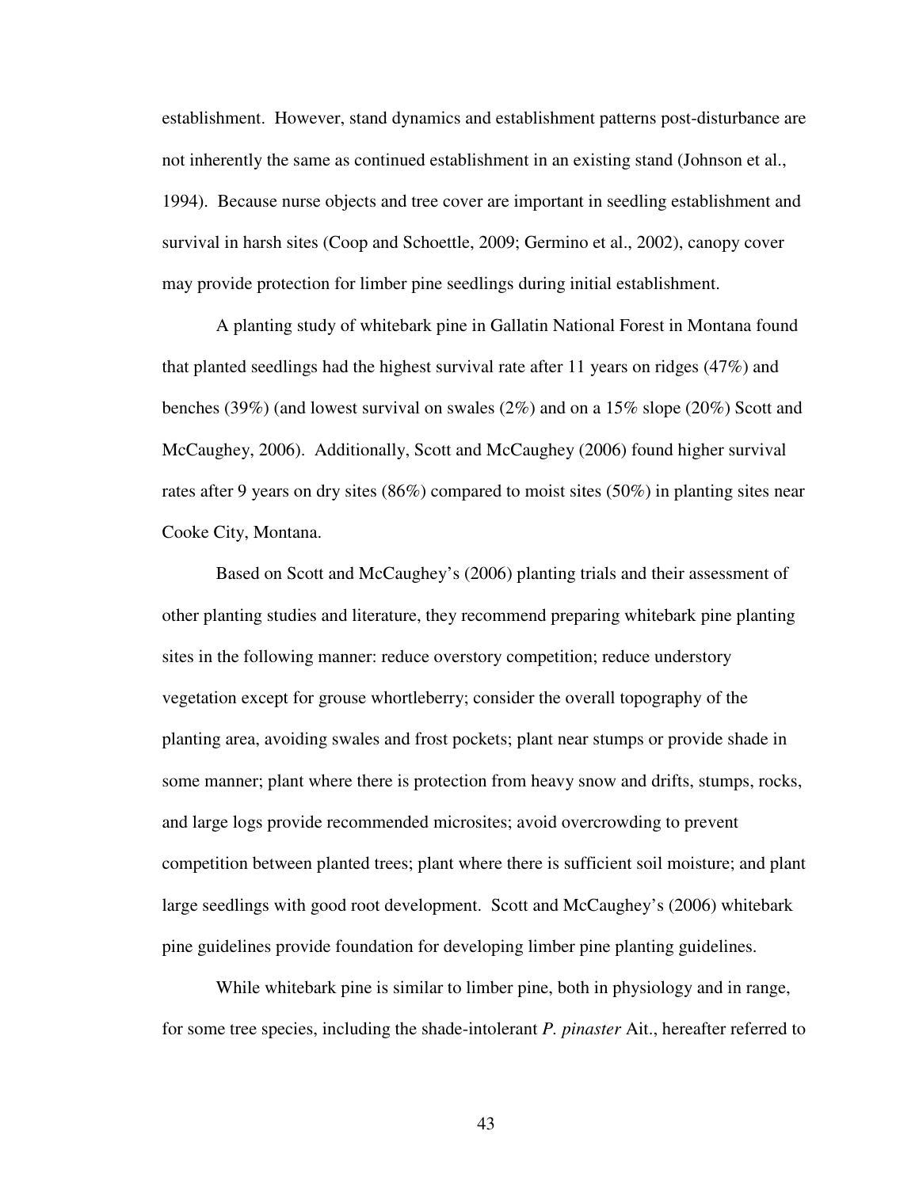establishment. However, stand dynamics and establishment patterns post-disturbance are not inherently the same as continued establishment in an existing stand (Johnson et al., 1994). Because nurse objects and tree cover are important in seedling establishment and survival in harsh sites (Coop and Schoettle, 2009; Germino et al., 2002), canopy cover may provide protection for limber pine seedlings during initial establishment.

A planting study of whitebark pine in Gallatin National Forest in Montana found that planted seedlings had the highest survival rate after 11 years on ridges (47%) and benches (39%) (and lowest survival on swales (2%) and on a 15% slope (20%) Scott and McCaughey, 2006). Additionally, Scott and McCaughey (2006) found higher survival rates after 9 years on dry sites (86%) compared to moist sites (50%) in planting sites near Cooke City, Montana.

Based on Scott and McCaughey's (2006) planting trials and their assessment of other planting studies and literature, they recommend preparing whitebark pine planting sites in the following manner: reduce overstory competition; reduce understory vegetation except for grouse whortleberry; consider the overall topography of the planting area, avoiding swales and frost pockets; plant near stumps or provide shade in some manner; plant where there is protection from heavy snow and drifts, stumps, rocks, and large logs provide recommended microsites; avoid overcrowding to prevent competition between planted trees; plant where there is sufficient soil moisture; and plant large seedlings with good root development. Scott and McCaughey's (2006) whitebark pine guidelines provide foundation for developing limber pine planting guidelines.

While whitebark pine is similar to limber pine, both in physiology and in range, for some tree species, including the shade-intolerant *P. pinaster* Ait., hereafter referred to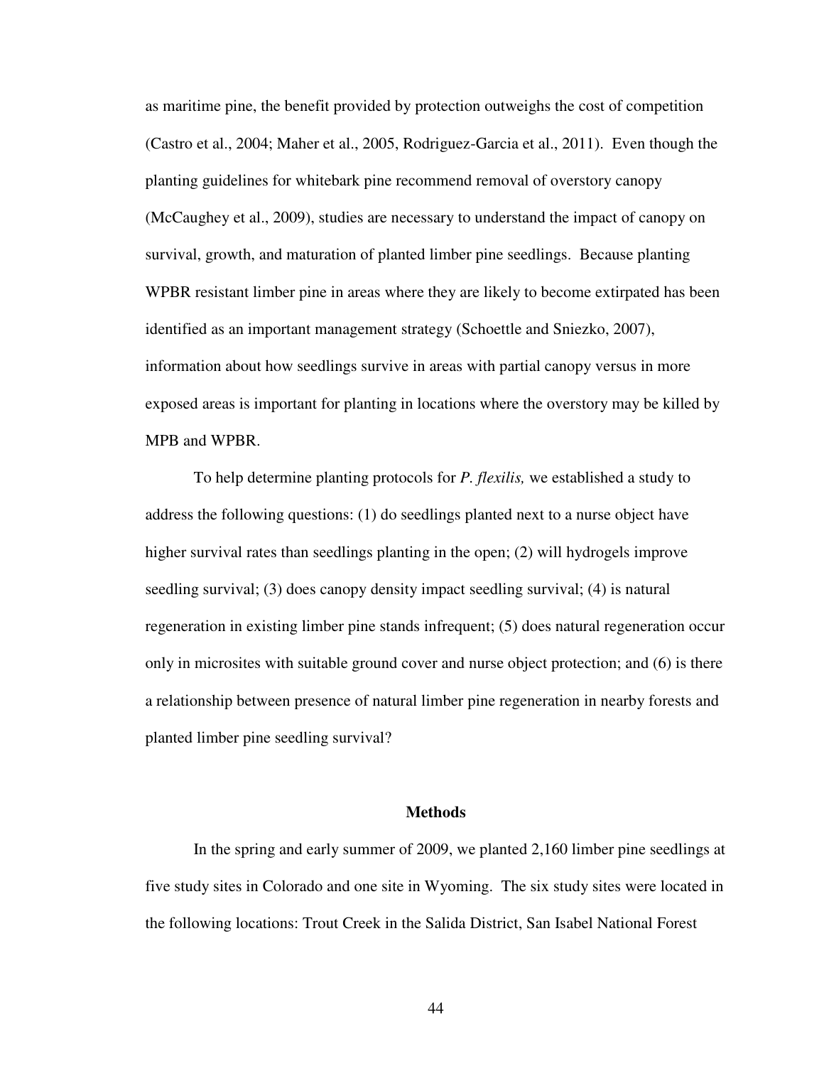as maritime pine, the benefit provided by protection outweighs the cost of competition (Castro et al., 2004; Maher et al., 2005, Rodriguez-Garcia et al., 2011). Even though the planting guidelines for whitebark pine recommend removal of overstory canopy (McCaughey et al., 2009), studies are necessary to understand the impact of canopy on survival, growth, and maturation of planted limber pine seedlings. Because planting WPBR resistant limber pine in areas where they are likely to become extirpated has been identified as an important management strategy (Schoettle and Sniezko, 2007), information about how seedlings survive in areas with partial canopy versus in more exposed areas is important for planting in locations where the overstory may be killed by MPB and WPBR.

To help determine planting protocols for *P. flexilis,* we established a study to address the following questions: (1) do seedlings planted next to a nurse object have higher survival rates than seedlings planting in the open; (2) will hydrogels improve seedling survival; (3) does canopy density impact seedling survival; (4) is natural regeneration in existing limber pine stands infrequent; (5) does natural regeneration occur only in microsites with suitable ground cover and nurse object protection; and (6) is there a relationship between presence of natural limber pine regeneration in nearby forests and planted limber pine seedling survival?

## Methods

In the spring and early summer of 2009, we planted 2,160 limber pine seedlings at five study sites in Colorado and one site in Wyoming. The six study sites were located in the following locations: Trout Creek in the Salida District, San Isabel National Forest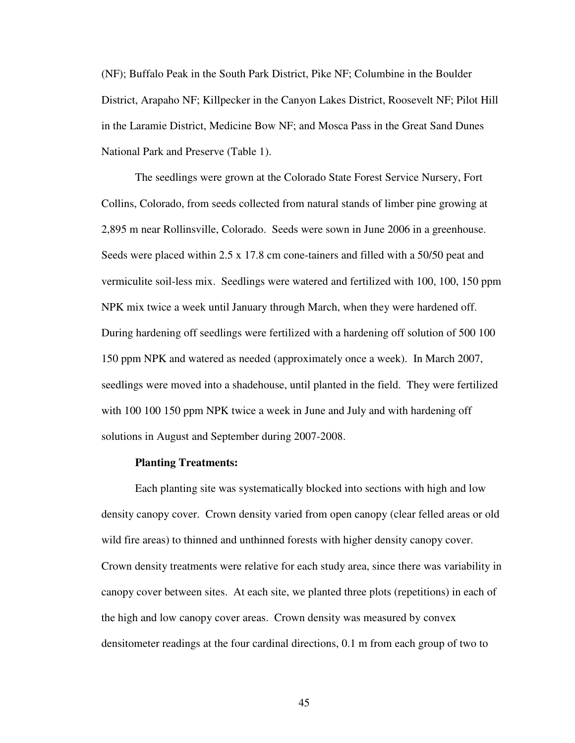(NF); Buffalo Peak in the South Park District, Pike NF; Columbine in the Boulder District, Arapaho NF; Killpecker in the Canyon Lakes District, Roosevelt NF; Pilot Hill in the Laramie District, Medicine Bow NF; and Mosca Pass in the Great Sand Dunes National Park and Preserve (Table 1).

The seedlings were grown at the Colorado State Forest Service Nursery, Fort Collins, Colorado, from seeds collected from natural stands of limber pine growing at 2,895 m near Rollinsville, Colorado. Seeds were sown in June 2006 in a greenhouse. Seeds were placed within 2.5 x 17.8 cm cone-tainers and filled with a 50/50 peat and vermiculite soil-less mix. Seedlings were watered and fertilized with 100, 100, 150 ppm NPK mix twice a week until January through March, when they were hardened off. During hardening off seedlings were fertilized with a hardening off solution of 500 100 150 ppm NPK and watered as needed (approximately once a week). In March 2007, seedlings were moved into a shadehouse, until planted in the field. They were fertilized with 100 100 150 ppm NPK twice a week in June and July and with hardening off solutions in August and September during 2007-2008.

**Planting Treatments:**

Each planting site was systematically blocked into sections with high and low density canopy cover. Crown density varied from open canopy (clear felled areas or old wild fire areas) to thinned and unthinned forests with higher density canopy cover. Crown density treatments were relative for each study area, since there was variability in canopy cover between sites. At each site, we planted three plots (repetitions) in each of the high and low canopy cover areas. Crown density was measured by convex densitometer readings at the four cardinal directions, 0.1 m from each group of two to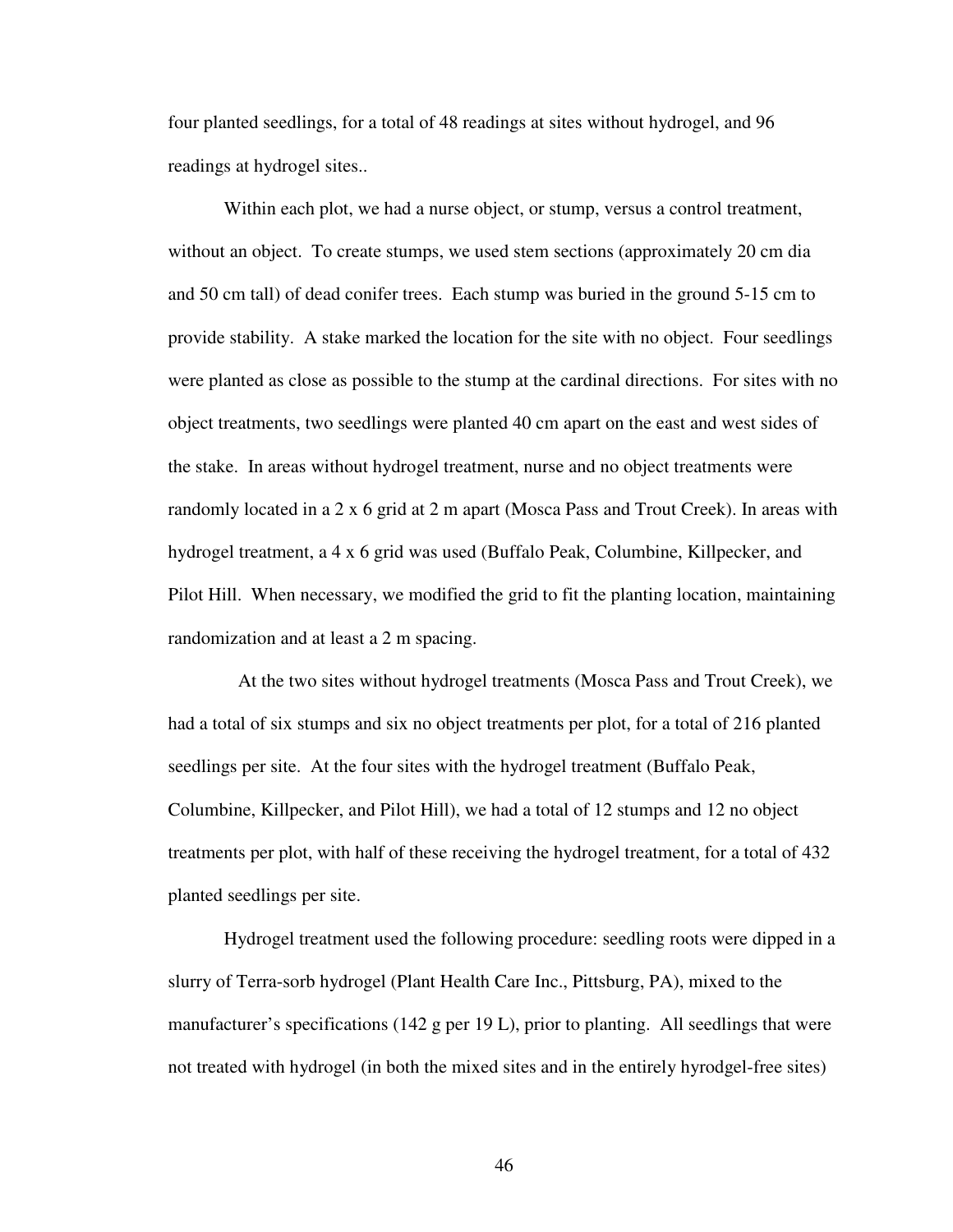four planted seedlings, for a total of 48 readings at sites without hydrogel, and 96 readings at hydrogel sites..

Within each plot, we had a nurse object, or stump, versus a control treatment, without an object. To create stumps, we used stem sections (approximately 20 cm dia and 50 cm tall) of dead conifer trees. Each stump was buried in the ground 5-15 cm to provide stability. A stake marked the location for the site with no object. Four seedlings were planted as close as possible to the stump at the cardinal directions. For sites with no object treatments, two seedlings were planted 40 cm apart on the east and west sides of the stake. In areas without hydrogel treatment, nurse and no object treatments were randomly located in a 2 x 6 grid at 2 m apart (Mosca Pass and Trout Creek). In areas with hydrogel treatment, a 4 x 6 grid was used (Buffalo Peak, Columbine, Killpecker, and Pilot Hill. When necessary, we modified the grid to fit the planting location, maintaining randomization and at least a 2 m spacing.

At the two sites without hydrogel treatments (Mosca Pass and Trout Creek), we had a total of six stumps and six no object treatments per plot, for a total of 216 planted seedlings per site. At the four sites with the hydrogel treatment (Buffalo Peak, Columbine, Killpecker, and Pilot Hill), we had a total of 12 stumps and 12 no object treatments per plot, with half of these receiving the hydrogel treatment, for a total of 432 planted seedlings per site.

Hydrogel treatment used the following procedure: seedling roots were dipped in a slurry of Terra-sorb hydrogel (Plant Health Care Inc., Pittsburg, PA), mixed to the manufacturer's specifications (142 g per 19 L), prior to planting. All seedlings that were not treated with hydrogel (in both the mixed sites and in the entirely hyrodgel-free sites)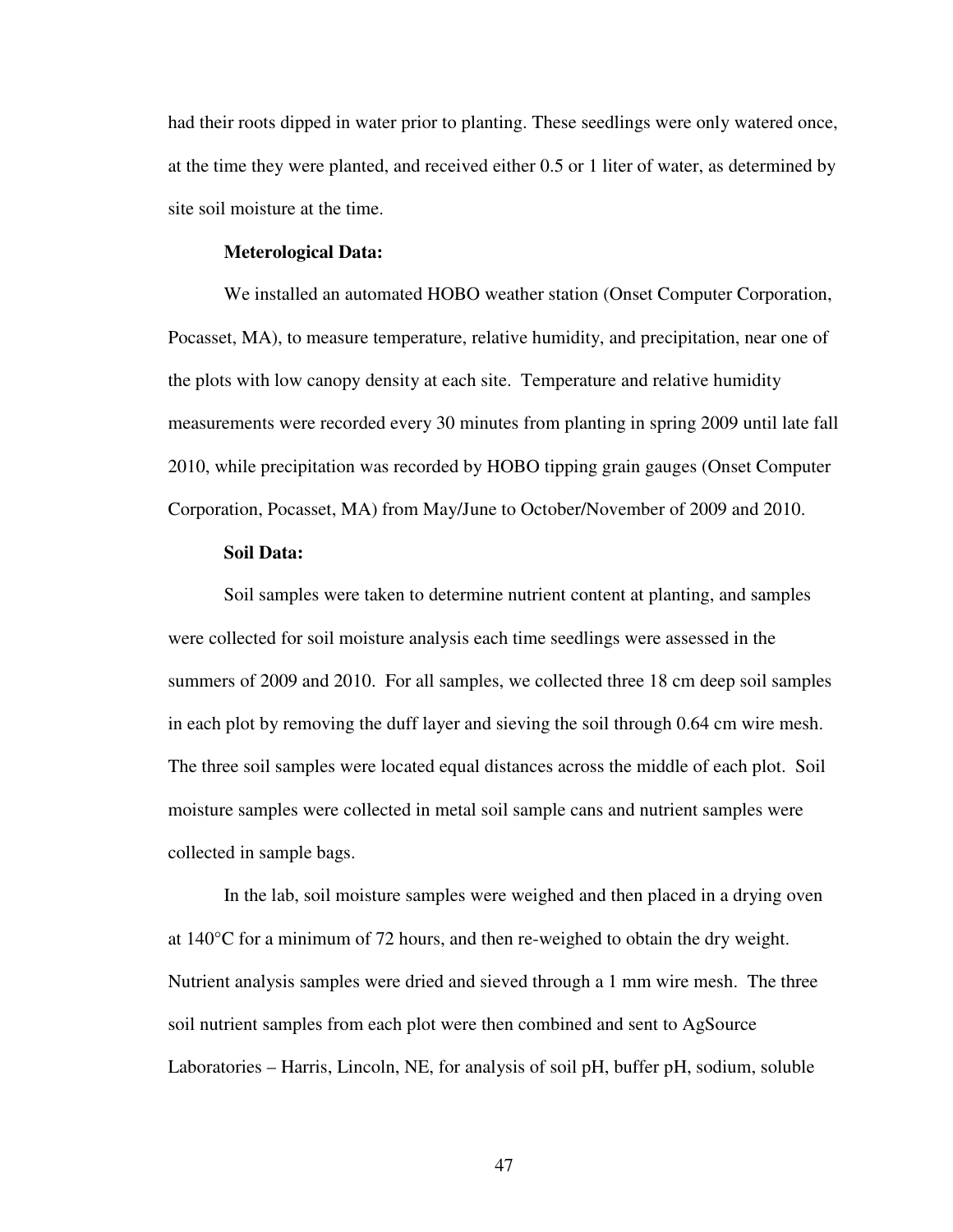had their roots dipped in water prior to planting. These seedlings were only watered once, at the time they were planted, and received either 0.5 or 1 liter of water, as determined by site soil moisture at the time.

**Meterological Data:**

We installed an automated HOBO weather station (Onset Computer Corporation, Pocasset, MA), to measure temperature, relative humidity, and precipitation, near one of the plots with low canopy density at each site. Temperature and relative humidity measurements were recorded every 30 minutes from planting in spring 2009 until late fall 2010, while precipitation was recorded by HOBO tipping grain gauges (Onset Computer Corporation, Pocasset, MA) from May/June to October/November of 2009 and 2010.

**Soil Data:**

Soil samples were taken to determine nutrient content at planting, and samples were collected for soil moisture analysis each time seedlings were assessed in the summers of 2009 and 2010. For all samples, we collected three 18 cm deep soil samples in each plot by removing the duff layer and sieving the soil through 0.64 cm wire mesh. The three soil samples were located equal distances across the middle of each plot. Soil moisture samples were collected in metal soil sample cans and nutrient samples were collected in sample bags.

In the lab, soil moisture samples were weighed and then placed in a drying oven at 140°C for a minimum of 72 hours, and then re-weighed to obtain the dry weight. Nutrient analysis samples were dried and sieved through a 1 mm wire mesh. The three soil nutrient samples from each plot were then combined and sent to AgSource Laboratories – Harris, Lincoln, NE, for analysis of soil pH, buffer pH, sodium, soluble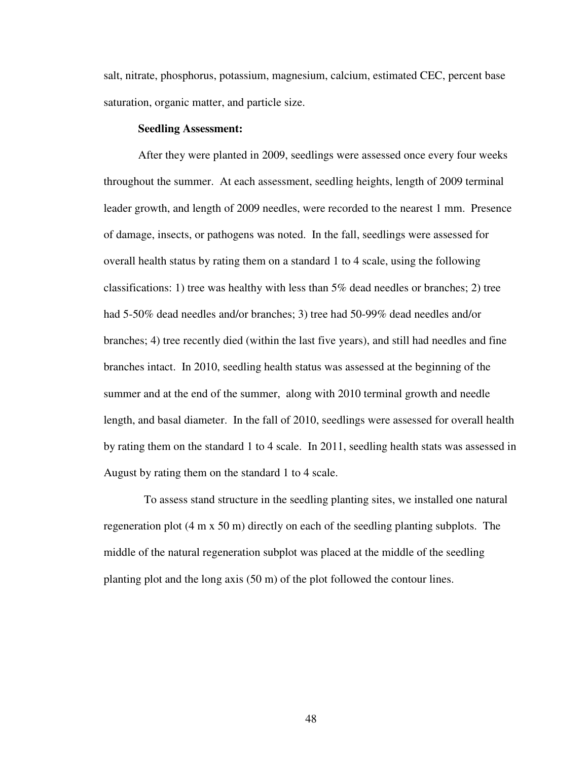salt, nitrate, phosphorus, potassium, magnesium, calcium, estimated CEC, percent base saturation, organic matter, and particle size.

**Seedling Assessment:**

After they were planted in 2009, seedlings were assessed once every four weeks throughout the summer. At each assessment, seedling heights, length of 2009 terminal leader growth, and length of 2009 needles, were recorded to the nearest 1 mm. Presence of damage, insects, or pathogens was noted. In the fall, seedlings were assessed for overall health status by rating them on a standard 1 to 4 scale, using the following classifications: 1) tree was healthy with less than 5% dead needles or branches; 2) tree had 5-50% dead needles and/or branches; 3) tree had 50-99% dead needles and/or branches; 4) tree recently died (within the last five years), and still had needles and fine branches intact. In 2010, seedling health status was assessed at the beginning of the summer and at the end of the summer, along with 2010 terminal growth and needle length, and basal diameter. In the fall of 2010, seedlings were assessed for overall health by rating them on the standard 1 to 4 scale. In 2011, seedling health stats was assessed in August by rating them on the standard 1 to 4 scale.

To assess stand structure in the seedling planting sites, we installed one natural regeneration plot (4 m x 50 m) directly on each of the seedling planting subplots. The middle of the natural regeneration subplot was placed at the middle of the seedling planting plot and the long axis (50 m) of the plot followed the contour lines.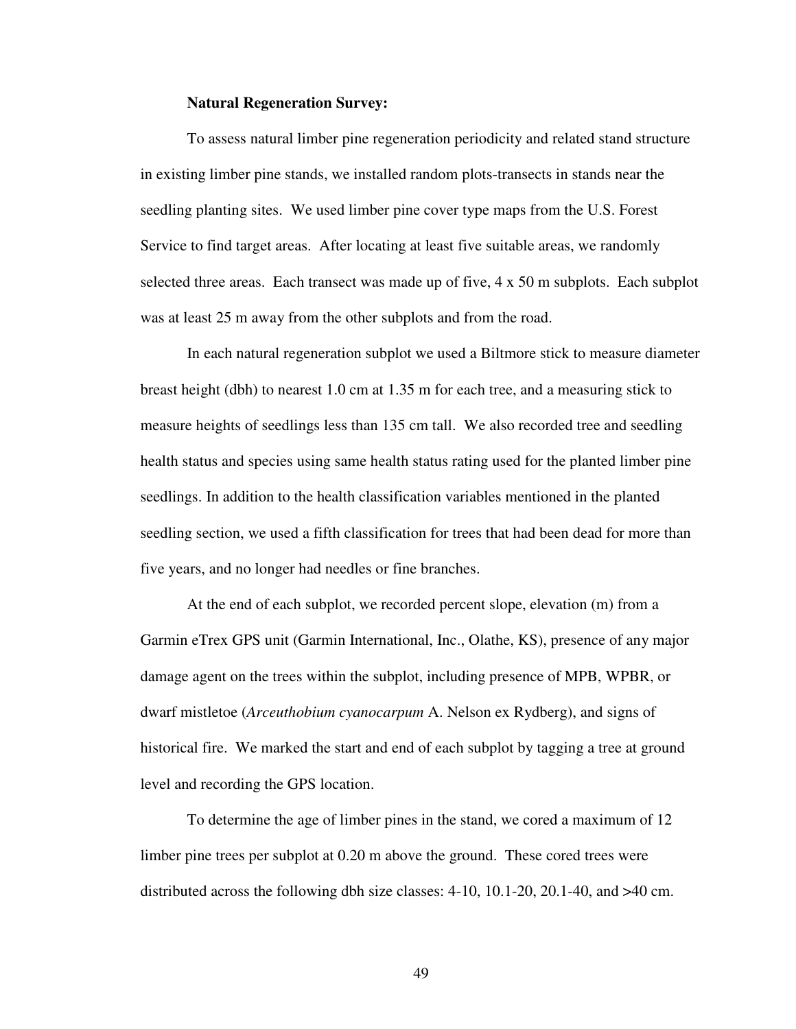**Natural Regeneration Survey:**

To assess natural limber pine regeneration periodicity and related stand structure in existing limber pine stands, we installed random plots-transects in stands near the seedling planting sites. We used limber pine cover type maps from the U.S. Forest Service to find target areas. After locating at least five suitable areas, we randomly selected three areas. Each transect was made up of five, 4 x 50 m subplots. Each subplot was at least 25 m away from the other subplots and from the road.

In each natural regeneration subplot we used a Biltmore stick to measure diameter breast height (dbh) to nearest 1.0 cm at 1.35 m for each tree, and a measuring stick to measure heights of seedlings less than 135 cm tall. We also recorded tree and seedling health status and species using same health status rating used for the planted limber pine seedlings. In addition to the health classification variables mentioned in the planted seedling section, we used a fifth classification for trees that had been dead for more than five years, and no longer had needles or fine branches.

At the end of each subplot, we recorded percent slope, elevation (m) from a Garmin eTrex GPS unit (Garmin International, Inc., Olathe, KS), presence of any major damage agent on the trees within the subplot, including presence of MPB, WPBR, or dwarf mistletoe (*Arceuthobium cyanocarpum* A. Nelson ex Rydberg), and signs of historical fire. We marked the start and end of each subplot by tagging a tree at ground level and recording the GPS location.

To determine the age of limber pines in the stand, we cored a maximum of 12 limber pine trees per subplot at 0.20 m above the ground. These cored trees were distributed across the following dbh size classes: 4-10, 10.1-20, 20.1-40, and >40 cm.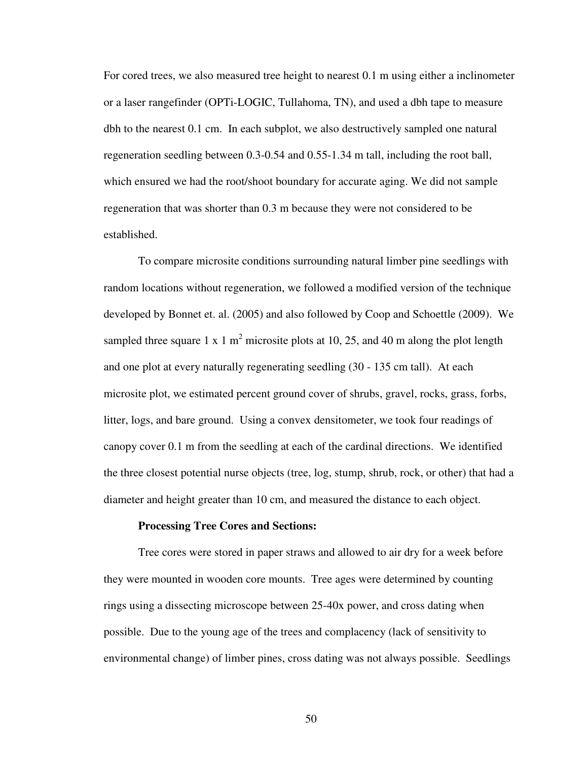For cored trees, we also measured tree height to nearest 0.1 m using either a inclinometer or a laser rangefinder (OPTi-LOGIC, Tullahoma, TN), and used a dbh tape to measure dbh to the nearest 0.1 cm. In each subplot, we also destructively sampled one natural regeneration seedling between 0.3-0.54 and 0.55-1.34 m tall, including the root ball, which ensured we had the root/shoot boundary for accurate aging. We did not sample regeneration that was shorter than 0.3 m because they were not considered to be established.

To compare microsite conditions surrounding natural limber pine seedlings with random locations without regeneration, we followed a modified version of the technique developed by Bonnet et. al. (2005) and also followed by Coop and Schoettle (2009). We sampled three square 1 x 1 $m^2$ microsite plots at 10, 25, and 40 m along the plot length and one plot at every naturally regenerating seedling (30 - 135 cm tall). At each microsite plot, we estimated percent ground cover of shrubs, gravel, rocks, grass, forbs, litter, logs, and bare ground. Using a convex densitometer, we took four readings of canopy cover 0.1 m from the seedling at each of the cardinal directions. We identified the three closest potential nurse objects (tree, log, stump, shrub, rock, or other) that had a diameter and height greater than 10 cm, and measured the distance to each object.

**Processing Tree Cores and Sections:**

Tree cores were stored in paper straws and allowed to air dry for a week before they were mounted in wooden core mounts. Tree ages were determined by counting rings using a dissecting microscope between 25-40x power, and cross dating when possible. Due to the young age of the trees and complacency (lack of sensitivity to environmental change) of limber pines, cross dating was not always possible. Seedlings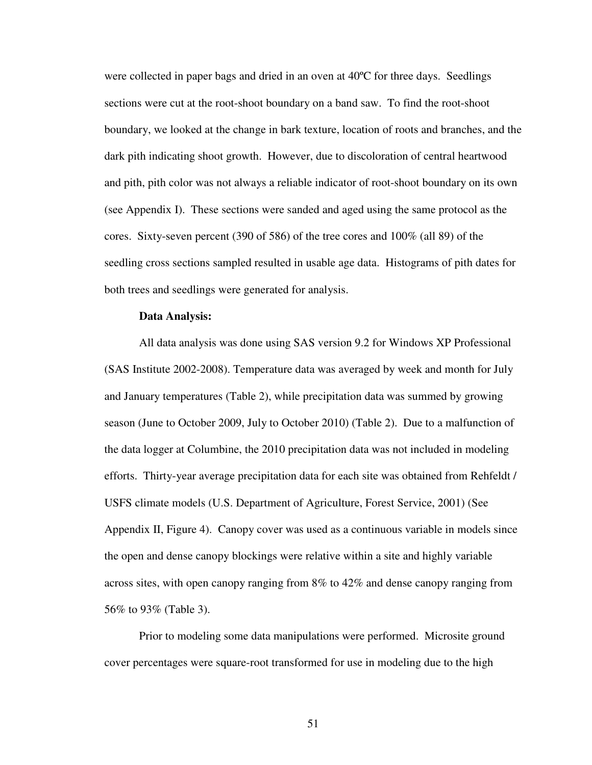were collected in paper bags and dried in an oven at 40ºC for three days. Seedlings sections were cut at the root-shoot boundary on a band saw. To find the root-shoot boundary, we looked at the change in bark texture, location of roots and branches, and the dark pith indicating shoot growth. However, due to discoloration of central heartwood and pith, pith color was not always a reliable indicator of root-shoot boundary on its own (see Appendix I). These sections were sanded and aged using the same protocol as the cores. Sixty-seven percent (390 of 586) of the tree cores and 100% (all 89) of the seedling cross sections sampled resulted in usable age data. Histograms of pith dates for both trees and seedlings were generated for analysis.

**Data Analysis:**

All data analysis was done using SAS version 9.2 for Windows XP Professional (SAS Institute 2002-2008). Temperature data was averaged by week and month for July and January temperatures (Table 2), while precipitation data was summed by growing season (June to October 2009, July to October 2010) (Table 2). Due to a malfunction of the data logger at Columbine, the 2010 precipitation data was not included in modeling efforts. Thirty-year average precipitation data for each site was obtained from Rehfeldt / USFS climate models (U.S. Department of Agriculture, Forest Service, 2001) (See Appendix II, Figure 4). Canopy cover was used as a continuous variable in models since the open and dense canopy blockings were relative within a site and highly variable across sites, with open canopy ranging from 8% to 42% and dense canopy ranging from 56% to 93% (Table 3).

Prior to modeling some data manipulations were performed. Microsite ground cover percentages were square-root transformed for use in modeling due to the high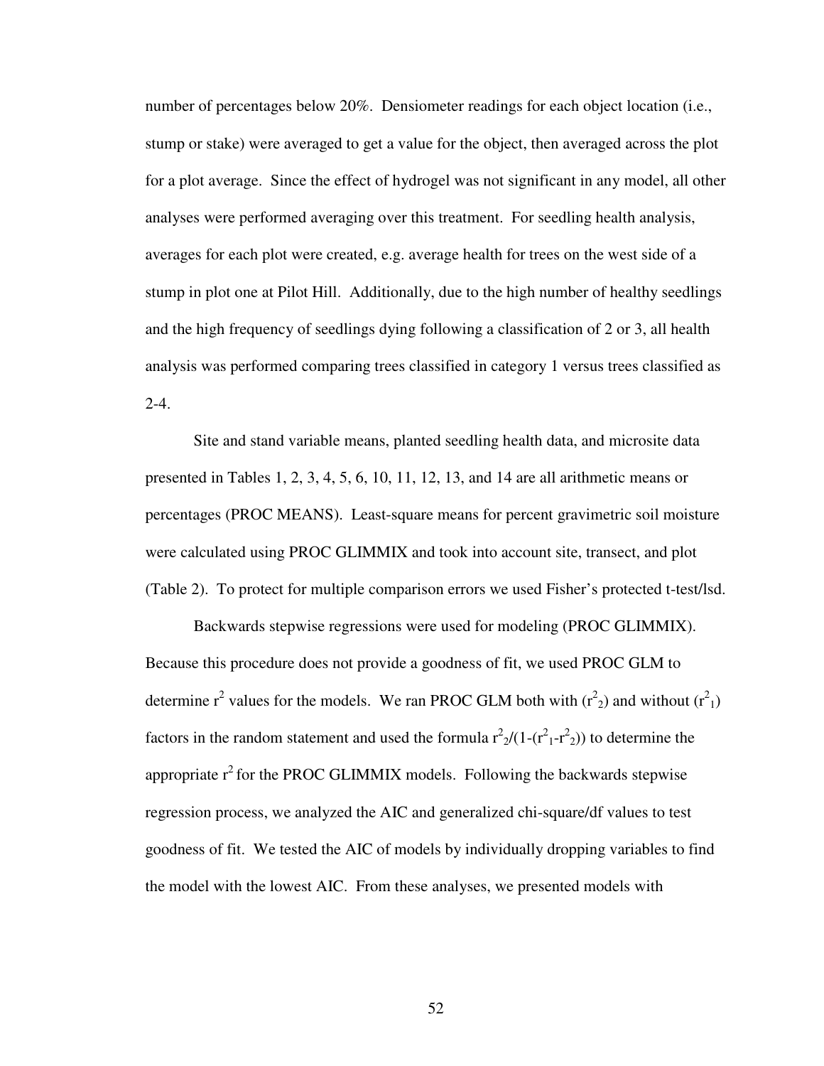number of percentages below 20%. Densiometer readings for each object location (i.e., stump or stake) were averaged to get a value for the object, then averaged across the plot for a plot average. Since the effect of hydrogel was not significant in any model, all other analyses were performed averaging over this treatment. For seedling health analysis, averages for each plot were created, e.g. average health for trees on the west side of a stump in plot one at Pilot Hill. Additionally, due to the high number of healthy seedlings and the high frequency of seedlings dying following a classification of 2 or 3, all health analysis was performed comparing trees classified in category 1 versus trees classified as 2-4.

Site and stand variable means, planted seedling health data, and microsite data presented in Tables 1, 2, 3, 4, 5, 6, 10, 11, 12, 13, and 14 are all arithmetic means or percentages (PROC MEANS). Least-square means for percent gravimetric soil moisture were calculated using PROC GLIMMIX and took into account site, transect, and plot (Table 2). To protect for multiple comparison errors we used Fisher's protected t-test/lsd.

Backwards stepwise regressions were used for modeling (PROC GLIMMIX). Because this procedure does not provide a goodness of fit, we used PROC GLM to determine $r^2$ values for the models. We ran PROC GLM both with ($r^2_2$) and without ($r^2_1$) factors in the random statement and used the formula $r^2_2/(1-(r^2_1-r^2_2))$ to determine the appropriate $r^2$ for the PROC GLIMMIX models. Following the backwards stepwise regression process, we analyzed the AIC and generalized chi-square/df values to test goodness of fit. We tested the AIC of models by individually dropping variables to find the model with the lowest AIC. From these analyses, we presented models with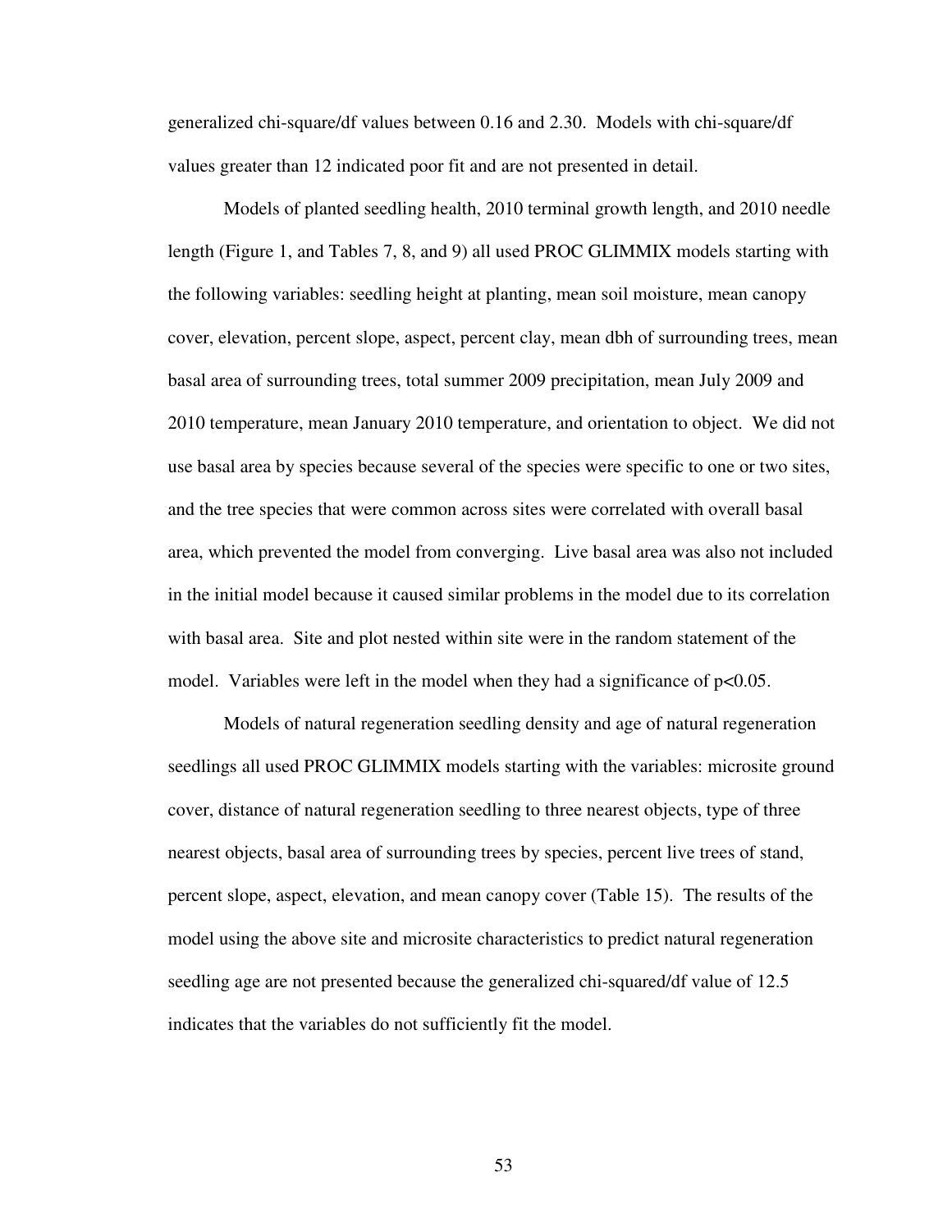generalized chi-square/df values between 0.16 and 2.30. Models with chi-square/df values greater than 12 indicated poor fit and are not presented in detail.

Models of planted seedling health, 2010 terminal growth length, and 2010 needle length (Figure 1, and Tables 7, 8, and 9) all used PROC GLIMMIX models starting with the following variables: seedling height at planting, mean soil moisture, mean canopy cover, elevation, percent slope, aspect, percent clay, mean dbh of surrounding trees, mean basal area of surrounding trees, total summer 2009 precipitation, mean July 2009 and 2010 temperature, mean January 2010 temperature, and orientation to object. We did not use basal area by species because several of the species were specific to one or two sites, and the tree species that were common across sites were correlated with overall basal area, which prevented the model from converging. Live basal area was also not included in the initial model because it caused similar problems in the model due to its correlation with basal area. Site and plot nested within site were in the random statement of the model. Variables were left in the model when they had a significance of $p<0.05$.

Models of natural regeneration seedling density and age of natural regeneration seedlings all used PROC GLIMMIX models starting with the variables: microsite ground cover, distance of natural regeneration seedling to three nearest objects, type of three nearest objects, basal area of surrounding trees by species, percent live trees of stand, percent slope, aspect, elevation, and mean canopy cover (Table 15). The results of the model using the above site and microsite characteristics to predict natural regeneration seedling age are not presented because the generalized chi-squared/df value of 12.5 indicates that the variables do not sufficiently fit the model.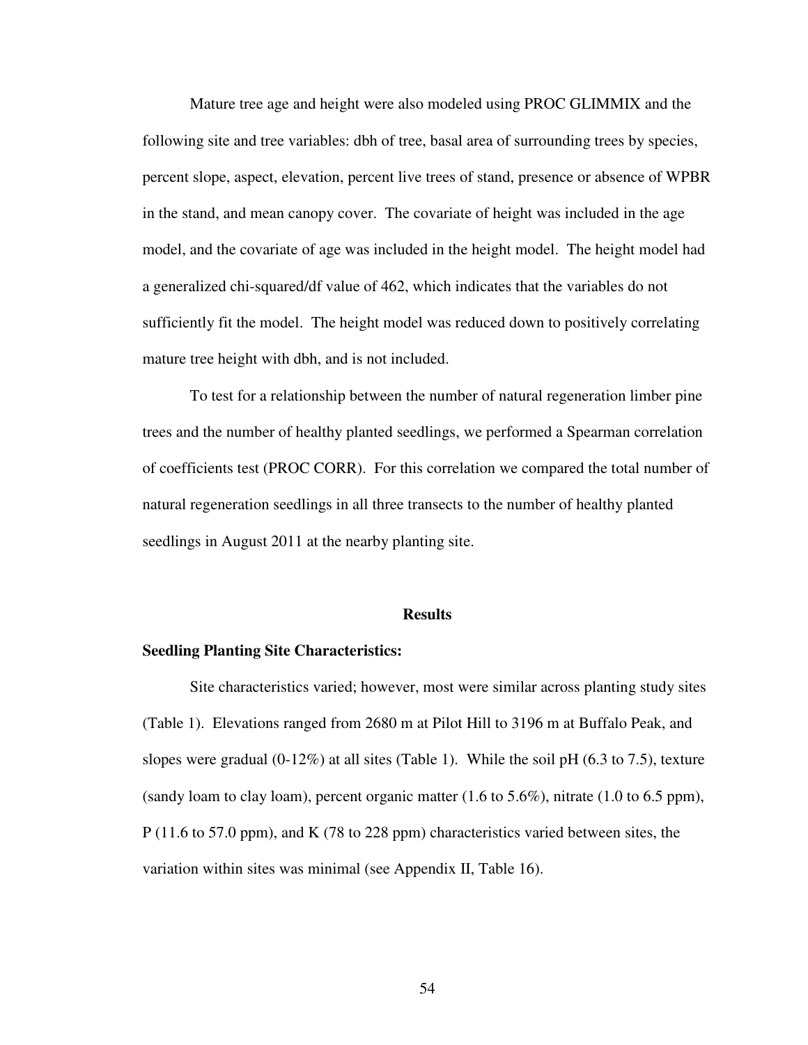Mature tree age and height were also modeled using PROC GLIMMIX and the following site and tree variables: dbh of tree, basal area of surrounding trees by species, percent slope, aspect, elevation, percent live trees of stand, presence or absence of WPBR in the stand, and mean canopy cover. The covariate of height was included in the age model, and the covariate of age was included in the height model. The height model had a generalized chi-squared/df value of 462, which indicates that the variables do not sufficiently fit the model. The height model was reduced down to positively correlating mature tree height with dbh, and is not included.

To test for a relationship between the number of natural regeneration limber pine trees and the number of healthy planted seedlings, we performed a Spearman correlation of coefficients test (PROC CORR). For this correlation we compared the total number of natural regeneration seedlings in all three transects to the number of healthy planted seedlings in August 2011 at the nearby planting site.

## Results

### Seedling Planting Site Characteristics:

Site characteristics varied; however, most were similar across planting study sites (Table 1). Elevations ranged from 2680 m at Pilot Hill to 3196 m at Buffalo Peak, and slopes were gradual (0-12%) at all sites (Table 1). While the soil pH (6.3 to 7.5), texture (sandy loam to clay loam), percent organic matter (1.6 to 5.6%), nitrate (1.0 to 6.5 ppm), P (11.6 to 57.0 ppm), and K (78 to 228 ppm) characteristics varied between sites, the variation within sites was minimal (see Appendix II, Table 16).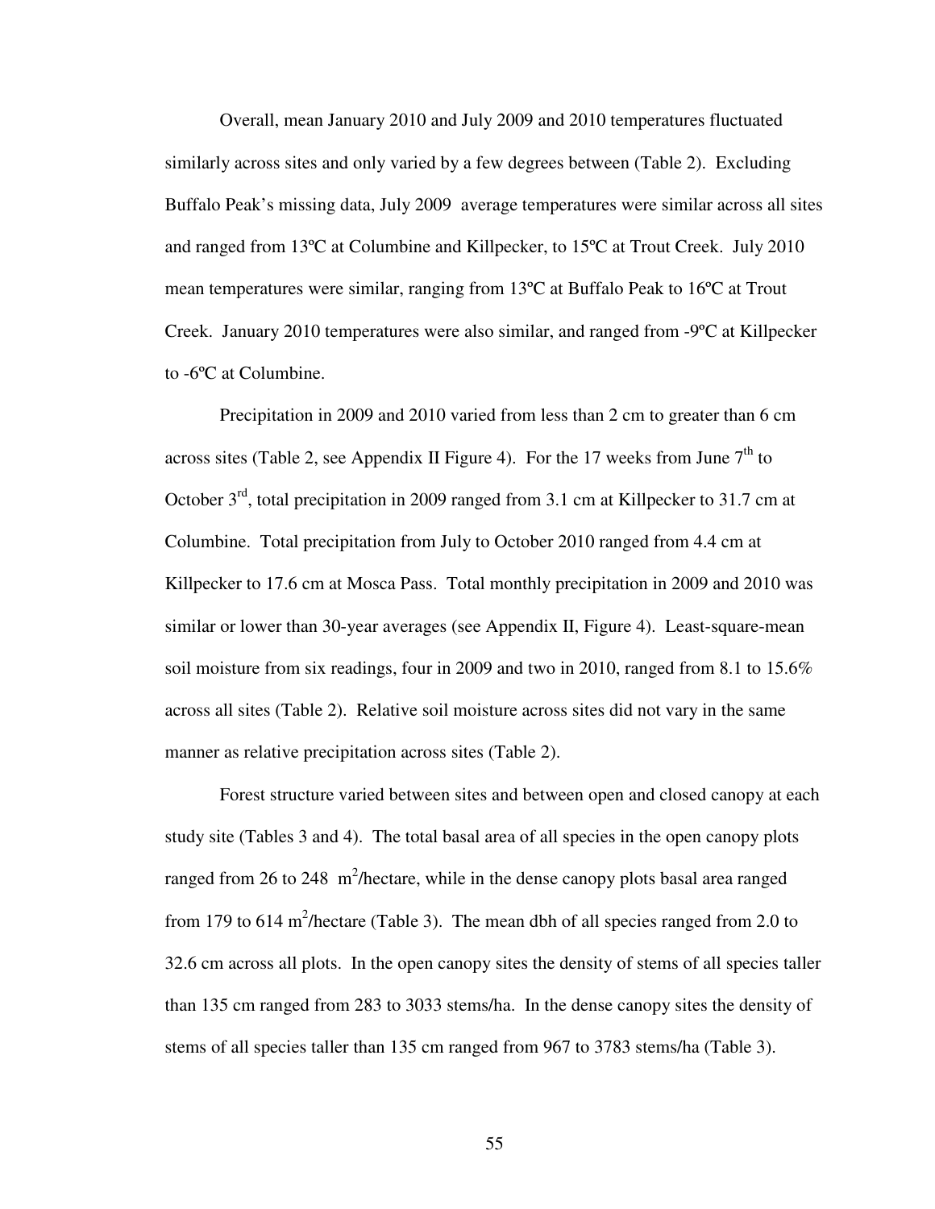Overall, mean January 2010 and July 2009 and 2010 temperatures fluctuated similarly across sites and only varied by a few degrees between (Table 2). Excluding Buffalo Peak's missing data, July 2009 average temperatures were similar across all sites and ranged from 13ºC at Columbine and Killpecker, to 15ºC at Trout Creek. July 2010 mean temperatures were similar, ranging from 13ºC at Buffalo Peak to 16ºC at Trout Creek. January 2010 temperatures were also similar, and ranged from -9ºC at Killpecker to -6ºC at Columbine.

Precipitation in 2009 and 2010 varied from less than 2 cm to greater than 6 cm across sites (Table 2, see Appendix II Figure 4). For the 17 weeks from June 7th to October 3rd, total precipitation in 2009 ranged from 3.1 cm at Killpecker to 31.7 cm at Columbine. Total precipitation from July to October 2010 ranged from 4.4 cm at Killpecker to 17.6 cm at Mosca Pass. Total monthly precipitation in 2009 and 2010 was similar or lower than 30-year averages (see Appendix II, Figure 4). Least-square-mean soil moisture from six readings, four in 2009 and two in 2010, ranged from 8.1 to 15.6% across all sites (Table 2). Relative soil moisture across sites did not vary in the same manner as relative precipitation across sites (Table 2).

Forest structure varied between sites and between open and closed canopy at each study site (Tables 3 and 4). The total basal area of all species in the open canopy plots ranged from 26 to 248 $m^2$/hectare, while in the dense canopy plots basal area ranged from 179 to 614 $m^2$/hectare (Table 3). The mean dbh of all species ranged from 2.0 to 32.6 cm across all plots. In the open canopy sites the density of stems of all species taller than 135 cm ranged from 283 to 3033 stems/ha. In the dense canopy sites the density of stems of all species taller than 135 cm ranged from 967 to 3783 stems/ha (Table 3).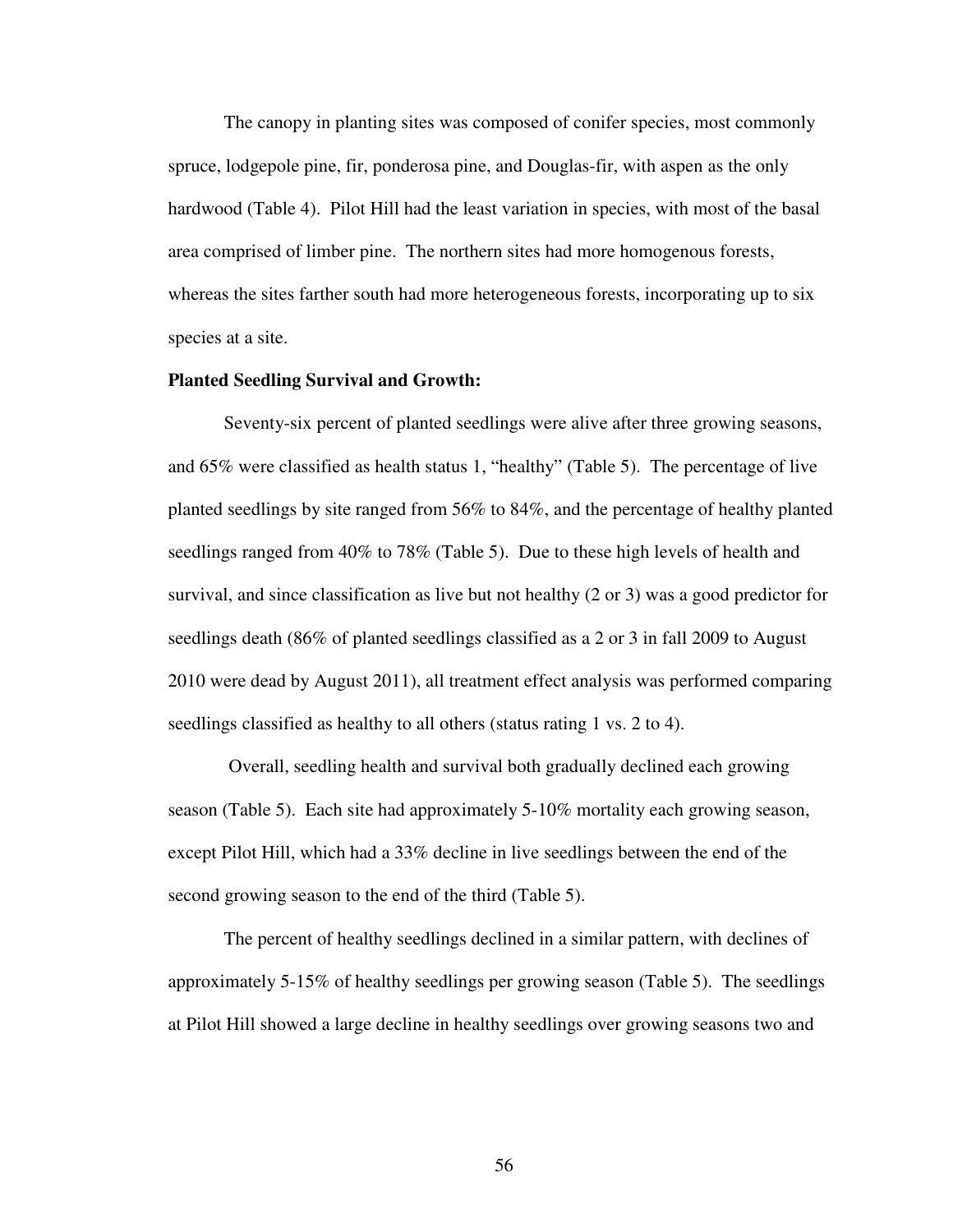The canopy in planting sites was composed of conifer species, most commonly spruce, lodgepole pine, fir, ponderosa pine, and Douglas-fir, with aspen as the only hardwood (Table 4). Pilot Hill had the least variation in species, with most of the basal area comprised of limber pine. The northern sites had more homogenous forests, whereas the sites farther south had more heterogeneous forests, incorporating up to six species at a site.

**Planted Seedling Survival and Growth:**

Seventy-six percent of planted seedlings were alive after three growing seasons, and 65% were classified as health status 1, "healthy" (Table 5). The percentage of live planted seedlings by site ranged from 56% to 84%, and the percentage of healthy planted seedlings ranged from 40% to 78% (Table 5). Due to these high levels of health and survival, and since classification as live but not healthy (2 or 3) was a good predictor for seedlings death (86% of planted seedlings classified as a 2 or 3 in fall 2009 to August 2010 were dead by August 2011), all treatment effect analysis was performed comparing seedlings classified as healthy to all others (status rating 1 vs. 2 to 4).

Overall, seedling health and survival both gradually declined each growing season (Table 5). Each site had approximately 5-10% mortality each growing season, except Pilot Hill, which had a 33% decline in live seedlings between the end of the second growing season to the end of the third (Table 5).

The percent of healthy seedlings declined in a similar pattern, with declines of approximately 5-15% of healthy seedlings per growing season (Table 5). The seedlings at Pilot Hill showed a large decline in healthy seedlings over growing seasons two and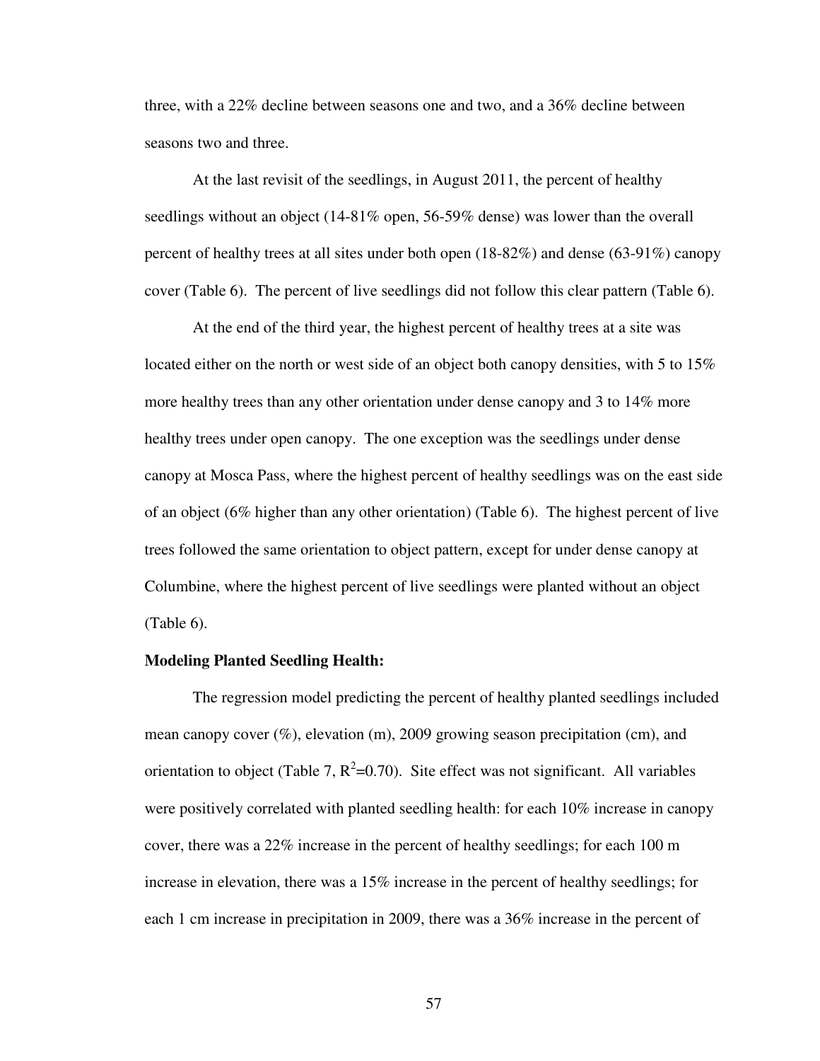three, with a 22% decline between seasons one and two, and a 36% decline between seasons two and three.

At the last revisit of the seedlings, in August 2011, the percent of healthy seedlings without an object (14-81% open, 56-59% dense) was lower than the overall percent of healthy trees at all sites under both open (18-82%) and dense (63-91%) canopy cover (Table 6). The percent of live seedlings did not follow this clear pattern (Table 6).

At the end of the third year, the highest percent of healthy trees at a site was located either on the north or west side of an object both canopy densities, with 5 to 15% more healthy trees than any other orientation under dense canopy and 3 to 14% more healthy trees under open canopy. The one exception was the seedlings under dense canopy at Mosca Pass, where the highest percent of healthy seedlings was on the east side of an object (6% higher than any other orientation) (Table 6). The highest percent of live trees followed the same orientation to object pattern, except for under dense canopy at Columbine, where the highest percent of live seedlings were planted without an object (Table 6).

**Modeling Planted Seedling Health:**

The regression model predicting the percent of healthy planted seedlings included mean canopy cover (%), elevation (m), 2009 growing season precipitation (cm), and orientation to object (Table 7, $R^2$=0.70). Site effect was not significant. All variables were positively correlated with planted seedling health: for each 10% increase in canopy cover, there was a 22% increase in the percent of healthy seedlings; for each 100 m increase in elevation, there was a 15% increase in the percent of healthy seedlings; for each 1 cm increase in precipitation in 2009, there was a 36% increase in the percent of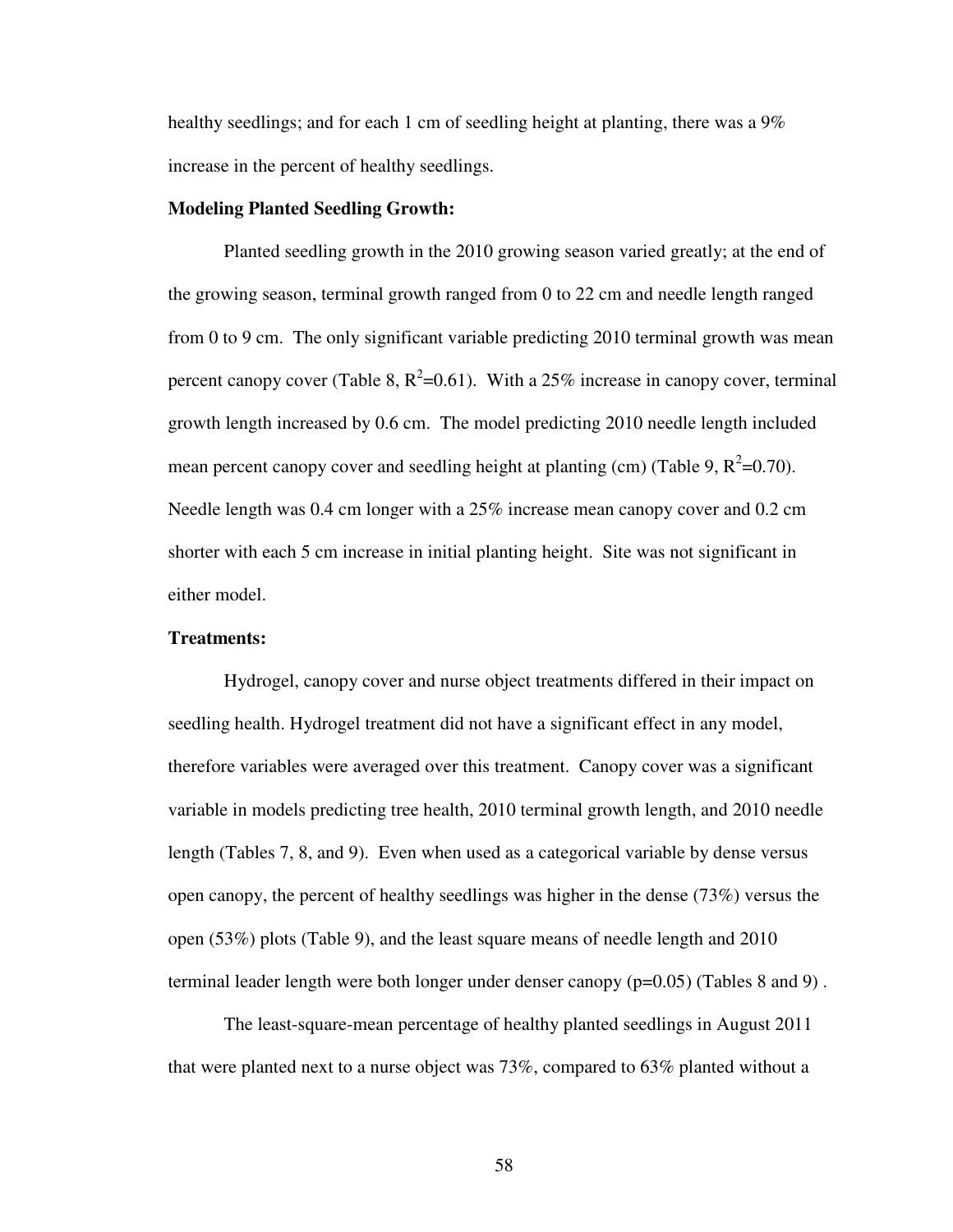healthy seedlings; and for each 1 cm of seedling height at planting, there was a 9% increase in the percent of healthy seedlings.

**Modeling Planted Seedling Growth:**

Planted seedling growth in the 2010 growing season varied greatly; at the end of the growing season, terminal growth ranged from 0 to 22 cm and needle length ranged from 0 to 9 cm. The only significant variable predicting 2010 terminal growth was mean percent canopy cover (Table 8, $R^2$=0.61). With a 25% increase in canopy cover, terminal growth length increased by 0.6 cm. The model predicting 2010 needle length included mean percent canopy cover and seedling height at planting (cm) (Table 9, $R^2$=0.70). Needle length was 0.4 cm longer with a 25% increase mean canopy cover and 0.2 cm shorter with each 5 cm increase in initial planting height. Site was not significant in either model.

**Treatments:**

Hydrogel, canopy cover and nurse object treatments differed in their impact on seedling health. Hydrogel treatment did not have a significant effect in any model, therefore variables were averaged over this treatment. Canopy cover was a significant variable in models predicting tree health, 2010 terminal growth length, and 2010 needle length (Tables 7, 8, and 9). Even when used as a categorical variable by dense versus open canopy, the percent of healthy seedlings was higher in the dense (73%) versus the open (53%) plots (Table 9), and the least square means of needle length and 2010 terminal leader length were both longer under denser canopy (p=0.05) (Tables 8 and 9) .

The least-square-mean percentage of healthy planted seedlings in August 2011 that were planted next to a nurse object was 73%, compared to 63% planted without a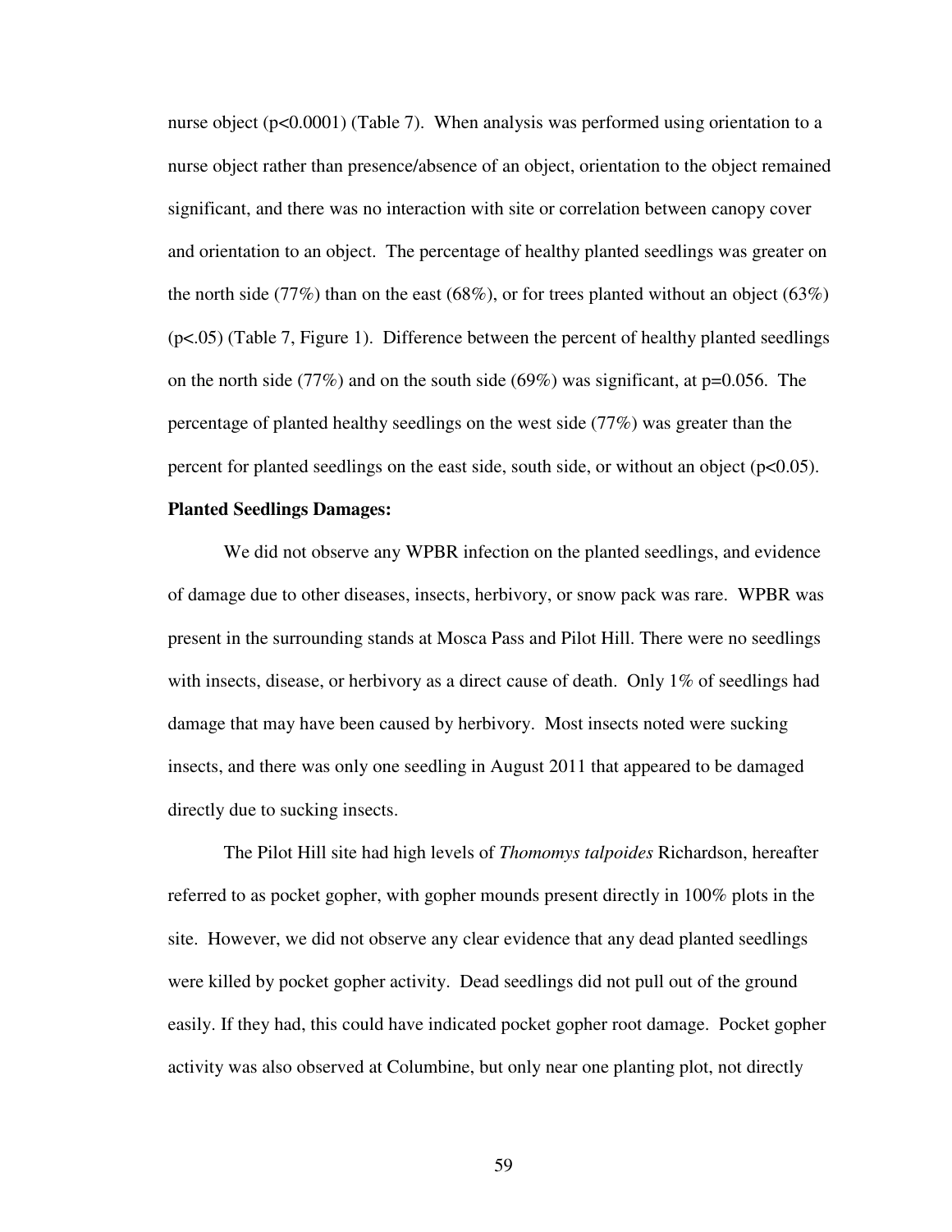nurse object ($p<0.0001$) (Table 7). When analysis was performed using orientation to a nurse object rather than presence/absence of an object, orientation to the object remained significant, and there was no interaction with site or correlation between canopy cover and orientation to an object. The percentage of healthy planted seedlings was greater on the north side (77%) than on the east (68%), or for trees planted without an object (63%) ($p<.05$) (Table 7, Figure 1). Difference between the percent of healthy planted seedlings on the north side (77%) and on the south side (69%) was significant, at $p=0.056$. The percentage of planted healthy seedlings on the west side (77%) was greater than the percent for planted seedlings on the east side, south side, or without an object ($p<0.05$).

**Planted Seedlings Damages:**

We did not observe any WPBR infection on the planted seedlings, and evidence of damage due to other diseases, insects, herbivory, or snow pack was rare. WPBR was present in the surrounding stands at Mosca Pass and Pilot Hill. There were no seedlings with insects, disease, or herbivory as a direct cause of death. Only 1% of seedlings had damage that may have been caused by herbivory. Most insects noted were sucking insects, and there was only one seedling in August 2011 that appeared to be damaged directly due to sucking insects.

The Pilot Hill site had high levels of *Thomomys talpoides* Richardson, hereafter referred to as pocket gopher, with gopher mounds present directly in 100% plots in the site. However, we did not observe any clear evidence that any dead planted seedlings were killed by pocket gopher activity. Dead seedlings did not pull out of the ground easily. If they had, this could have indicated pocket gopher root damage. Pocket gopher activity was also observed at Columbine, but only near one planting plot, not directly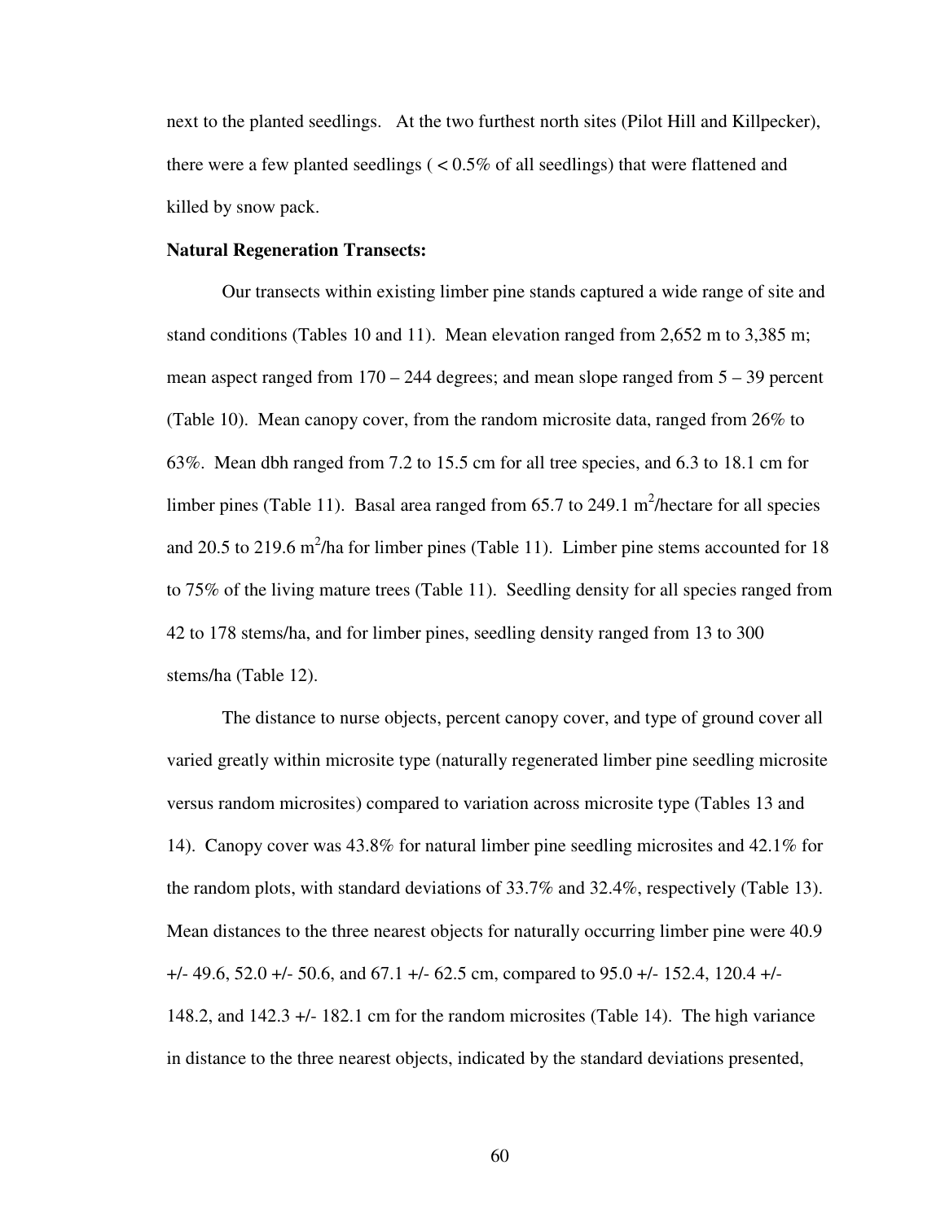next to the planted seedlings. At the two furthest north sites (Pilot Hill and Killpecker), there were a few planted seedlings ( < 0.5% of all seedlings) that were flattened and killed by snow pack.

**Natural Regeneration Transects:**

Our transects within existing limber pine stands captured a wide range of site and stand conditions (Tables 10 and 11). Mean elevation ranged from 2,652 m to 3,385 m; mean aspect ranged from 170 – 244 degrees; and mean slope ranged from 5 – 39 percent (Table 10). Mean canopy cover, from the random microsite data, ranged from 26% to 63%. Mean dbh ranged from 7.2 to 15.5 cm for all tree species, and 6.3 to 18.1 cm for limber pines (Table 11). Basal area ranged from 65.7 to 249.1 $m^2$/hectare for all species and 20.5 to 219.6 $m^2$/ha for limber pines (Table 11). Limber pine stems accounted for 18 to 75% of the living mature trees (Table 11). Seedling density for all species ranged from 42 to 178 stems/ha, and for limber pines, seedling density ranged from 13 to 300 stems/ha (Table 12).

The distance to nurse objects, percent canopy cover, and type of ground cover all varied greatly within microsite type (naturally regenerated limber pine seedling microsite versus random microsites) compared to variation across microsite type (Tables 13 and 14). Canopy cover was 43.8% for natural limber pine seedling microsites and 42.1% for the random plots, with standard deviations of 33.7% and 32.4%, respectively (Table 13). Mean distances to the three nearest objects for naturally occurring limber pine were 40.9 +/- 49.6, 52.0 +/- 50.6, and 67.1 +/- 62.5 cm, compared to 95.0 +/- 152.4, 120.4 +/- 148.2, and 142.3 +/- 182.1 cm for the random microsites (Table 14). The high variance in distance to the three nearest objects, indicated by the standard deviations presented,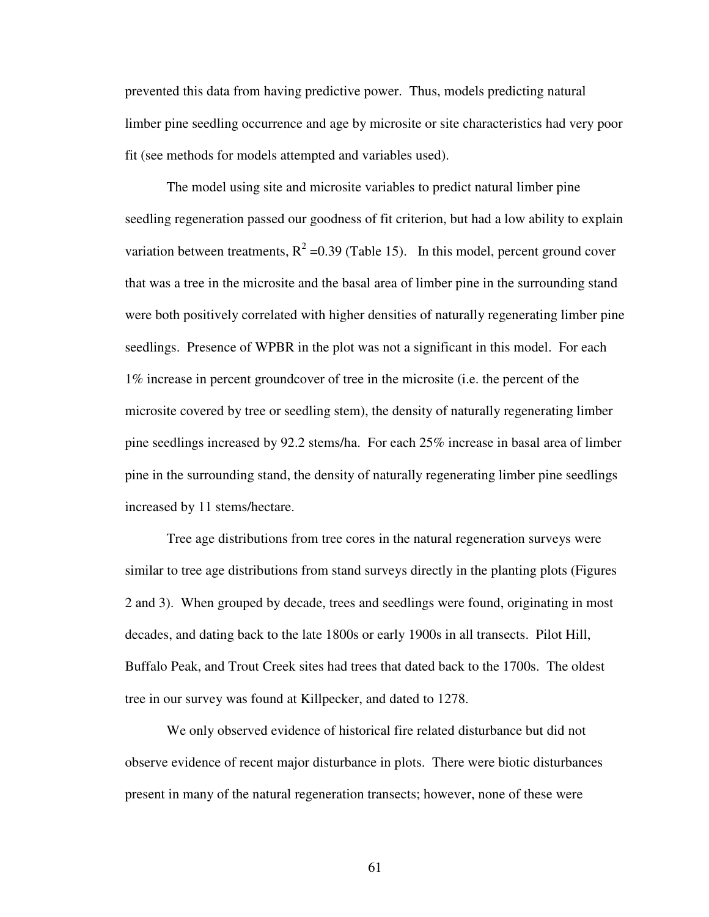prevented this data from having predictive power. Thus, models predicting natural limber pine seedling occurrence and age by microsite or site characteristics had very poor fit (see methods for models attempted and variables used).

The model using site and microsite variables to predict natural limber pine seedling regeneration passed our goodness of fit criterion, but had a low ability to explain variation between treatments, $R^2 = 0.39$ (Table 15). In this model, percent ground cover that was a tree in the microsite and the basal area of limber pine in the surrounding stand were both positively correlated with higher densities of naturally regenerating limber pine seedlings. Presence of WPBR in the plot was not a significant in this model. For each 1% increase in percent groundcover of tree in the microsite (i.e. the percent of the microsite covered by tree or seedling stem), the density of naturally regenerating limber pine seedlings increased by 92.2 stems/ha. For each 25% increase in basal area of limber pine in the surrounding stand, the density of naturally regenerating limber pine seedlings increased by 11 stems/hectare.

Tree age distributions from tree cores in the natural regeneration surveys were similar to tree age distributions from stand surveys directly in the planting plots (Figures 2 and 3). When grouped by decade, trees and seedlings were found, originating in most decades, and dating back to the late 1800s or early 1900s in all transects. Pilot Hill, Buffalo Peak, and Trout Creek sites had trees that dated back to the 1700s. The oldest tree in our survey was found at Killpecker, and dated to 1278.

We only observed evidence of historical fire related disturbance but did not observe evidence of recent major disturbance in plots. There were biotic disturbances present in many of the natural regeneration transects; however, none of these were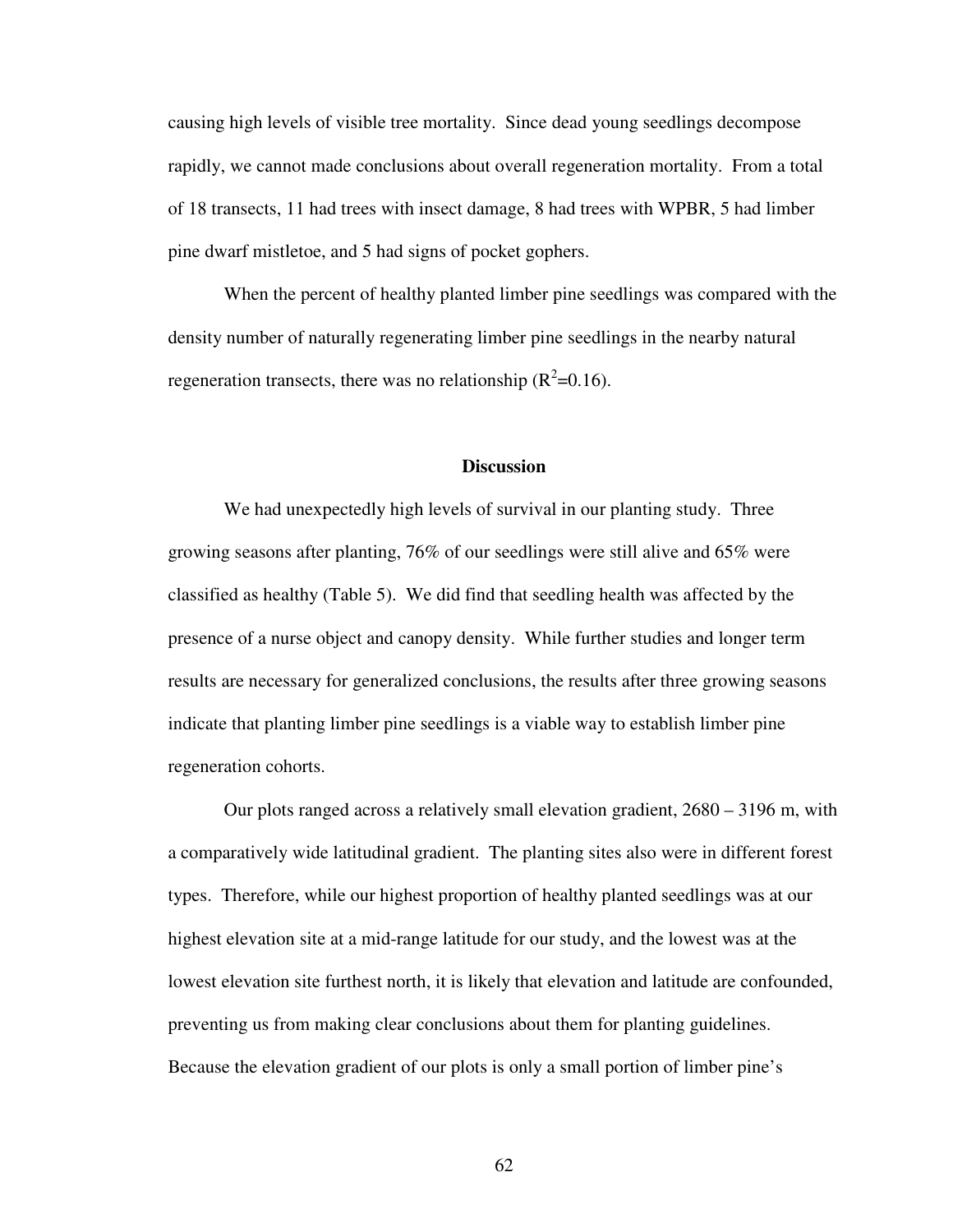causing high levels of visible tree mortality. Since dead young seedlings decompose rapidly, we cannot made conclusions about overall regeneration mortality. From a total of 18 transects, 11 had trees with insect damage, 8 had trees with WPBR, 5 had limber pine dwarf mistletoe, and 5 had signs of pocket gophers.

When the percent of healthy planted limber pine seedlings was compared with the density number of naturally regenerating limber pine seedlings in the nearby natural regeneration transects, there was no relationship ($R^2$=0.16).

## Discussion

We had unexpectedly high levels of survival in our planting study. Three growing seasons after planting, 76% of our seedlings were still alive and 65% were classified as healthy (Table 5). We did find that seedling health was affected by the presence of a nurse object and canopy density. While further studies and longer term results are necessary for generalized conclusions, the results after three growing seasons indicate that planting limber pine seedlings is a viable way to establish limber pine regeneration cohorts.

Our plots ranged across a relatively small elevation gradient, 2680 – 3196 m, with a comparatively wide latitudinal gradient. The planting sites also were in different forest types. Therefore, while our highest proportion of healthy planted seedlings was at our highest elevation site at a mid-range latitude for our study, and the lowest was at the lowest elevation site furthest north, it is likely that elevation and latitude are confounded, preventing us from making clear conclusions about them for planting guidelines. Because the elevation gradient of our plots is only a small portion of limber pine's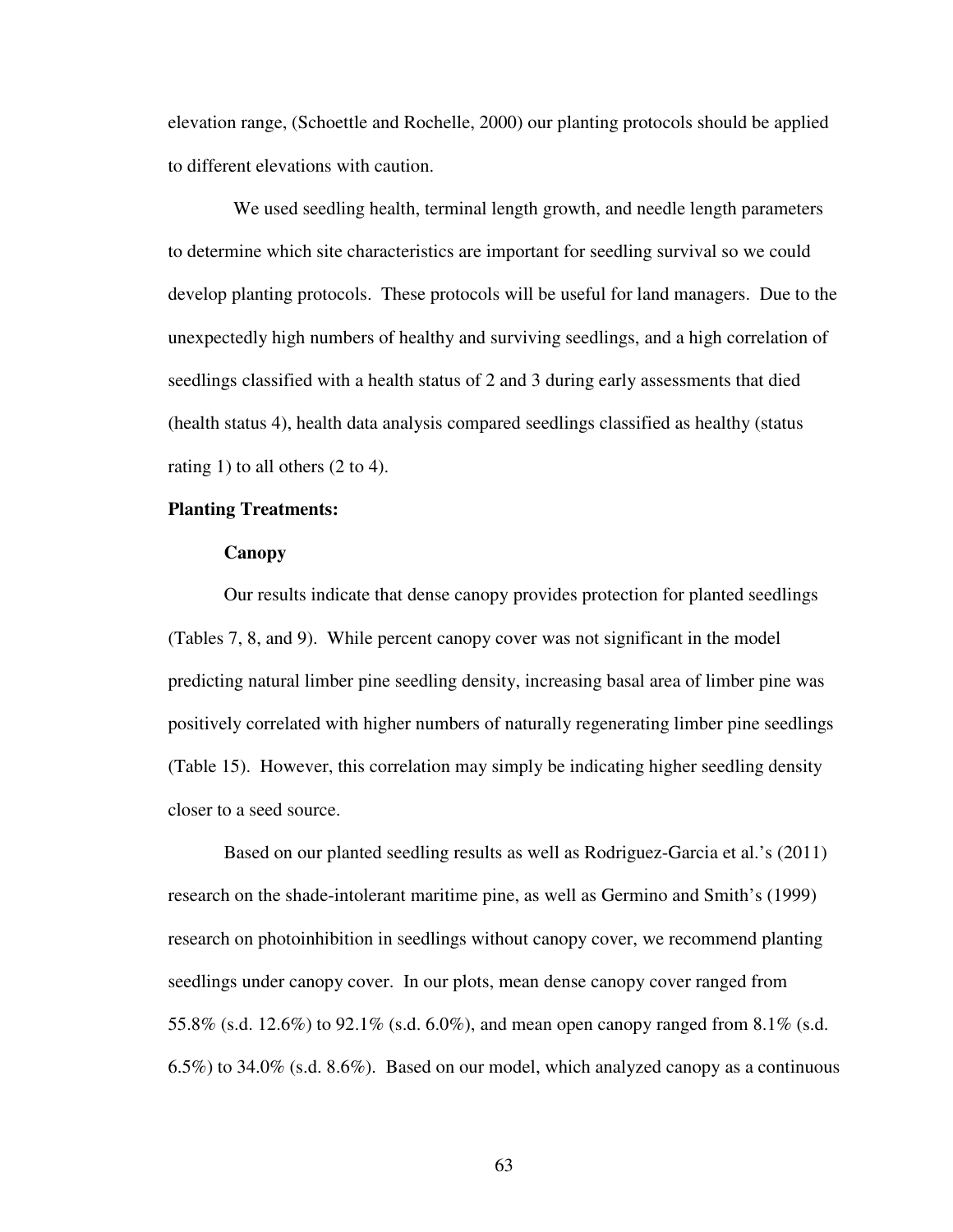elevation range, (Schoettle and Rochelle, 2000) our planting protocols should be applied to different elevations with caution.

We used seedling health, terminal length growth, and needle length parameters to determine which site characteristics are important for seedling survival so we could develop planting protocols. These protocols will be useful for land managers. Due to the unexpectedly high numbers of healthy and surviving seedlings, and a high correlation of seedlings classified with a health status of 2 and 3 during early assessments that died (health status 4), health data analysis compared seedlings classified as healthy (status rating 1) to all others (2 to 4).

**Planting Treatments:**

**Canopy**

Our results indicate that dense canopy provides protection for planted seedlings (Tables 7, 8, and 9). While percent canopy cover was not significant in the model predicting natural limber pine seedling density, increasing basal area of limber pine was positively correlated with higher numbers of naturally regenerating limber pine seedlings (Table 15). However, this correlation may simply be indicating higher seedling density closer to a seed source.

Based on our planted seedling results as well as Rodriguez-Garcia et al.'s (2011) research on the shade-intolerant maritime pine, as well as Germino and Smith's (1999) research on photoinhibition in seedlings without canopy cover, we recommend planting seedlings under canopy cover. In our plots, mean dense canopy cover ranged from 55.8% (s.d. 12.6%) to 92.1% (s.d. 6.0%), and mean open canopy ranged from 8.1% (s.d. 6.5%) to 34.0% (s.d. 8.6%). Based on our model, which analyzed canopy as a continuous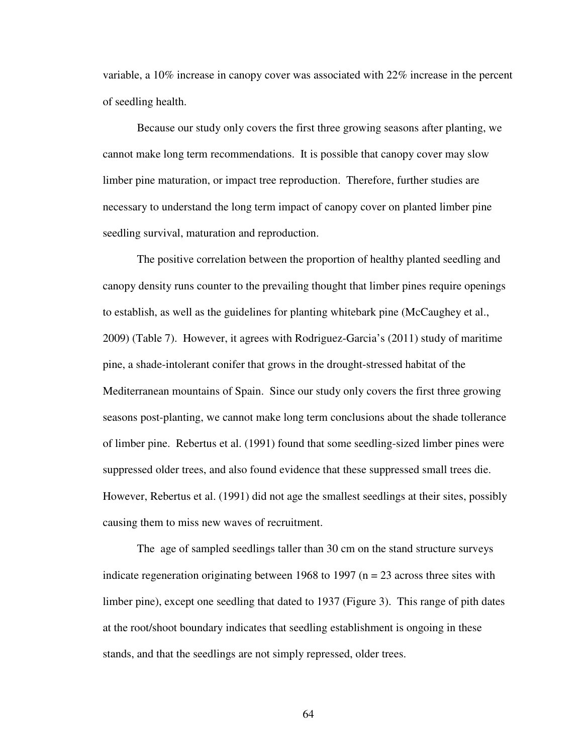variable, a 10% increase in canopy cover was associated with 22% increase in the percent of seedling health.

Because our study only covers the first three growing seasons after planting, we cannot make long term recommendations. It is possible that canopy cover may slow limber pine maturation, or impact tree reproduction. Therefore, further studies are necessary to understand the long term impact of canopy cover on planted limber pine seedling survival, maturation and reproduction.

The positive correlation between the proportion of healthy planted seedling and canopy density runs counter to the prevailing thought that limber pines require openings to establish, as well as the guidelines for planting whitebark pine (McCaughey et al., 2009) (Table 7). However, it agrees with Rodriguez-Garcia's (2011) study of maritime pine, a shade-intolerant conifer that grows in the drought-stressed habitat of the Mediterranean mountains of Spain. Since our study only covers the first three growing seasons post-planting, we cannot make long term conclusions about the shade tollerance of limber pine. Rebertus et al. (1991) found that some seedling-sized limber pines were suppressed older trees, and also found evidence that these suppressed small trees die. However, Rebertus et al. (1991) did not age the smallest seedlings at their sites, possibly causing them to miss new waves of recruitment.

The age of sampled seedlings taller than 30 cm on the stand structure surveys indicate regeneration originating between 1968 to 1997 (n = 23 across three sites with limber pine), except one seedling that dated to 1937 (Figure 3). This range of pith dates at the root/shoot boundary indicates that seedling establishment is ongoing in these stands, and that the seedlings are not simply repressed, older trees.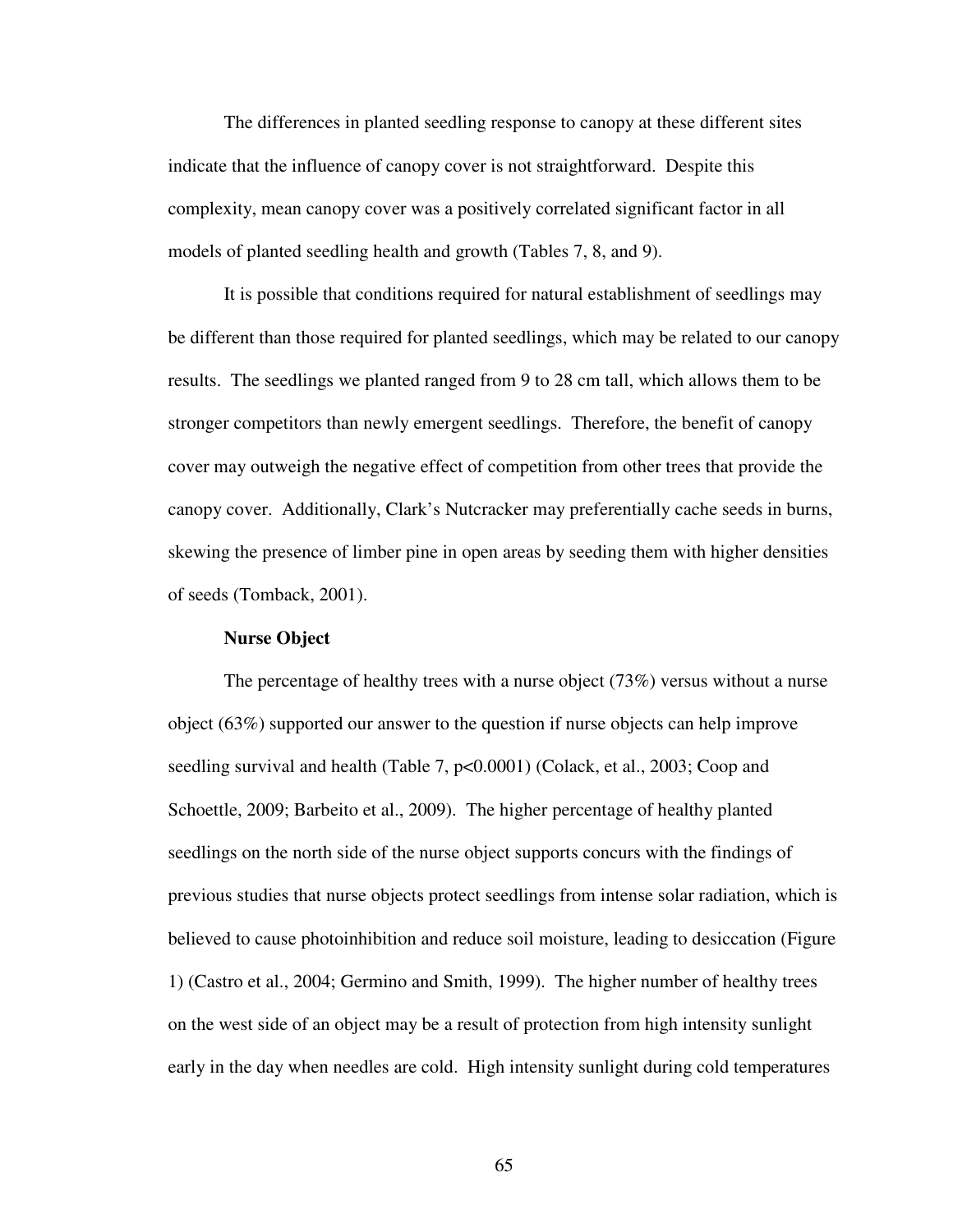The differences in planted seedling response to canopy at these different sites indicate that the influence of canopy cover is not straightforward. Despite this complexity, mean canopy cover was a positively correlated significant factor in all models of planted seedling health and growth (Tables 7, 8, and 9).

It is possible that conditions required for natural establishment of seedlings may be different than those required for planted seedlings, which may be related to our canopy results. The seedlings we planted ranged from 9 to 28 cm tall, which allows them to be stronger competitors than newly emergent seedlings. Therefore, the benefit of canopy cover may outweigh the negative effect of competition from other trees that provide the canopy cover. Additionally, Clark's Nutcracker may preferentially cache seeds in burns, skewing the presence of limber pine in open areas by seeding them with higher densities of seeds (Tomback, 2001).

### Nurse Object

The percentage of healthy trees with a nurse object (73%) versus without a nurse object (63%) supported our answer to the question if nurse objects can help improve seedling survival and health (Table 7, $p<0.0001$) (Colack, et al., 2003; Coop and Schoettle, 2009; Barbeito et al., 2009). The higher percentage of healthy planted seedlings on the north side of the nurse object supports concurs with the findings of previous studies that nurse objects protect seedlings from intense solar radiation, which is believed to cause photoinhibition and reduce soil moisture, leading to desiccation (Figure 1) (Castro et al., 2004; Germino and Smith, 1999). The higher number of healthy trees on the west side of an object may be a result of protection from high intensity sunlight early in the day when needles are cold. High intensity sunlight during cold temperatures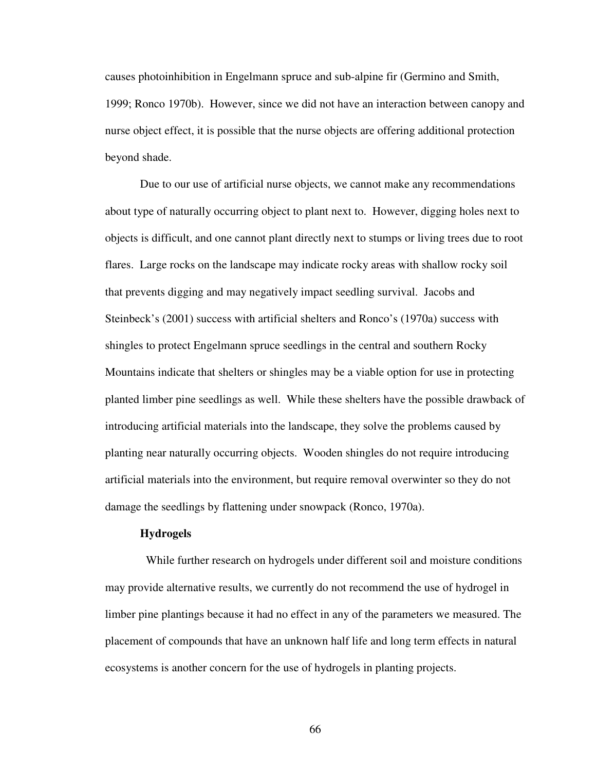causes photoinhibition in Engelmann spruce and sub-alpine fir (Germino and Smith, 1999; Ronco 1970b). However, since we did not have an interaction between canopy and nurse object effect, it is possible that the nurse objects are offering additional protection beyond shade.

Due to our use of artificial nurse objects, we cannot make any recommendations about type of naturally occurring object to plant next to. However, digging holes next to objects is difficult, and one cannot plant directly next to stumps or living trees due to root flares. Large rocks on the landscape may indicate rocky areas with shallow rocky soil that prevents digging and may negatively impact seedling survival. Jacobs and Steinbeck's (2001) success with artificial shelters and Ronco's (1970a) success with shingles to protect Engelmann spruce seedlings in the central and southern Rocky Mountains indicate that shelters or shingles may be a viable option for use in protecting planted limber pine seedlings as well. While these shelters have the possible drawback of introducing artificial materials into the landscape, they solve the problems caused by planting near naturally occurring objects. Wooden shingles do not require introducing artificial materials into the environment, but require removal overwinter so they do not damage the seedlings by flattening under snowpack (Ronco, 1970a).

**Hydrogels**

While further research on hydrogels under different soil and moisture conditions may provide alternative results, we currently do not recommend the use of hydrogel in limber pine plantings because it had no effect in any of the parameters we measured. The placement of compounds that have an unknown half life and long term effects in natural ecosystems is another concern for the use of hydrogels in planting projects.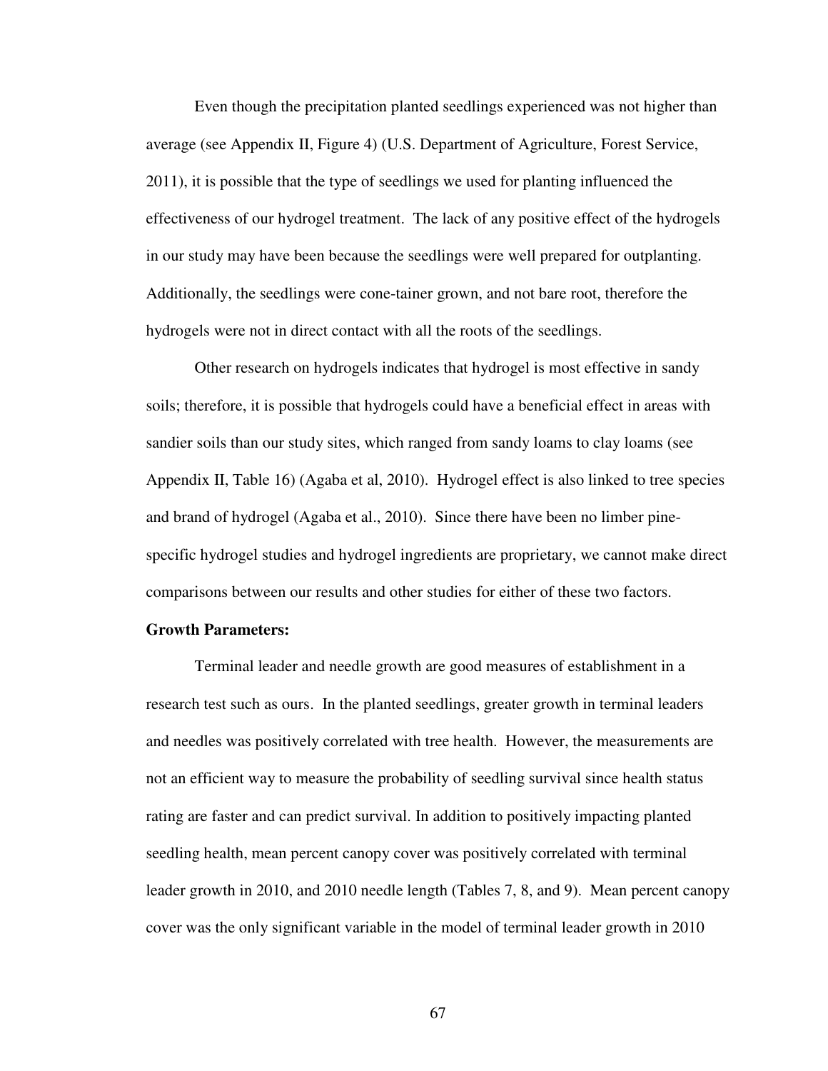Even though the precipitation planted seedlings experienced was not higher than average (see Appendix II, Figure 4) (U.S. Department of Agriculture, Forest Service, 2011), it is possible that the type of seedlings we used for planting influenced the effectiveness of our hydrogel treatment. The lack of any positive effect of the hydrogels in our study may have been because the seedlings were well prepared for outplanting. Additionally, the seedlings were cone-tainer grown, and not bare root, therefore the hydrogels were not in direct contact with all the roots of the seedlings.

Other research on hydrogels indicates that hydrogel is most effective in sandy soils; therefore, it is possible that hydrogels could have a beneficial effect in areas with sandier soils than our study sites, which ranged from sandy loams to clay loams (see Appendix II, Table 16) (Agaba et al, 2010). Hydrogel effect is also linked to tree species and brand of hydrogel (Agaba et al., 2010). Since there have been no limber pine-specific hydrogel studies and hydrogel ingredients are proprietary, we cannot make direct comparisons between our results and other studies for either of these two factors.

**Growth Parameters:**

Terminal leader and needle growth are good measures of establishment in a research test such as ours. In the planted seedlings, greater growth in terminal leaders and needles was positively correlated with tree health. However, the measurements are not an efficient way to measure the probability of seedling survival since health status rating are faster and can predict survival. In addition to positively impacting planted seedling health, mean percent canopy cover was positively correlated with terminal leader growth in 2010, and 2010 needle length (Tables 7, 8, and 9). Mean percent canopy cover was the only significant variable in the model of terminal leader growth in 2010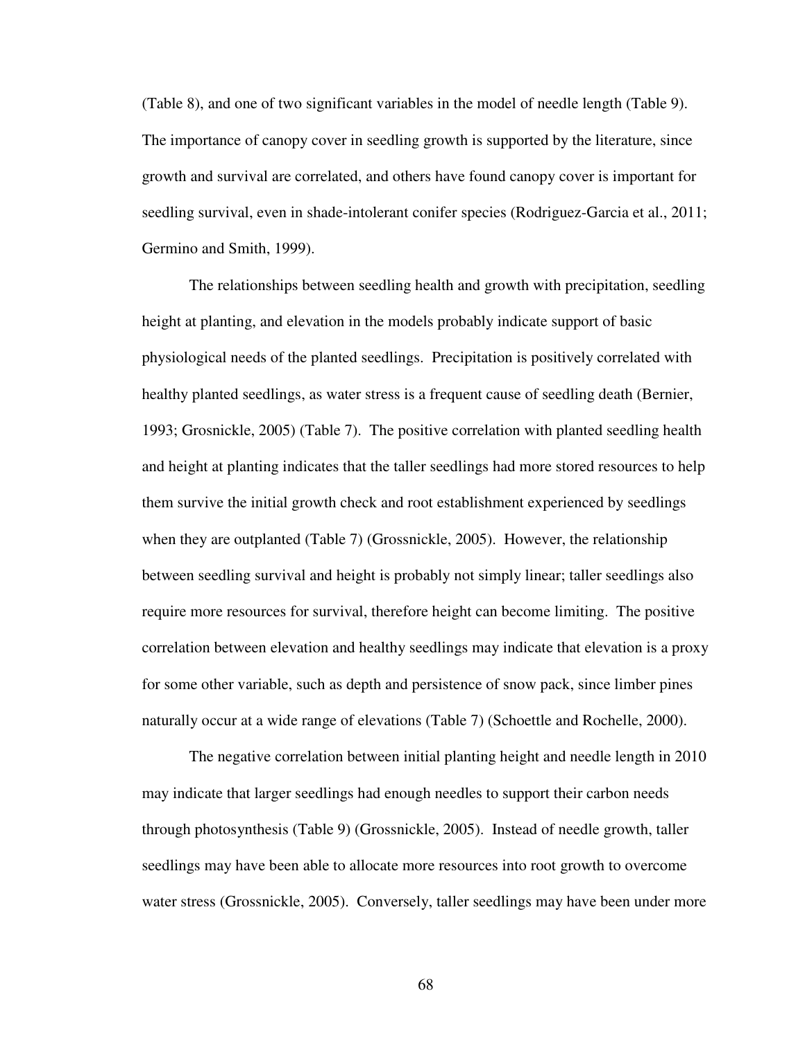(Table 8), and one of two significant variables in the model of needle length (Table 9). The importance of canopy cover in seedling growth is supported by the literature, since growth and survival are correlated, and others have found canopy cover is important for seedling survival, even in shade-intolerant conifer species (Rodriguez-Garcia et al., 2011; Germino and Smith, 1999).

The relationships between seedling health and growth with precipitation, seedling height at planting, and elevation in the models probably indicate support of basic physiological needs of the planted seedlings. Precipitation is positively correlated with healthy planted seedlings, as water stress is a frequent cause of seedling death (Bernier, 1993; Grosnickle, 2005) (Table 7). The positive correlation with planted seedling health and height at planting indicates that the taller seedlings had more stored resources to help them survive the initial growth check and root establishment experienced by seedlings when they are outplanted (Table 7) (Grossnickle, 2005). However, the relationship between seedling survival and height is probably not simply linear; taller seedlings also require more resources for survival, therefore height can become limiting. The positive correlation between elevation and healthy seedlings may indicate that elevation is a proxy for some other variable, such as depth and persistence of snow pack, since limber pines naturally occur at a wide range of elevations (Table 7) (Schoettle and Rochelle, 2000).

The negative correlation between initial planting height and needle length in 2010 may indicate that larger seedlings had enough needles to support their carbon needs through photosynthesis (Table 9) (Grossnickle, 2005). Instead of needle growth, taller seedlings may have been able to allocate more resources into root growth to overcome water stress (Grossnickle, 2005). Conversely, taller seedlings may have been under more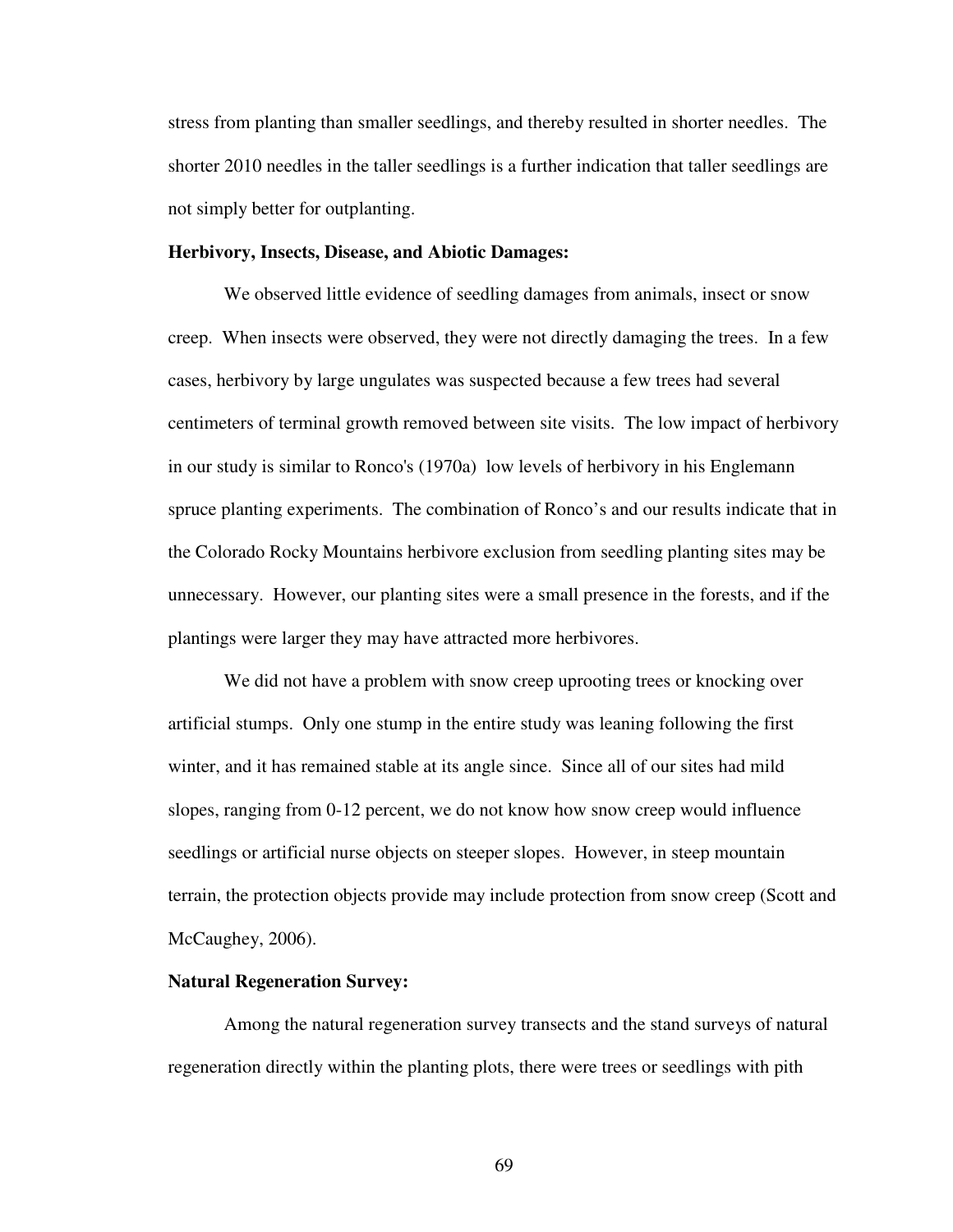stress from planting than smaller seedlings, and thereby resulted in shorter needles. The shorter 2010 needles in the taller seedlings is a further indication that taller seedlings are not simply better for outplanting.

**Herbivory, Insects, Disease, and Abiotic Damages:**

We observed little evidence of seedling damages from animals, insect or snow creep. When insects were observed, they were not directly damaging the trees. In a few cases, herbivory by large ungulates was suspected because a few trees had several centimeters of terminal growth removed between site visits. The low impact of herbivory in our study is similar to Ronco's (1970a) low levels of herbivory in his Englemann spruce planting experiments. The combination of Ronco's and our results indicate that in the Colorado Rocky Mountains herbivore exclusion from seedling planting sites may be unnecessary. However, our planting sites were a small presence in the forests, and if the plantings were larger they may have attracted more herbivores.

We did not have a problem with snow creep uprooting trees or knocking over artificial stumps. Only one stump in the entire study was leaning following the first winter, and it has remained stable at its angle since. Since all of our sites had mild slopes, ranging from 0-12 percent, we do not know how snow creep would influence seedlings or artificial nurse objects on steeper slopes. However, in steep mountain terrain, the protection objects provide may include protection from snow creep (Scott and McCaughey, 2006).

**Natural Regeneration Survey:**

Among the natural regeneration survey transects and the stand surveys of natural regeneration directly within the planting plots, there were trees or seedlings with pith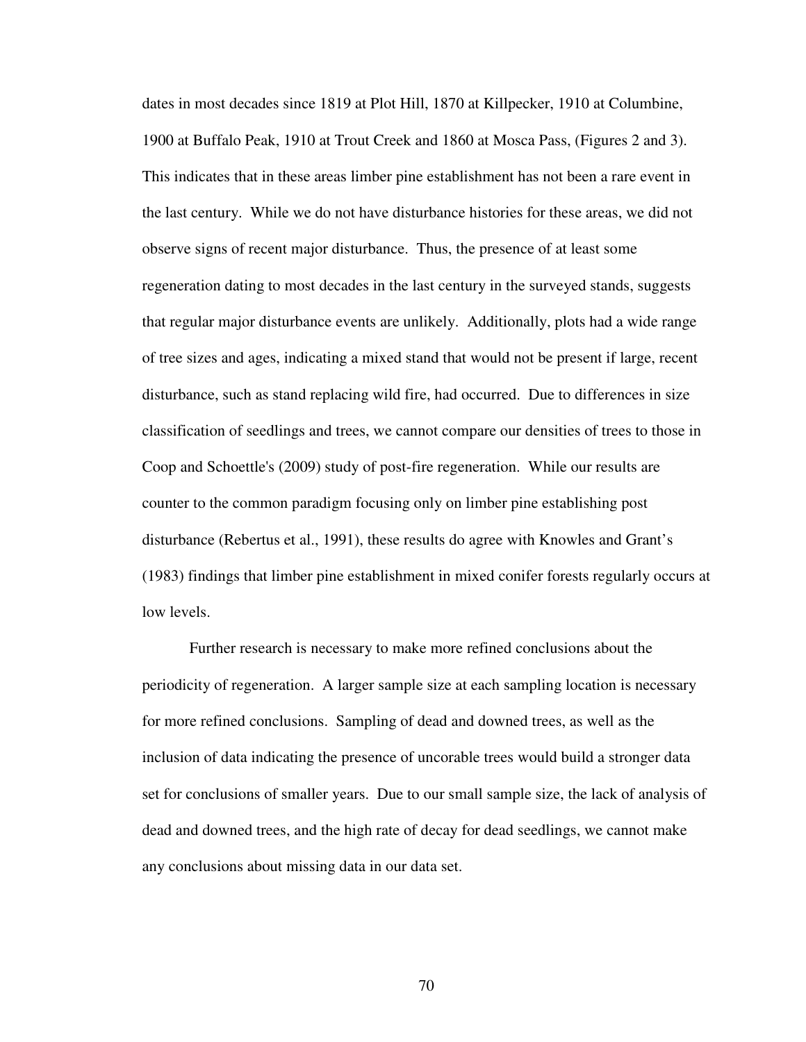dates in most decades since 1819 at Plot Hill, 1870 at Killpecker, 1910 at Columbine, 1900 at Buffalo Peak, 1910 at Trout Creek and 1860 at Mosca Pass, (Figures 2 and 3). This indicates that in these areas limber pine establishment has not been a rare event in the last century. While we do not have disturbance histories for these areas, we did not observe signs of recent major disturbance. Thus, the presence of at least some regeneration dating to most decades in the last century in the surveyed stands, suggests that regular major disturbance events are unlikely. Additionally, plots had a wide range of tree sizes and ages, indicating a mixed stand that would not be present if large, recent disturbance, such as stand replacing wild fire, had occurred. Due to differences in size classification of seedlings and trees, we cannot compare our densities of trees to those in Coop and Schoettle's (2009) study of post-fire regeneration. While our results are counter to the common paradigm focusing only on limber pine establishing post disturbance (Rebertus et al., 1991), these results do agree with Knowles and Grant's (1983) findings that limber pine establishment in mixed conifer forests regularly occurs at low levels.

Further research is necessary to make more refined conclusions about the periodicity of regeneration. A larger sample size at each sampling location is necessary for more refined conclusions. Sampling of dead and downed trees, as well as the inclusion of data indicating the presence of uncorable trees would build a stronger data set for conclusions of smaller years. Due to our small sample size, the lack of analysis of dead and downed trees, and the high rate of decay for dead seedlings, we cannot make any conclusions about missing data in our data set.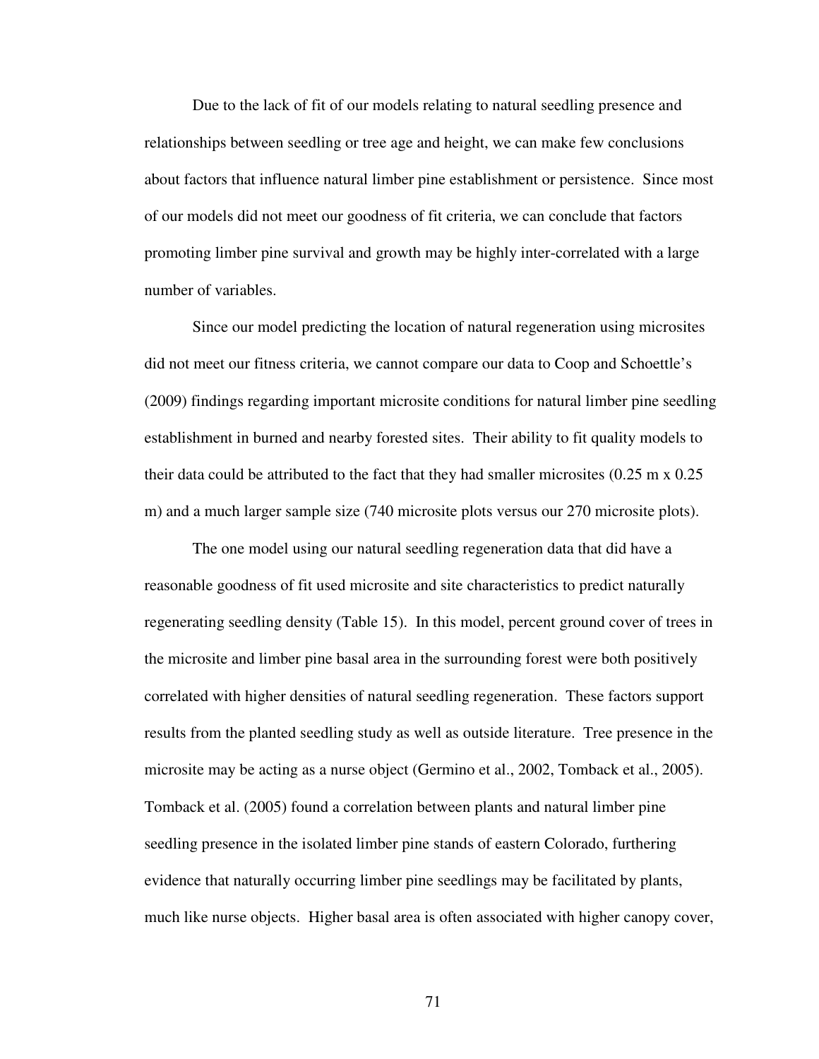Due to the lack of fit of our models relating to natural seedling presence and relationships between seedling or tree age and height, we can make few conclusions about factors that influence natural limber pine establishment or persistence. Since most of our models did not meet our goodness of fit criteria, we can conclude that factors promoting limber pine survival and growth may be highly inter-correlated with a large number of variables.

Since our model predicting the location of natural regeneration using microsites did not meet our fitness criteria, we cannot compare our data to Coop and Schoettle's (2009) findings regarding important microsite conditions for natural limber pine seedling establishment in burned and nearby forested sites. Their ability to fit quality models to their data could be attributed to the fact that they had smaller microsites (0.25 m x 0.25 m) and a much larger sample size (740 microsite plots versus our 270 microsite plots).

The one model using our natural seedling regeneration data that did have a reasonable goodness of fit used microsite and site characteristics to predict naturally regenerating seedling density (Table 15). In this model, percent ground cover of trees in the microsite and limber pine basal area in the surrounding forest were both positively correlated with higher densities of natural seedling regeneration. These factors support results from the planted seedling study as well as outside literature. Tree presence in the microsite may be acting as a nurse object (Germino et al., 2002, Tomback et al., 2005). Tomback et al. (2005) found a correlation between plants and natural limber pine seedling presence in the isolated limber pine stands of eastern Colorado, furthering evidence that naturally occurring limber pine seedlings may be facilitated by plants, much like nurse objects. Higher basal area is often associated with higher canopy cover,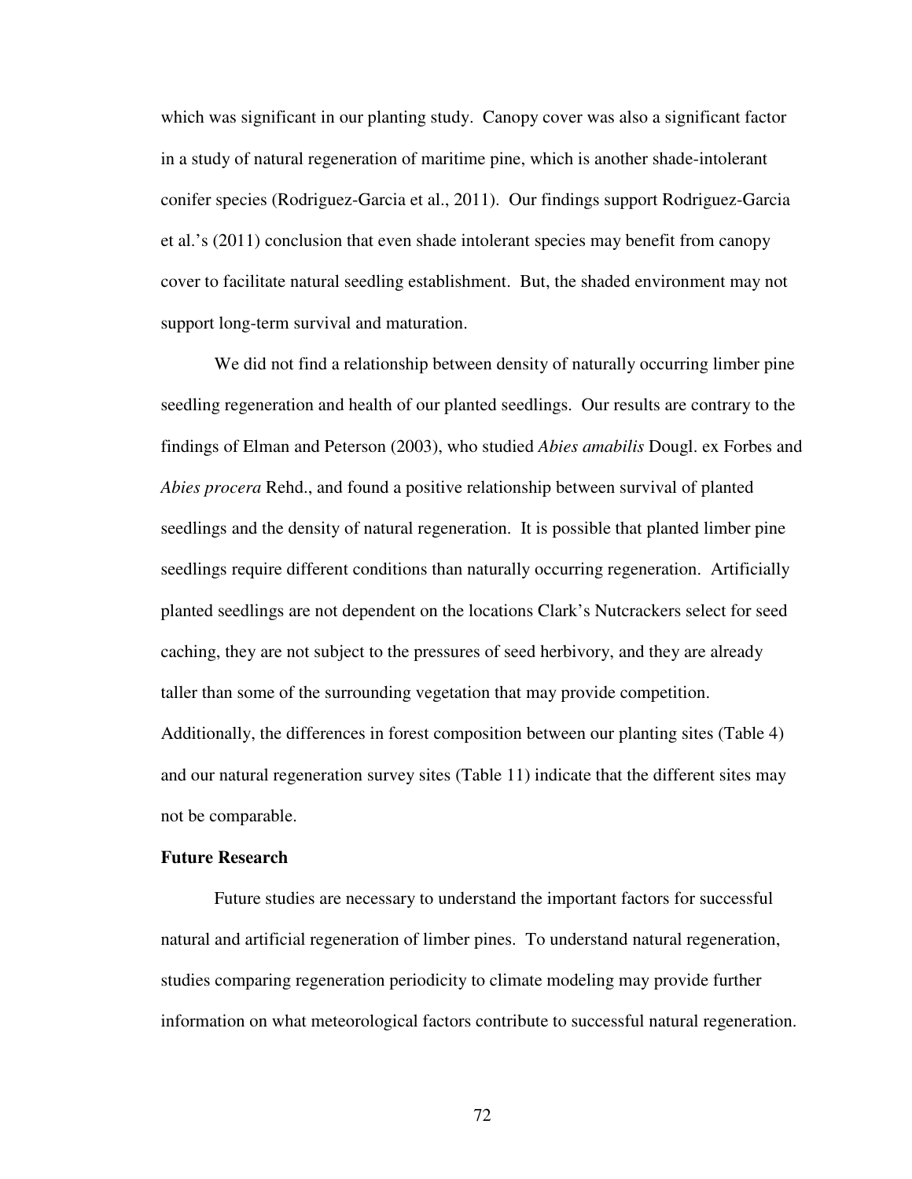which was significant in our planting study. Canopy cover was also a significant factor in a study of natural regeneration of maritime pine, which is another shade-intolerant conifer species (Rodriguez-Garcia et al., 2011). Our findings support Rodriguez-Garcia et al.'s (2011) conclusion that even shade intolerant species may benefit from canopy cover to facilitate natural seedling establishment. But, the shaded environment may not support long-term survival and maturation.

We did not find a relationship between density of naturally occurring limber pine seedling regeneration and health of our planted seedlings. Our results are contrary to the findings of Elman and Peterson (2003), who studied *Abies amabilis* Dougl. ex Forbes and *Abies procera* Rehd., and found a positive relationship between survival of planted seedlings and the density of natural regeneration. It is possible that planted limber pine seedlings require different conditions than naturally occurring regeneration. Artificially planted seedlings are not dependent on the locations Clark's Nutcrackers select for seed caching, they are not subject to the pressures of seed herbivory, and they are already taller than some of the surrounding vegetation that may provide competition. Additionally, the differences in forest composition between our planting sites (Table 4) and our natural regeneration survey sites (Table 11) indicate that the different sites may not be comparable.

**Future Research**

Future studies are necessary to understand the important factors for successful natural and artificial regeneration of limber pines. To understand natural regeneration, studies comparing regeneration periodicity to climate modeling may provide further information on what meteorological factors contribute to successful natural regeneration.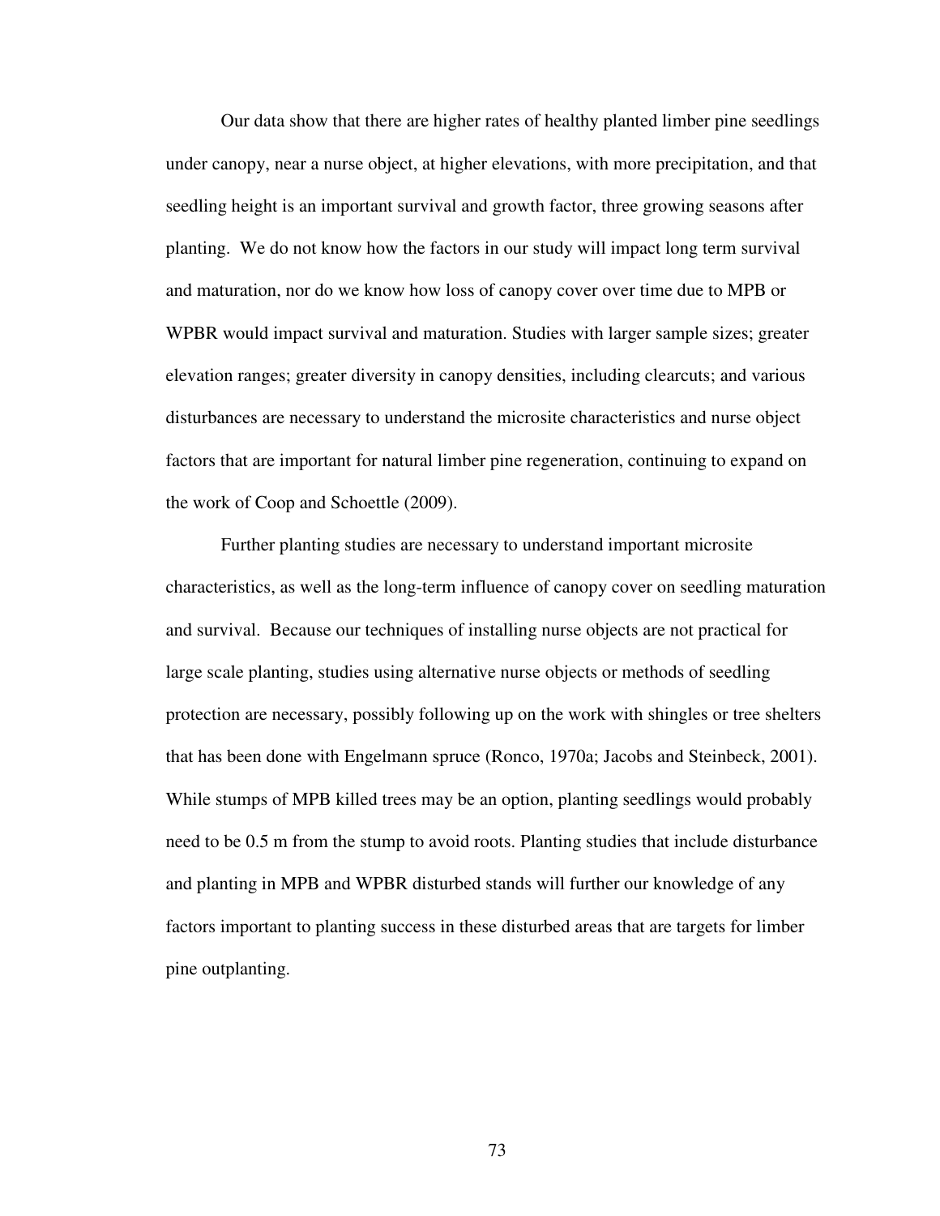Our data show that there are higher rates of healthy planted limber pine seedlings under canopy, near a nurse object, at higher elevations, with more precipitation, and that seedling height is an important survival and growth factor, three growing seasons after planting. We do not know how the factors in our study will impact long term survival and maturation, nor do we know how loss of canopy cover over time due to MPB or WPBR would impact survival and maturation. Studies with larger sample sizes; greater elevation ranges; greater diversity in canopy densities, including clearcuts; and various disturbances are necessary to understand the microsite characteristics and nurse object factors that are important for natural limber pine regeneration, continuing to expand on the work of Coop and Schoettle (2009).

Further planting studies are necessary to understand important microsite characteristics, as well as the long-term influence of canopy cover on seedling maturation and survival. Because our techniques of installing nurse objects are not practical for large scale planting, studies using alternative nurse objects or methods of seedling protection are necessary, possibly following up on the work with shingles or tree shelters that has been done with Engelmann spruce (Ronco, 1970a; Jacobs and Steinbeck, 2001). While stumps of MPB killed trees may be an option, planting seedlings would probably need to be 0.5 m from the stump to avoid roots. Planting studies that include disturbance and planting in MPB and WPBR disturbed stands will further our knowledge of any factors important to planting success in these disturbed areas that are targets for limber pine outplanting.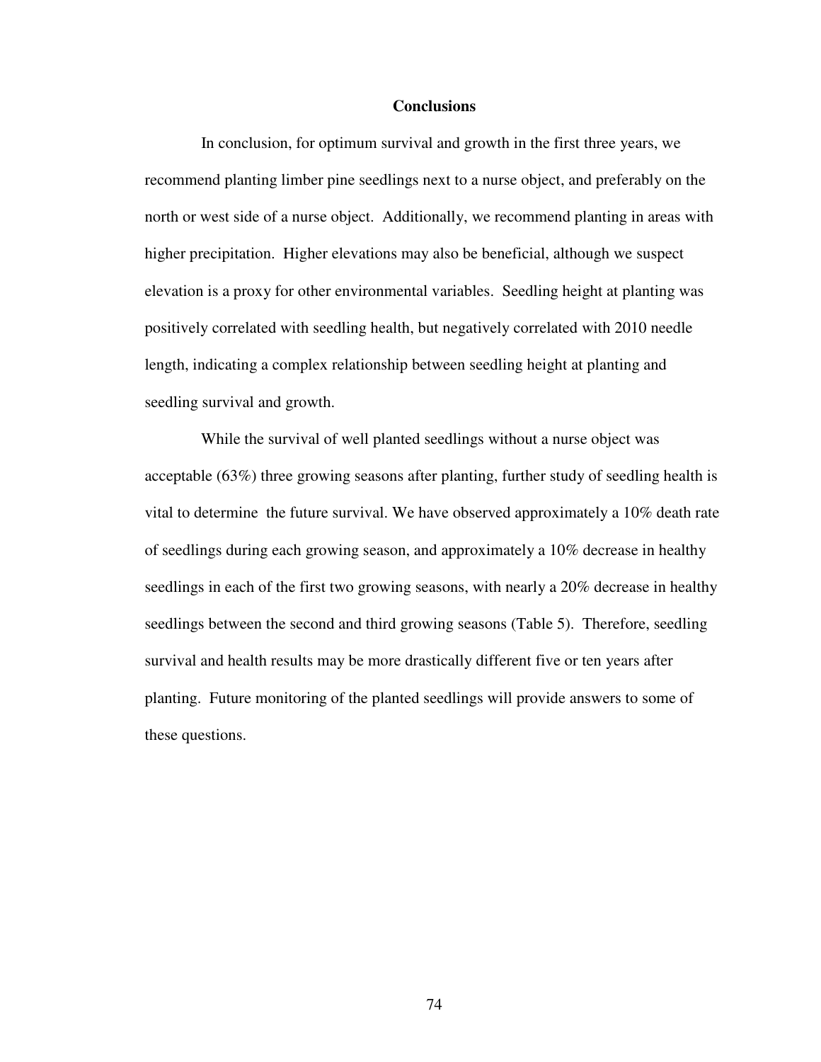## Conclusions

In conclusion, for optimum survival and growth in the first three years, we recommend planting limber pine seedlings next to a nurse object, and preferably on the north or west side of a nurse object. Additionally, we recommend planting in areas with higher precipitation. Higher elevations may also be beneficial, although we suspect elevation is a proxy for other environmental variables. Seedling height at planting was positively correlated with seedling health, but negatively correlated with 2010 needle length, indicating a complex relationship between seedling height at planting and seedling survival and growth.

While the survival of well planted seedlings without a nurse object was acceptable (63%) three growing seasons after planting, further study of seedling health is vital to determine the future survival. We have observed approximately a 10% death rate of seedlings during each growing season, and approximately a 10% decrease in healthy seedlings in each of the first two growing seasons, with nearly a 20% decrease in healthy seedlings between the second and third growing seasons (Table 5). Therefore, seedling survival and health results may be more drastically different five or ten years after planting. Future monitoring of the planted seedlings will provide answers to some of these questions.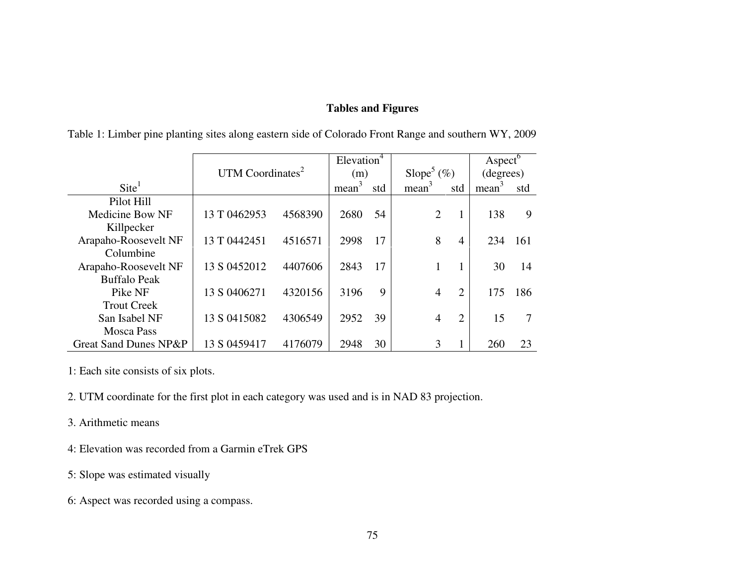**Tables and Figures**

Table 1: Limber pine planting sites along eastern side of Colorado Front Range and southern WY, 2009

| Site[1] | UTM Coordinates[2] | | Elevation[4] (m) | | Slope[5] (%) | | Aspect[6] (degrees) | |
|---|---|---|---|---|---|---|---|---|
| | | | mean[3] | std | mean[3] | std | mean[3] | std |
| Pilot Hill Medicine Bow NF | 13 T 0462953 | 4568390 | 2680 | 54 | 2 | 1 | 138 | 9 |
| Killpecker Arapaho-Roosevelt NF | 13 T 0442451 | 4516571 | 2998 | 17 | 8 | 4 | 234 | 161 |
| Columbine Arapaho-Roosevelt NF | 13 S 0452012 | 4407606 | 2843 | 17 | 1 | 1 | 30 | 14 |
| Buffalo Peak Pike NF | 13 S 0406271 | 4320156 | 3196 | 9 | 4 | 2 | 175 | 186 |
| Trout Creek San Isabel NF | 13 S 0415082 | 4306549 | 2952 | 39 | 4 | 2 | 15 | 7 |
| Mosca Pass Great Sand Dunes NP&P | 13 S 0459417 | 4176079 | 2948 | 30 | 3 | 1 | 260 | 23 |

1: Each site consists of six plots.

2. UTM coordinate for the first plot in each category was used and is in NAD 83 projection.

3. Arithmetic means

4: Elevation was recorded from a Garmin eTrek GPS

5: Slope was estimated visually

6: Aspect was recorded using a compass.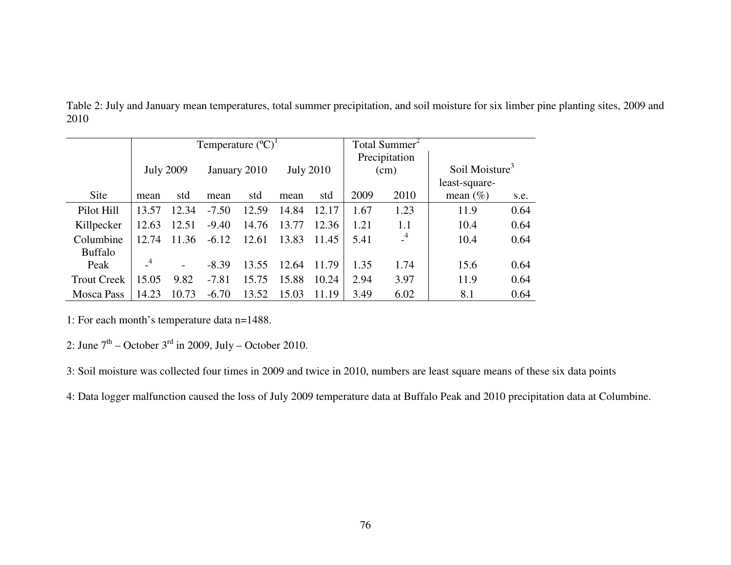Table 2: July and January mean temperatures, total summer precipitation, and soil moisture for six limber pine planting sites, 2009 and 2010

| | Temperature (ºC)[1] | | | | | | Total Summer[2] Precipitation (cm) | | Soil Moisture[3] | |
|---|---|---|---|---|---|---|---|---|---|---|
| | July 2009 | | January 2010 | | July 2010 | | | | | |
| Site | mean | std | mean | std | mean | std | 2009 | 2010 | least-square-mean (%) | s.e. |
| Pilot Hill | 13.57 | 12.34 | -7.50 | 12.59 | 14.84 | 12.17 | 1.67 | 1.23 | 11.9 | 0.64 |
| Killpecker | 12.63 | 12.51 | -9.40 | 14.76 | 13.77 | 12.36 | 1.21 | 1.1 | 10.4 | 0.64 |
| Columbine | 12.74 | 11.36 | -6.12 | 12.61 | 13.83 | 11.45 | 5.41 | -[4] | 10.4 | 0.64 |
| Buffalo Peak | -[4] | - | -8.39 | 13.55 | 12.64 | 11.79 | 1.35 | 1.74 | 15.6 | 0.64 |
| Trout Creek | 15.05 | 9.82 | -7.81 | 15.75 | 15.88 | 10.24 | 2.94 | 3.97 | 11.9 | 0.64 |
| Mosca Pass | 14.23 | 10.73 | -6.70 | 13.52 | 15.03 | 11.19 | 3.49 | 6.02 | 8.1 | 0.64 |

1: For each month's temperature data n=1488.

2: June 7th – October 3rd in 2009, July – October 2010.

3: Soil moisture was collected four times in 2009 and twice in 2010, numbers are least square means of these six data points

4: Data logger malfunction caused the loss of July 2009 temperature data at Buffalo Peak and 2010 precipitation data at Columbine.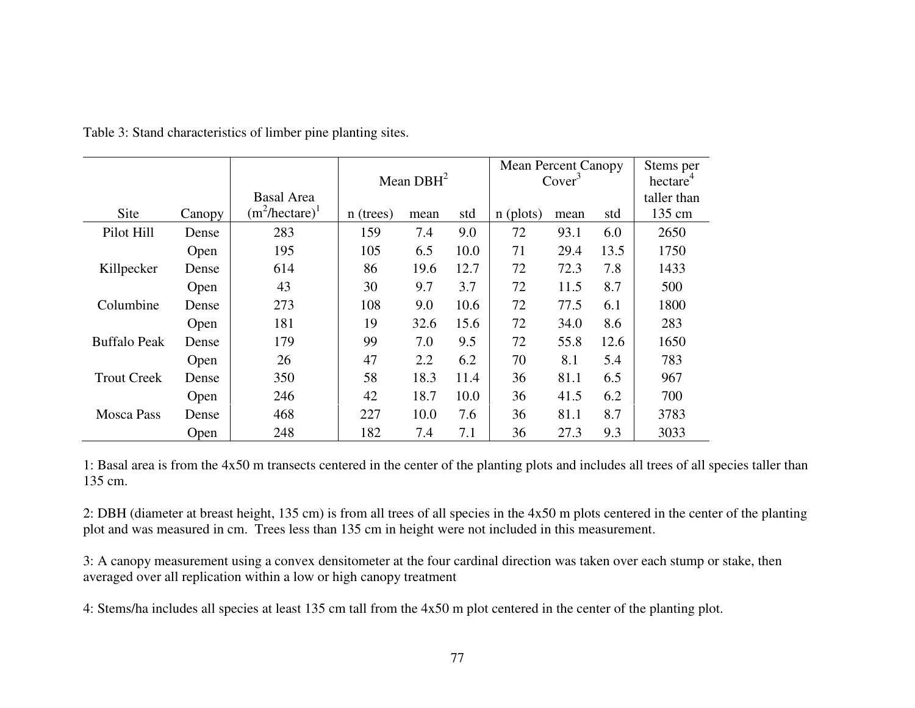Table 3: Stand characteristics of limber pine planting sites.

| Site | Canopy | Basal Area ($m^2$/hectare)[1] | Mean DBH[2] | | | Mean Percent Canopy Cover[3] | | | Stems per hectare[4] taller than 135 cm |
|---|---|---|---|---|---|---|---|---|---|
| | | | n (trees) | mean | std | n (plots) | mean | std | |
| Pilot Hill | Dense | 283 | 159 | 7.4 | 9.0 | 72 | 93.1 | 6.0 | 2650 |
| | Open | 195 | 105 | 6.5 | 10.0 | 71 | 29.4 | 13.5 | 1750 |
| Killpecker | Dense | 614 | 86 | 19.6 | 12.7 | 72 | 72.3 | 7.8 | 1433 |
| | Open | 43 | 30 | 9.7 | 3.7 | 72 | 11.5 | 8.7 | 500 |
| Columbine | Dense | 273 | 108 | 9.0 | 10.6 | 72 | 77.5 | 6.1 | 1800 |
| | Open | 181 | 19 | 32.6 | 15.6 | 72 | 34.0 | 8.6 | 283 |
| Buffalo Peak | Dense | 179 | 99 | 7.0 | 9.5 | 72 | 55.8 | 12.6 | 1650 |
| | Open | 26 | 47 | 2.2 | 6.2 | 70 | 8.1 | 5.4 | 783 |
| Trout Creek | Dense | 350 | 58 | 18.3 | 11.4 | 36 | 81.1 | 6.5 | 967 |
| | Open | 246 | 42 | 18.7 | 10.0 | 36 | 41.5 | 6.2 | 700 |
| Mosca Pass | Dense | 468 | 227 | 10.0 | 7.6 | 36 | 81.1 | 8.7 | 3783 |
| | Open | 248 | 182 | 7.4 | 7.1 | 36 | 27.3 | 9.3 | 3033 |

1: Basal area is from the 4x50 m transects centered in the center of the planting plots and includes all trees of all species taller than 135 cm.

2: DBH (diameter at breast height, 135 cm) is from all trees of all species in the 4x50 m plots centered in the center of the planting plot and was measured in cm. Trees less than 135 cm in height were not included in this measurement.

3: A canopy measurement using a convex densitometer at the four cardinal direction was taken over each stump or stake, then averaged over all replication within a low or high canopy treatment

4: Stems/ha includes all species at least 135 cm tall from the 4x50 m plot centered in the center of the planting plot.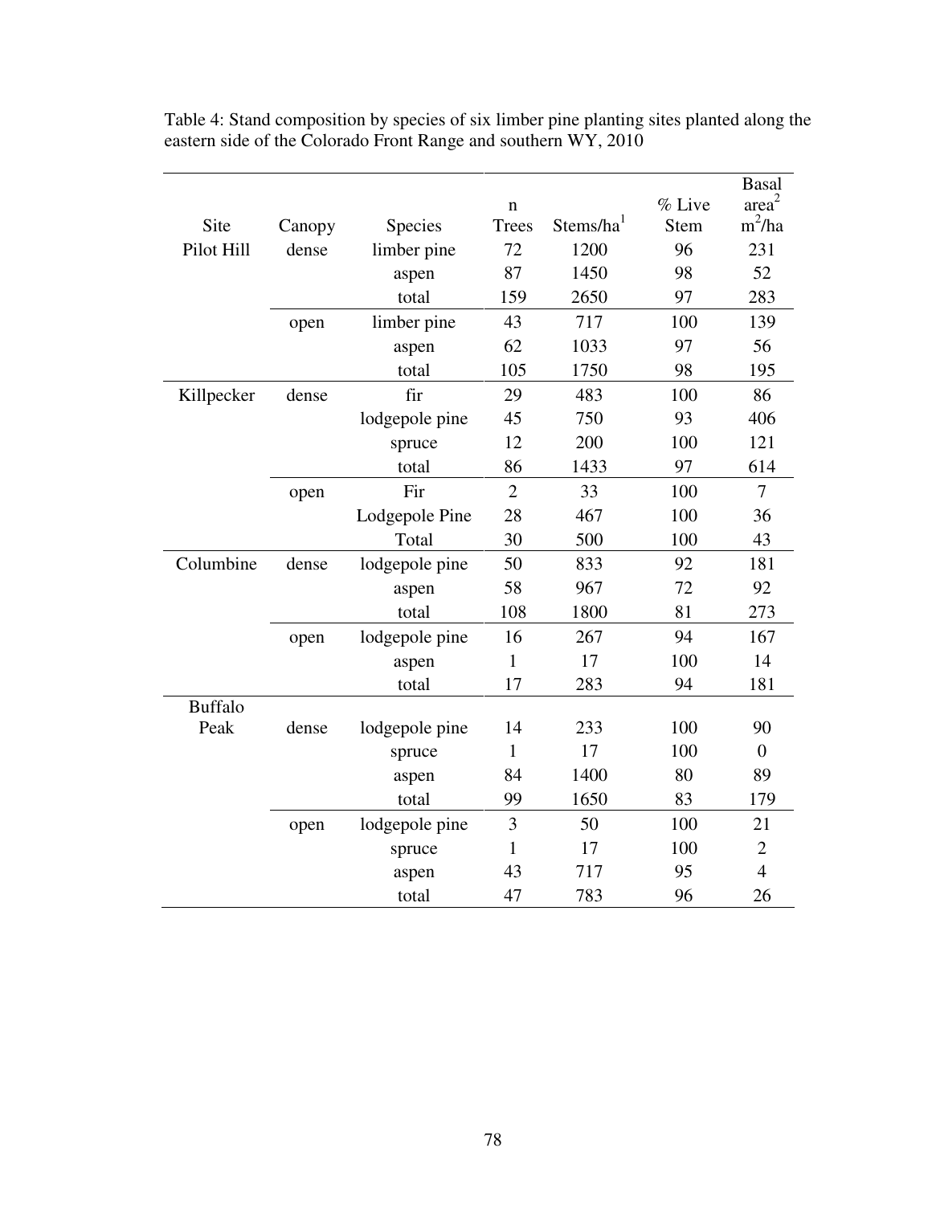Table 4: Stand composition by species of six limber pine planting sites planted along the eastern side of the Colorado Front Range and southern WY, 2010

| Site | Canopy | Species | n Trees | Stems/ha[1] | % Live Stem | Basal area[2] $m^2$/ha |
|---|---|---|---|---|---|---|
| Pilot Hill | dense | limber pine | 72 | 1200 | 96 | 231 |
| | | aspen | 87 | 1450 | 98 | 52 |
| | | total | 159 | 2650 | 97 | 283 |
| | open | limber pine | 43 | 717 | 100 | 139 |
| | | aspen | 62 | 1033 | 97 | 56 |
| | | total | 105 | 1750 | 98 | 195 |
| Killpecker | dense | fir | 29 | 483 | 100 | 86 |
| | | lodgepole pine | 45 | 750 | 93 | 406 |
| | | spruce | 12 | 200 | 100 | 121 |
| | | total | 86 | 1433 | 97 | 614 |
| | open | Fir | 2 | 33 | 100 | 7 |
| | | Lodgepole Pine | 28 | 467 | 100 | 36 |
| | | Total | 30 | 500 | 100 | 43 |
| Columbine | dense | lodgepole pine | 50 | 833 | 92 | 181 |
| | | aspen | 58 | 967 | 72 | 92 |
| | | total | 108 | 1800 | 81 | 273 |
| | open | lodgepole pine | 16 | 267 | 94 | 167 |
| | | aspen | 1 | 17 | 100 | 14 |
| | | total | 17 | 283 | 94 | 181 |
| Buffalo Peak | dense | lodgepole pine | 14 | 233 | 100 | 90 |
| | | spruce | 1 | 17 | 100 | 0 |
| | | aspen | 84 | 1400 | 80 | 89 |
| | | total | 99 | 1650 | 83 | 179 |
| | open | lodgepole pine | 3 | 50 | 100 | 21 |
| | | spruce | 1 | 17 | 100 | 2 |
| | | aspen | 43 | 717 | 95 | 4 |
| | | total | 47 | 783 | 96 | 26 |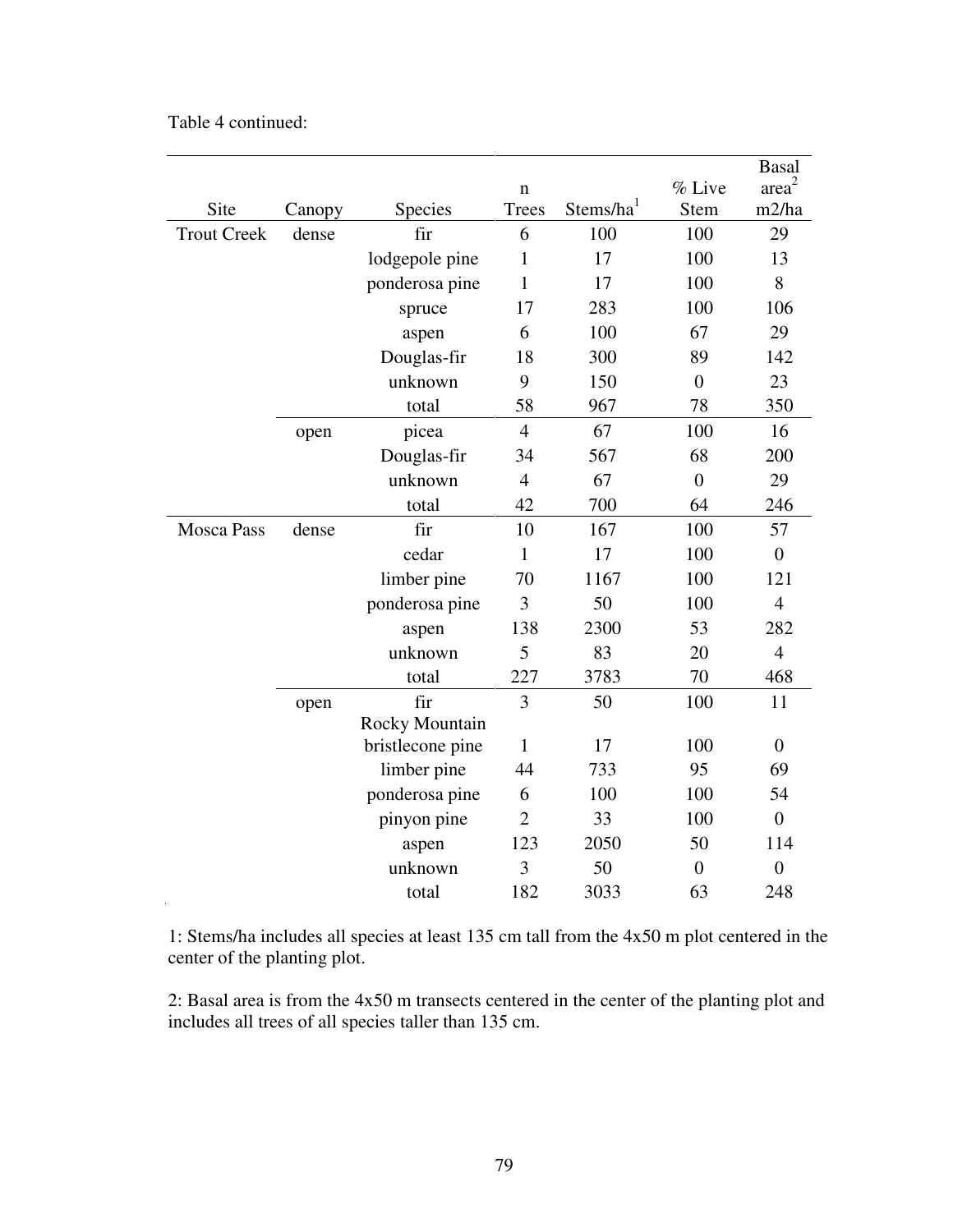Table 4 continued:

| Site | Canopy | Species | n Trees | Stems/ha[1] | % Live Stem | Basal area[2] m2/ha |
|---|---|---|---|---|---|---|
| Trout Creek | dense | fir | 6 | 100 | 100 | 29 |
| | | lodgepole pine | 1 | 17 | 100 | 13 |
| | | ponderosa pine | 1 | 17 | 100 | 8 |
| | | spruce | 17 | 283 | 100 | 106 |
| | | aspen | 6 | 100 | 67 | 29 |
| | | Douglas-fir | 18 | 300 | 89 | 142 |
| | | unknown | 9 | 150 | 0 | 23 |
| | | total | 58 | 967 | 78 | 350 |
| | open | picea | 4 | 67 | 100 | 16 |
| | | Douglas-fir | 34 | 567 | 68 | 200 |
| | | unknown | 4 | 67 | 0 | 29 |
| | | total | 42 | 700 | 64 | 246 |
| Mosca Pass | dense | fir | 10 | 167 | 100 | 57 |
| | | cedar | 1 | 17 | 100 | 0 |
| | | limber pine | 70 | 1167 | 100 | 121 |
| | | ponderosa pine | 3 | 50 | 100 | 4 |
| | | aspen | 138 | 2300 | 53 | 282 |
| | | unknown | 5 | 83 | 20 | 4 |
| | | total | 227 | 3783 | 70 | 468 |
| | open | fir | 3 | 50 | 100 | 11 |
| | | Rocky Mountain bristlecone pine | 1 | 17 | 100 | 0 |
| | | limber pine | 44 | 733 | 95 | 69 |
| | | ponderosa pine | 6 | 100 | 100 | 54 |
| | | pinyon pine | 2 | 33 | 100 | 0 |
| | | aspen | 123 | 2050 | 50 | 114 |
| | | unknown | 3 | 50 | 0 | 0 |
| | | total | 182 | 3033 | 63 | 248 |

1: Stems/ha includes all species at least 135 cm tall from the 4x50 m plot centered in the center of the planting plot.

2: Basal area is from the 4x50 m transects centered in the center of the planting plot and includes all trees of all species taller than 135 cm.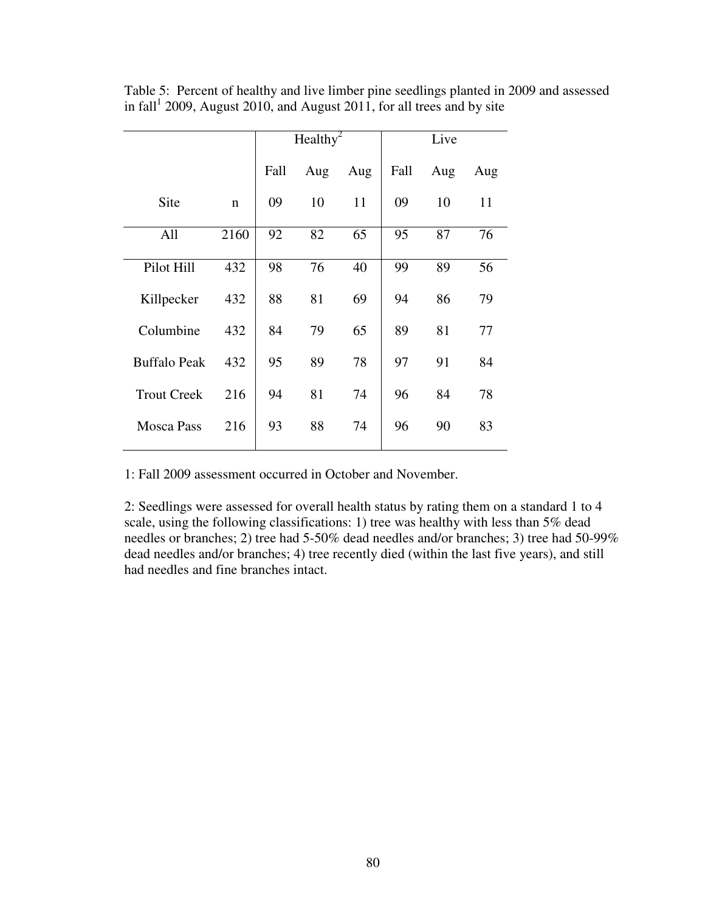Table 5: Percent of healthy and live limber pine seedlings planted in 2009 and assessed in fall[1] 2009, August 2010, and August 2011, for all trees and by site

| | | Healthy[2] | | | Live | | |
|---|---|---|---|---|---|---|---|
| | | Fall | Aug | Aug | Fall | Aug | Aug |
| Site | n | 09 | 10 | 11 | 09 | 10 | 11 |
| All | 2160 | 92 | 82 | 65 | 95 | 87 | 76 |
| Pilot Hill | 432 | 98 | 76 | 40 | 99 | 89 | 56 |
| Killpecker | 432 | 88 | 81 | 69 | 94 | 86 | 79 |
| Columbine | 432 | 84 | 79 | 65 | 89 | 81 | 77 |
| Buffalo Peak | 432 | 95 | 89 | 78 | 97 | 91 | 84 |
| Trout Creek | 216 | 94 | 81 | 74 | 96 | 84 | 78 |
| Mosca Pass | 216 | 93 | 88 | 74 | 96 | 90 | 83 |

1: Fall 2009 assessment occurred in October and November.

2: Seedlings were assessed for overall health status by rating them on a standard 1 to 4 scale, using the following classifications: 1) tree was healthy with less than 5% dead needles or branches; 2) tree had 5-50% dead needles and/or branches; 3) tree had 50-99% dead needles and/or branches; 4) tree recently died (within the last five years), and still had needles and fine branches intact.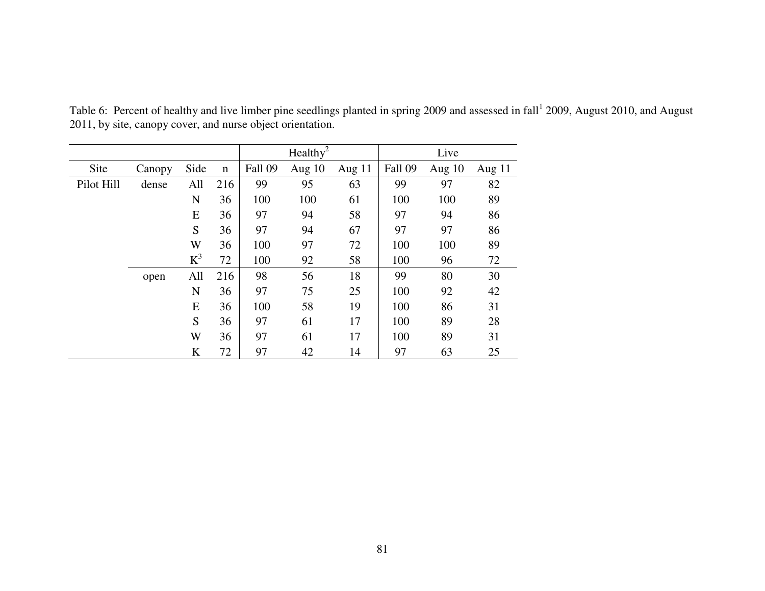Table 6: Percent of healthy and live limber pine seedlings planted in spring 2009 and assessed in fall[1] 2009, August 2010, and August 2011, by site, canopy cover, and nurse object orientation.

| | | | | Healthy[2] | | | Live | | |
|---|---|---|---|---|---|---|---|---|---|
| Site | Canopy | Side | n | Fall 09 | Aug 10 | Aug 11 | Fall 09 | Aug 10 | Aug 11 |
| Pilot Hill | dense | All | 216 | 99 | 95 | 63 | 99 | 97 | 82 |
| | | N | 36 | 100 | 100 | 61 | 100 | 100 | 89 |
| | | E | 36 | 97 | 94 | 58 | 97 | 94 | 86 |
| | | S | 36 | 97 | 94 | 67 | 97 | 97 | 86 |
| | | W | 36 | 100 | 97 | 72 | 100 | 100 | 89 |
| | | K[3] | 72 | 100 | 92 | 58 | 100 | 96 | 72 |
| | open | All | 216 | 98 | 56 | 18 | 99 | 80 | 30 |
| | | N | 36 | 97 | 75 | 25 | 100 | 92 | 42 |
| | | E | 36 | 100 | 58 | 19 | 100 | 86 | 31 |
| | | S | 36 | 97 | 61 | 17 | 100 | 89 | 28 |
| | | W | 36 | 97 | 61 | 17 | 100 | 89 | 31 |
| | | K | 72 | 97 | 42 | 14 | 97 | 63 | 25 |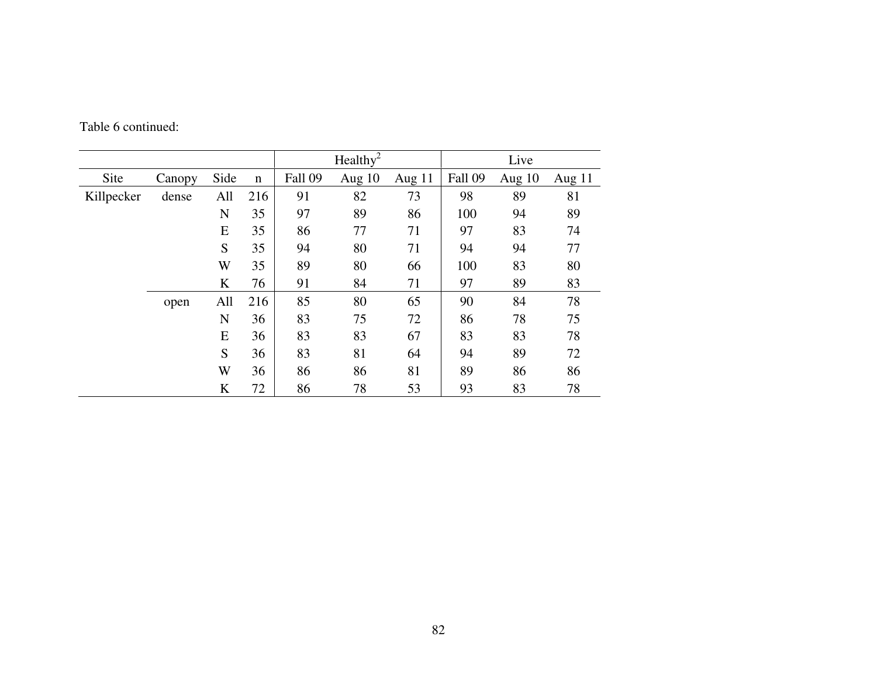Table 6 continued:

| Site | Canopy | Side | n | Healthy[2] | | | Live | | |
|---|---|---|---|---|---|---|---|---|---|
| | | | | Fall 09 | Aug 10 | Aug 11 | Fall 09 | Aug 10 | Aug 11 |
| Killpecker | dense | All | 216 | 91 | 82 | 73 | 98 | 89 | 81 |
| | | N | 35 | 97 | 89 | 86 | 100 | 94 | 89 |
| | | E | 35 | 86 | 77 | 71 | 97 | 83 | 74 |
| | | S | 35 | 94 | 80 | 71 | 94 | 94 | 77 |
| | | W | 35 | 89 | 80 | 66 | 100 | 83 | 80 |
| | | K | 76 | 91 | 84 | 71 | 97 | 89 | 83 |
| | open | All | 216 | 85 | 80 | 65 | 90 | 84 | 78 |
| | | N | 36 | 83 | 75 | 72 | 86 | 78 | 75 |
| | | E | 36 | 83 | 83 | 67 | 83 | 83 | 78 |
| | | S | 36 | 83 | 81 | 64 | 94 | 89 | 72 |
| | | W | 36 | 86 | 86 | 81 | 89 | 86 | 86 |
| | | K | 72 | 86 | 78 | 53 | 93 | 83 | 78 |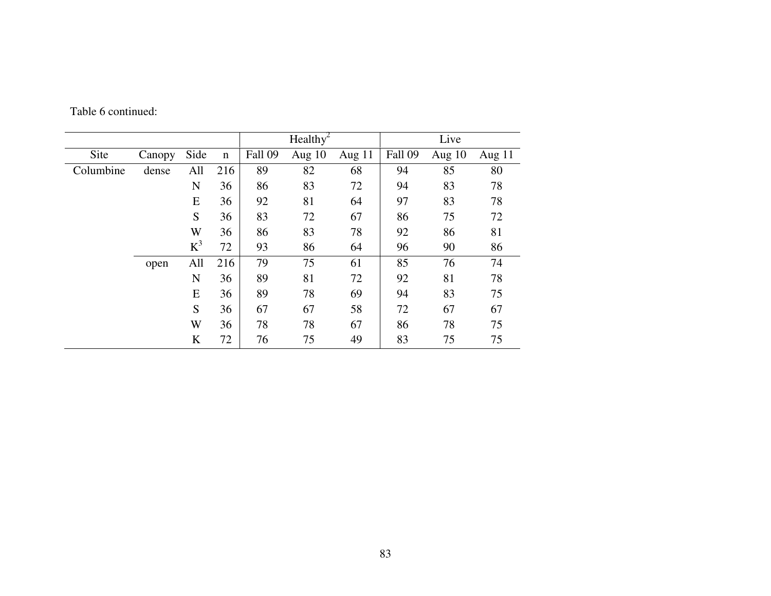Table 6 continued:

| | | | | Healthy[2] | | | Live | | |
|---|---|---|---|---|---|---|---|---|---|
| Site | Canopy | Side | n | Fall 09 | Aug 10 | Aug 11 | Fall 09 | Aug 10 | Aug 11 |
| Columbine | dense | All | 216 | 89 | 82 | 68 | 94 | 85 | 80 |
| | | N | 36 | 86 | 83 | 72 | 94 | 83 | 78 |
| | | E | 36 | 92 | 81 | 64 | 97 | 83 | 78 |
| | | S | 36 | 83 | 72 | 67 | 86 | 75 | 72 |
| | | W | 36 | 86 | 83 | 78 | 92 | 86 | 81 |
| | | K[3] | 72 | 93 | 86 | 64 | 96 | 90 | 86 |
| | open | All | 216 | 79 | 75 | 61 | 85 | 76 | 74 |
| | | N | 36 | 89 | 81 | 72 | 92 | 81 | 78 |
| | | E | 36 | 89 | 78 | 69 | 94 | 83 | 75 |
| | | S | 36 | 67 | 67 | 58 | 72 | 67 | 67 |
| | | W | 36 | 78 | 78 | 67 | 86 | 78 | 75 |
| | | K | 72 | 76 | 75 | 49 | 83 | 75 | 75 |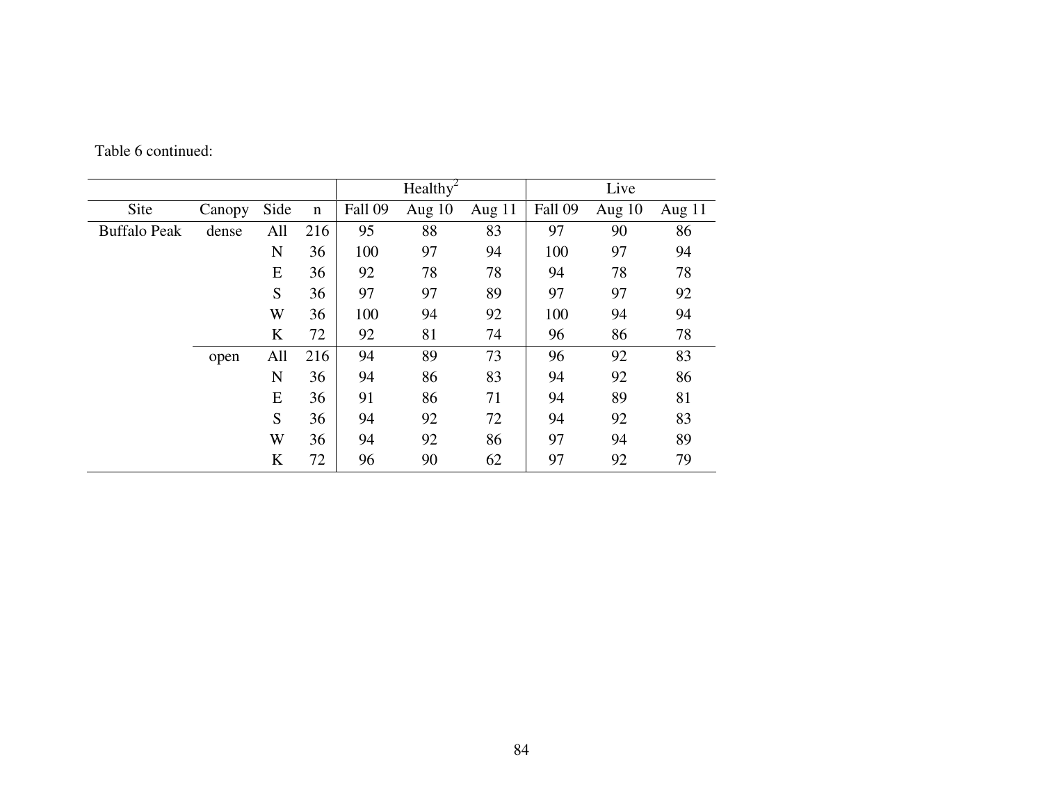Table 6 continued:

| Site | Canopy | Side | n | Healthy[2] | | | Live | | |
|---|---|---|---|---|---|---|---|---|---|
| | | | | Fall 09 | Aug 10 | Aug 11 | Fall 09 | Aug 10 | Aug 11 |
| Buffalo Peak | dense | All | 216 | 95 | 88 | 83 | 97 | 90 | 86 |
| | | N | 36 | 100 | 97 | 94 | 100 | 97 | 94 |
| | | E | 36 | 92 | 78 | 78 | 94 | 78 | 78 |
| | | S | 36 | 97 | 97 | 89 | 97 | 97 | 92 |
| | | W | 36 | 100 | 94 | 92 | 100 | 94 | 94 |
| | | K | 72 | 92 | 81 | 74 | 96 | 86 | 78 |
| | open | All | 216 | 94 | 89 | 73 | 96 | 92 | 83 |
| | | N | 36 | 94 | 86 | 83 | 94 | 92 | 86 |
| | | E | 36 | 91 | 86 | 71 | 94 | 89 | 81 |
| | | S | 36 | 94 | 92 | 72 | 94 | 92 | 83 |
| | | W | 36 | 94 | 92 | 86 | 97 | 94 | 89 |
| | | K | 72 | 96 | 90 | 62 | 97 | 92 | 79 |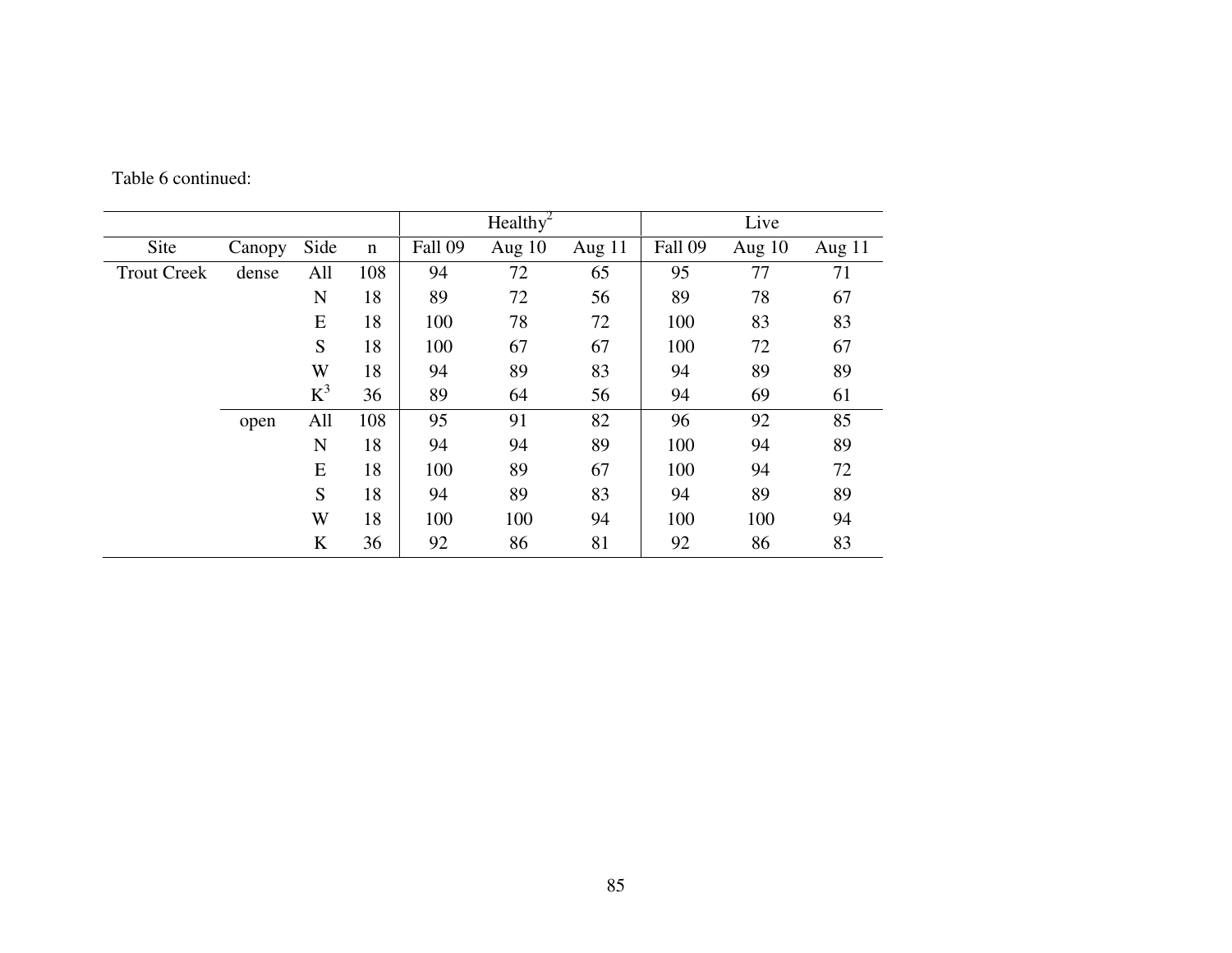Table 6 continued:

| | | | | Healthy[2] | | | Live | | |
|---|---|---|---|---|---|---|---|---|---|
| Site | Canopy | Side | n | Fall 09 | Aug 10 | Aug 11 | Fall 09 | Aug 10 | Aug 11 |
| Trout Creek | dense | All | 108 | 94 | 72 | 65 | 95 | 77 | 71 |
| | | N | 18 | 89 | 72 | 56 | 89 | 78 | 67 |
| | | E | 18 | 100 | 78 | 72 | 100 | 83 | 83 |
| | | S | 18 | 100 | 67 | 67 | 100 | 72 | 67 |
| | | W | 18 | 94 | 89 | 83 | 94 | 89 | 89 |
| | | K[3] | 36 | 89 | 64 | 56 | 94 | 69 | 61 |
| | open | All | 108 | 95 | 91 | 82 | 96 | 92 | 85 |
| | | N | 18 | 94 | 94 | 89 | 100 | 94 | 89 |
| | | E | 18 | 100 | 89 | 67 | 100 | 94 | 72 |
| | | S | 18 | 94 | 89 | 83 | 94 | 89 | 89 |
| | | W | 18 | 100 | 100 | 94 | 100 | 100 | 94 |
| | | K | 36 | 92 | 86 | 81 | 92 | 86 | 83 |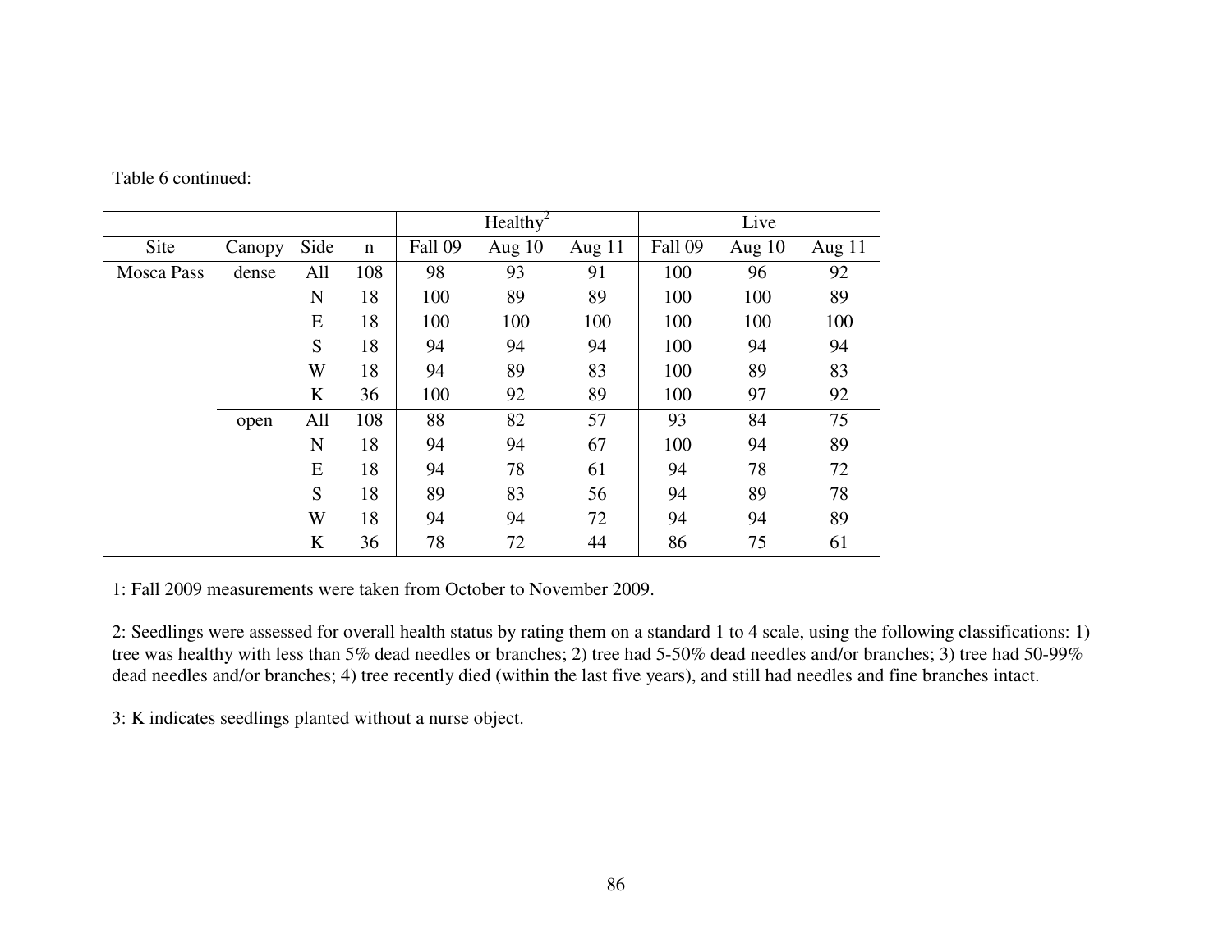Table 6 continued:

| | | | | Healthy[2] | | | Live | | |
|---|---|---|---|---|---|---|---|---|---|
| Site | Canopy | Side | n | Fall 09 | Aug 10 | Aug 11 | Fall 09 | Aug 10 | Aug 11 |
| Mosca Pass | dense | All | 108 | 98 | 93 | 91 | 100 | 96 | 92 |
| | | N | 18 | 100 | 89 | 89 | 100 | 100 | 89 |
| | | E | 18 | 100 | 100 | 100 | 100 | 100 | 100 |
| | | S | 18 | 94 | 94 | 94 | 100 | 94 | 94 |
| | | W | 18 | 94 | 89 | 83 | 100 | 89 | 83 |
| | | K | 36 | 100 | 92 | 89 | 100 | 97 | 92 |
| | open | All | 108 | 88 | 82 | 57 | 93 | 84 | 75 |
| | | N | 18 | 94 | 94 | 67 | 100 | 94 | 89 |
| | | E | 18 | 94 | 78 | 61 | 94 | 78 | 72 |
| | | S | 18 | 89 | 83 | 56 | 94 | 89 | 78 |
| | | W | 18 | 94 | 94 | 72 | 94 | 94 | 89 |
| | | K | 36 | 78 | 72 | 44 | 86 | 75 | 61 |

1: Fall 2009 measurements were taken from October to November 2009.

2: Seedlings were assessed for overall health status by rating them on a standard 1 to 4 scale, using the following classifications: 1) tree was healthy with less than 5% dead needles or branches; 2) tree had 5-50% dead needles and/or branches; 3) tree had 50-99% dead needles and/or branches; 4) tree recently died (within the last five years), and still had needles and fine branches intact.

3: K indicates seedlings planted without a nurse object.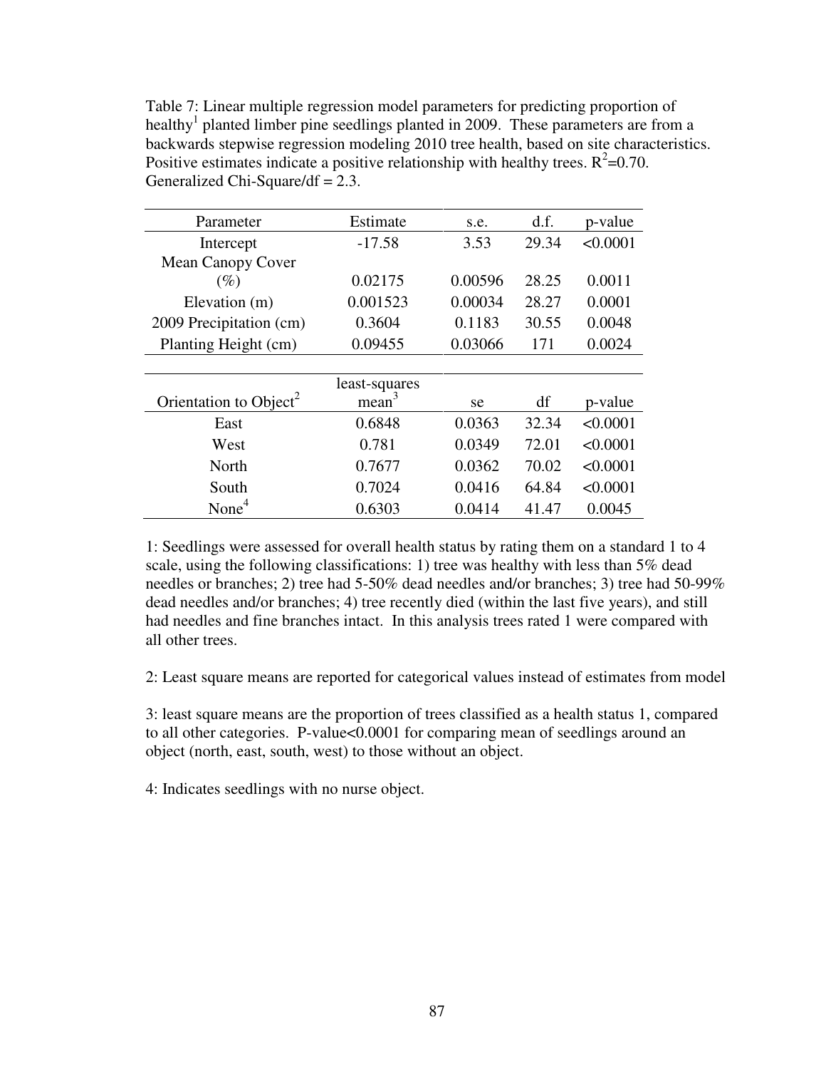Table 7: Linear multiple regression model parameters for predicting proportion of healthy[1] planted limber pine seedlings planted in 2009. These parameters are from a backwards stepwise regression modeling 2010 tree health, based on site characteristics. Positive estimates indicate a positive relationship with healthy trees. $R^2$=0.70. Generalized Chi-Square/df = 2.3.

| Parameter | Estimate | s.e. | d.f. | p-value |
|---|---|---|---|---|
| Intercept | -17.58 | 3.53 | 29.34 | <0.0001 |
| Mean Canopy Cover (%) | 0.02175 | 0.00596 | 28.25 | 0.0011 |
| Elevation (m) | 0.001523 | 0.00034 | 28.27 | 0.0001 |
| 2009 Precipitation (cm) | 0.3604 | 0.1183 | 30.55 | 0.0048 |
| Planting Height (cm) | 0.09455 | 0.03066 | 171 | 0.0024 |

| Orientation to Object[2] | least-squares mean[3] | se | df | p-value |
|---|---|---|---|---|
| East | 0.6848 | 0.0363 | 32.34 | <0.0001 |
| West | 0.781 | 0.0349 | 72.01 | <0.0001 |
| North | 0.7677 | 0.0362 | 70.02 | <0.0001 |
| South | 0.7024 | 0.0416 | 64.84 | <0.0001 |
| None[4] | 0.6303 | 0.0414 | 41.47 | 0.0045 |

1: Seedlings were assessed for overall health status by rating them on a standard 1 to 4 scale, using the following classifications: 1) tree was healthy with less than 5% dead needles or branches; 2) tree had 5-50% dead needles and/or branches; 3) tree had 50-99% dead needles and/or branches; 4) tree recently died (within the last five years), and still had needles and fine branches intact. In this analysis trees rated 1 were compared with all other trees.

2: Least square means are reported for categorical values instead of estimates from model

3: least square means are the proportion of trees classified as a health status 1, compared to all other categories. P-value<0.0001 for comparing mean of seedlings around an object (north, east, south, west) to those without an object.

4: Indicates seedlings with no nurse object.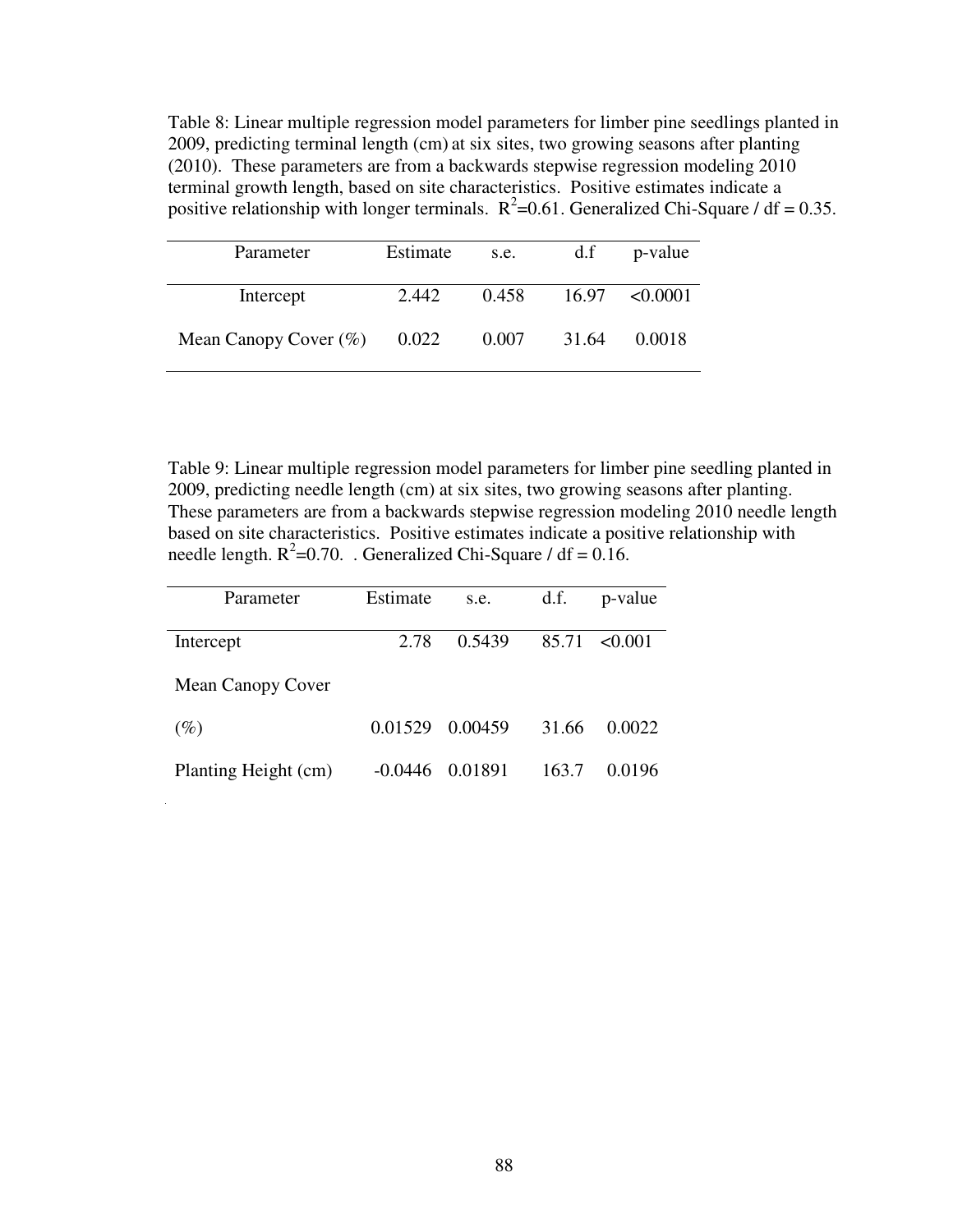Table 8: Linear multiple regression model parameters for limber pine seedlings planted in 2009, predicting terminal length (cm) at six sites, two growing seasons after planting (2010). These parameters are from a backwards stepwise regression modeling 2010 terminal growth length, based on site characteristics. Positive estimates indicate a positive relationship with longer terminals. $R^2$=0.61. Generalized Chi-Square / df = 0.35.

| Parameter | Estimate | s.e. | d.f | p-value |
|---|---|---|---|---|
| Intercept | 2.442 | 0.458 | 16.97 | <0.0001 |
| Mean Canopy Cover (%) | 0.022 | 0.007 | 31.64 | 0.0018 |

Table 9: Linear multiple regression model parameters for limber pine seedling planted in 2009, predicting needle length (cm) at six sites, two growing seasons after planting. These parameters are from a backwards stepwise regression modeling 2010 needle length based on site characteristics. Positive estimates indicate a positive relationship with needle length. $R^2$=0.70. . Generalized Chi-Square / df = 0.16.

| Parameter | Estimate | s.e. | d.f. | p-value |
|---|---|---|---|---|
| Intercept | 2.78 | 0.5439 | 85.71 | <0.001 |
| Mean Canopy Cover (%) | 0.01529 | 0.00459 | 31.66 | 0.0022 |
| Planting Height (cm) | -0.0446 | 0.01891 | 163.7 | 0.0196 |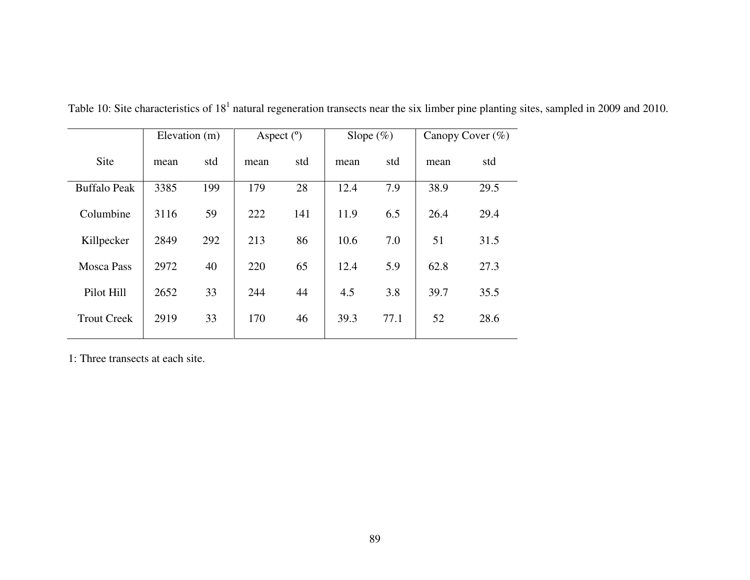Table 10: Site characteristics of 18[1] natural regeneration transects near the six limber pine planting sites, sampled in 2009 and 2010.

| | Elevation (m) | | Aspect (º) | | Slope (%) | | Canopy Cover (%) | |
|---|---|---|---|---|---|---|---|---|
| Site | mean | std | mean | std | mean | std | mean | std |
| Buffalo Peak | 3385 | 199 | 179 | 28 | 12.4 | 7.9 | 38.9 | 29.5 |
| Columbine | 3116 | 59 | 222 | 141 | 11.9 | 6.5 | 26.4 | 29.4 |
| Killpecker | 2849 | 292 | 213 | 86 | 10.6 | 7.0 | 51 | 31.5 |
| Mosca Pass | 2972 | 40 | 220 | 65 | 12.4 | 5.9 | 62.8 | 27.3 |
| Pilot Hill | 2652 | 33 | 244 | 44 | 4.5 | 3.8 | 39.7 | 35.5 |
| Trout Creek | 2919 | 33 | 170 | 46 | 39.3 | 77.1 | 52 | 28.6 |

1: Three transects at each site.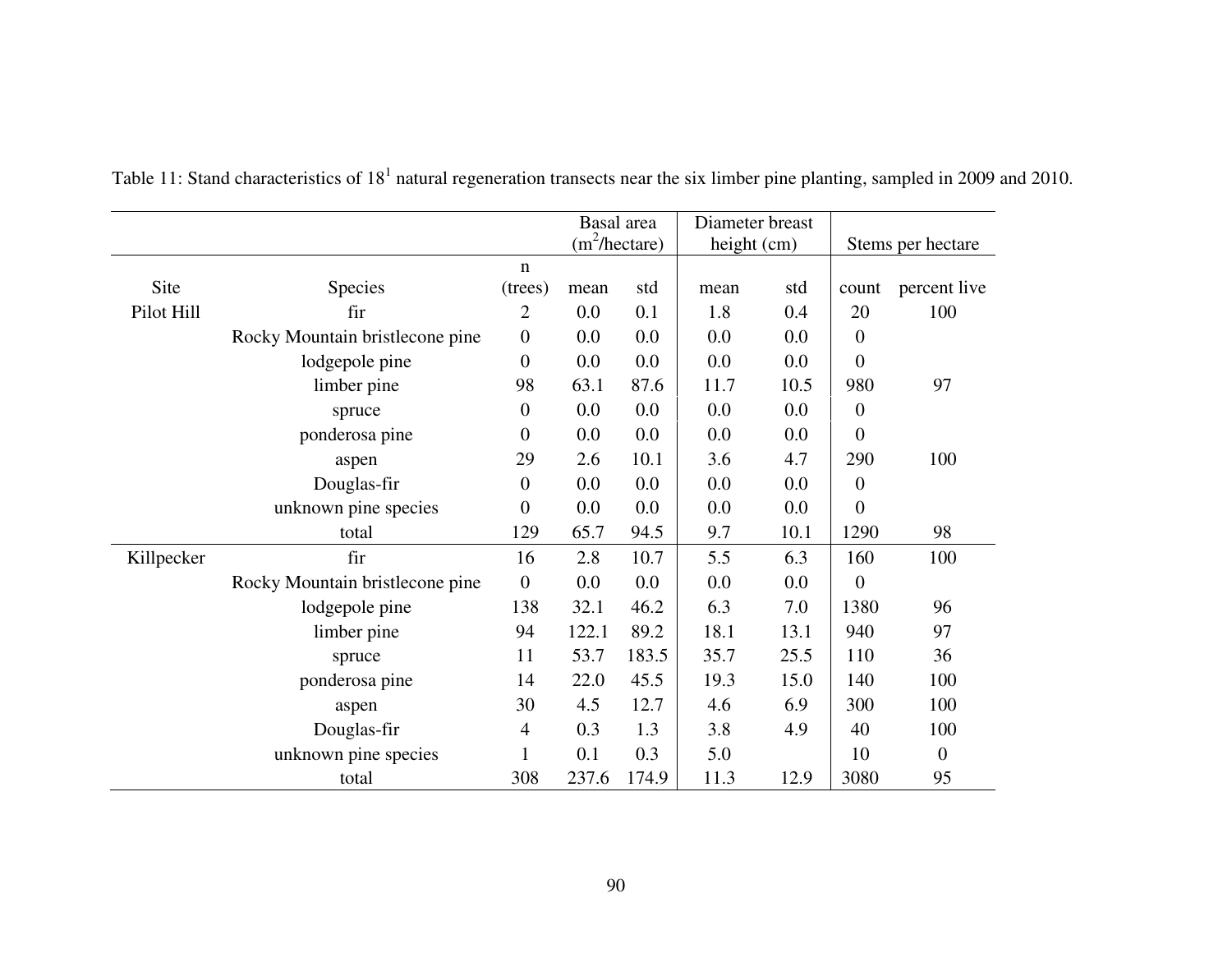Table 11: Stand characteristics of 18[1] natural regeneration transects near the six limber pine planting, sampled in 2009 and 2010.

| | | | Basal area ($m^2$/hectare) | | Diameter breast height (cm) | | Stems per hectare | |
|---|---|---|---|---|---|---|---|---|
| Site | Species | n (trees) | mean | std | mean | std | count | percent live |
| Pilot Hill | fir | 2 | 0.0 | 0.1 | 1.8 | 0.4 | 20 | 100 |
| | Rocky Mountain bristlecone pine | 0 | 0.0 | 0.0 | 0.0 | 0.0 | 0 | |
| | lodgepole pine | 0 | 0.0 | 0.0 | 0.0 | 0.0 | 0 | |
| | limber pine | 98 | 63.1 | 87.6 | 11.7 | 10.5 | 980 | 97 |
| | spruce | 0 | 0.0 | 0.0 | 0.0 | 0.0 | 0 | |
| | ponderosa pine | 0 | 0.0 | 0.0 | 0.0 | 0.0 | 0 | |
| | aspen | 29 | 2.6 | 10.1 | 3.6 | 4.7 | 290 | 100 |
| | Douglas-fir | 0 | 0.0 | 0.0 | 0.0 | 0.0 | 0 | |
| | unknown pine species | 0 | 0.0 | 0.0 | 0.0 | 0.0 | 0 | |
| | total | 129 | 65.7 | 94.5 | 9.7 | 10.1 | 1290 | 98 |
| Killpecker | fir | 16 | 2.8 | 10.7 | 5.5 | 6.3 | 160 | 100 |
| | Rocky Mountain bristlecone pine | 0 | 0.0 | 0.0 | 0.0 | 0.0 | 0 | |
| | lodgepole pine | 138 | 32.1 | 46.2 | 6.3 | 7.0 | 1380 | 96 |
| | limber pine | 94 | 122.1 | 89.2 | 18.1 | 13.1 | 940 | 97 |
| | spruce | 11 | 53.7 | 183.5 | 35.7 | 25.5 | 110 | 36 |
| | ponderosa pine | 14 | 22.0 | 45.5 | 19.3 | 15.0 | 140 | 100 |
| | aspen | 30 | 4.5 | 12.7 | 4.6 | 6.9 | 300 | 100 |
| | Douglas-fir | 4 | 0.3 | 1.3 | 3.8 | 4.9 | 40 | 100 |
| | unknown pine species | 1 | 0.1 | 0.3 | 5.0 | | 10 | 0 |
| | total | 308 | 237.6 | 174.9 | 11.3 | 12.9 | 3080 | 95 |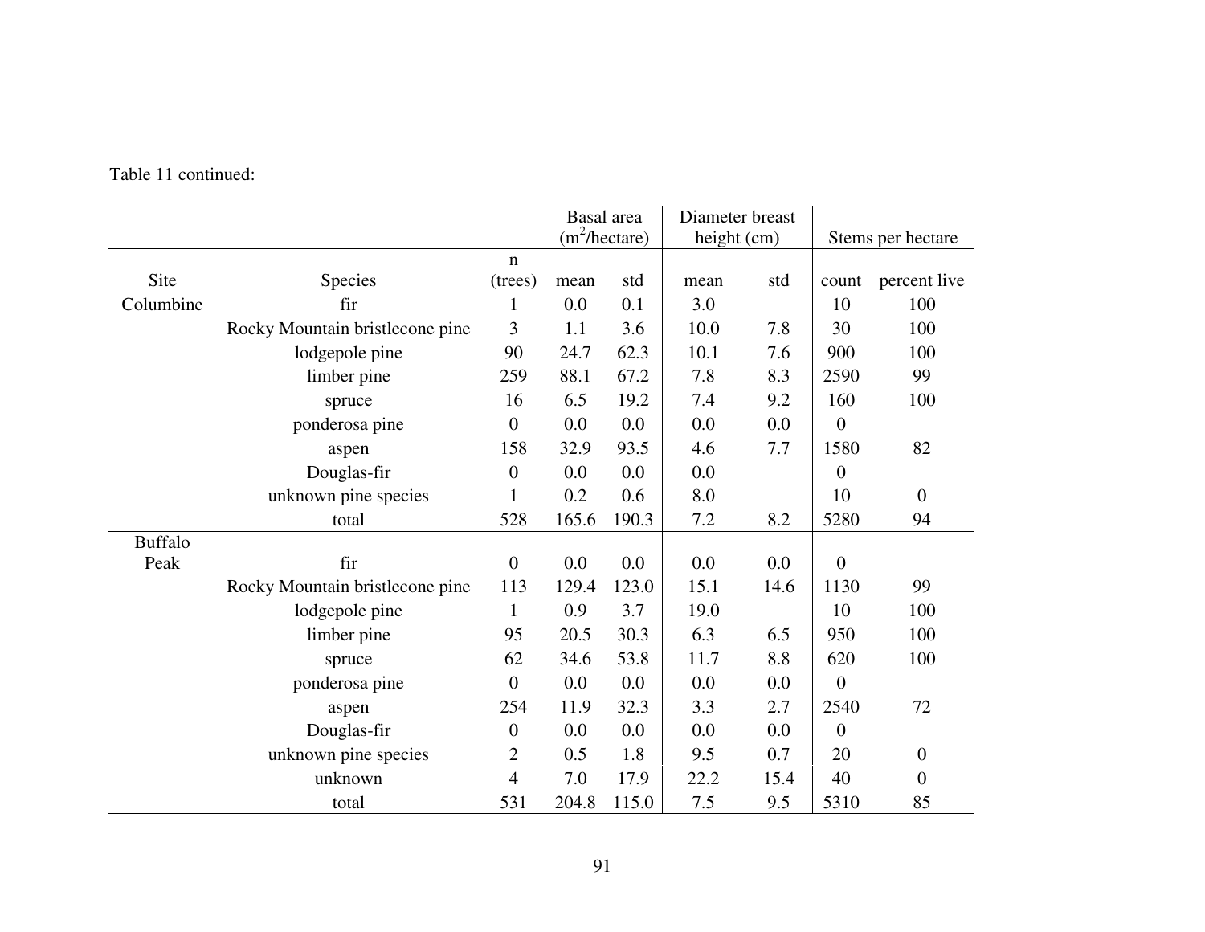Table 11 continued:

| | | | Basal area ($m^2$/hectare) | | Diameter breast height (cm) | | Stems per hectare | |
|---|---|---|---|---|---|---|---|---|
| Site | Species | n (trees) | mean | std | mean | std | count | percent live |
| Columbine | fir | 1 | 0.0 | 0.1 | 3.0 | | 10 | 100 |
| | Rocky Mountain bristlecone pine | 3 | 1.1 | 3.6 | 10.0 | 7.8 | 30 | 100 |
| | lodgepole pine | 90 | 24.7 | 62.3 | 10.1 | 7.6 | 900 | 100 |
| | limber pine | 259 | 88.1 | 67.2 | 7.8 | 8.3 | 2590 | 99 |
| | spruce | 16 | 6.5 | 19.2 | 7.4 | 9.2 | 160 | 100 |
| | ponderosa pine | 0 | 0.0 | 0.0 | 0.0 | 0.0 | 0 | |
| | aspen | 158 | 32.9 | 93.5 | 4.6 | 7.7 | 1580 | 82 |
| | Douglas-fir | 0 | 0.0 | 0.0 | 0.0 | | 0 | |
| | unknown pine species | 1 | 0.2 | 0.6 | 8.0 | | 10 | 0 |
| | total | 528 | 165.6 | 190.3 | 7.2 | 8.2 | 5280 | 94 |
| Buffalo Peak | fir | 0 | 0.0 | 0.0 | 0.0 | 0.0 | 0 | |
| | Rocky Mountain bristlecone pine | 113 | 129.4 | 123.0 | 15.1 | 14.6 | 1130 | 99 |
| | lodgepole pine | 1 | 0.9 | 3.7 | 19.0 | | 10 | 100 |
| | limber pine | 95 | 20.5 | 30.3 | 6.3 | 6.5 | 950 | 100 |
| | spruce | 62 | 34.6 | 53.8 | 11.7 | 8.8 | 620 | 100 |
| | ponderosa pine | 0 | 0.0 | 0.0 | 0.0 | 0.0 | 0 | |
| | aspen | 254 | 11.9 | 32.3 | 3.3 | 2.7 | 2540 | 72 |
| | Douglas-fir | 0 | 0.0 | 0.0 | 0.0 | 0.0 | 0 | |
| | unknown pine species | 2 | 0.5 | 1.8 | 9.5 | 0.7 | 20 | 0 |
| | unknown | 4 | 7.0 | 17.9 | 22.2 | 15.4 | 40 | 0 |
| | total | 531 | 204.8 | 115.0 | 7.5 | 9.5 | 5310 | 85 |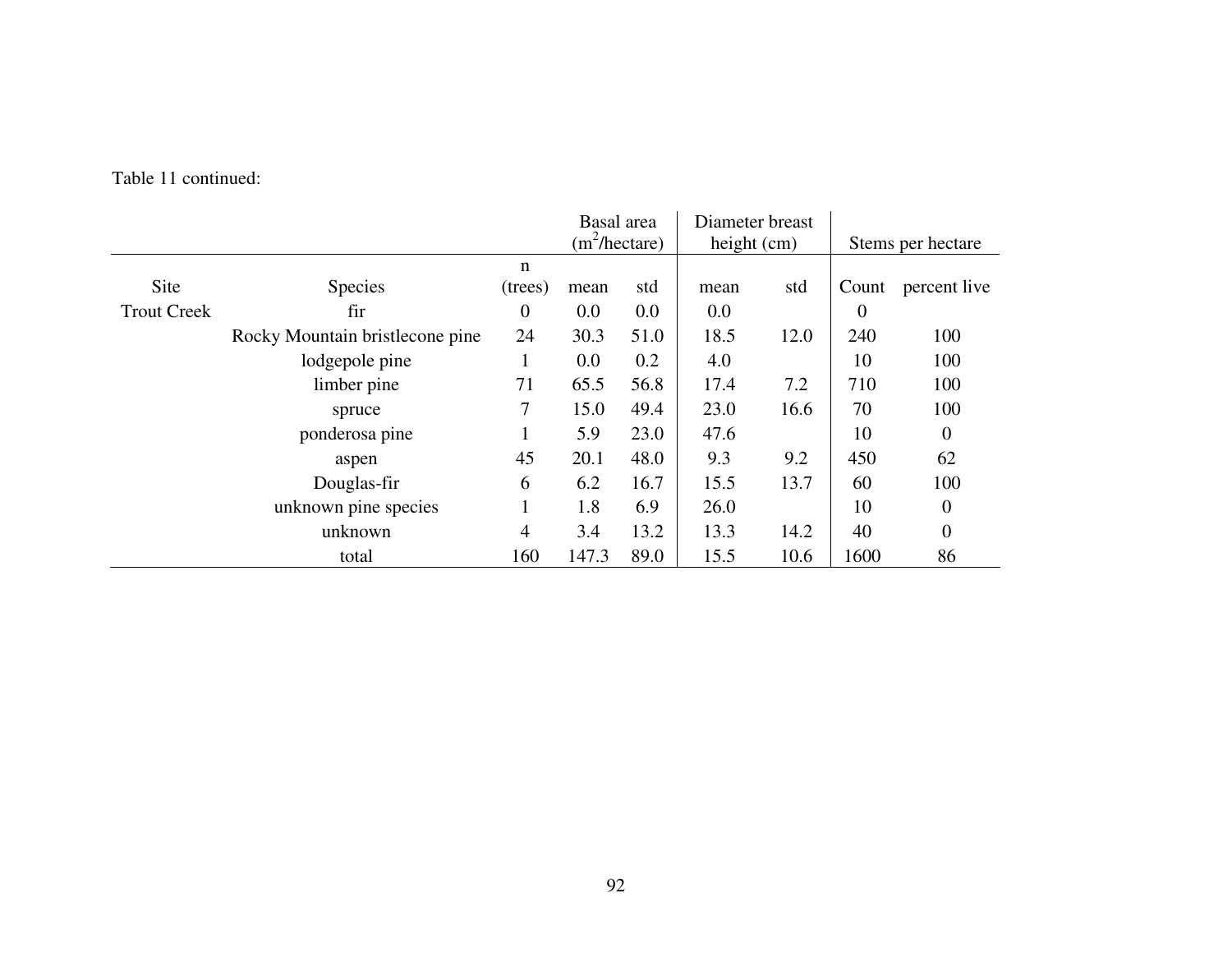Table 11 continued:

| | | | Basal area ($m^2$/hectare) | | Diameter breast height (cm) | | Stems per hectare | |
|---|---|---|---|---|---|---|---|---|
| Site | Species | n (trees) | mean | std | mean | std | Count | percent live |
| Trout Creek | fir | 0 | 0.0 | 0.0 | 0.0 | | 0 | |
| | Rocky Mountain bristlecone pine | 24 | 30.3 | 51.0 | 18.5 | 12.0 | 240 | 100 |
| | lodgepole pine | 1 | 0.0 | 0.2 | 4.0 | | 10 | 100 |
| | limber pine | 71 | 65.5 | 56.8 | 17.4 | 7.2 | 710 | 100 |
| | spruce | 7 | 15.0 | 49.4 | 23.0 | 16.6 | 70 | 100 |
| | ponderosa pine | 1 | 5.9 | 23.0 | 47.6 | | 10 | 0 |
| | aspen | 45 | 20.1 | 48.0 | 9.3 | 9.2 | 450 | 62 |
| | Douglas-fir | 6 | 6.2 | 16.7 | 15.5 | 13.7 | 60 | 100 |
| | unknown pine species | 1 | 1.8 | 6.9 | 26.0 | | 10 | 0 |
| | unknown | 4 | 3.4 | 13.2 | 13.3 | 14.2 | 40 | 0 |
| | total | 160 | 147.3 | 89.0 | 15.5 | 10.6 | 1600 | 86 |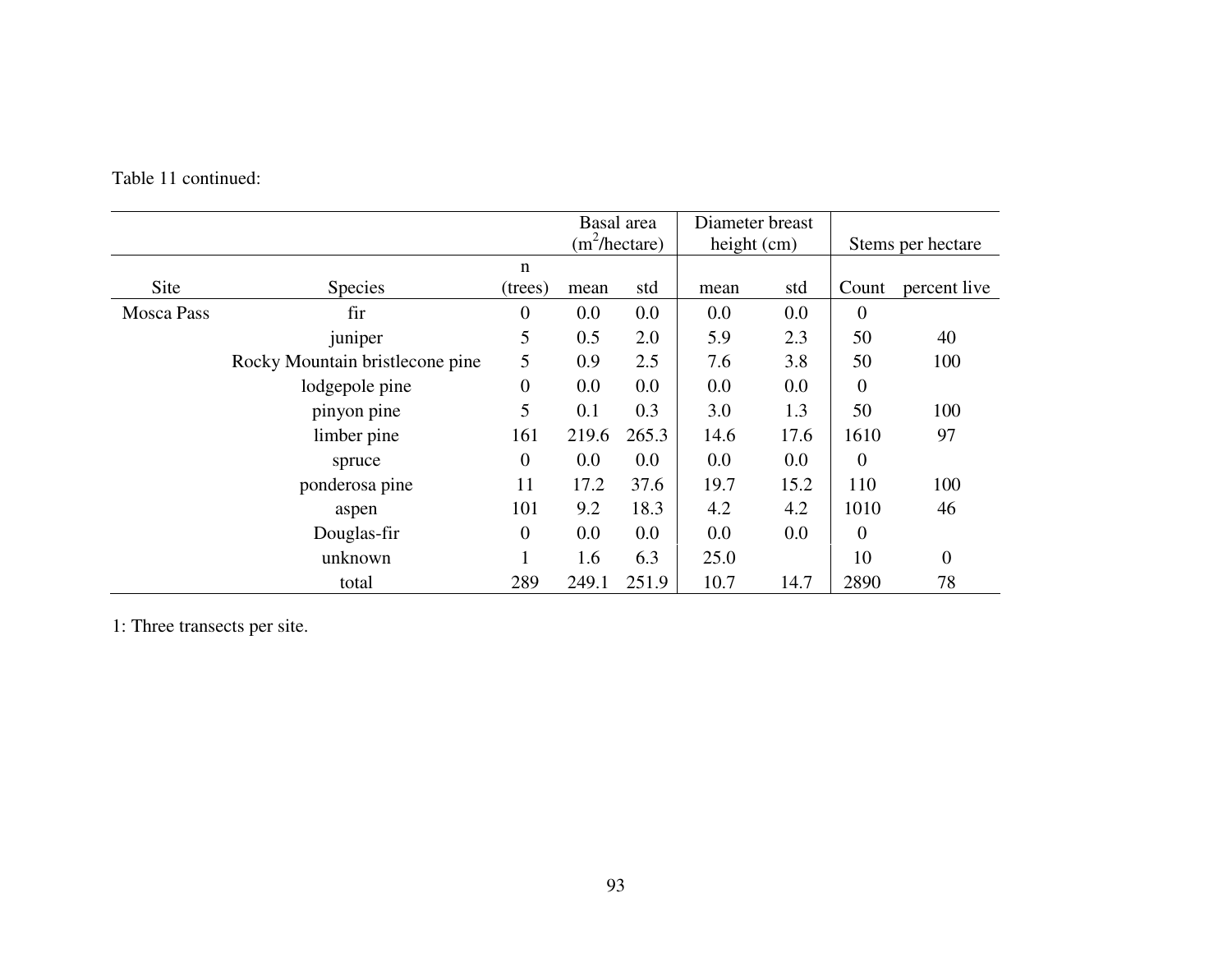Table 11 continued:

| | | | Basal area ($m^2$/hectare) | | Diameter breast height (cm) | | Stems per hectare | |
|---|---|---|---|---|---|---|---|---|
| Site | Species | n (trees) | mean | std | mean | std | Count | percent live |
| Mosca Pass | fir | 0 | 0.0 | 0.0 | 0.0 | 0.0 | 0 | |
| | juniper | 5 | 0.5 | 2.0 | 5.9 | 2.3 | 50 | 40 |
| | Rocky Mountain bristlecone pine | 5 | 0.9 | 2.5 | 7.6 | 3.8 | 50 | 100 |
| | lodgepole pine | 0 | 0.0 | 0.0 | 0.0 | 0.0 | 0 | |
| | pinyon pine | 5 | 0.1 | 0.3 | 3.0 | 1.3 | 50 | 100 |
| | limber pine | 161 | 219.6 | 265.3 | 14.6 | 17.6 | 1610 | 97 |
| | spruce | 0 | 0.0 | 0.0 | 0.0 | 0.0 | 0 | |
| | ponderosa pine | 11 | 17.2 | 37.6 | 19.7 | 15.2 | 110 | 100 |
| | aspen | 101 | 9.2 | 18.3 | 4.2 | 4.2 | 1010 | 46 |
| | Douglas-fir | 0 | 0.0 | 0.0 | 0.0 | 0.0 | 0 | |
| | unknown | 1 | 1.6 | 6.3 | 25.0 | | 10 | 0 |
| | total | 289 | 249.1 | 251.9 | 10.7 | 14.7 | 2890 | 78 |

1: Three transects per site.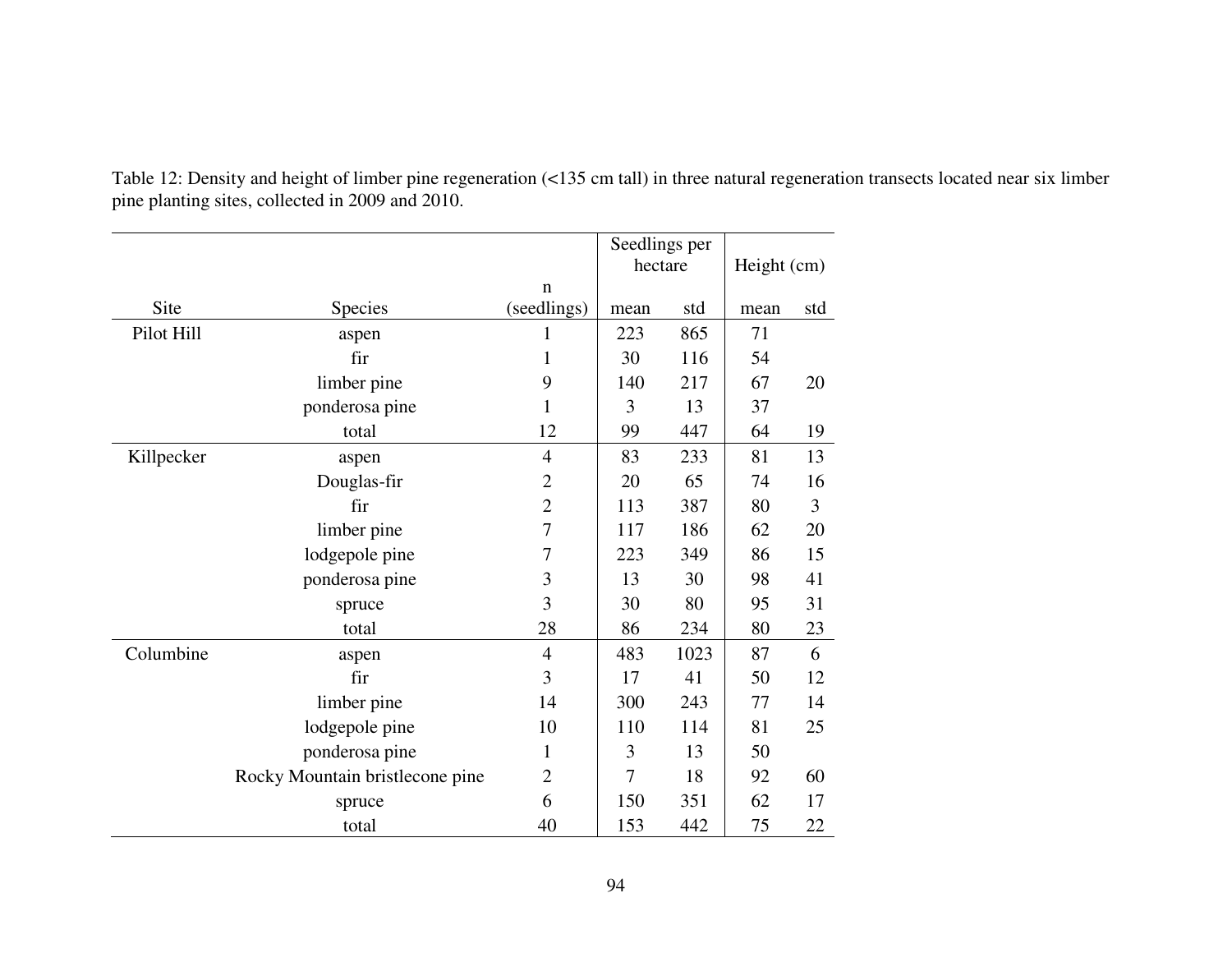Table 12: Density and height of limber pine regeneration (<135 cm tall) in three natural regeneration transects located near six limber pine planting sites, collected in 2009 and 2010.

| Site | Species | n (seedlings) | Seedlings per hectare | | Height (cm) | |
|---|---|---|---|---|---|---|
| | | | mean | std | mean | std |
| Pilot Hill | aspen | 1 | 223 | 865 | 71 | |
| | fir | 1 | 30 | 116 | 54 | |
| | limber pine | 9 | 140 | 217 | 67 | 20 |
| | ponderosa pine | 1 | 3 | 13 | 37 | |
| | total | 12 | 99 | 447 | 64 | 19 |
| Killpecker | aspen | 4 | 83 | 233 | 81 | 13 |
| | Douglas-fir | 2 | 20 | 65 | 74 | 16 |
| | fir | 2 | 113 | 387 | 80 | 3 |
| | limber pine | 7 | 117 | 186 | 62 | 20 |
| | lodgepole pine | 7 | 223 | 349 | 86 | 15 |
| | ponderosa pine | 3 | 13 | 30 | 98 | 41 |
| | spruce | 3 | 30 | 80 | 95 | 31 |
| | total | 28 | 86 | 234 | 80 | 23 |
| Columbine | aspen | 4 | 483 | 1023 | 87 | 6 |
| | fir | 3 | 17 | 41 | 50 | 12 |
| | limber pine | 14 | 300 | 243 | 77 | 14 |
| | lodgepole pine | 10 | 110 | 114 | 81 | 25 |
| | ponderosa pine | 1 | 3 | 13 | 50 | |
| | Rocky Mountain bristlecone pine | 2 | 7 | 18 | 92 | 60 |
| | spruce | 6 | 150 | 351 | 62 | 17 |
| | total | 40 | 153 | 442 | 75 | 22 |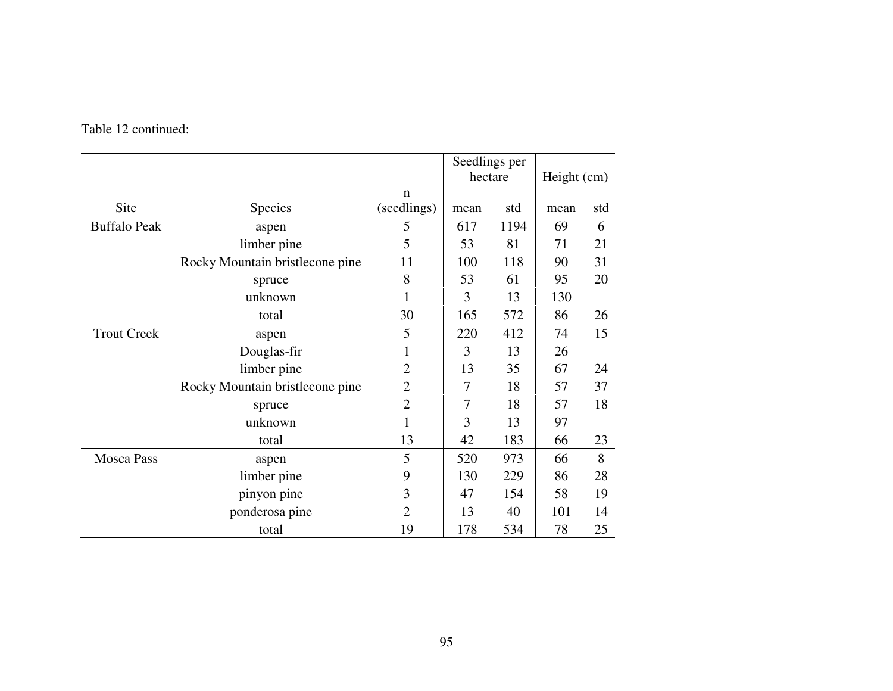Table 12 continued:

| Site | Species | n (seedlings) | Seedlings per hectare | | Height (cm) | |
|---|---|---|---|---|---|---|
| | | | mean | std | mean | std |
| Buffalo Peak | aspen | 5 | 617 | 1194 | 69 | 6 |
| | limber pine | 5 | 53 | 81 | 71 | 21 |
| | Rocky Mountain bristlecone pine | 11 | 100 | 118 | 90 | 31 |
| | spruce | 8 | 53 | 61 | 95 | 20 |
| | unknown | 1 | 3 | 13 | 130 | |
| | total | 30 | 165 | 572 | 86 | 26 |
| Trout Creek | aspen | 5 | 220 | 412 | 74 | 15 |
| | Douglas-fir | 1 | 3 | 13 | 26 | |
| | limber pine | 2 | 13 | 35 | 67 | 24 |
| | Rocky Mountain bristlecone pine | 2 | 7 | 18 | 57 | 37 |
| | spruce | 2 | 7 | 18 | 57 | 18 |
| | unknown | 1 | 3 | 13 | 97 | |
| | total | 13 | 42 | 183 | 66 | 23 |
| Mosca Pass | aspen | 5 | 520 | 973 | 66 | 8 |
| | limber pine | 9 | 130 | 229 | 86 | 28 |
| | pinyon pine | 3 | 47 | 154 | 58 | 19 |
| | ponderosa pine | 2 | 13 | 40 | 101 | 14 |
| | total | 19 | 178 | 534 | 78 | 25 |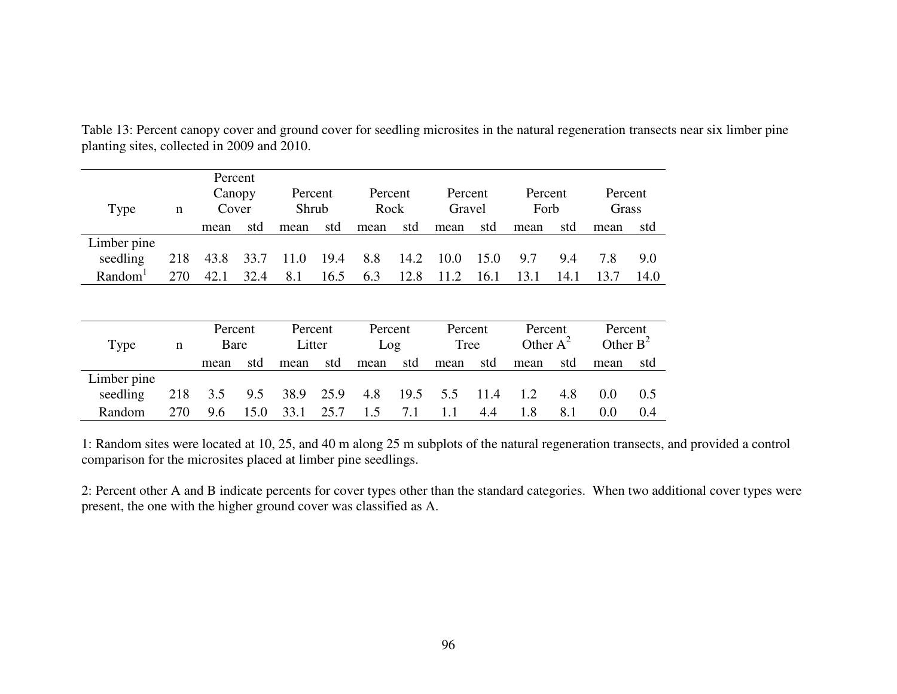Table 13: Percent canopy cover and ground cover for seedling microsites in the natural regeneration transects near six limber pine planting sites, collected in 2009 and 2010.

| Type | n | Percent Canopy Cover | | Percent Shrub | | Percent Rock | | Percent Gravel | | Percent Forb | | Percent Grass | |
|---|---|---|---|---|---|---|---|---|---|---|---|---|---|
| | | mean | std | mean | std | mean | std | mean | std | mean | std | mean | std |
| Limber pine seedling | 218 | 43.8 | 33.7 | 11.0 | 19.4 | 8.8 | 14.2 | 10.0 | 15.0 | 9.7 | 9.4 | 7.8 | 9.0 |
| Random[1] | 270 | 42.1 | 32.4 | 8.1 | 16.5 | 6.3 | 12.8 | 11.2 | 16.1 | 13.1 | 14.1 | 13.7 | 14.0 |

| Type | n | Percent Bare | | Percent Litter | | Percent Log | | Percent Tree | | Percent Other A[2] | | Percent Other B[2] | |
|---|---|---|---|---|---|---|---|---|---|---|---|---|---|
| | | mean | std | mean | std | mean | std | mean | std | mean | std | mean | std |
| Limber pine seedling | 218 | 3.5 | 9.5 | 38.9 | 25.9 | 4.8 | 19.5 | 5.5 | 11.4 | 1.2 | 4.8 | 0.0 | 0.5 |
| Random | 270 | 9.6 | 15.0 | 33.1 | 25.7 | 1.5 | 7.1 | 1.1 | 4.4 | 1.8 | 8.1 | 0.0 | 0.4 |

1: Random sites were located at 10, 25, and 40 m along 25 m subplots of the natural regeneration transects, and provided a control comparison for the microsites placed at limber pine seedlings.

2: Percent other A and B indicate percents for cover types other than the standard categories. When two additional cover types were present, the one with the higher ground cover was classified as A.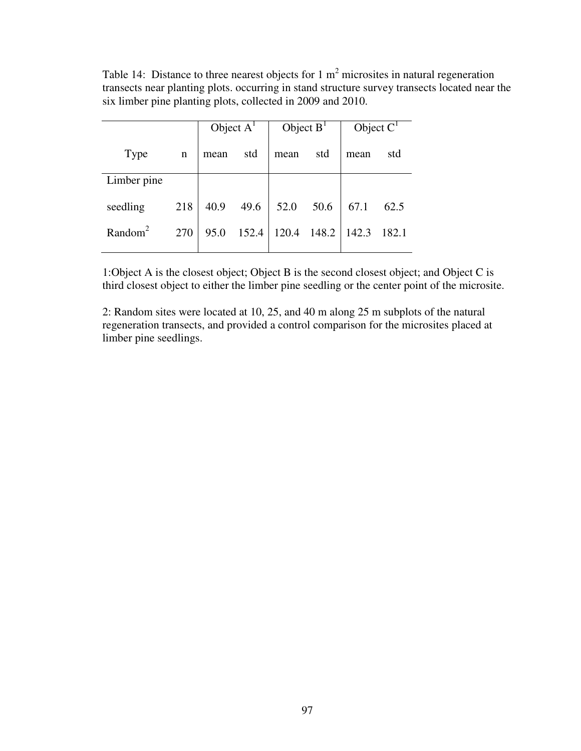Table 14: Distance to three nearest objects for 1 $m^2$ microsites in natural regeneration transects near planting plots. occurring in stand structure survey transects located near the six limber pine planting plots, collected in 2009 and 2010.

| | | Object A[1] | | Object B[1] | | Object C[1] | |
|---|---|---|---|---|---|---|---|
| Type | n | mean | std | mean | std | mean | std |
| Limber pine seedling | 218 | 40.9 | 49.6 | 52.0 | 50.6 | 67.1 | 62.5 |
| Random[2] | 270 | 95.0 | 152.4 | 120.4 | 148.2 | 142.3 | 182.1 |

1:Object A is the closest object; Object B is the second closest object; and Object C is third closest object to either the limber pine seedling or the center point of the microsite.

2: Random sites were located at 10, 25, and 40 m along 25 m subplots of the natural regeneration transects, and provided a control comparison for the microsites placed at limber pine seedlings.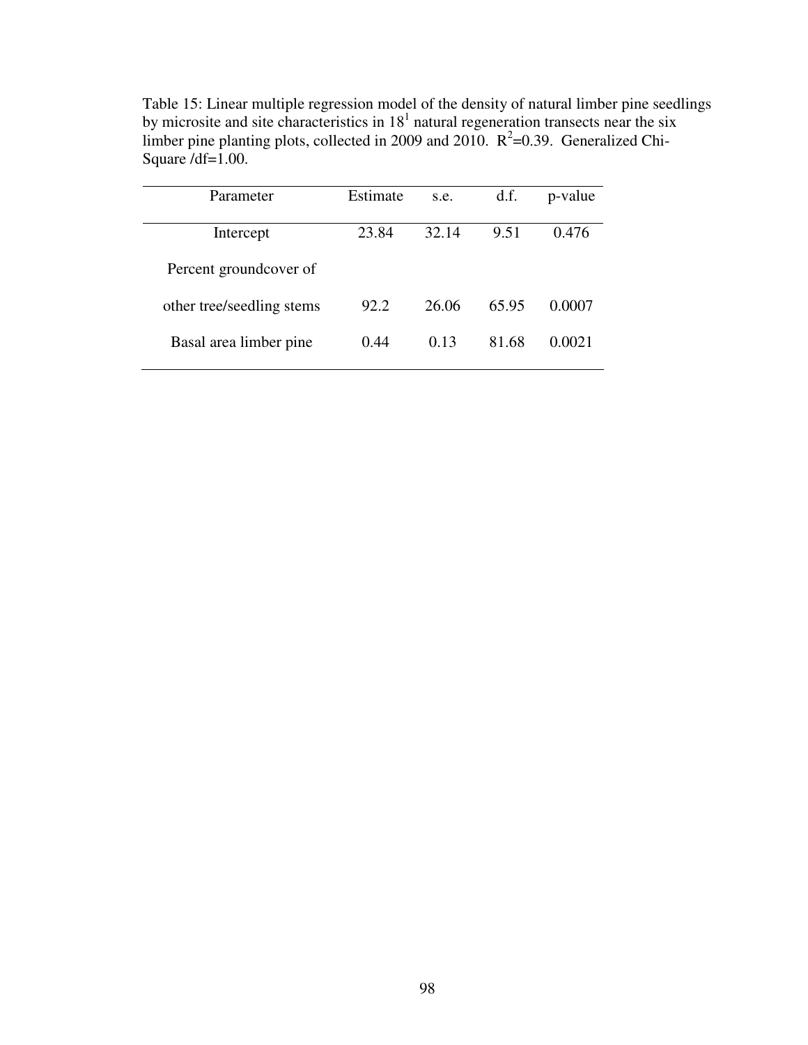Table 15: Linear multiple regression model of the density of natural limber pine seedlings by microsite and site characteristics in 18[1] natural regeneration transects near the six limber pine planting plots, collected in 2009 and 2010. $R^2$=0.39. Generalized Chi-Square /df=1.00.

| Parameter | Estimate | s.e. | d.f. | p-value |
|---|---|---|---|---|
| Intercept | 23.84 | 32.14 | 9.51 | 0.476 |
| Percent groundcover of other tree/seedling stems | 92.2 | 26.06 | 65.95 | 0.0007 |
| Basal area limber pine | 0.44 | 0.13 | 81.68 | 0.0021 |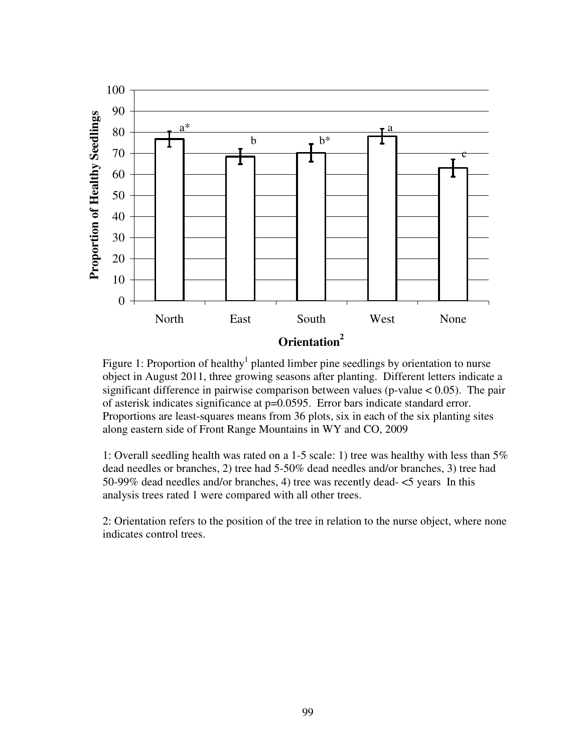Figure 1: Proportion of healthy[1] planted limber pine seedlings by orientation to nurse object in August 2011, three growing seasons after planting. Different letters indicate a significant difference in pairwise comparison between values (p-value < 0.05). The pair of asterisk indicates significance at p=0.0595. Error bars indicate standard error. Proportions are least-squares means from 36 plots, six in each of the six planting sites along eastern side of Front Range Mountains in WY and CO, 2009

1: Overall seedling health was rated on a 1-5 scale: 1) tree was healthy with less than 5% dead needles or branches, 2) tree had 5-50% dead needles and/or branches, 3) tree had 50-99% dead needles and/or branches, 4) tree was recently dead- <5 years In this analysis trees rated 1 were compared with all other trees.

2: Orientation refers to the position of the tree in relation to the nurse object, where none indicates control trees.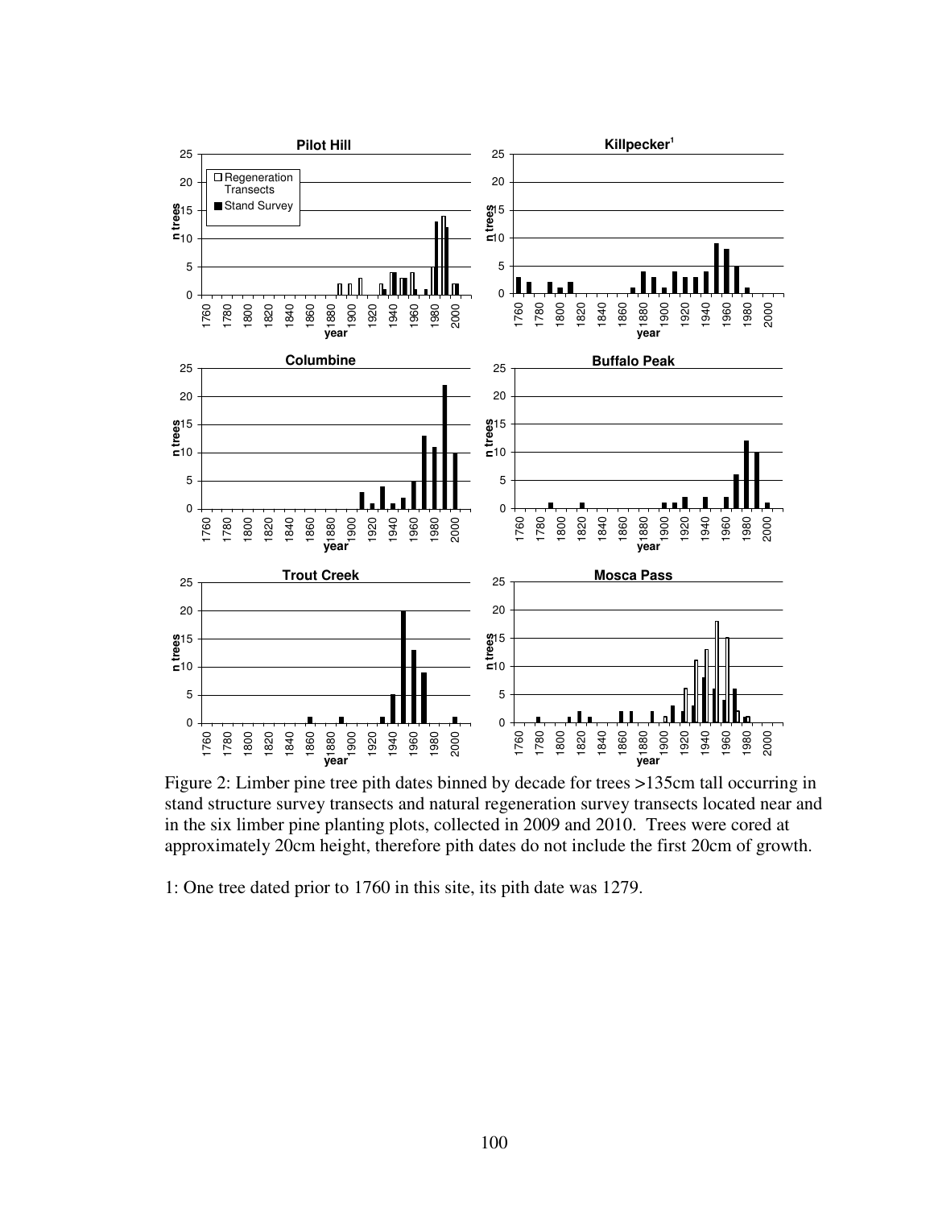Figure 2: Limber pine tree pith dates binned by decade for trees >135cm tall occurring in stand structure survey transects and natural regeneration survey transects located near and in the six limber pine planting plots, collected in 2009 and 2010. Trees were cored at approximately 20cm height, therefore pith dates do not include the first 20cm of growth.

1: One tree dated prior to 1760 in this site, its pith date was 1279.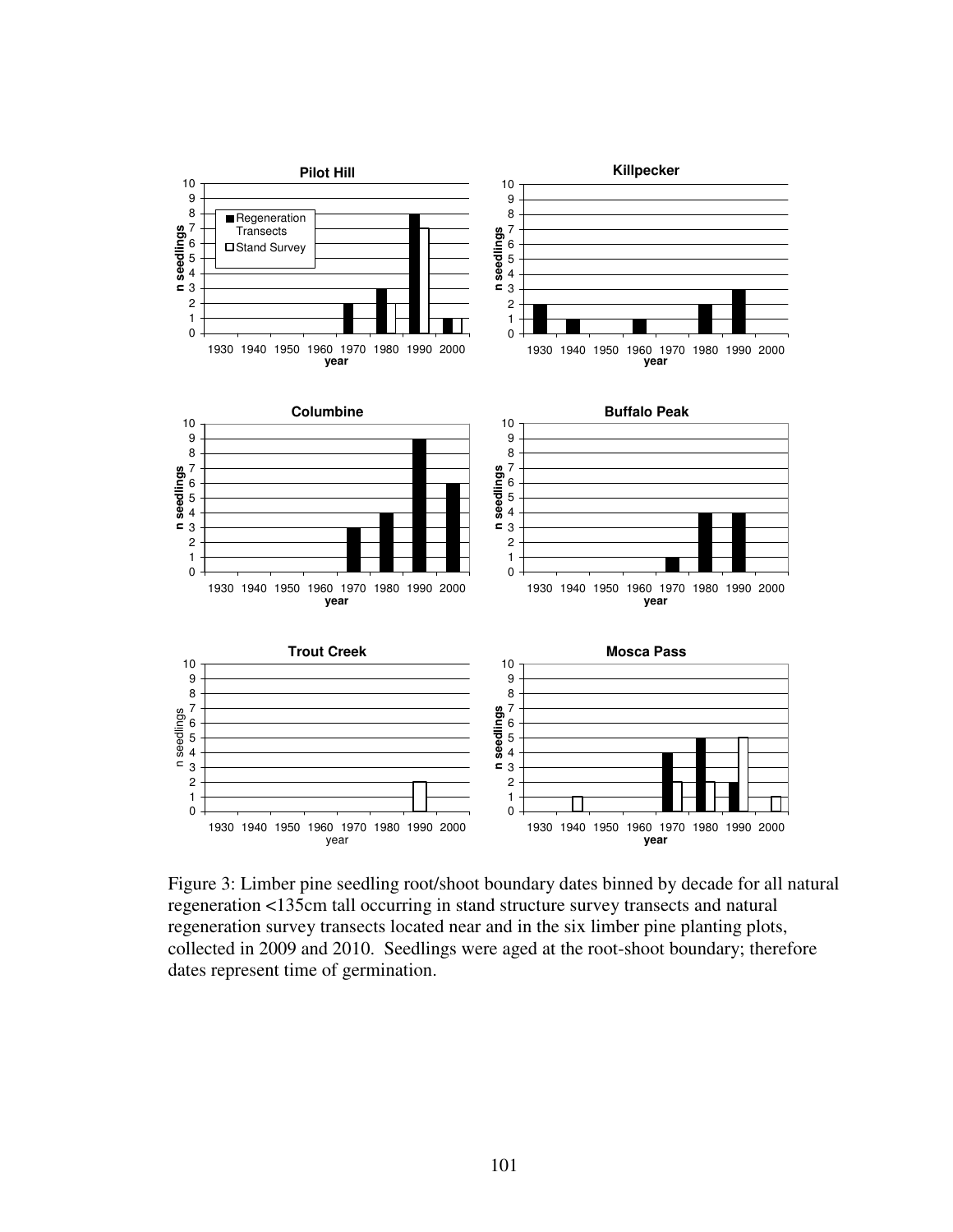Figure 3: Limber pine seedling root/shoot boundary dates binned by decade for all natural regeneration <135cm tall occurring in stand structure survey transects and natural regeneration survey transects located near and in the six limber pine planting plots, collected in 2009 and 2010. Seedlings were aged at the root-shoot boundary; therefore dates represent time of germination.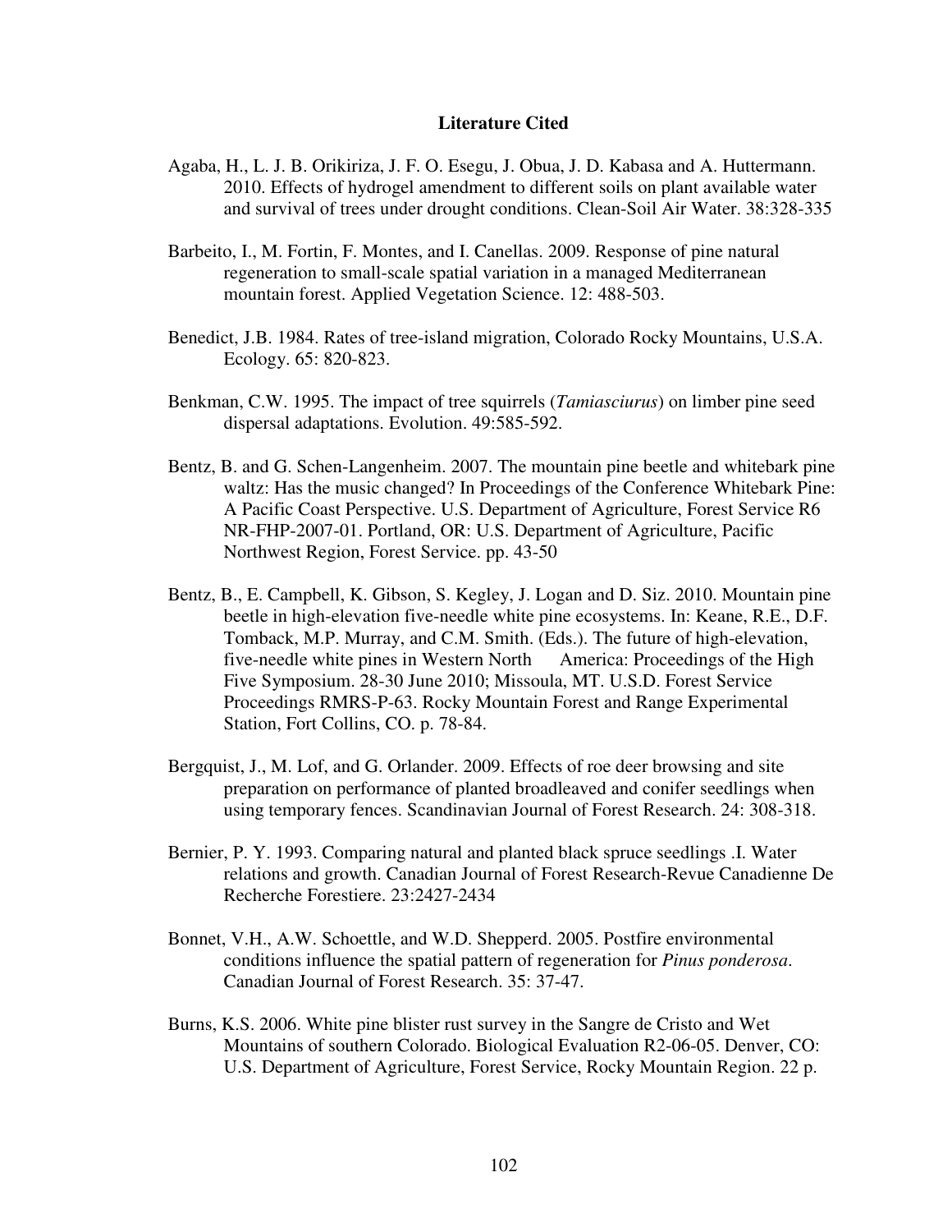## Literature Cited

Agaba, H., L. J. B. Orikiriza, J. F. O. Esegu, J. Obua, J. D. Kabasa and A. Huttermann. 2010. Effects of hydrogel amendment to different soils on plant available water and survival of trees under drought conditions. Clean-Soil Air Water. 38:328-335

Barbeito, I., M. Fortin, F. Montes, and I. Canellas. 2009. Response of pine natural regeneration to small-scale spatial variation in a managed Mediterranean mountain forest. Applied Vegetation Science. 12: 488-503.

Benedict, J.B. 1984. Rates of tree-island migration, Colorado Rocky Mountains, U.S.A. Ecology. 65: 820-823.

Benkman, C.W. 1995. The impact of tree squirrels (*Tamiasciurus*) on limber pine seed dispersal adaptations. Evolution. 49:585-592.

Bentz, B. and G. Schen-Langenheim. 2007. The mountain pine beetle and whitebark pine waltz: Has the music changed? In Proceedings of the Conference Whitebark Pine: A Pacific Coast Perspective. U.S. Department of Agriculture, Forest Service R6 NR-FHP-2007-01. Portland, OR: U.S. Department of Agriculture, Pacific Northwest Region, Forest Service. pp. 43-50

Bentz, B., E. Campbell, K. Gibson, S. Kegley, J. Logan and D. Siz. 2010. Mountain pine beetle in high-elevation five-needle white pine ecosystems. In: Keane, R.E., D.F. Tomback, M.P. Murray, and C.M. Smith. (Eds.). The future of high-elevation, five-needle white pines in Western North America: Proceedings of the High Five Symposium. 28-30 June 2010; Missoula, MT. U.S.D. Forest Service Proceedings RMRS-P-63. Rocky Mountain Forest and Range Experimental Station, Fort Collins, CO. p. 78-84.

Bergquist, J., M. Lof, and G. Orlander. 2009. Effects of roe deer browsing and site preparation on performance of planted broadleaved and conifer seedlings when using temporary fences. Scandinavian Journal of Forest Research. 24: 308-318.

Bernier, P. Y. 1993. Comparing natural and planted black spruce seedlings .I. Water relations and growth. Canadian Journal of Forest Research-Revue Canadienne De Recherche Forestiere. 23:2427-2434

Bonnet, V.H., A.W. Schoettle, and W.D. Shepperd. 2005. Postfire environmental conditions influence the spatial pattern of regeneration for *Pinus ponderosa*. Canadian Journal of Forest Research. 35: 37-47.

Burns, K.S. 2006. White pine blister rust survey in the Sangre de Cristo and Wet Mountains of southern Colorado. Biological Evaluation R2-06-05. Denver, CO: U.S. Department of Agriculture, Forest Service, Rocky Mountain Region. 22 p.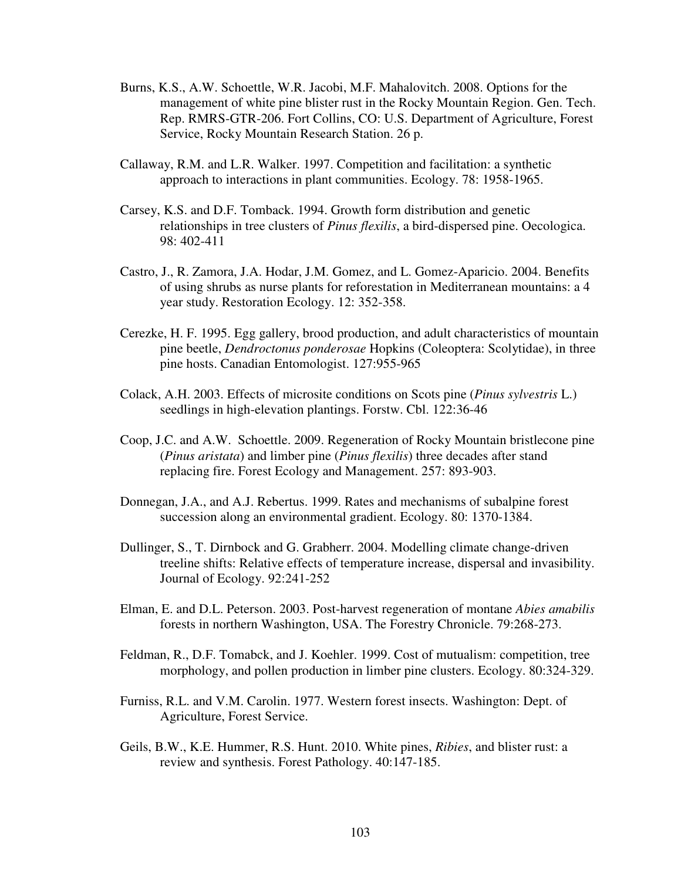Burns, K.S., A.W. Schoettle, W.R. Jacobi, M.F. Mahalovitch. 2008. Options for the management of white pine blister rust in the Rocky Mountain Region. Gen. Tech. Rep. RMRS-GTR-206. Fort Collins, CO: U.S. Department of Agriculture, Forest Service, Rocky Mountain Research Station. 26 p.

Callaway, R.M. and L.R. Walker. 1997. Competition and facilitation: a synthetic approach to interactions in plant communities. Ecology. 78: 1958-1965.

Carsey, K.S. and D.F. Tomback. 1994. Growth form distribution and genetic relationships in tree clusters of *Pinus flexilis*, a bird-dispersed pine. Oecologica. 98: 402-411

Castro, J., R. Zamora, J.A. Hodar, J.M. Gomez, and L. Gomez-Aparicio. 2004. Benefits of using shrubs as nurse plants for reforestation in Mediterranean mountains: a 4 year study. Restoration Ecology. 12: 352-358.

Cerezke, H. F. 1995. Egg gallery, brood production, and adult characteristics of mountain pine beetle, *Dendroctonus ponderosae* Hopkins (Coleoptera: Scolytidae), in three pine hosts. Canadian Entomologist. 127:955-965

Colack, A.H. 2003. Effects of microsite conditions on Scots pine (*Pinus sylvestris* L.) seedlings in high-elevation plantings. Forstw. Cbl. 122:36-46

Coop, J.C. and A.W. Schoettle. 2009. Regeneration of Rocky Mountain bristlecone pine (*Pinus aristata*) and limber pine (*Pinus flexilis*) three decades after stand replacing fire. Forest Ecology and Management. 257: 893-903.

Donnegan, J.A., and A.J. Rebertus. 1999. Rates and mechanisms of subalpine forest succession along an environmental gradient. Ecology. 80: 1370-1384.

Dullinger, S., T. Dirnbock and G. Grabherr. 2004. Modelling climate change-driven treeline shifts: Relative effects of temperature increase, dispersal and invasibility. Journal of Ecology. 92:241-252

Elman, E. and D.L. Peterson. 2003. Post-harvest regeneration of montane *Abies amabilis* forests in northern Washington, USA. The Forestry Chronicle. 79:268-273.

Feldman, R., D.F. Tomabck, and J. Koehler. 1999. Cost of mutualism: competition, tree morphology, and pollen production in limber pine clusters. Ecology. 80:324-329.

Furniss, R.L. and V.M. Carolin. 1977. Western forest insects. Washington: Dept. of Agriculture, Forest Service.

Geils, B.W., K.E. Hummer, R.S. Hunt. 2010. White pines, *Ribies*, and blister rust: a review and synthesis. Forest Pathology. 40:147-185.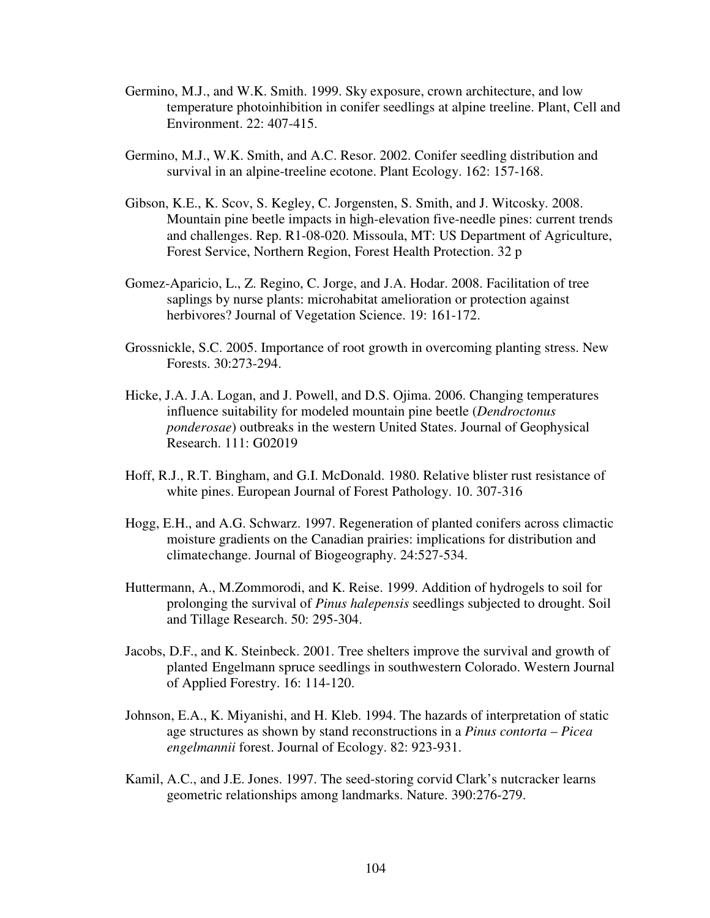Germino, M.J., and W.K. Smith. 1999. Sky exposure, crown architecture, and low temperature photoinhibition in conifer seedlings at alpine treeline. Plant, Cell and Environment. 22: 407-415.

Germino, M.J., W.K. Smith, and A.C. Resor. 2002. Conifer seedling distribution and survival in an alpine-treeline ecotone. Plant Ecology. 162: 157-168.

Gibson, K.E., K. Scov, S. Kegley, C. Jorgensten, S. Smith, and J. Witcosky. 2008. Mountain pine beetle impacts in high-elevation five-needle pines: current trends and challenges. Rep. R1-08-020. Missoula, MT: US Department of Agriculture, Forest Service, Northern Region, Forest Health Protection. 32 p

Gomez-Aparicio, L., Z. Regino, C. Jorge, and J.A. Hodar. 2008. Facilitation of tree saplings by nurse plants: microhabitat amelioration or protection against herbivores? Journal of Vegetation Science. 19: 161-172.

Grossnickle, S.C. 2005. Importance of root growth in overcoming planting stress. New Forests. 30:273-294.

Hicke, J.A. J.A. Logan, and J. Powell, and D.S. Ojima. 2006. Changing temperatures influence suitability for modeled mountain pine beetle (*Dendroctonus ponderosae*) outbreaks in the western United States. Journal of Geophysical Research. 111: G02019

Hoff, R.J., R.T. Bingham, and G.I. McDonald. 1980. Relative blister rust resistance of white pines. European Journal of Forest Pathology. 10. 307-316

Hogg, E.H., and A.G. Schwarz. 1997. Regeneration of planted conifers across climactic moisture gradients on the Canadian prairies: implications for distribution and climatechange. Journal of Biogeography. 24:527-534.

Huttermann, A., M.Zommorodi, and K. Reise. 1999. Addition of hydrogels to soil for prolonging the survival of *Pinus halepensis* seedlings subjected to drought. Soil and Tillage Research. 50: 295-304.

Jacobs, D.F., and K. Steinbeck. 2001. Tree shelters improve the survival and growth of planted Engelmann spruce seedlings in southwestern Colorado. Western Journal of Applied Forestry. 16: 114-120.

Johnson, E.A., K. Miyanishi, and H. Kleb. 1994. The hazards of interpretation of static age structures as shown by stand reconstructions in a *Pinus contorta – Picea engelmannii* forest. Journal of Ecology. 82: 923-931.

Kamil, A.C., and J.E. Jones. 1997. The seed-storing corvid Clark's nutcracker learns geometric relationships among landmarks. Nature. 390:276-279.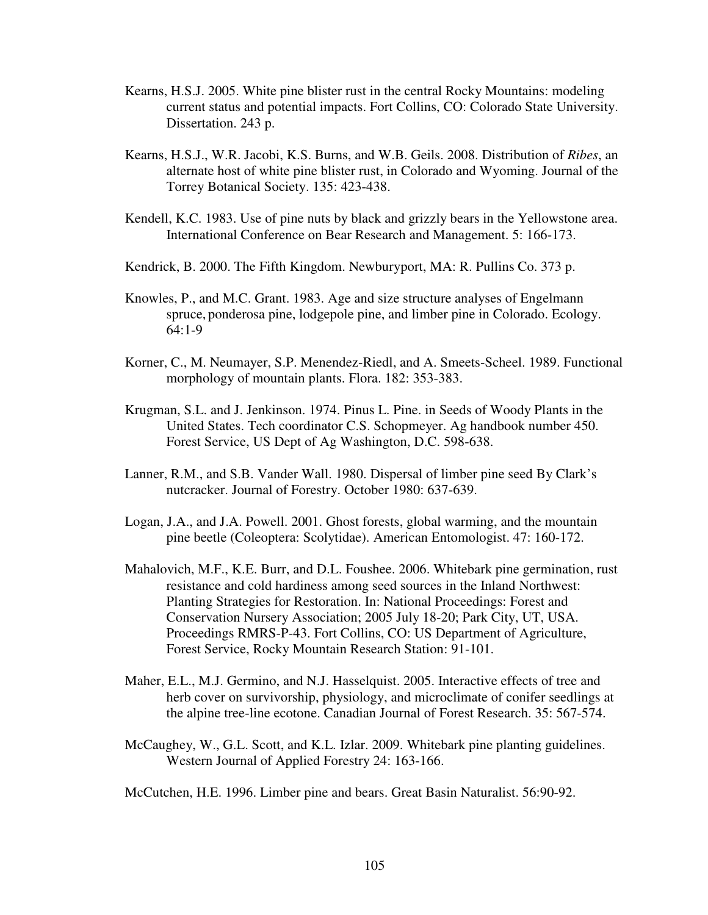Kearns, H.S.J. 2005. White pine blister rust in the central Rocky Mountains: modeling current status and potential impacts. Fort Collins, CO: Colorado State University. Dissertation. 243 p.

Kearns, H.S.J., W.R. Jacobi, K.S. Burns, and W.B. Geils. 2008. Distribution of *Ribes*, an alternate host of white pine blister rust, in Colorado and Wyoming. Journal of the Torrey Botanical Society. 135: 423-438.

Kendell, K.C. 1983. Use of pine nuts by black and grizzly bears in the Yellowstone area. International Conference on Bear Research and Management. 5: 166-173.

Kendrick, B. 2000. The Fifth Kingdom. Newburyport, MA: R. Pullins Co. 373 p.

Knowles, P., and M.C. Grant. 1983. Age and size structure analyses of Engelmann spruce, ponderosa pine, lodgepole pine, and limber pine in Colorado. Ecology. 64:1-9

Korner, C., M. Neumayer, S.P. Menendez-Riedl, and A. Smeets-Scheel. 1989. Functional morphology of mountain plants. Flora. 182: 353-383.

Krugman, S.L. and J. Jenkinson. 1974. Pinus L. Pine. in Seeds of Woody Plants in the United States. Tech coordinator C.S. Schopmeyer. Ag handbook number 450. Forest Service, US Dept of Ag Washington, D.C. 598-638.

Lanner, R.M., and S.B. Vander Wall. 1980. Dispersal of limber pine seed By Clark's nutcracker. Journal of Forestry. October 1980: 637-639.

Logan, J.A., and J.A. Powell. 2001. Ghost forests, global warming, and the mountain pine beetle (Coleoptera: Scolytidae). American Entomologist. 47: 160-172.

Mahalovich, M.F., K.E. Burr, and D.L. Foushee. 2006. Whitebark pine germination, rust resistance and cold hardiness among seed sources in the Inland Northwest: Planting Strategies for Restoration. In: National Proceedings: Forest and Conservation Nursery Association; 2005 July 18-20; Park City, UT, USA. Proceedings RMRS-P-43. Fort Collins, CO: US Department of Agriculture, Forest Service, Rocky Mountain Research Station: 91-101.

Maher, E.L., M.J. Germino, and N.J. Hasselquist. 2005. Interactive effects of tree and herb cover on survivorship, physiology, and microclimate of conifer seedlings at the alpine tree-line ecotone. Canadian Journal of Forest Research. 35: 567-574.

McCaughey, W., G.L. Scott, and K.L. Izlar. 2009. Whitebark pine planting guidelines. Western Journal of Applied Forestry 24: 163-166.

McCutchen, H.E. 1996. Limber pine and bears. Great Basin Naturalist. 56:90-92.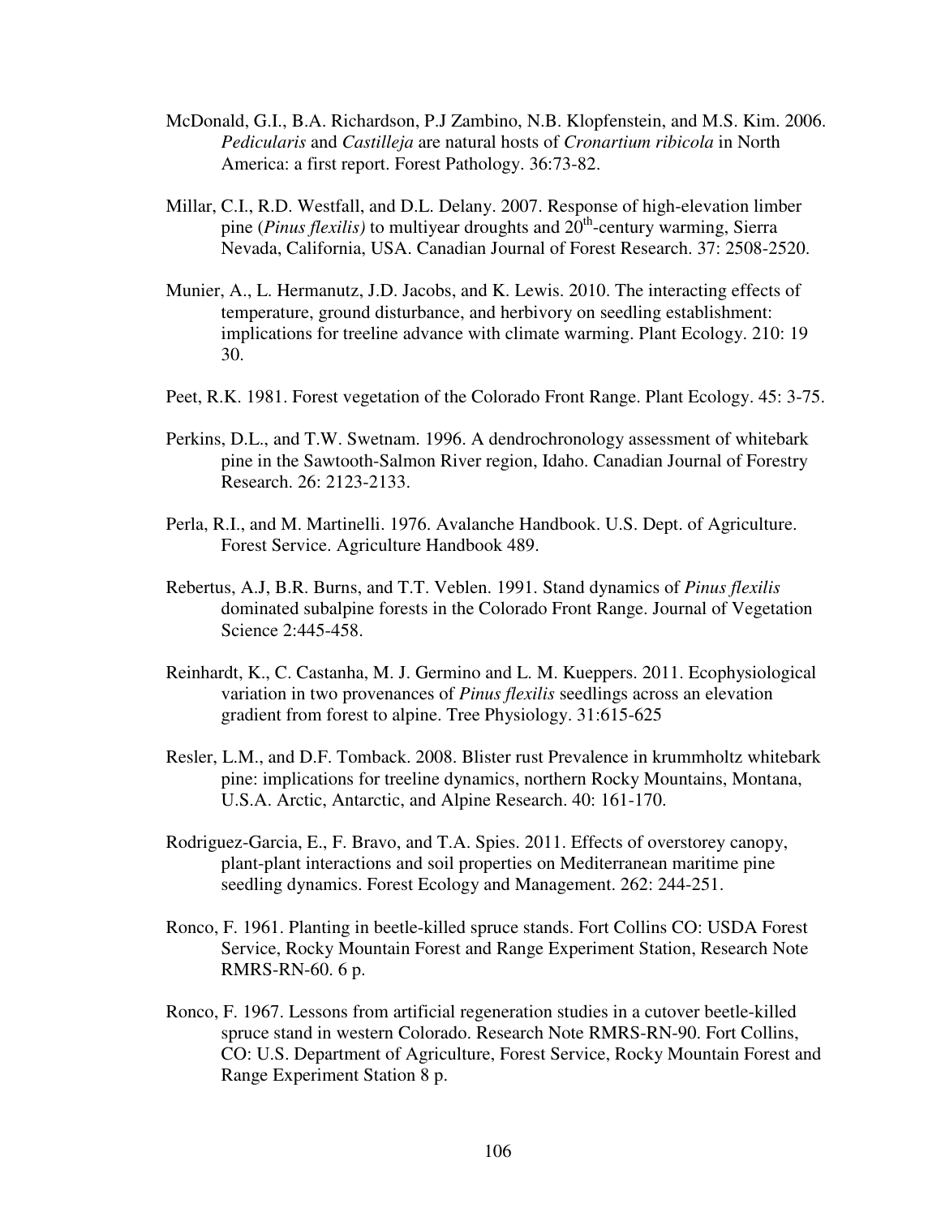McDonald, G.I., B.A. Richardson, P.J Zambino, N.B. Klopfenstein, and M.S. Kim. 2006. *Pedicularis* and *Castilleja* are natural hosts of *Cronartium ribicola* in North America: a first report. Forest Pathology. 36:73-82.

Millar, C.I., R.D. Westfall, and D.L. Delany. 2007. Response of high-elevation limber pine (*Pinus flexilis)* to multiyear droughts and 20$^{th}$-century warming, Sierra Nevada, California, USA. Canadian Journal of Forest Research. 37: 2508-2520.

Munier, A., L. Hermanutz, J.D. Jacobs, and K. Lewis. 2010. The interacting effects of temperature, ground disturbance, and herbivory on seedling establishment: implications for treeline advance with climate warming. Plant Ecology. 210: 19 30.

Peet, R.K. 1981. Forest vegetation of the Colorado Front Range. Plant Ecology. 45: 3-75.

Perkins, D.L., and T.W. Swetnam. 1996. A dendrochronology assessment of whitebark pine in the Sawtooth-Salmon River region, Idaho. Canadian Journal of Forestry Research. 26: 2123-2133.

Perla, R.I., and M. Martinelli. 1976. Avalanche Handbook. U.S. Dept. of Agriculture. Forest Service. Agriculture Handbook 489.

Rebertus, A.J, B.R. Burns, and T.T. Veblen. 1991. Stand dynamics of *Pinus flexilis* dominated subalpine forests in the Colorado Front Range. Journal of Vegetation Science 2:445-458.

Reinhardt, K., C. Castanha, M. J. Germino and L. M. Kueppers. 2011. Ecophysiological variation in two provenances of *Pinus flexilis* seedlings across an elevation gradient from forest to alpine. Tree Physiology. 31:615-625

Resler, L.M., and D.F. Tomback. 2008. Blister rust Prevalence in krummholtz whitebark pine: implications for treeline dynamics, northern Rocky Mountains, Montana, U.S.A. Arctic, Antarctic, and Alpine Research. 40: 161-170.

Rodriguez-Garcia, E., F. Bravo, and T.A. Spies. 2011. Effects of overstorey canopy, plant-plant interactions and soil properties on Mediterranean maritime pine seedling dynamics. Forest Ecology and Management. 262: 244-251.

Ronco, F. 1961. Planting in beetle-killed spruce stands. Fort Collins CO: USDA Forest Service, Rocky Mountain Forest and Range Experiment Station, Research Note RMRS-RN-60. 6 p.

Ronco, F. 1967. Lessons from artificial regeneration studies in a cutover beetle-killed spruce stand in western Colorado. Research Note RMRS-RN-90. Fort Collins, CO: U.S. Department of Agriculture, Forest Service, Rocky Mountain Forest and Range Experiment Station 8 p.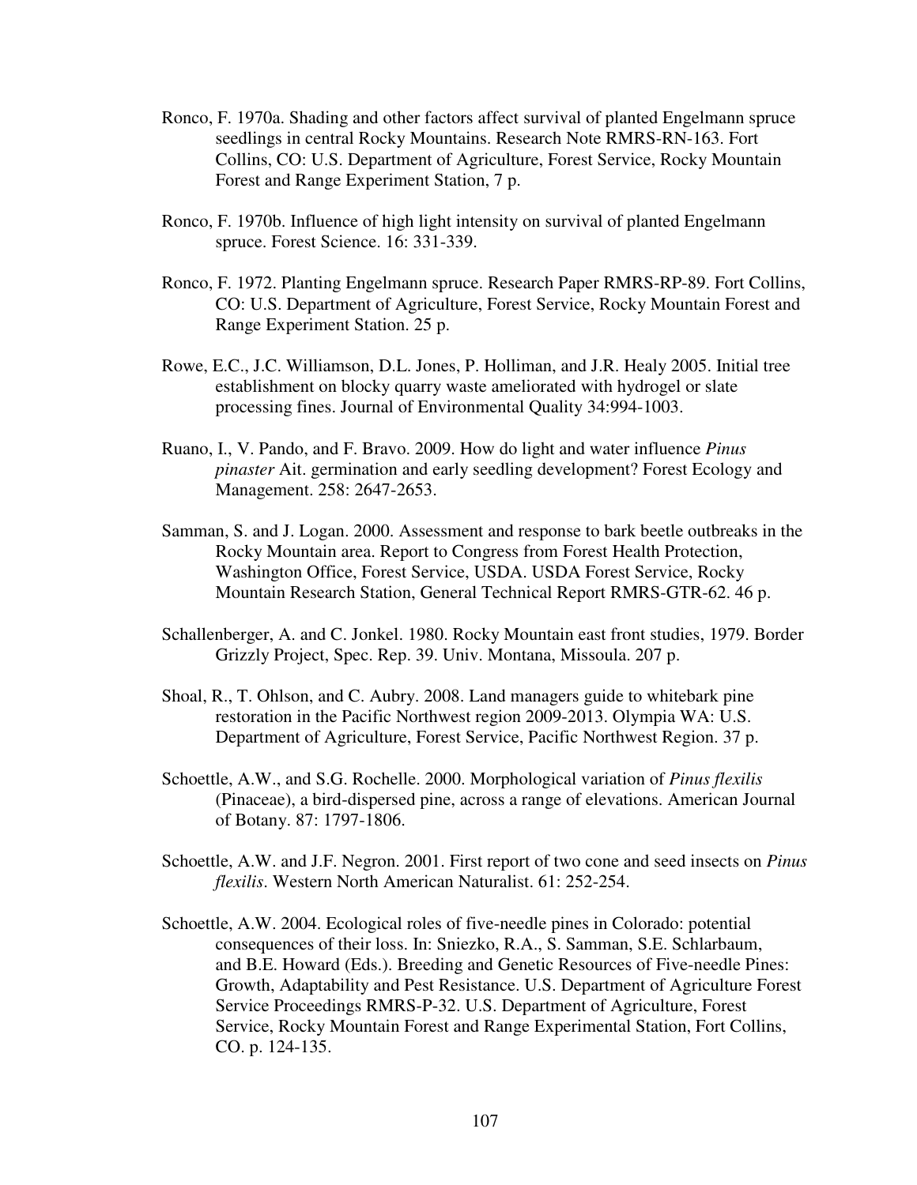Ronco, F. 1970a. Shading and other factors affect survival of planted Engelmann spruce seedlings in central Rocky Mountains. Research Note RMRS-RN-163. Fort Collins, CO: U.S. Department of Agriculture, Forest Service, Rocky Mountain Forest and Range Experiment Station, 7 p.

Ronco, F. 1970b. Influence of high light intensity on survival of planted Engelmann spruce. Forest Science. 16: 331-339.

Ronco, F. 1972. Planting Engelmann spruce. Research Paper RMRS-RP-89. Fort Collins, CO: U.S. Department of Agriculture, Forest Service, Rocky Mountain Forest and Range Experiment Station. 25 p.

Rowe, E.C., J.C. Williamson, D.L. Jones, P. Holliman, and J.R. Healy 2005. Initial tree establishment on blocky quarry waste ameliorated with hydrogel or slate processing fines. Journal of Environmental Quality 34:994-1003.

Ruano, I., V. Pando, and F. Bravo. 2009. How do light and water influence *Pinus pinaster* Ait. germination and early seedling development? Forest Ecology and Management. 258: 2647-2653.

Samman, S. and J. Logan. 2000. Assessment and response to bark beetle outbreaks in the Rocky Mountain area. Report to Congress from Forest Health Protection, Washington Office, Forest Service, USDA. USDA Forest Service, Rocky Mountain Research Station, General Technical Report RMRS-GTR-62. 46 p.

Schallenberger, A. and C. Jonkel. 1980. Rocky Mountain east front studies, 1979. Border Grizzly Project, Spec. Rep. 39. Univ. Montana, Missoula. 207 p.

Shoal, R., T. Ohlson, and C. Aubry. 2008. Land managers guide to whitebark pine restoration in the Pacific Northwest region 2009-2013. Olympia WA: U.S. Department of Agriculture, Forest Service, Pacific Northwest Region. 37 p.

Schoettle, A.W., and S.G. Rochelle. 2000. Morphological variation of *Pinus flexilis* (Pinaceae), a bird-dispersed pine, across a range of elevations. American Journal of Botany. 87: 1797-1806.

Schoettle, A.W. and J.F. Negron. 2001. First report of two cone and seed insects on *Pinus flexilis*. Western North American Naturalist. 61: 252-254.

Schoettle, A.W. 2004. Ecological roles of five-needle pines in Colorado: potential consequences of their loss. In: Sniezko, R.A., S. Samman, S.E. Schlarbaum, and B.E. Howard (Eds.). Breeding and Genetic Resources of Five-needle Pines: Growth, Adaptability and Pest Resistance. U.S. Department of Agriculture Forest Service Proceedings RMRS-P-32. U.S. Department of Agriculture, Forest Service, Rocky Mountain Forest and Range Experimental Station, Fort Collins, CO. p. 124-135.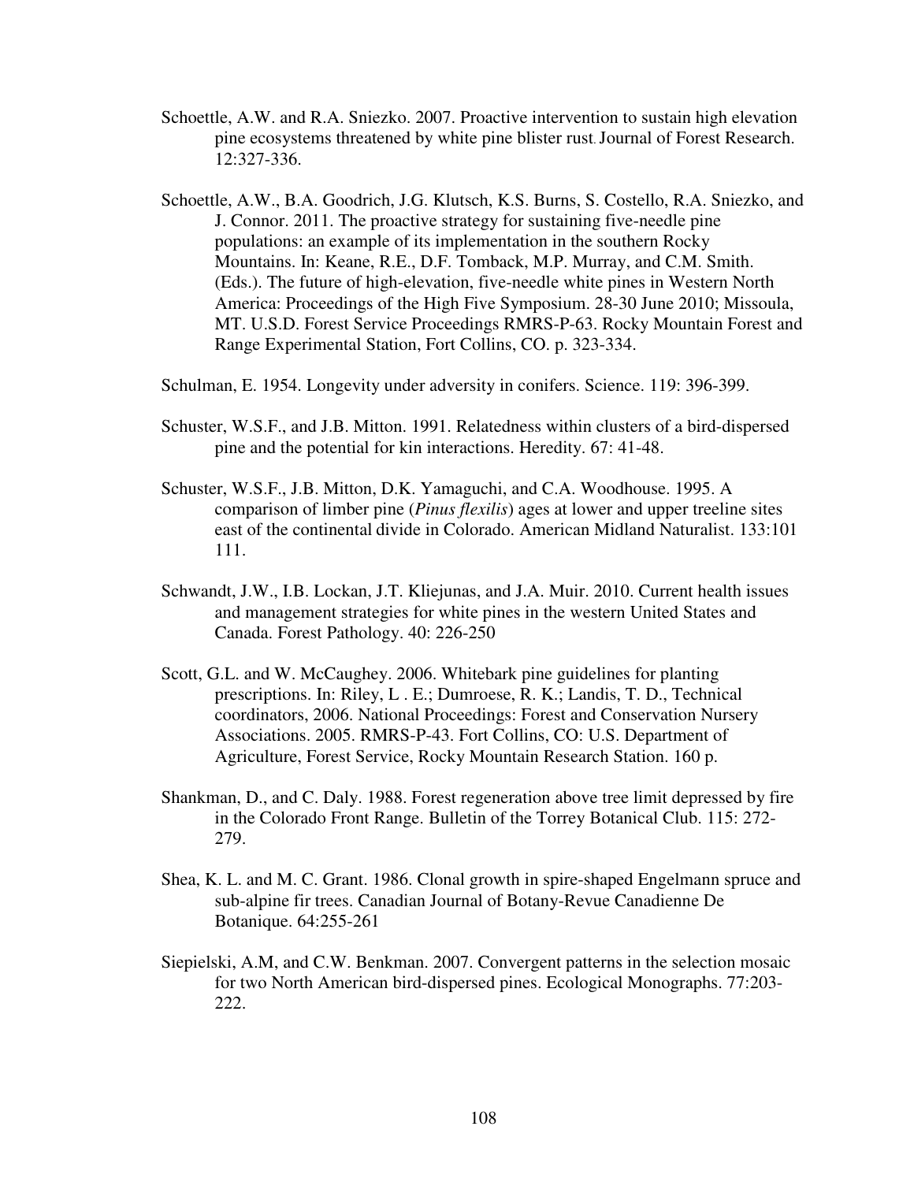Schoettle, A.W. and R.A. Sniezko. 2007. Proactive intervention to sustain high elevation pine ecosystems threatened by white pine blister rust. Journal of Forest Research. 12:327-336.

Schoettle, A.W., B.A. Goodrich, J.G. Klutsch, K.S. Burns, S. Costello, R.A. Sniezko, and J. Connor. 2011. The proactive strategy for sustaining five-needle pine populations: an example of its implementation in the southern Rocky Mountains. In: Keane, R.E., D.F. Tomback, M.P. Murray, and C.M. Smith. (Eds.). The future of high-elevation, five-needle white pines in Western North America: Proceedings of the High Five Symposium. 28-30 June 2010; Missoula, MT. U.S.D. Forest Service Proceedings RMRS-P-63. Rocky Mountain Forest and Range Experimental Station, Fort Collins, CO. p. 323-334.

Schulman, E. 1954. Longevity under adversity in conifers. Science. 119: 396-399.

Schuster, W.S.F., and J.B. Mitton. 1991. Relatedness within clusters of a bird-dispersed pine and the potential for kin interactions. Heredity. 67: 41-48.

Schuster, W.S.F., J.B. Mitton, D.K. Yamaguchi, and C.A. Woodhouse. 1995. A comparison of limber pine (*Pinus flexilis*) ages at lower and upper treeline sites east of the continental divide in Colorado. American Midland Naturalist. 133:101 111.

Schwandt, J.W., I.B. Lockan, J.T. Kliejunas, and J.A. Muir. 2010. Current health issues and management strategies for white pines in the western United States and Canada. Forest Pathology. 40: 226-250

Scott, G.L. and W. McCaughey. 2006. Whitebark pine guidelines for planting prescriptions. In: Riley, L . E.; Dumroese, R. K.; Landis, T. D., Technical coordinators, 2006. National Proceedings: Forest and Conservation Nursery Associations. 2005. RMRS-P-43. Fort Collins, CO: U.S. Department of Agriculture, Forest Service, Rocky Mountain Research Station. 160 p.

Shankman, D., and C. Daly. 1988. Forest regeneration above tree limit depressed by fire in the Colorado Front Range. Bulletin of the Torrey Botanical Club. 115: 272-279.

Shea, K. L. and M. C. Grant. 1986. Clonal growth in spire-shaped Engelmann spruce and sub-alpine fir trees. Canadian Journal of Botany-Revue Canadienne De Botanique. 64:255-261

Siepielski, A.M, and C.W. Benkman. 2007. Convergent patterns in the selection mosaic for two North American bird-dispersed pines. Ecological Monographs. 77:203-222.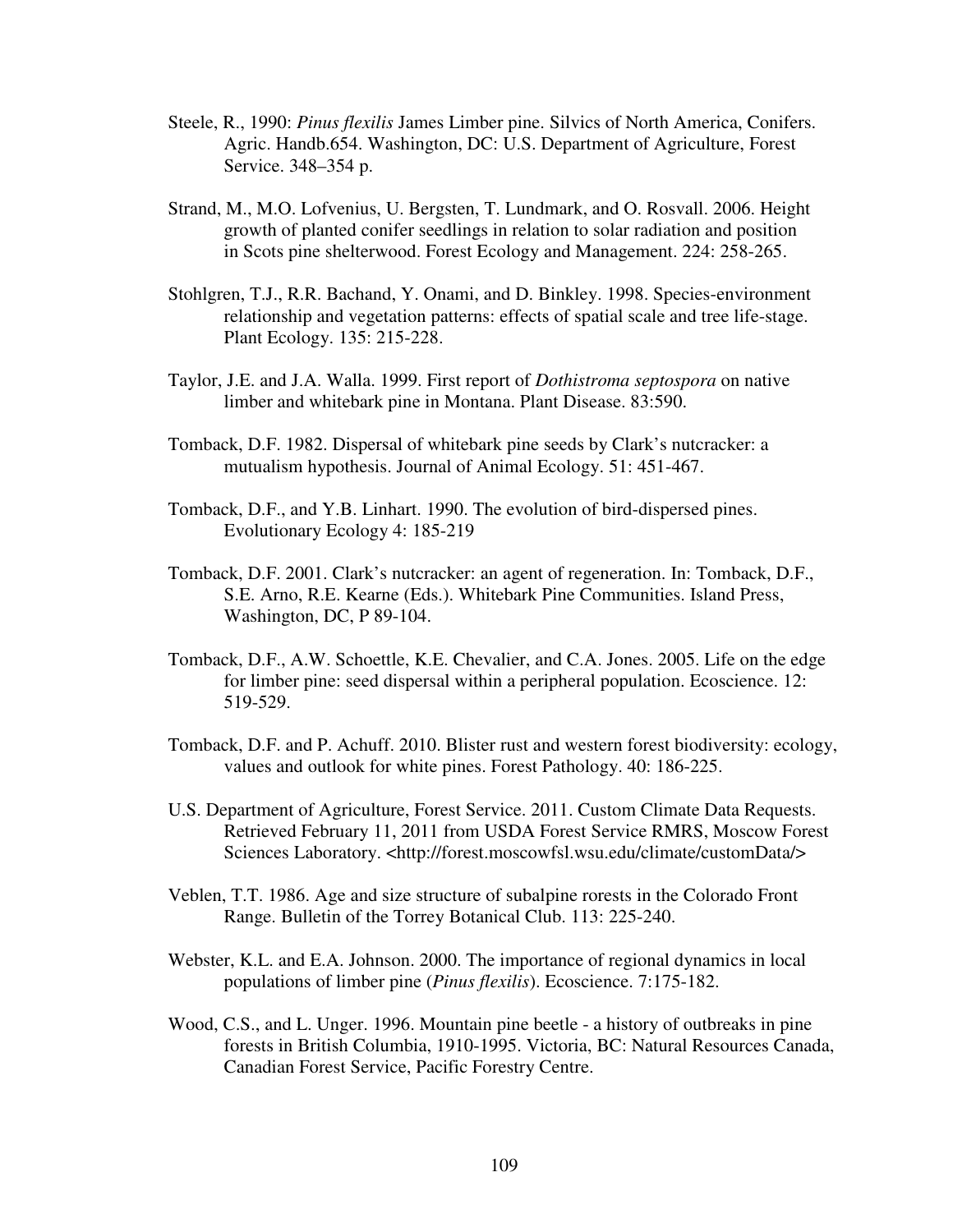Steele, R., 1990: *Pinus flexilis* James Limber pine. Silvics of North America, Conifers. Agric. Handb.654. Washington, DC: U.S. Department of Agriculture, Forest Service. 348–354 p.

Strand, M., M.O. Lofvenius, U. Bergsten, T. Lundmark, and O. Rosvall. 2006. Height growth of planted conifer seedlings in relation to solar radiation and position in Scots pine shelterwood. Forest Ecology and Management. 224: 258-265.

Stohlgren, T.J., R.R. Bachand, Y. Onami, and D. Binkley. 1998. Species-environment relationship and vegetation patterns: effects of spatial scale and tree life-stage. Plant Ecology. 135: 215-228.

Taylor, J.E. and J.A. Walla. 1999. First report of *Dothistroma septospora* on native limber and whitebark pine in Montana. Plant Disease. 83:590.

Tomback, D.F. 1982. Dispersal of whitebark pine seeds by Clark's nutcracker: a mutualism hypothesis. Journal of Animal Ecology. 51: 451-467.

Tomback, D.F., and Y.B. Linhart. 1990. The evolution of bird-dispersed pines. Evolutionary Ecology 4: 185-219

Tomback, D.F. 2001. Clark's nutcracker: an agent of regeneration. In: Tomback, D.F., S.E. Arno, R.E. Kearne (Eds.). Whitebark Pine Communities. Island Press, Washington, DC, P 89-104.

Tomback, D.F., A.W. Schoettle, K.E. Chevalier, and C.A. Jones. 2005. Life on the edge for limber pine: seed dispersal within a peripheral population. Ecoscience. 12: 519-529.

Tomback, D.F. and P. Achuff. 2010. Blister rust and western forest biodiversity: ecology, values and outlook for white pines. Forest Pathology. 40: 186-225.

U.S. Department of Agriculture, Forest Service. 2011. Custom Climate Data Requests. Retrieved February 11, 2011 from USDA Forest Service RMRS, Moscow Forest Sciences Laboratory. <http://forest.moscowfsl.wsu.edu/climate/customData/>

Veblen, T.T. 1986. Age and size structure of subalpine rorests in the Colorado Front Range. Bulletin of the Torrey Botanical Club. 113: 225-240.

Webster, K.L. and E.A. Johnson. 2000. The importance of regional dynamics in local populations of limber pine (*Pinus flexilis*). Ecoscience. 7:175-182.

Wood, C.S., and L. Unger. 1996. Mountain pine beetle - a history of outbreaks in pine forests in British Columbia, 1910-1995. Victoria, BC: Natural Resources Canada, Canadian Forest Service, Pacific Forestry Centre.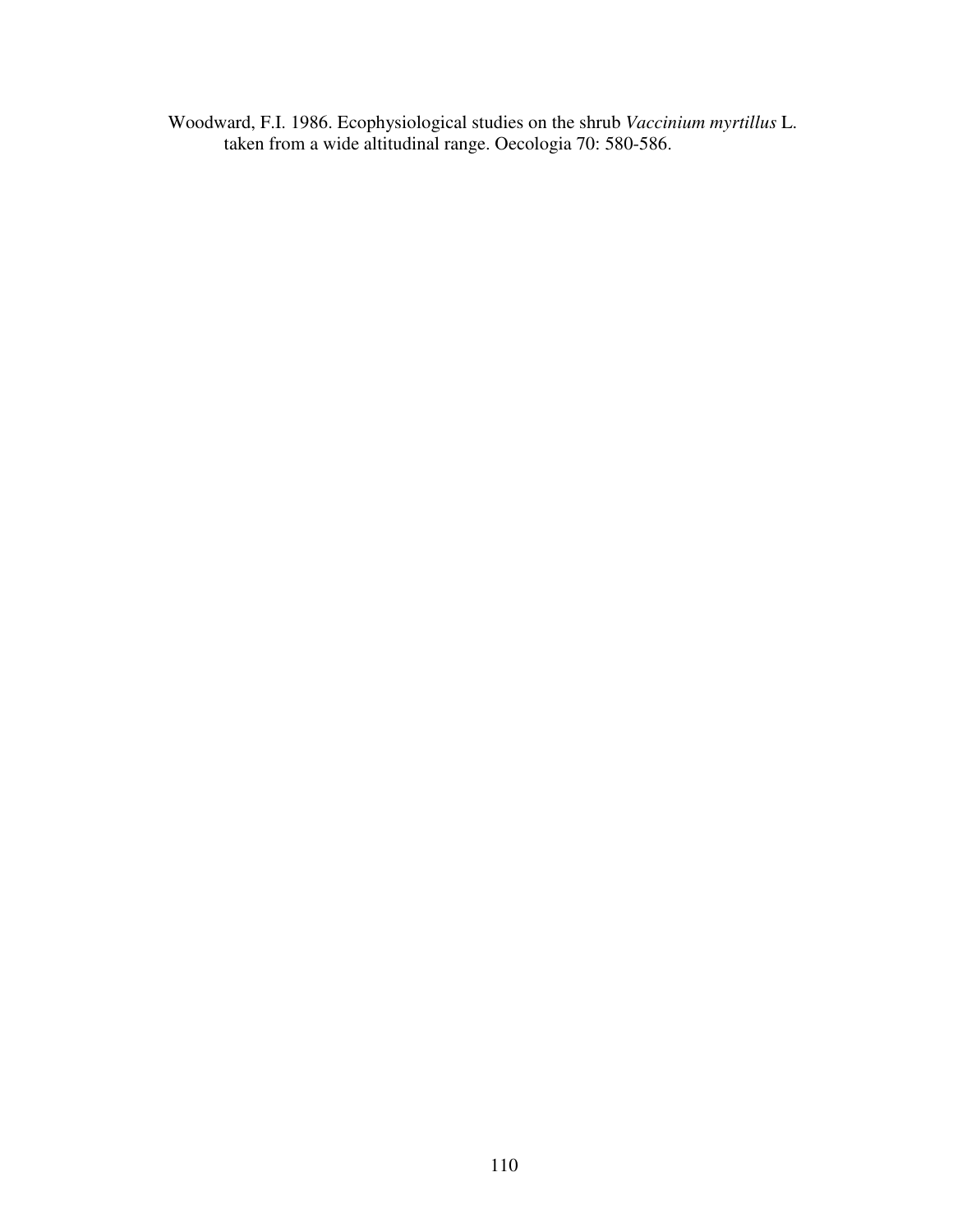Woodward, F.I. 1986. Ecophysiological studies on the shrub *Vaccinium myrtillus* L. taken from a wide altitudinal range. Oecologia 70: 580-586.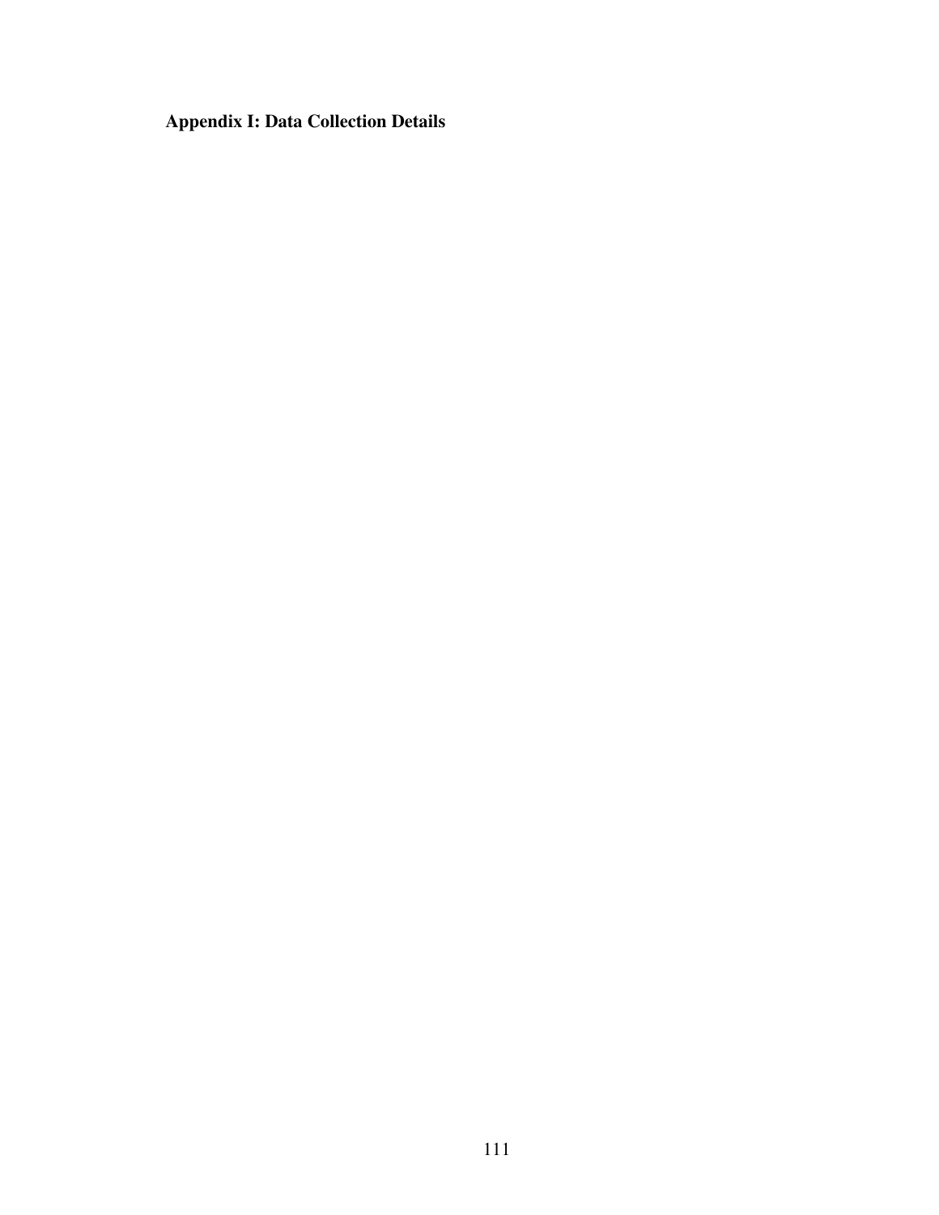## Appendix I: Data Collection Details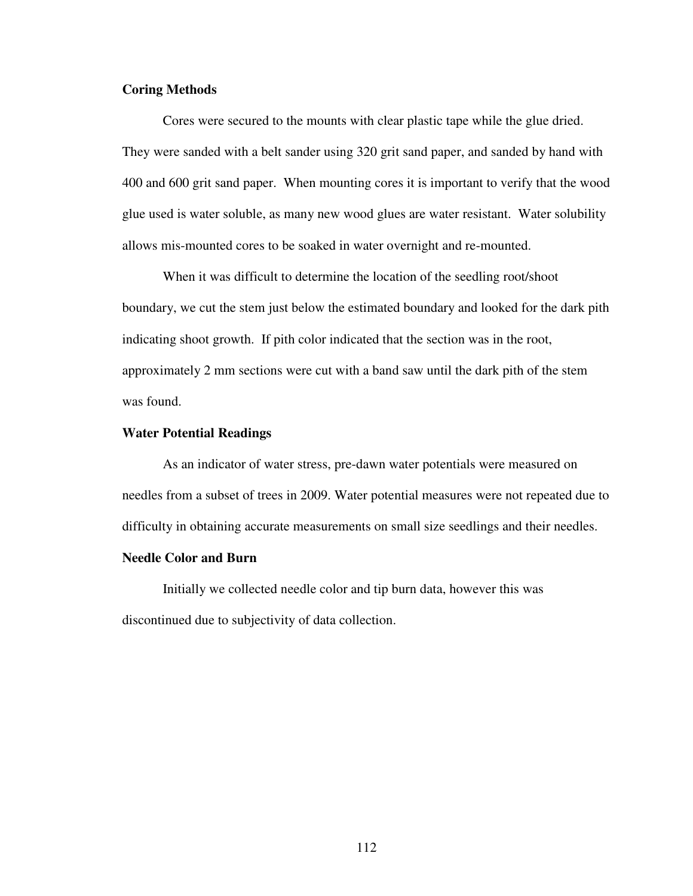**Coring Methods**

Cores were secured to the mounts with clear plastic tape while the glue dried. They were sanded with a belt sander using 320 grit sand paper, and sanded by hand with 400 and 600 grit sand paper. When mounting cores it is important to verify that the wood glue used is water soluble, as many new wood glues are water resistant. Water solubility allows mis-mounted cores to be soaked in water overnight and re-mounted.

When it was difficult to determine the location of the seedling root/shoot boundary, we cut the stem just below the estimated boundary and looked for the dark pith indicating shoot growth. If pith color indicated that the section was in the root, approximately 2 mm sections were cut with a band saw until the dark pith of the stem was found.

**Water Potential Readings**

As an indicator of water stress, pre-dawn water potentials were measured on needles from a subset of trees in 2009. Water potential measures were not repeated due to difficulty in obtaining accurate measurements on small size seedlings and their needles.

**Needle Color and Burn**

Initially we collected needle color and tip burn data, however this was discontinued due to subjectivity of data collection.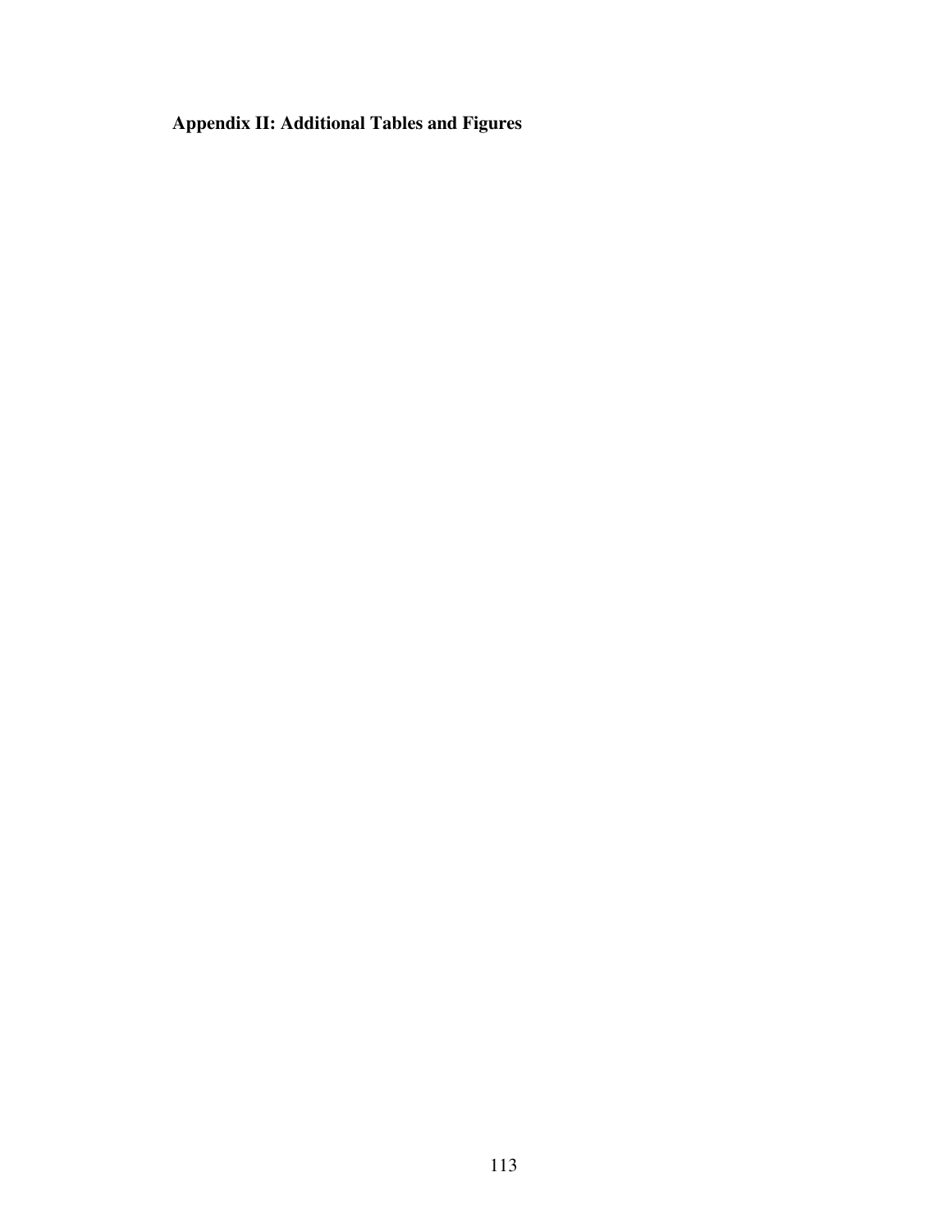## Appendix II: Additional Tables and Figures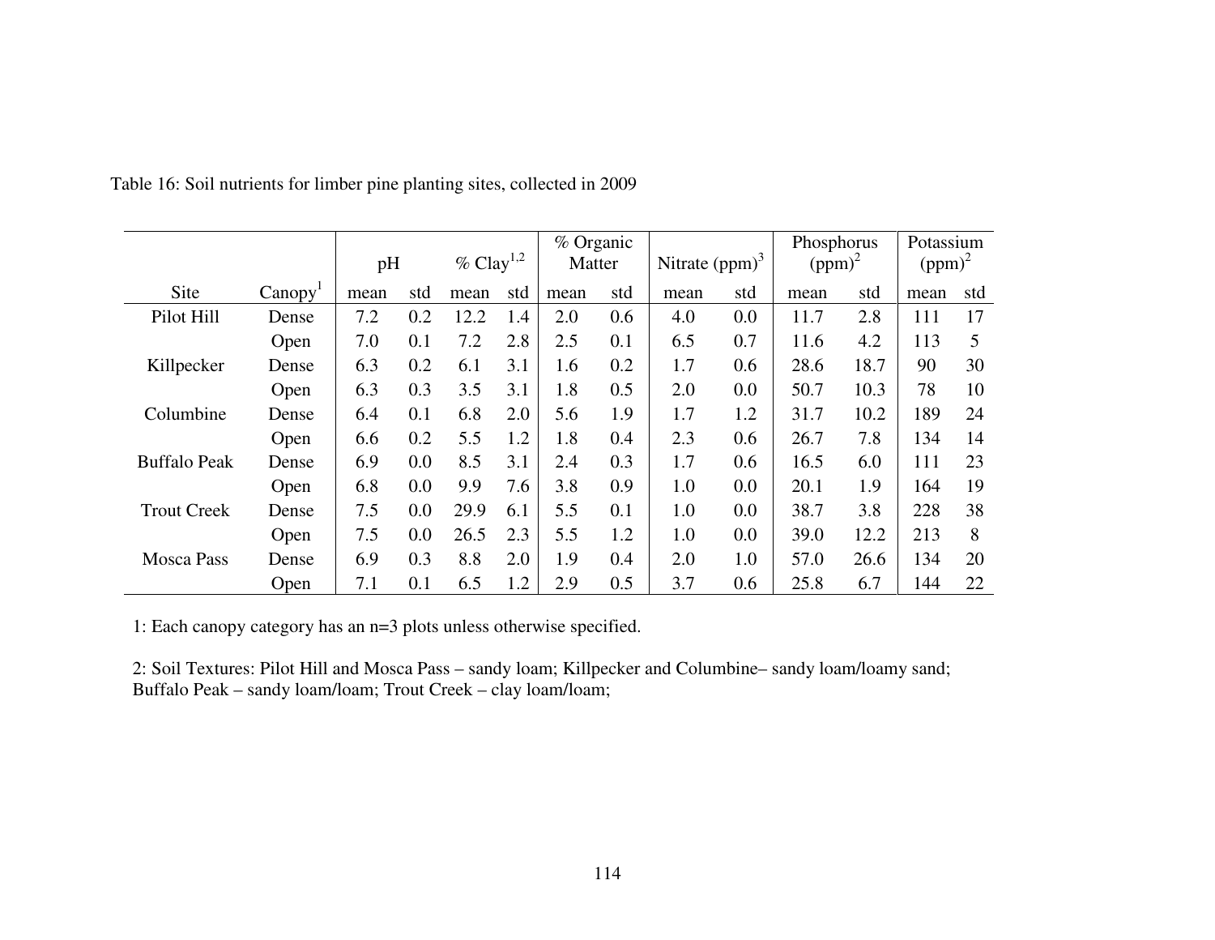Table 16: Soil nutrients for limber pine planting sites, collected in 2009

| Site | Canopy[1] | pH | | % Clay[1,2] | | % Organic Matter | | Nitrate (ppm)[3] | | Phosphorus (ppm)[2] | | Potassium (ppm)[2] | |
|---|---|---|---|---|---|---|---|---|---|---|---|---|---|
| | | mean | std | mean | std | mean | std | mean | std | mean | std | mean | std |
| Pilot Hill | Dense | 7.2 | 0.2 | 12.2 | 1.4 | 2.0 | 0.6 | 4.0 | 0.0 | 11.7 | 2.8 | 111 | 17 |
| | Open | 7.0 | 0.1 | 7.2 | 2.8 | 2.5 | 0.1 | 6.5 | 0.7 | 11.6 | 4.2 | 113 | 5 |
| Killpecker | Dense | 6.3 | 0.2 | 6.1 | 3.1 | 1.6 | 0.2 | 1.7 | 0.6 | 28.6 | 18.7 | 90 | 30 |
| | Open | 6.3 | 0.3 | 3.5 | 3.1 | 1.8 | 0.5 | 2.0 | 0.0 | 50.7 | 10.3 | 78 | 10 |
| Columbine | Dense | 6.4 | 0.1 | 6.8 | 2.0 | 5.6 | 1.9 | 1.7 | 1.2 | 31.7 | 10.2 | 189 | 24 |
| | Open | 6.6 | 0.2 | 5.5 | 1.2 | 1.8 | 0.4 | 2.3 | 0.6 | 26.7 | 7.8 | 134 | 14 |
| Buffalo Peak | Dense | 6.9 | 0.0 | 8.5 | 3.1 | 2.4 | 0.3 | 1.7 | 0.6 | 16.5 | 6.0 | 111 | 23 |
| | Open | 6.8 | 0.0 | 9.9 | 7.6 | 3.8 | 0.9 | 1.0 | 0.0 | 20.1 | 1.9 | 164 | 19 |
| Trout Creek | Dense | 7.5 | 0.0 | 29.9 | 6.1 | 5.5 | 0.1 | 1.0 | 0.0 | 38.7 | 3.8 | 228 | 38 |
| | Open | 7.5 | 0.0 | 26.5 | 2.3 | 5.5 | 1.2 | 1.0 | 0.0 | 39.0 | 12.2 | 213 | 8 |
| Mosca Pass | Dense | 6.9 | 0.3 | 8.8 | 2.0 | 1.9 | 0.4 | 2.0 | 1.0 | 57.0 | 26.6 | 134 | 20 |
| | Open | 7.1 | 0.1 | 6.5 | 1.2 | 2.9 | 0.5 | 3.7 | 0.6 | 25.8 | 6.7 | 144 | 22 |

1: Each canopy category has an n=3 plots unless otherwise specified.

2: Soil Textures: Pilot Hill and Mosca Pass – sandy loam; Killpecker and Columbine– sandy loam/loamy sand; Buffalo Peak – sandy loam/loam; Trout Creek – clay loam/loam;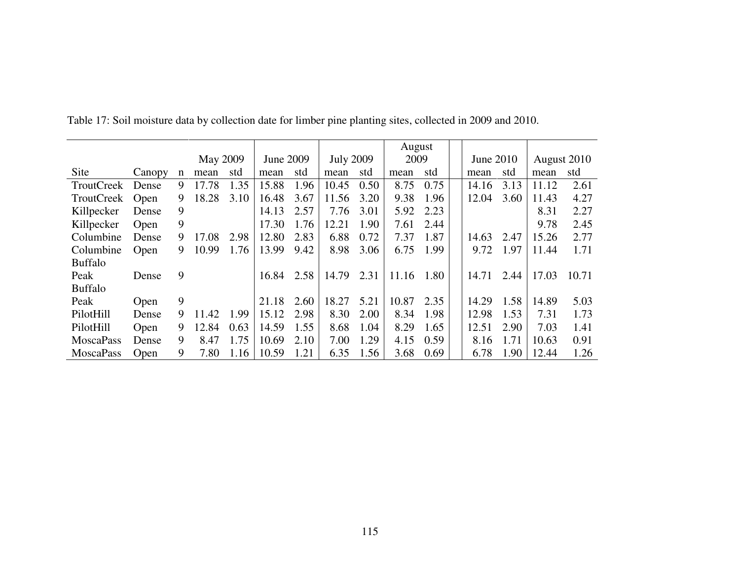Table 17: Soil moisture data by collection date for limber pine planting sites, collected in 2009 and 2010.

| | | | May 2009 | | June 2009 | | July 2009 | | August 2009 | | June 2010 | | August 2010 | |
|---|---|---|---|---|---|---|---|---|---|---|---|---|---|---|
| Site | Canopy | n | mean | std | mean | std | mean | std | mean | std | mean | std | mean | std |
| TroutCreek | Dense | 9 | 17.78 | 1.35 | 15.88 | 1.96 | 10.45 | 0.50 | 8.75 | 0.75 | 14.16 | 3.13 | 11.12 | 2.61 |
| TroutCreek | Open | 9 | 18.28 | 3.10 | 16.48 | 3.67 | 11.56 | 3.20 | 9.38 | 1.96 | 12.04 | 3.60 | 11.43 | 4.27 |
| Killpecker | Dense | 9 | | | 14.13 | 2.57 | 7.76 | 3.01 | 5.92 | 2.23 | | | 8.31 | 2.27 |
| Killpecker | Open | 9 | | | 17.30 | 1.76 | 12.21 | 1.90 | 7.61 | 2.44 | | | 9.78 | 2.45 |
| Columbine | Dense | 9 | 17.08 | 2.98 | 12.80 | 2.83 | 6.88 | 0.72 | 7.37 | 1.87 | 14.63 | 2.47 | 15.26 | 2.77 |
| Columbine | Open | 9 | 10.99 | 1.76 | 13.99 | 9.42 | 8.98 | 3.06 | 6.75 | 1.99 | 9.72 | 1.97 | 11.44 | 1.71 |
| Buffalo Peak | Dense | 9 | | | 16.84 | 2.58 | 14.79 | 2.31 | 11.16 | 1.80 | 14.71 | 2.44 | 17.03 | 10.71 |
| Buffalo Peak | Open | 9 | | | 21.18 | 2.60 | 18.27 | 5.21 | 10.87 | 2.35 | 14.29 | 1.58 | 14.89 | 5.03 |
| PilotHill | Dense | 9 | 11.42 | 1.99 | 15.12 | 2.98 | 8.30 | 2.00 | 8.34 | 1.98 | 12.98 | 1.53 | 7.31 | 1.73 |
| PilotHill | Open | 9 | 12.84 | 0.63 | 14.59 | 1.55 | 8.68 | 1.04 | 8.29 | 1.65 | 12.51 | 2.90 | 7.03 | 1.41 |
| MoscaPass | Dense | 9 | 8.47 | 1.75 | 10.69 | 2.10 | 7.00 | 1.29 | 4.15 | 0.59 | 8.16 | 1.71 | 10.63 | 0.91 |
| MoscaPass | Open | 9 | 7.80 | 1.16 | 10.59 | 1.21 | 6.35 | 1.56 | 3.68 | 0.69 | 6.78 | 1.90 | 12.44 | 1.26 |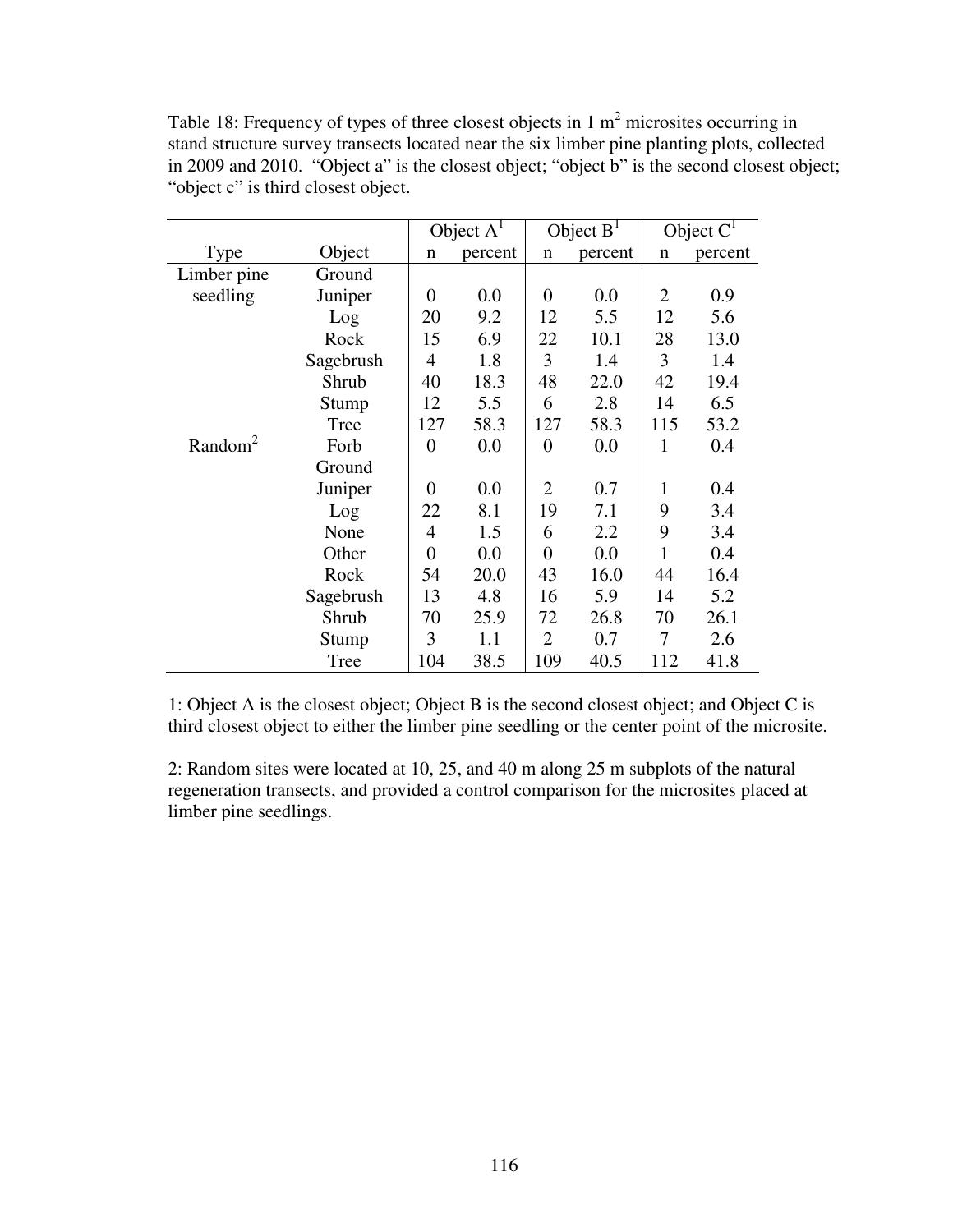Table 18: Frequency of types of three closest objects in 1 $m^2$ microsites occurring in stand structure survey transects located near the six limber pine planting plots, collected in 2009 and 2010. "Object a" is the closest object; "object b" is the second closest object; "object c" is third closest object.

| Type | Object | Object A[1] | | Object B[1] | | Object C[1] | |
|---|---|---|---|---|---|---|---|
| | | n | percent | n | percent | n | percent |
| Limber pine seedling | Ground Juniper | 0 | 0.0 | 0 | 0.0 | 2 | 0.9 |
| | Log | 20 | 9.2 | 12 | 5.5 | 12 | 5.6 |
| | Rock | 15 | 6.9 | 22 | 10.1 | 28 | 13.0 |
| | Sagebrush | 4 | 1.8 | 3 | 1.4 | 3 | 1.4 |
| | Shrub | 40 | 18.3 | 48 | 22.0 | 42 | 19.4 |
| | Stump | 12 | 5.5 | 6 | 2.8 | 14 | 6.5 |
| | Tree | 127 | 58.3 | 127 | 58.3 | 115 | 53.2 |
| Random[2] | Forb | 0 | 0.0 | 0 | 0.0 | 1 | 0.4 |
| | Ground Juniper | 0 | 0.0 | 2 | 0.7 | 1 | 0.4 |
| | Log | 22 | 8.1 | 19 | 7.1 | 9 | 3.4 |
| | None | 4 | 1.5 | 6 | 2.2 | 9 | 3.4 |
| | Other | 0 | 0.0 | 0 | 0.0 | 1 | 0.4 |
| | Rock | 54 | 20.0 | 43 | 16.0 | 44 | 16.4 |
| | Sagebrush | 13 | 4.8 | 16 | 5.9 | 14 | 5.2 |
| | Shrub | 70 | 25.9 | 72 | 26.8 | 70 | 26.1 |
| | Stump | 3 | 1.1 | 2 | 0.7 | 7 | 2.6 |
| | Tree | 104 | 38.5 | 109 | 40.5 | 112 | 41.8 |

1: Object A is the closest object; Object B is the second closest object; and Object C is third closest object to either the limber pine seedling or the center point of the microsite.

2: Random sites were located at 10, 25, and 40 m along 25 m subplots of the natural regeneration transects, and provided a control comparison for the microsites placed at limber pine seedlings.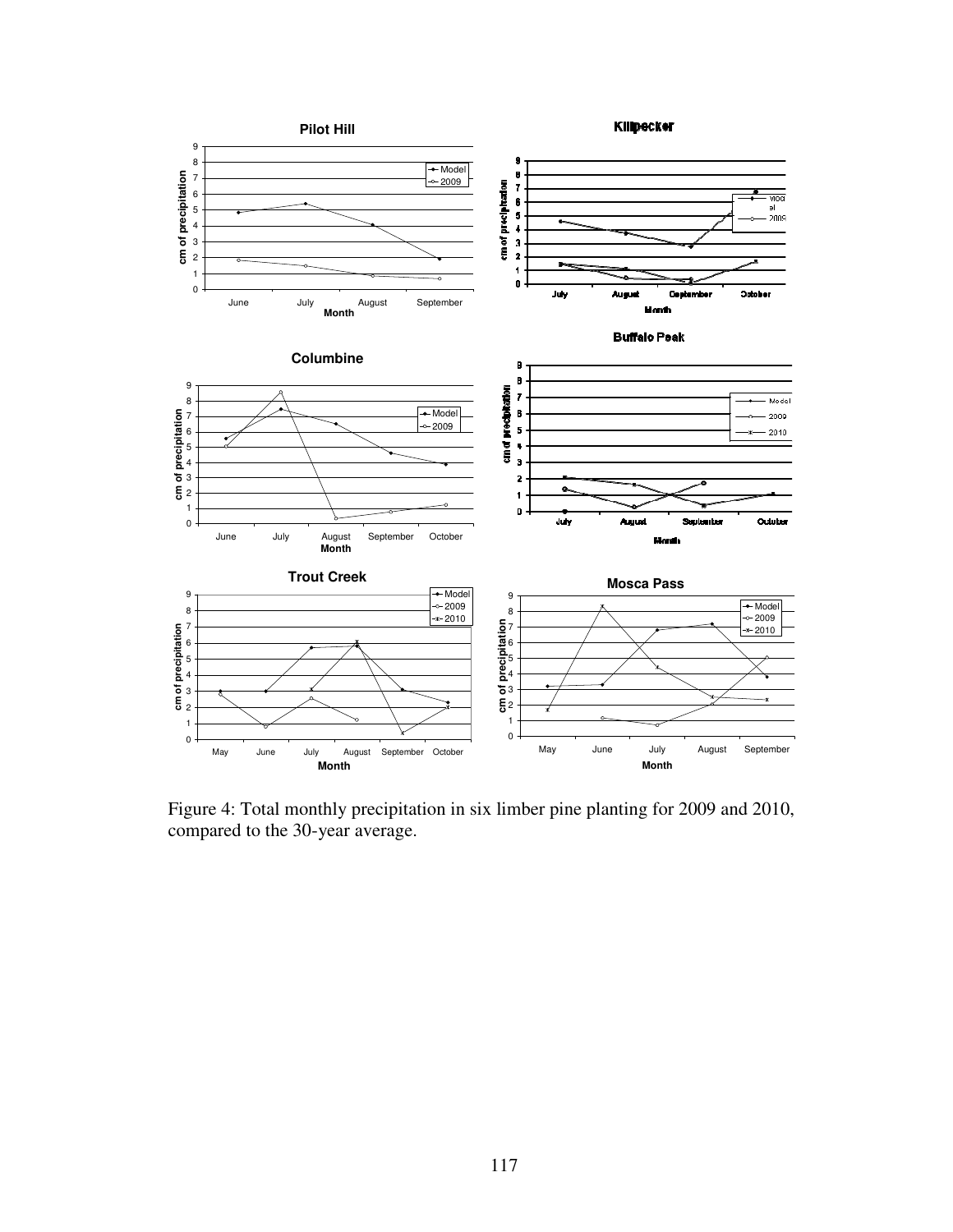Figure 4: Total monthly precipitation in six limber pine planting for 2009 and 2010, compared to the 30-year average.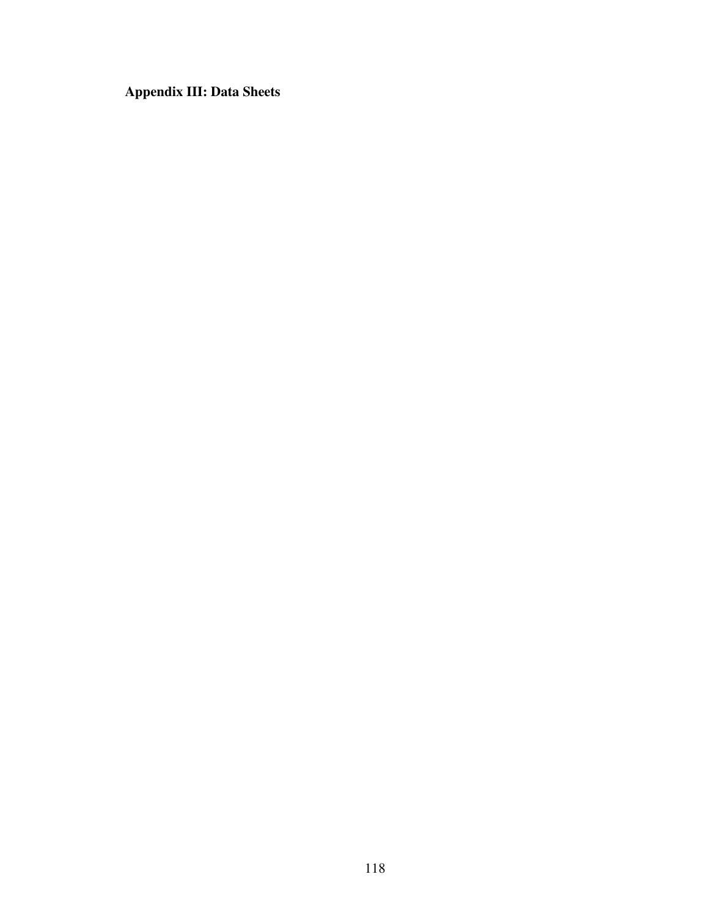**Appendix III: Data Sheets**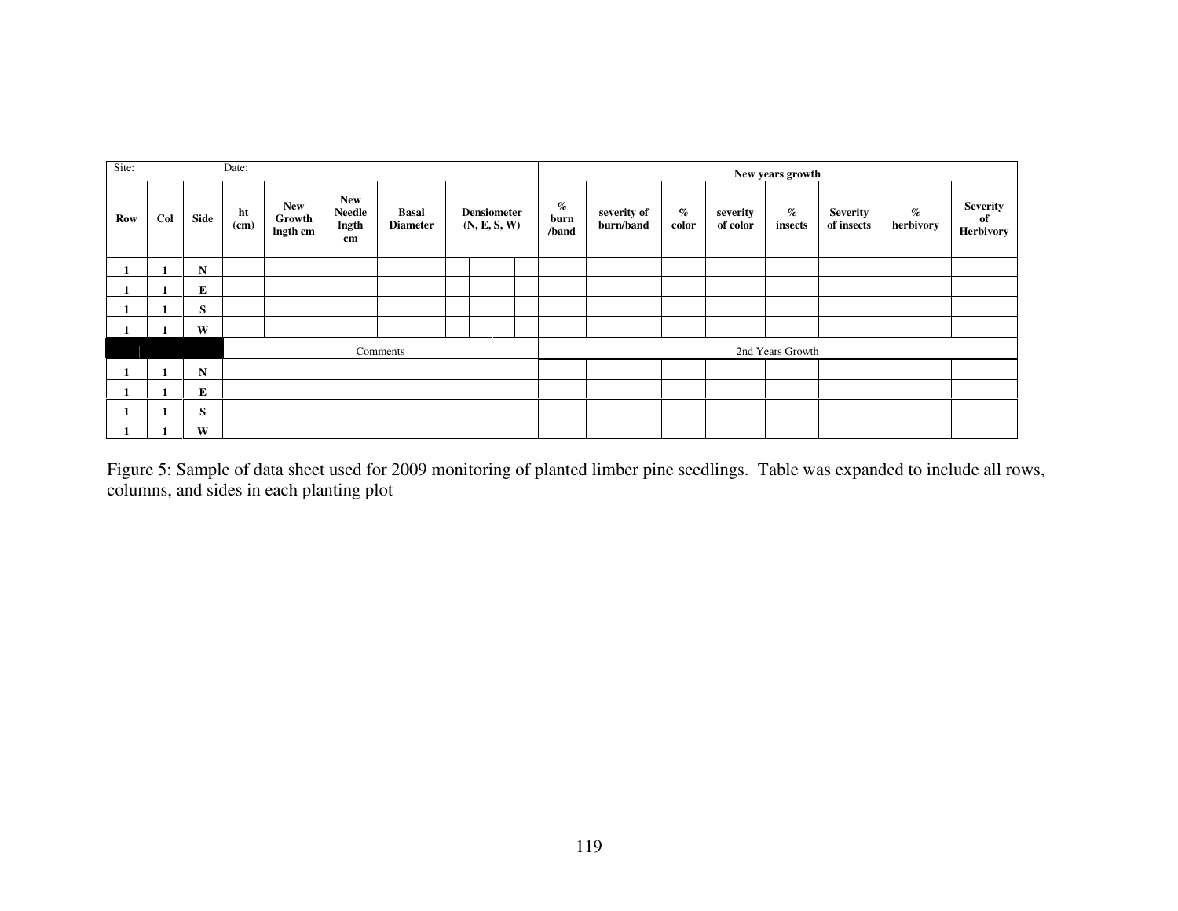| Site: | | | Date: | | | | | | | | | New years growth | | | | | | | |
|---|---|---|---|---|---|---|---|---|---|---|---|---|---|---|---|---|---|---|---|
| Row | Col | Side | ht (cm) | New Growth lngth cm | New Needle lngth cm | Basal Diameter | Densiometer (N, E, S, W) | | | | % burn /band | severity of burn/band | % color | severity of color | % insects | Severity of insects | % herbivory | Severity of Herbivory |
| 1 | 1 | N | | | | | | | | | | | | | | | | |
| 1 | 1 | E | | | | | | | | | | | | | | | | |
| 1 | 1 | S | | | | | | | | | | | | | | | | |
| 1 | 1 | W | | | | | | | | | | | | | | | | |
| | | | Comments | | | | | | | | 2nd Years Growth | | | | | | | |
| 1 | 1 | N | | | | | | | | | | | | | | | | |
| 1 | 1 | E | | | | | | | | | | | | | | | | |
| 1 | 1 | S | | | | | | | | | | | | | | | | |
| 1 | 1 | W | | | | | | | | | | | | | | | | |

Figure 5: Sample of data sheet used for 2009 monitoring of planted limber pine seedlings. Table was expanded to include all rows, columns, and sides in each planting plot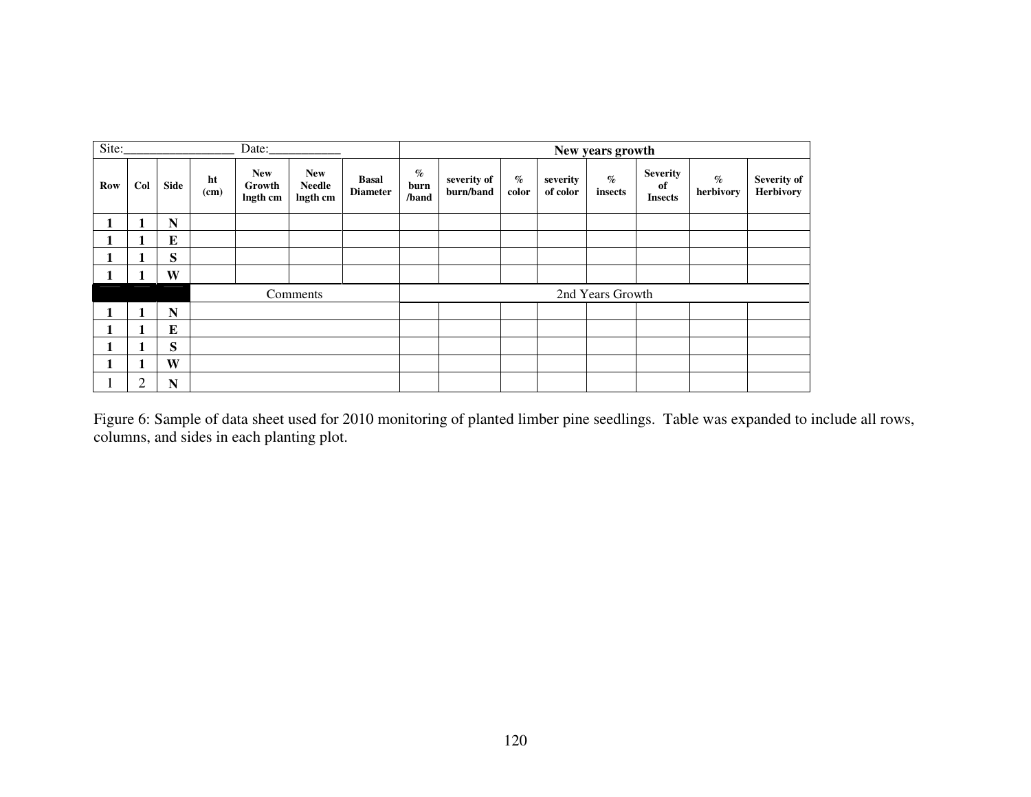| Site:________________ Date:___________ | | | | | | | New years growth | | | | | | | | |
|---|---|---|---|---|---|---|---|---|---|---|---|---|---|---|
| **Row** | **Col** | **Side** | **ht (cm)** | **New Growth lngth cm** | **New Needle lngth cm** | **Basal Diameter** | **% burn /band** | **severity of burn/band** | **% color** | **severity of color** | **% insects** | **Severity of Insects** | **% herbivory** | **Severity of Herbivory** |
| **1** | **1** | **N** | | | | | | | | | | | | |
| **1** | **1** | **E** | | | | | | | | | | | | |
| **1** | **1** | **S** | | | | | | | | | | | | |
| **1** | **1** | **W** | | | | | | | | | | | | |
| | | | Comments | | | | 2nd Years Growth | | | | | | | |
| **1** | **1** | **N** | | | | | | | | | | | | |
| **1** | **1** | **E** | | | | | | | | | | | | |
| **1** | **1** | **S** | | | | | | | | | | | | |
| **1** | **1** | **W** | | | | | | | | | | | | |
| 1 | 2 | **N** | | | | | | | | | | | | |

Figure 6: Sample of data sheet used for 2010 monitoring of planted limber pine seedlings. Table was expanded to include all rows, columns, and sides in each planting plot.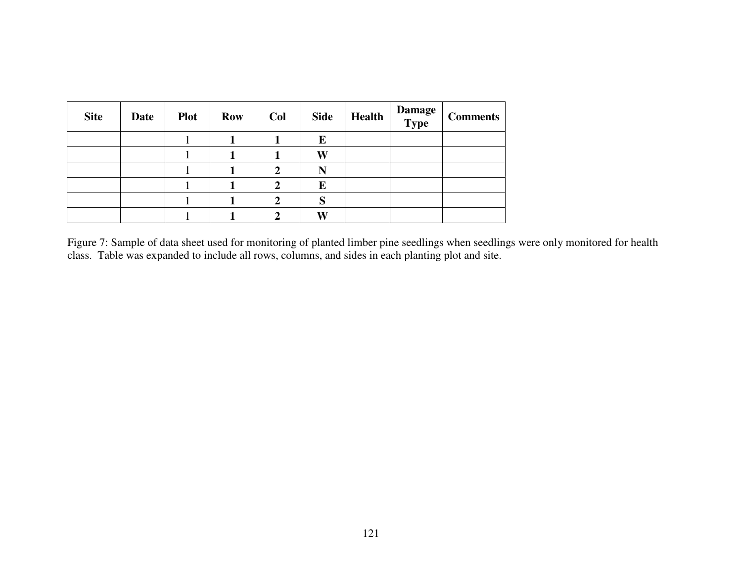| Site | Date | Plot | Row | Col | Side | Health | Damage Type | Comments |
|---|---|---|---|---|---|---|---|---|
| | | 1 | **1** | **1** | **E** | | | |
| | | 1 | **1** | **1** | **W** | | | |
| | | 1 | **1** | **2** | **N** | | | |
| | | 1 | **1** | **2** | **E** | | | |
| | | 1 | **1** | **2** | **S** | | | |
| | | 1 | **1** | **2** | **W** | | | |

Figure 7: Sample of data sheet used for monitoring of planted limber pine seedlings when seedlings were only monitored for health class. Table was expanded to include all rows, columns, and sides in each planting plot and site.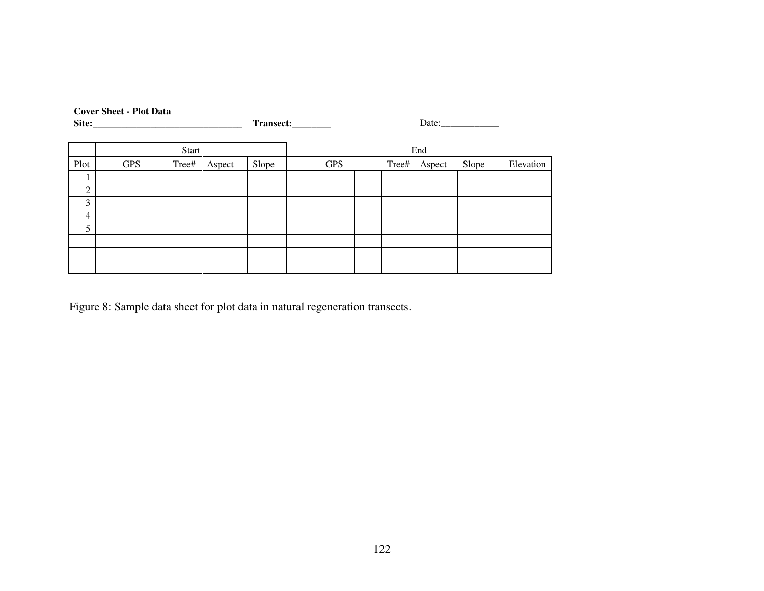**Cover Sheet - Plot Data**

**Site:**_______________________________ **Transect:**________ Date:____________

| | Start | | | | | End | | | | | |
|---|---|---|---|---|---|---|---|---|---|---|---|
| Plot | GPS | | Tree# | Aspect | Slope | GPS | | Tree# | Aspect | Slope | Elevation |
| 1 | | | | | | | | | | | |
| 2 | | | | | | | | | | | |
| 3 | | | | | | | | | | | |
| 4 | | | | | | | | | | | |
| 5 | | | | | | | | | | | |
| | | | | | | | | | | | |
| | | | | | | | | | | | |
| | | | | | | | | | | | |

Figure 8: Sample data sheet for plot data in natural regeneration transects.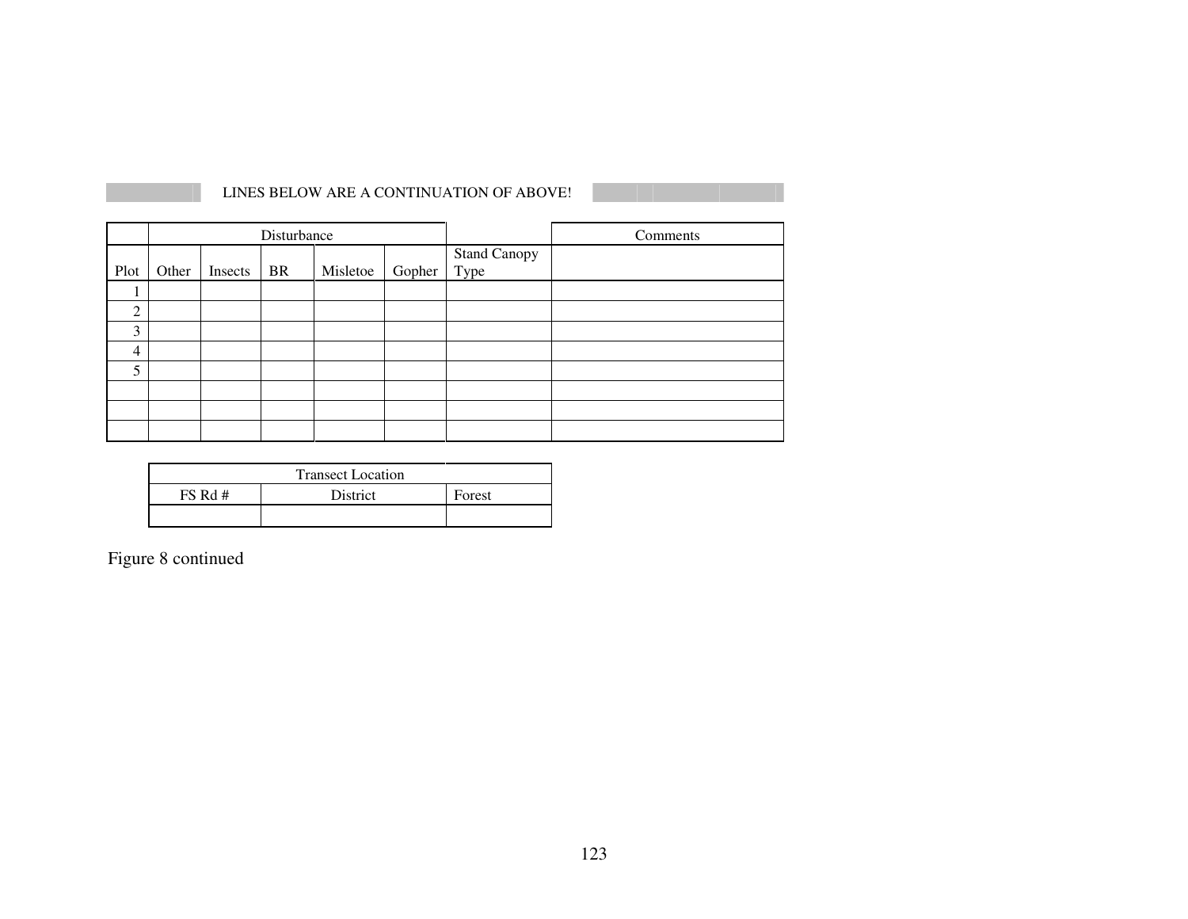LINES BELOW ARE A CONTINUATION OF ABOVE!

| | Disturbance | | | | | | Comments |
|---|---|---|---|---|---|---|---|
| Plot | Other | Insects | BR | Misletoe | Gopher | Stand Canopy Type | |
| 1 | | | | | | | |
| 2 | | | | | | | |
| 3 | | | | | | | |
| 4 | | | | | | | |
| 5 | | | | | | | |
| | | | | | | | |
| | | | | | | | |
| | | | | | | | |

| Transect Location | | |
|---|---|---|
| FS Rd # | District | Forest |
| | | |

Figure 8 continued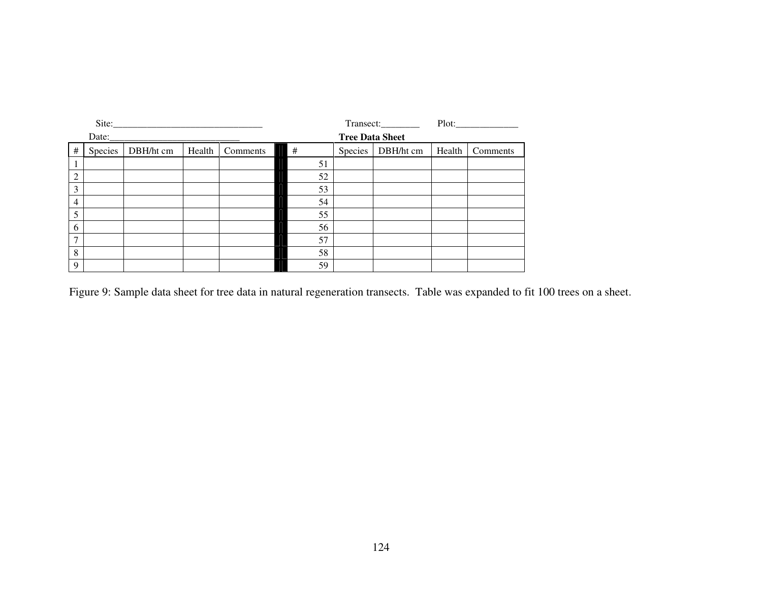Site:_______________________________ Transect:________ Plot:_____________

Date:___________________________ **Tree Data Sheet**

| # | Species | DBH/ht cm | Health | Comments | # | Species | DBH/ht cm | Health | Comments |
|---|---|---|---|---|---|---|---|---|---|
| 1 | | | | | 51 | | | | |
| 2 | | | | | 52 | | | | |
| 3 | | | | | 53 | | | | |
| 4 | | | | | 54 | | | | |
| 5 | | | | | 55 | | | | |
| 6 | | | | | 56 | | | | |
| 7 | | | | | 57 | | | | |
| 8 | | | | | 58 | | | | |
| 9 | | | | | 59 | | | | |

Figure 9: Sample data sheet for tree data in natural regeneration transects. Table was expanded to fit 100 trees on a sheet.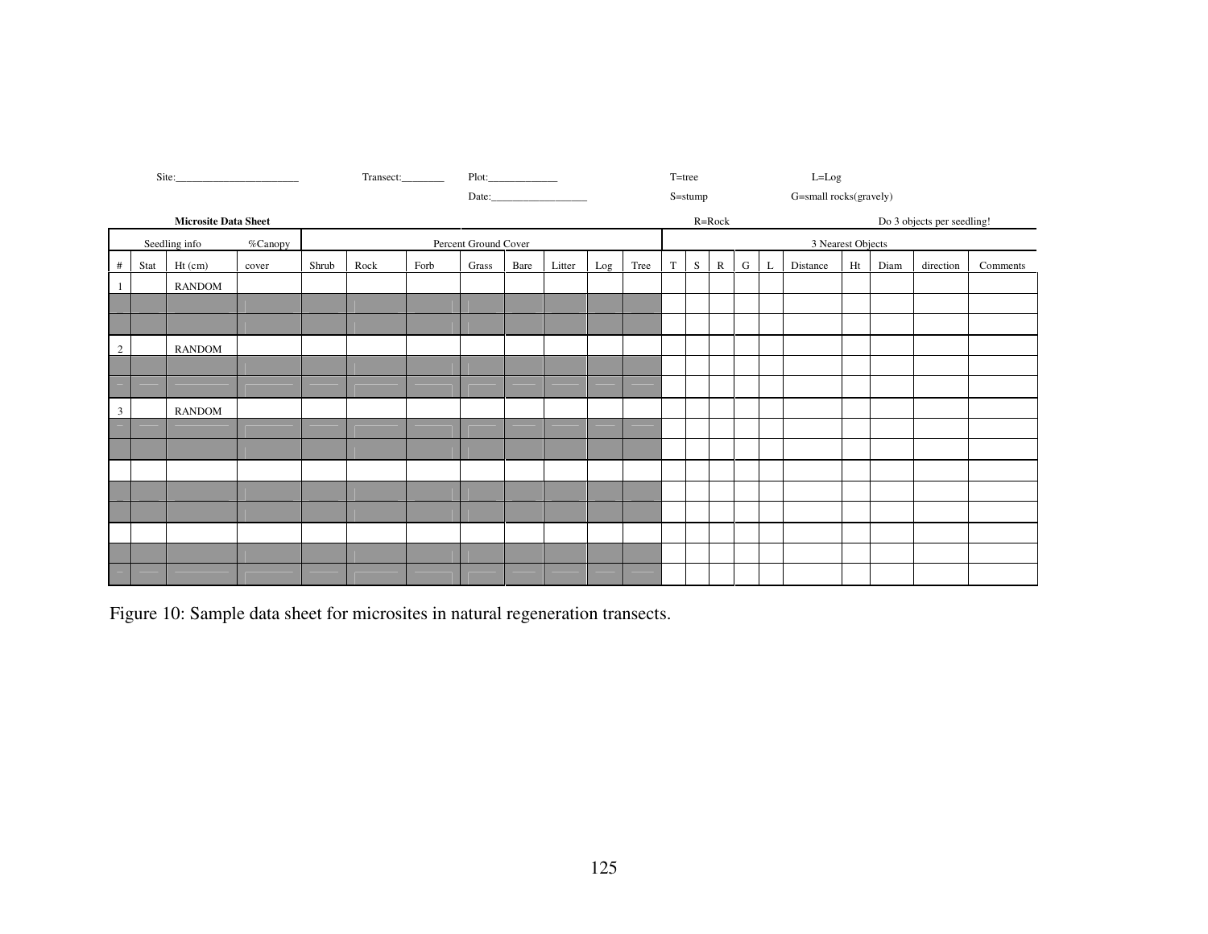Site:_______________________ Transect:________ Plot:_____________ T=tree L=Log

Date:__________________ S=stump G=small rocks(gravely)

**Microsite Data Sheet** R=Rock Do 3 objects per seedling!

| Seedling info | | | %Canopy | Percent Ground Cover | | | | | | | | 3 Nearest Objects | | | | | | | | | |
|---|---|---|---|---|---|---|---|---|---|---|---|---|---|---|---|---|---|---|---|---|---|
| # | Stat | Ht (cm) | cover | Shrub | Rock | Forb | Grass | Bare | Litter | Log | Tree | T | S | R | G | L | Distance | Ht | Diam | direction | Comments |
| 1 | | RANDOM | | | | | | | | | | | | | | | | | | | |
| | | | | | | | | | | | | | | | | | | | | | |
| | | | | | | | | | | | | | | | | | | | | | |
| 2 | | RANDOM | | | | | | | | | | | | | | | | | | | |
| | | | | | | | | | | | | | | | | | | | | | |
| | | | | | | | | | | | | | | | | | | | | | |
| 3 | | RANDOM | | | | | | | | | | | | | | | | | | | |
| | | | | | | | | | | | | | | | | | | | | | |
| | | | | | | | | | | | | | | | | | | | | | |
| | | | | | | | | | | | | | | | | | | | | | |
| | | | | | | | | | | | | | | | | | | | | | |
| | | | | | | | | | | | | | | | | | | | | | |
| | | | | | | | | | | | | | | | | | | | | | |
| | | | | | | | | | | | | | | | | | | | | | |
| | | | | | | | | | | | | | | | | | | | | | |

Figure 10: Sample data sheet for microsites in natural regeneration transects.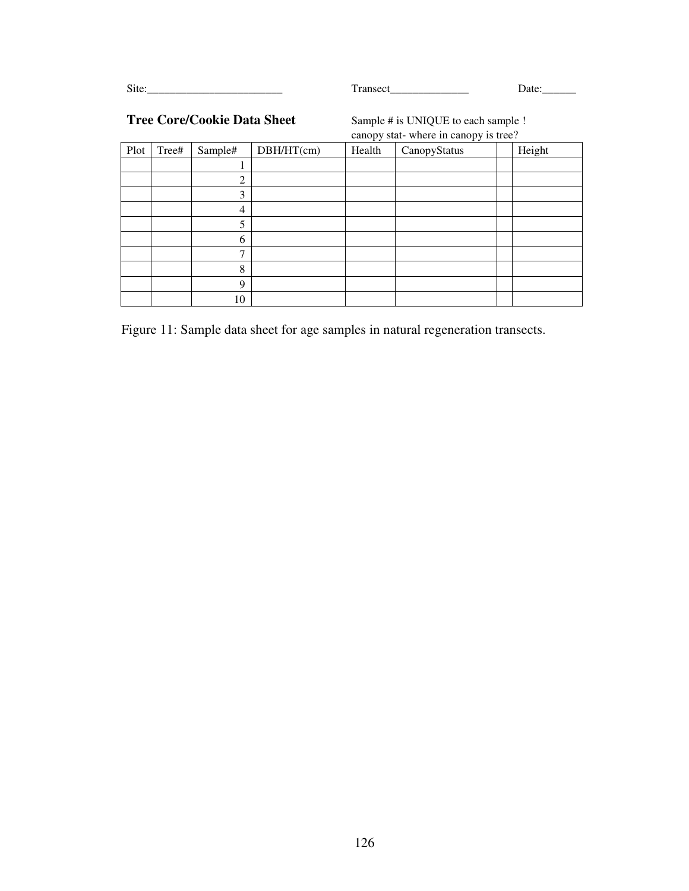Site:_________________________ Transect______________ Date:______

**Tree Core/Cookie Data Sheet**

Sample # is UNIQUE to each sample !
canopy stat- where in canopy is tree?

| Plot | Tree# | Sample# | DBH/HT(cm) | Health | CanopyStatus | | Height |
|---|---|---|---|---|---|---|---|
| | | 1 | | | | | |
| | | 2 | | | | | |
| | | 3 | | | | | |
| | | 4 | | | | | |
| | | 5 | | | | | |
| | | 6 | | | | | |
| | | 7 | | | | | |
| | | 8 | | | | | |
| | | 9 | | | | | |
| | | 10 | | | | | |

Figure 11: Sample data sheet for age samples in natural regeneration transects.